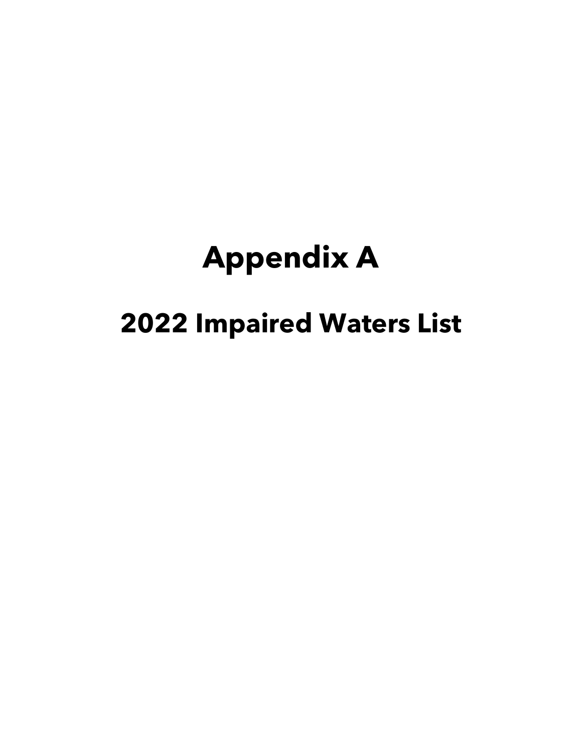# Appendix A

## 2022 Impaired Waters List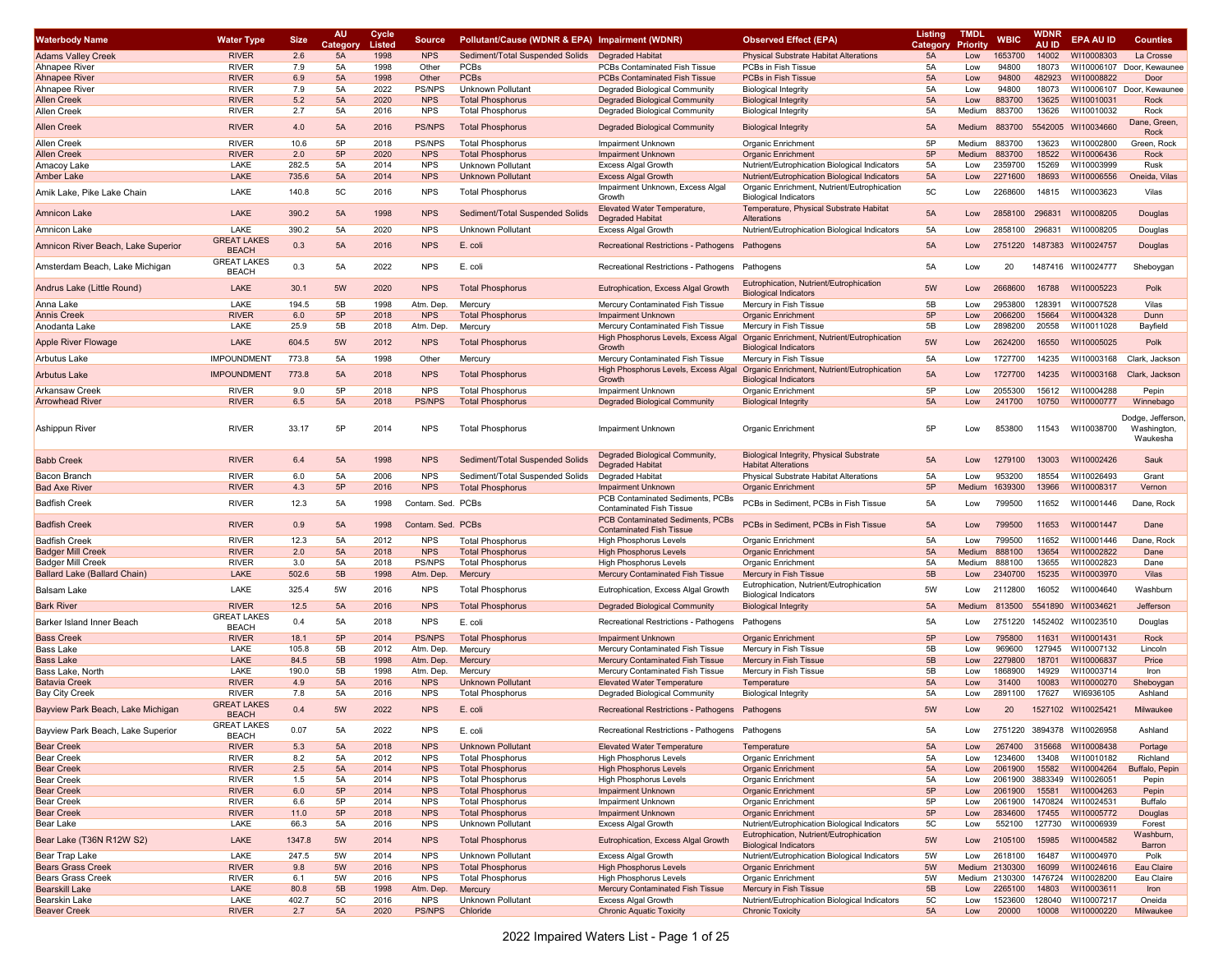| Waterbody Name | Water Type | Size | AU Category | Cycle Listed | Source | Pollutant/Cause (WDNR & EPA) | Impairment (WDNR) | Observed Effect (EPA) | Listing Category | TMDL Priority | WBIC | WDNR AU ID | EPA AU ID | Counties |
|---|---|---|---|---|---|---|---|---|---|---|---|---|---|---|
| Adams Valley Creek | RIVER | 2.6 | 5A | 1998 | NPS | Sediment/Total Suspended Solids | Degraded Habitat | Physical Substrate Habitat Alterations | 5A | Low | 1653700 | 14002 | WI10008303 | La Crosse |
| Ahnapee River | RIVER | 7.9 | 5A | 1998 | Other | PCBs | PCBs Contaminated Fish Tissue | PCBs in Fish Tissue | 5A | Low | 94800 | 18073 | WI10006107 | Door, Kewaunee |
| Ahnapee River | RIVER | 6.9 | 5A | 1998 | Other | PCBs | PCBs Contaminated Fish Tissue | PCBs in Fish Tissue | 5A | Low | 94800 | 482923 | WI10008822 | Door |
| Ahnapee River | RIVER | 7.9 | 5A | 2022 | PS/NPS | Unknown Pollutant | Degraded Biological Community | Biological Integrity | 5A | Low | 94800 | 18073 | WI10006107 | Door, Kewaunee |
| Allen Creek | RIVER | 5.2 | 5A | 2020 | NPS | Total Phosphorus | Degraded Biological Community | Biological Integrity | 5A | Low | 883700 | 13625 | WI10010031 | Rock |
| Allen Creek | RIVER | 2.7 | 5A | 2016 | NPS | Total Phosphorus | Degraded Biological Community | Biological Integrity | 5A | Medium | 883700 | 13626 | WI10010032 | Rock |
| Allen Creek | RIVER | 4.0 | 5A | 2016 | PS/NPS | Total Phosphorus | Degraded Biological Community | Biological Integrity | 5A | Medium | 883700 | 5542005 | WI10034660 | Dane, Green, Rock |
| Allen Creek | RIVER | 10.6 | 5P | 2018 | PS/NPS | Total Phosphorus | Impairment Unknown | Organic Enrichment | 5P | Medium | 883700 | 13623 | WI10002800 | Green, Rock |
| Allen Creek | RIVER | 2.0 | 5P | 2020 | NPS | Total Phosphorus | Impairment Unknown | Organic Enrichment | 5P | Medium | 883700 | 18522 | WI10006436 | Rock |
| Amacoy Lake | LAKE | 282.5 | 5A | 2014 | NPS | Unknown Pollutant | Excess Algal Growth | Nutrient/Eutrophication Biological Indicators | 5A | Low | 2359700 | 15269 | WI10003999 | Rusk |
| Amber Lake | LAKE | 735.6 | 5A | 2014 | NPS | Unknown Pollutant | Excess Algal Growth | Nutrient/Eutrophication Biological Indicators | 5A | Low | 2271600 | 18693 | WI10006556 | Oneida, Vilas |
| Amik Lake, Pike Lake Chain | LAKE | 140.8 | 5C | 2016 | NPS | Total Phosphorus | Impairment Unknown, Excess Algal Growth | Organic Enrichment, Nutrient/Eutrophication Biological Indicators | 5C | Low | 2268600 | 14815 | WI10003623 | Vilas |
| Amnicon Lake | LAKE | 390.2 | 5A | 1998 | NPS | Sediment/Total Suspended Solids | Elevated Water Temperature, Degraded Habitat | Temperature, Physical Substrate Habitat Alterations | 5A | Low | 2858100 | 296831 | WI10008205 | Douglas |
| Amnicon Lake | LAKE | 390.2 | 5A | 2020 | NPS | Unknown Pollutant | Excess Algal Growth | Nutrient/Eutrophication Biological Indicators | 5A | Low | 2858100 | 296831 | WI10008205 | Douglas |
| Amnicon River Beach, Lake Superior | GREAT LAKES BEACH | 0.3 | 5A | 2016 | NPS | E. coli | Recreational Restrictions - Pathogens | Pathogens | 5A | Low | 2751220 | 1487383 | WI10024757 | Douglas |
| Amsterdam Beach, Lake Michigan | GREAT LAKES BEACH | 0.3 | 5A | 2022 | NPS | E. coli | Recreational Restrictions - Pathogens | Pathogens | 5A | Low | 20 | 1487416 | WI10024777 | Sheboygan |
| Andrus Lake (Little Round) | LAKE | 30.1 | 5W | 2020 | NPS | Total Phosphorus | Eutrophication, Excess Algal Growth | Eutrophication, Nutrient/Eutrophication Biological Indicators | 5W | Low | 2668600 | 16788 | WI10005223 | Polk |
| Anna Lake | LAKE | 194.5 | 5B | 1998 | Atm. Dep. | Mercury | Mercury Contaminated Fish Tissue | Mercury in Fish Tissue | 5B | Low | 2953800 | 128391 | WI10007528 | Vilas |
| Annis Creek | RIVER | 6.0 | 5P | 2018 | NPS | Total Phosphorus | Impairment Unknown | Organic Enrichment | 5P | Low | 2066200 | 15664 | WI10004328 | Dunn |
| Anodanta Lake | LAKE | 25.9 | 5B | 2018 | Atm. Dep. | Mercury | Mercury Contaminated Fish Tissue | Mercury in Fish Tissue | 5B | Low | 2898200 | 20558 | WI10011028 | Bayfield |
| Apple River Flowage | LAKE | 604.5 | 5W | 2012 | NPS | Total Phosphorus | High Phosphorus Levels, Excess Algal Growth | Organic Enrichment, Nutrient/Eutrophication Biological Indicators | 5W | Low | 2624200 | 16550 | WI10005025 | Polk |
| Arbutus Lake | IMPOUNDMENT | 773.8 | 5A | 1998 | Other | Mercury | Mercury Contaminated Fish Tissue | Mercury in Fish Tissue | 5A | Low | 1727700 | 14235 | WI10003168 | Clark, Jackson |
| Arbutus Lake | IMPOUNDMENT | 773.8 | 5A | 2018 | NPS | Total Phosphorus | High Phosphorus Levels, Excess Algal Growth | Organic Enrichment, Nutrient/Eutrophication Biological Indicators | 5A | Low | 1727700 | 14235 | WI10003168 | Clark, Jackson |
| Arkansaw Creek | RIVER | 9.0 | 5P | 2018 | NPS | Total Phosphorus | Impairment Unknown | Organic Enrichment | 5P | Low | 2055300 | 15612 | WI10004288 | Pepin |
| Arrowhead River | RIVER | 6.5 | 5A | 2018 | PS/NPS | Total Phosphorus | Degraded Biological Community | Biological Integrity | 5A | Low | 241700 | 10750 | WI10000777 | Winnebago |
| Ashippun River | RIVER | 33.17 | 5P | 2014 | NPS | Total Phosphorus | Impairment Unknown | Organic Enrichment | 5P | Low | 853800 | 11543 | WI10038700 | Dodge, Jefferson, Washington, Waukesha |
| Babb Creek | RIVER | 6.4 | 5A | 1998 | NPS | Sediment/Total Suspended Solids | Degraded Biological Community, Degraded Habitat | Biological Integrity, Physical Substrate Habitat Alterations | 5A | Low | 1279100 | 13003 | WI10002426 | Sauk |
| Bacon Branch | RIVER | 6.0 | 5A | 2006 | NPS | Sediment/Total Suspended Solids | Degraded Habitat | Physical Substrate Habitat Alterations | 5A | Low | 953200 | 18554 | WI10026493 | Grant |
| Bad Axe River | RIVER | 4.3 | 5P | 2016 | NPS | Total Phosphorus | Impairment Unknown | Organic Enrichment | 5P | Medium | 1639300 | 13966 | WI10008317 | Vernon |
| Badfish Creek | RIVER | 12.3 | 5A | 1998 | Contam. Sed. | PCBs | PCB Contaminated Sediments, PCBs Contaminated Fish Tissue | PCBs in Sediment, PCBs in Fish Tissue | 5A | Low | 799500 | 11652 | WI10001446 | Dane, Rock |
| Badfish Creek | RIVER | 0.9 | 5A | 1998 | Contam. Sed. | PCBs | PCB Contaminated Sediments, PCBs Contaminated Fish Tissue | PCBs in Sediment, PCBs in Fish Tissue | 5A | Low | 799500 | 11653 | WI10001447 | Dane |
| Badfish Creek | RIVER | 12.3 | 5A | 2012 | NPS | Total Phosphorus | High Phosphorus Levels | Organic Enrichment | 5A | Low | 799500 | 11652 | WI10001446 | Dane, Rock |
| Badger Mill Creek | RIVER | 2.0 | 5A | 2018 | NPS | Total Phosphorus | High Phosphorus Levels | Organic Enrichment | 5A | Medium | 888100 | 13654 | WI10002822 | Dane |
| Badger Mill Creek | RIVER | 3.0 | 5A | 2018 | PS/NPS | Total Phosphorus | High Phosphorus Levels | Organic Enrichment | 5A | Medium | 888100 | 13655 | WI10002823 | Dane |
| Ballard Lake (Ballard Chain) | LAKE | 502.6 | 5B | 1998 | Atm. Dep. | Mercury | Mercury Contaminated Fish Tissue | Mercury in Fish Tissue | 5B | Low | 2340700 | 15235 | WI10003970 | Vilas |
| Balsam Lake | LAKE | 325.4 | 5W | 2016 | NPS | Total Phosphorus | Eutrophication, Excess Algal Growth | Eutrophication, Nutrient/Eutrophication Biological Indicators | 5W | Low | 2112800 | 16052 | WI10004640 | Washburn |
| Bark River | RIVER | 12.5 | 5A | 2016 | NPS | Total Phosphorus | Degraded Biological Community | Biological Integrity | 5A | Medium | 813500 | 5541890 | WI10034621 | Jefferson |
| Barker Island Inner Beach | GREAT LAKES BEACH | 0.4 | 5A | 2018 | NPS | E. coli | Recreational Restrictions - Pathogens | Pathogens | 5A | Low | 2751220 | 1452402 | WI10023510 | Douglas |
| Bass Creek | RIVER | 18.1 | 5P | 2014 | PS/NPS | Total Phosphorus | Impairment Unknown | Organic Enrichment | 5P | Low | 795800 | 11631 | WI10001431 | Rock |
| Bass Lake | LAKE | 105.8 | 5B | 2012 | Atm. Dep. | Mercury | Mercury Contaminated Fish Tissue | Mercury in Fish Tissue | 5B | Low | 969600 | 127945 | WI10007132 | Lincoln |
| Bass Lake | LAKE | 84.5 | 5B | 1998 | Atm. Dep. | Mercury | Mercury Contaminated Fish Tissue | Mercury in Fish Tissue | 5B | Low | 2279800 | 18701 | WI10006837 | Price |
| Bass Lake, North | LAKE | 190.0 | 5B | 1998 | Atm. Dep. | Mercury | Mercury Contaminated Fish Tissue | Mercury in Fish Tissue | 5B | Low | 1868900 | 14929 | WI10003714 | Iron |
| Batavia Creek | RIVER | 4.9 | 5A | 2016 | NPS | Unknown Pollutant | Elevated Water Temperature | Temperature | 5A | Low | 31400 | 10083 | WI10000270 | Sheboygan |
| Bay City Creek | RIVER | 7.8 | 5A | 2016 | NPS | Total Phosphorus | Degraded Biological Community | Biological Integrity | 5A | Low | 2891100 | 17627 | WI6936105 | Ashland |
| Bayview Park Beach, Lake Michigan | GREAT LAKES BEACH | 0.4 | 5W | 2022 | NPS | E. coli | Recreational Restrictions - Pathogens | Pathogens | 5W | Low | 20 | 1527102 | WI10025421 | Milwaukee |
| Bayview Park Beach, Lake Superior | GREAT LAKES BEACH | 0.07 | 5A | 2022 | NPS | E. coli | Recreational Restrictions - Pathogens | Pathogens | 5A | Low | 2751220 | 3894378 | WI10026958 | Ashland |
| Bear Creek | RIVER | 5.3 | 5A | 2018 | NPS | Unknown Pollutant | Elevated Water Temperature | Temperature | 5A | Low | 267400 | 315668 | WI10008438 | Portage |
| Bear Creek | RIVER | 8.2 | 5A | 2012 | NPS | Total Phosphorus | High Phosphorus Levels | Organic Enrichment | 5A | Low | 1234600 | 13408 | WI10010182 | Richland |
| Bear Creek | RIVER | 2.5 | 5A | 2014 | NPS | Total Phosphorus | High Phosphorus Levels | Organic Enrichment | 5A | Low | 2061900 | 15582 | WI10004264 | Buffalo, Pepin |
| Bear Creek | RIVER | 1.5 | 5A | 2014 | NPS | Total Phosphorus | High Phosphorus Levels | Organic Enrichment | 5A | Low | 2061900 | 3883349 | WI10026051 | Pepin |
| Bear Creek | RIVER | 6.0 | 5P | 2014 | NPS | Total Phosphorus | Impairment Unknown | Organic Enrichment | 5P | Low | 2061900 | 15581 | WI10004263 | Pepin |
| Bear Creek | RIVER | 6.6 | 5P | 2014 | NPS | Total Phosphorus | Impairment Unknown | Organic Enrichment | 5P | Low | 2061900 | 1470824 | WI10024531 | Buffalo |
| Bear Creek | RIVER | 11.0 | 5P | 2018 | NPS | Total Phosphorus | Impairment Unknown | Organic Enrichment | 5P | Low | 2834600 | 17455 | WI10005772 | Douglas |
| Bear Lake | LAKE | 66.3 | 5A | 2016 | NPS | Unknown Pollutant | Excess Algal Growth | Nutrient/Eutrophication Biological Indicators | 5C | Low | 552100 | 127730 | WI10006939 | Forest |
| Bear Lake (T36N R12W S2) | LAKE | 1347.8 | 5W | 2014 | NPS | Total Phosphorus | Eutrophication, Excess Algal Growth | Eutrophication, Nutrient/Eutrophication Biological Indicators | 5W | Low | 2105100 | 15985 | WI10004582 | Washburn, Barron |
| Bear Trap Lake | LAKE | 247.5 | 5W | 2014 | NPS | Unknown Pollutant | Excess Algal Growth | Nutrient/Eutrophication Biological Indicators | 5W | Low | 2618100 | 16487 | WI10004970 | Polk |
| Bears Grass Creek | RIVER | 9.8 | 5W | 2016 | NPS | Total Phosphorus | High Phosphorus Levels | Organic Enrichment | 5W | Medium | 2130300 | 16099 | WI10024616 | Eau Claire |
| Bears Grass Creek | RIVER | 6.1 | 5W | 2016 | NPS | Total Phosphorus | High Phosphorus Levels | Organic Enrichment | 5W | Medium | 2130300 | 1476724 | WI10028200 | Eau Claire |
| Bearskill Lake | LAKE | 80.8 | 5B | 1998 | Atm. Dep. | Mercury | Mercury Contaminated Fish Tissue | Mercury in Fish Tissue | 5B | Low | 2265100 | 14803 | WI10003611 | Iron |
| Bearskin Lake | LAKE | 402.7 | 5C | 2016 | NPS | Unknown Pollutant | Excess Algal Growth | Nutrient/Eutrophication Biological Indicators | 5C | Low | 1523600 | 128040 | WI10007217 | Oneida |
| Beaver Creek | RIVER | 2.7 | 5A | 2020 | PS/NPS | Chloride | Chronic Aquatic Toxicity | Chronic Toxicity | 5A | Low | 20000 | 10008 | WI10000220 | Milwaukee |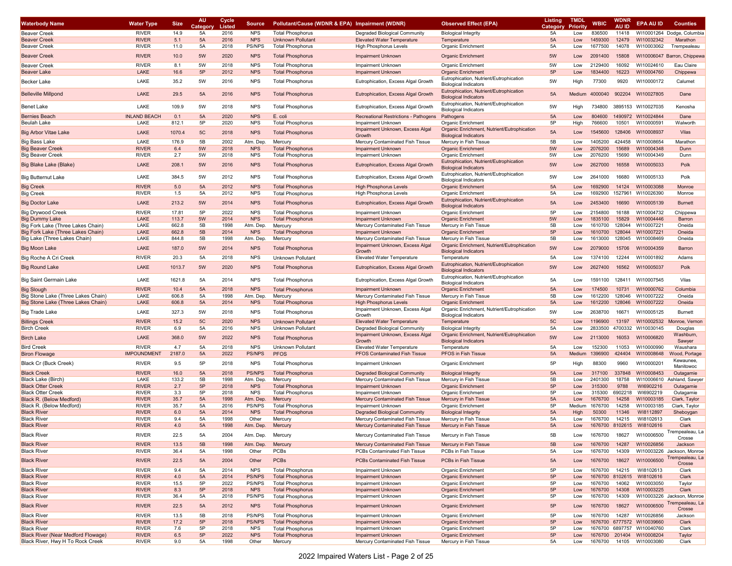| Waterbody Name | Water Type | Size | AU Category | Cycle Listed | Source | Pollutant/Cause (WDNR & EPA) | Impairment (WDNR) | Observed Effect (EPA) | Listing Category | TMDL Priority | WBIC | WDNR AU ID | EPA AU ID | Counties |
|---|---|---|---|---|---|---|---|---|---|---|---|---|---|---|
| Beaver Creek | RIVER | 14.9 | 5A | 2016 | NPS | Total Phosphorus | Degraded Biological Community | Biological Integrity | 5A | Low | 836500 | 11418 | WI10001264 | Dodge, Columbia |
| Beaver Creek | RIVER | 5.1 | 5A | 2016 | NPS | Unknown Pollutant | Elevated Water Temperature | Temperature | 5A | Low | 1459300 | 12479 | WI10032342 | Marathon |
| Beaver Creek | RIVER | 11.0 | 5A | 2018 | PS/NPS | Total Phosphorus | High Phosphorus Levels | Organic Enrichment | 5A | Low | 1677500 | 14078 | WI10003062 | Trempealeau |
| Beaver Creek | RIVER | 10.0 | 5W | 2020 | NPS | Total Phosphorus | Impairment Unknown | Organic Enrichment | 5W | Low | 2091400 | 15808 | WI10006047 | Barron, Chippewa |
| Beaver Creek | RIVER | 8.1 | 5W | 2018 | NPS | Total Phosphorus | Impairment Unknown | Organic Enrichment | 5W | Low | 2129400 | 16092 | WI10024610 | Eau Claire |
| Beaver Lake | LAKE | 16.6 | 5P | 2012 | NPS | Total Phosphorus | Impairment Unknown | Organic Enrichment | 5P | Low | 1834400 | 16223 | WI10004740 | Chippewa |
| Becker Lake | LAKE | 35.2 | 5W | 2016 | NPS | Total Phosphorus | Eutrophication, Excess Algal Growth | Eutrophication, Nutrient/Eutrophication Biological Indicators | 5W | High | 77300 | 9920 | WI10000172 | Calumet |
| Belleville Millpond | LAKE | 29.5 | 5A | 2016 | NPS | Total Phosphorus | Eutrophication, Excess Algal Growth | Eutrophication, Nutrient/Eutrophication Biological Indicators | 5A | Medium | 4000040 | 902204 | WI10027805 | Dane |
| Benet Lake | LAKE | 109.9 | 5W | 2018 | NPS | Total Phosphorus | Eutrophication, Excess Algal Growth | Eutrophication, Nutrient/Eutrophication Biological Indicators | 5W | High | 734800 | 3895153 | WI10027035 | Kenosha |
| Bernies Beach | INLAND BEACH | 0.1 | 5A | 2020 | NPS | E. coli | Recreational Restrictions - Pathogens | Pathogens | 5A | Low | 804600 | 1490972 | WI10024844 | Dane |
| Beulah Lake | LAKE | 812.1 | 5P | 2020 | NPS | Total Phosphorus | Impairment Unknown | Organic Enrichment | 5P | High | 766600 | 10501 | WI10000591 | Walworth |
| Big Arbor Vitae Lake | LAKE | 1070.4 | 5C | 2018 | NPS | Total Phosphorus | Impairment Unknown, Excess Algal Growth | Organic Enrichment, Nutrient/Eutrophication Biological Indicators | 5A | Low | 1545600 | 128406 | WI10008937 | Vilas |
| Big Bass Lake | LAKE | 176.9 | 5B | 2002 | Atm. Dep. | Mercury | Mercury Contaminated Fish Tissue | Mercury in Fish Tissue | 5B | Low | 1405200 | 424458 | WI10008654 | Marathon |
| Big Beaver Creek | RIVER | 6.4 | 5W | 2018 | NPS | Total Phosphorus | Impairment Unknown | Organic Enrichment | 5W | Low | 2076200 | 15689 | WI10004348 | Dunn |
| Big Beaver Creek | RIVER | 2.7 | 5W | 2018 | NPS | Total Phosphorus | Impairment Unknown | Organic Enrichment | 5W | Low | 2076200 | 15690 | WI10004349 | Dunn |
| Big Blake Lake (Blake) | LAKE | 208.1 | 5W | 2016 | NPS | Total Phosphorus | Eutrophication, Excess Algal Growth | Eutrophication, Nutrient/Eutrophication Biological Indicators | 5W | Low | 2627000 | 16558 | WI10005033 | Polk |
| Big Butternut Lake | LAKE | 384.5 | 5W | 2012 | NPS | Total Phosphorus | Eutrophication, Excess Algal Growth | Eutrophication, Nutrient/Eutrophication Biological Indicators | 5W | Low | 2641000 | 16680 | WI10005133 | Polk |
| Big Creek | RIVER | 5.0 | 5A | 2012 | NPS | Total Phosphorus | High Phosphorus Levels | Organic Enrichment | 5A | Low | 1692900 | 14124 | WI10003088 | Monroe |
| Big Creek | RIVER | 1.5 | 5A | 2012 | NPS | Total Phosphorus | High Phosphorus Levels | Organic Enrichment | 5A | Low | 1692900 | 1527961 | WI10026390 | Monroe |
| Big Doctor Lake | LAKE | 213.2 | 5W | 2014 | NPS | Total Phosphorus | Eutrophication, Excess Algal Growth | Eutrophication, Nutrient/Eutrophication Biological Indicators | 5A | Low | 2453400 | 16690 | WI10005139 | Burnett |
| Big Drywood Creek | RIVER | 17.81 | 5P | 2022 | NPS | Total Phosphorus | Impairment Unknown | Organic Enrichment | 5P | Low | 2154800 | 16188 | WI10004732 | Chippewa |
| Big Dummy Lake | LAKE | 113.7 | 5W | 2014 | NPS | Total Phosphorus | Impairment Unknown | Organic Enrichment | 5W | Low | 1835100 | 15829 | WI10004446 | Barron |
| Big Fork Lake (Three Lakes Chain) | LAKE | 662.8 | 5B | 1998 | Atm. Dep. | Mercury | Mercury Contaminated Fish Tissue | Mercury in Fish Tissue | 5B | Low | 1610700 | 128044 | WI10007221 | Oneida |
| Big Fork Lake (Three Lakes Chain) | LAKE | 662.8 | 5B | 2014 | NPS | Total Phosphorus | Impairment Unknown | Organic Enrichment | 5P | Low | 1610700 | 128044 | WI10007221 | Oneida |
| Big Lake (Three Lakes Chain) | LAKE | 844.8 | 5B | 1998 | Atm. Dep. | Mercury | Mercury Contaminated Fish Tissue | Mercury in Fish Tissue | 5B | Low | 1613000 | 128045 | WI10008469 | Oneida |
| Big Moon Lake | LAKE | 187.0 | 5W | 2014 | NPS | Total Phosphorus | Impairment Unknown, Excess Algal Growth | Organic Enrichment, Nutrient/Eutrophication Biological Indicators | 5W | Low | 2079000 | 15706 | WI10004359 | Barron |
| Big Roche A Cri Creek | RIVER | 20.3 | 5A | 2018 | NPS | Unknown Pollutant | Elevated Water Temperature | Temperature | 5A | Low | 1374100 | 12244 | WI10001892 | Adams |
| Big Round Lake | LAKE | 1013.7 | 5W | 2020 | NPS | Total Phosphorus | Eutrophication, Excess Algal Growth | Eutrophication, Nutrient/Eutrophication Biological Indicators | 5W | Low | 2627400 | 16562 | WI10005037 | Polk |
| Big Saint Germain Lake | LAKE | 1621.8 | 5A | 2014 | NPS | Total Phosphorus | Eutrophication, Excess Algal Growth | Eutrophication, Nutrient/Eutrophication Biological Indicators | 5A | Low | 1591100 | 128411 | WI10007545 | Vilas |
| Big Slough | RIVER | 10.4 | 5A | 2018 | NPS | Total Phosphorus | Impairment Unknown | Organic Enrichment | 5A | Low | 174500 | 10731 | WI10000762 | Columbia |
| Big Stone Lake (Three Lakes Chain) | LAKE | 606.8 | 5A | 1998 | Atm. Dep. | Mercury | Mercury Contaminated Fish Tissue | Mercury in Fish Tissue | 5B | Low | 1612200 | 128046 | WI10007222 | Oneida |
| Big Stone Lake (Three Lakes Chain) | LAKE | 606.8 | 5A | 2014 | NPS | Total Phosphorus | High Phosphorus Levels | Organic Enrichment | 5A | Low | 1612200 | 128046 | WI10007222 | Oneida |
| Big Trade Lake | LAKE | 327.3 | 5W | 2018 | NPS | Total Phosphorus | Impairment Unknown, Excess Algal Growth | Organic Enrichment, Nutrient/Eutrophication Biological Indicators | 5W | Low | 2638700 | 16671 | WI10005125 | Burnett |
| Billings Creek | RIVER | 15.2 | 5C | 2020 | NPS | Unknown Pollutant | Elevated Water Temperature | Temperature | 5C | Low | 1196900 | 13197 | WI10002532 | Monroe, Vernon |
| Birch Creek | RIVER | 6.9 | 5A | 2016 | NPS | Unknown Pollutant | Degraded Biological Community | Biological Integrity | 5A | Low | 2833500 | 4700332 | WI10030145 | Douglas |
| Birch Lake | LAKE | 368.0 | 5W | 2022 | NPS | Total Phosphorus | Impairment Unknown, Excess Algal Growth | Organic Enrichment, Nutrient/Eutrophication Biological Indicators | 5W | Low | 2113000 | 16053 | WI10006820 | Washburn, Sawyer |
| Bird Creek | RIVER | 4.7 | 5A | 2018 | NPS | Unknown Pollutant | Elevated Water Temperature | Temperature | 5A | Low | 152300 | 11053 | WI10000990 | Waushara |
| Biron Flowage | IMPOUNDMENT | 2187.0 | 5A | 2022 | PS/NPS | PFOS | PFOS Contaminated Fish Tissue | PFOS in Fish Tissue | 5A | Medium | 1396900 | 424404 | WI10008648 | Wood, Portage |
| Black Cr (Buck Creek) | RIVER | 9.5 | 5P | 2018 | NPS | Total Phosphorus | Impairment Unknown | Organic Enrichment | 5P | High | 88300 | 9960 | WI10000201 | Kewaunee, Manitowoc |
| Black Creek | RIVER | 16.0 | 5A | 2018 | PS/NPS | Total Phosphorus | Degraded Biological Community | Biological Integrity | 5A | Low | 317100 | 337848 | WI10008453 | Outagamie |
| Black Lake (Birch) | LAKE | 133.2 | 5B | 1998 | Atm. Dep. | Mercury | Mercury Contaminated Fish Tissue | Mercury in Fish Tissue | 5B | Low | 2401300 | 18758 | WI10006610 | Ashland, Sawyer |
| Black Otter Creek | RIVER | 2.7 | 5P | 2018 | NPS | Total Phosphorus | Impairment Unknown | Organic Enrichment | 5P | Low | 315300 | 9788 | WI6902216 | Outagamie |
| Black Otter Creek | RIVER | 3.3 | 5P | 2018 | NPS | Total Phosphorus | Impairment Unknown | Organic Enrichment | 5P | Low | 315300 | 6902218 | WI6902219 | Outagamie |
| Black R. (Below Medford) | RIVER | 35.7 | 5A | 1998 | Atm. Dep. | Mercury | Mercury Contaminated Fish Tissue | Mercury in Fish Tissue | 5A | Low | 1676700 | 14258 | WI10003185 | Clark, Taylor |
| Black R. (Below Medford) | RIVER | 35.7 | 5A | 2016 | PS/NPS | Total Phosphorus | Impairment Unknown | Organic Enrichment | 5P | Medium | 1676700 | 14258 | WI10003185 | Clark, Taylor |
| Black River | RIVER | 6.0 | 5A | 2014 | NPS | Total Phosphorus | Degraded Biological Community | Biological Integrity | 5A | High | 50300 | 11346 | WI8112897 | Sheboygan |
| Black River | RIVER | 9.4 | 5A | 1998 | Other | Mercury | Mercury Contaminated Fish Tissue | Mercury in Fish Tissue | 5A | Low | 1676700 | 14215 | WI8102613 | Clark |
| Black River | RIVER | 4.0 | 5A | 1998 | Atm. Dep. | Mercury | Mercury Contaminated Fish Tissue | Mercury in Fish Tissue | 5A | Low | 1676700 | 8102615 | WI8102616 | Clark |
| Black River | RIVER | 22.5 | 5A | 2004 | Atm. Dep. | Mercury | Mercury Contaminated Fish Tissue | Mercury in Fish Tissue | 5B | Low | 1676700 | 18627 | WI10006500 | Trempealeau, La Crosse |
| Black River | RIVER | 13.5 | 5B | 1998 | Atm. Dep. | Mercury | Mercury Contaminated Fish Tissue | Mercury in Fish Tissue | 5B | Low | 1676700 | 14287 | WI10026856 | Jackson |
| Black River | RIVER | 36.4 | 5A | 1998 | Other | PCBs | PCBs Contaminated Fish Tissue | PCBs in Fish Tissue | 5A | Low | 1676700 | 14309 | WI10003226 | Jackson, Monroe |
| Black River | RIVER | 22.5 | 5A | 2004 | Other | PCBs | PCBs Contaminated Fish Tissue | PCBs in Fish Tissue | 5A | Low | 1676700 | 18627 | WI10006500 | Trempealeau, La Crosse |
| Black River | RIVER | 9.4 | 5A | 2014 | NPS | Total Phosphorus | Impairment Unknown | Organic Enrichment | 5P | Low | 1676700 | 14215 | WI8102613 | Clark |
| Black River | RIVER | 4.0 | 5A | 2014 | PS/NPS | Total Phosphorus | Impairment Unknown | Organic Enrichment | 5P | Low | 1676700 | 8102615 | WI8102616 | Clark |
| Black River | RIVER | 15.5 | 5P | 2022 | PS/NPS | Total Phosphorus | Impairment Unknown | Organic Enrichment | 5P | Low | 1676700 | 14062 | WI10003050 | Taylor |
| Black River | RIVER | 8.3 | 5P | 2018 | NPS | Total Phosphorus | Impairment Unknown | Organic Enrichment | 5P | Low | 1676700 | 14308 | WI10003225 | Clark |
| Black River | RIVER | 36.4 | 5A | 2018 | PS/NPS | Total Phosphorus | Impairment Unknown | Organic Enrichment | 5P | Low | 1676700 | 14309 | WI10003226 | Jackson, Monroe |
| Black River | RIVER | 22.5 | 5A | 2012 | NPS | Total Phosphorus | Impairment Unknown | Organic Enrichment | 5P | Low | 1676700 | 18627 | WI10006500 | Trempealeau, La Crosse |
| Black River | RIVER | 13.5 | 5B | 2018 | PS/NPS | Total Phosphorus | Impairment Unknown | Organic Enrichment | 5P | Low | 1676700 | 14287 | WI10026856 | Jackson |
| Black River | RIVER | 17.2 | 5P | 2018 | PS/NPS | Total Phosphorus | Impairment Unknown | Organic Enrichment | 5P | Low | 1676700 | 6777572 | WI10039660 | Clark |
| Black River | RIVER | 7.6 | 5P | 2018 | NPS | Total Phosphorus | Impairment Unknown | Organic Enrichment | 5P | Low | 1676700 | 6897757 | WI10040760 | Clark |
| Black River (Near Medford Flowage) | RIVER | 6.5 | 5P | 2022 | NPS | Total Phosphorus | Impairment Unknown | Organic Enrichment | 5P | Low | 1676700 | 201404 | WI10008204 | Taylor |
| Black River, Hwy H To Rock Creek | RIVER | 9.0 | 5A | 1998 | Other | Mercury | Mercury Contaminated Fish Tissue | Mercury in Fish Tissue | 5A | Low | 1676700 | 14105 | WI10003080 | Clark |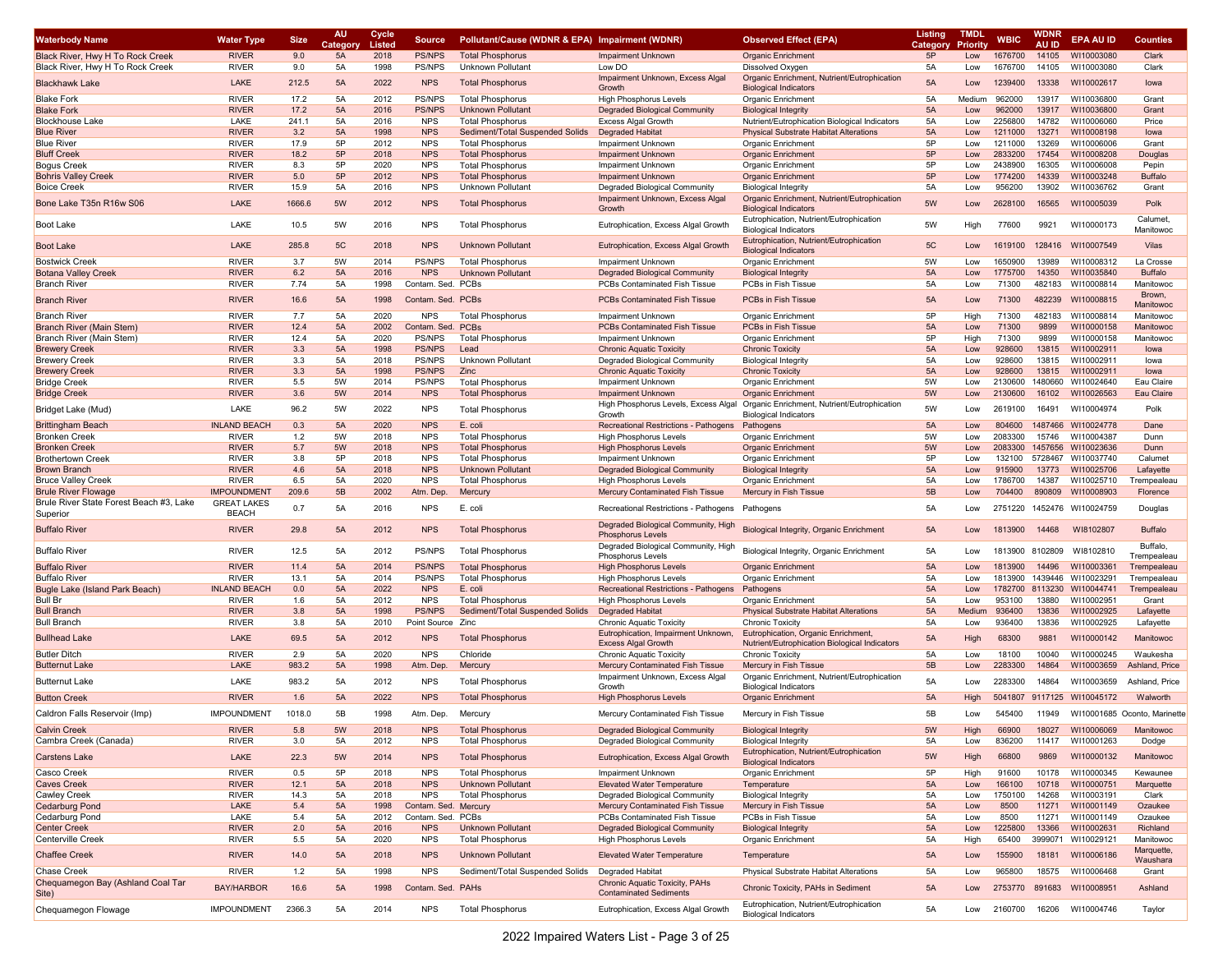| Waterbody Name | Water Type | Size | AU Category | Cycle Listed | Source | Pollutant/Cause (WDNR & EPA) | Impairment (WDNR) | Observed Effect (EPA) | Listing Category | TMDL Priority | WBIC | WDNR AU ID | EPA AU ID | Counties |
|---|---|---|---|---|---|---|---|---|---|---|---|---|---|---|
| Black River, Hwy H To Rock Creek | RIVER | 9.0 | 5A | 2018 | PS/NPS | Total Phosphorus | Impairment Unknown | Organic Enrichment | 5P | Low | 1676700 | 14105 | WI10003080 | Clark |
| Black River, Hwy H To Rock Creek | RIVER | 9.0 | 5A | 1998 | PS/NPS | Unknown Pollutant | Low DO | Dissolved Oxygen | 5A | Low | 1676700 | 14105 | WI10003080 | Clark |
| Blackhawk Lake | LAKE | 212.5 | 5A | 2022 | NPS | Total Phosphorus | Impairment Unknown, Excess Algal Growth | Organic Enrichment, Nutrient/Eutrophication Biological Indicators | 5A | Low | 1239400 | 13338 | WI10002617 | Iowa |
| Blake Fork | RIVER | 17.2 | 5A | 2012 | PS/NPS | Total Phosphorus | High Phosphorus Levels | Organic Enrichment | 5A | Medium | 962000 | 13917 | WI10036800 | Grant |
| Blake Fork | RIVER | 17.2 | 5A | 2016 | PS/NPS | Unknown Pollutant | Degraded Biological Community | Biological Integrity | 5A | Low | 962000 | 13917 | WI10036800 | Grant |
| Blockhouse Lake | LAKE | 241.1 | 5A | 2016 | NPS | Total Phosphorus | Excess Algal Growth | Nutrient/Eutrophication Biological Indicators | 5A | Low | 2256800 | 14782 | WI10006060 | Price |
| Blue River | RIVER | 3.2 | 5A | 1998 | NPS | Sediment/Total Suspended Solids | Degraded Habitat | Physical Substrate Habitat Alterations | 5A | Low | 1211000 | 13271 | WI10008198 | Iowa |
| Blue River | RIVER | 17.9 | 5P | 2012 | NPS | Total Phosphorus | Impairment Unknown | Organic Enrichment | 5P | Low | 1211000 | 13269 | WI10006006 | Grant |
| Bluff Creek | RIVER | 18.2 | 5P | 2018 | NPS | Total Phosphorus | Impairment Unknown | Organic Enrichment | 5P | Low | 2833200 | 17454 | WI10008208 | Douglas |
| Bogus Creek | RIVER | 8.3 | 5P | 2020 | NPS | Total Phosphorus | Impairment Unknown | Organic Enrichment | 5P | Low | 2438900 | 16305 | WI10006008 | Pepin |
| Bohris Valley Creek | RIVER | 5.0 | 5P | 2012 | NPS | Total Phosphorus | Impairment Unknown | Organic Enrichment | 5P | Low | 1774200 | 14339 | WI10003248 | Buffalo |
| Boice Creek | RIVER | 15.9 | 5A | 2016 | NPS | Unknown Pollutant | Degraded Biological Community | Biological Integrity | 5A | Low | 956200 | 13902 | WI10036762 | Grant |
| Bone Lake T35n R16w S06 | LAKE | 1666.6 | 5W | 2012 | NPS | Total Phosphorus | Impairment Unknown, Excess Algal Growth | Organic Enrichment, Nutrient/Eutrophication Biological Indicators | 5W | Low | 2628100 | 16565 | WI10005039 | Polk |
| Boot Lake | LAKE | 10.5 | 5W | 2016 | NPS | Total Phosphorus | Eutrophication, Excess Algal Growth | Eutrophication, Nutrient/Eutrophication Biological Indicators | 5W | High | 77600 | 9921 | WI10000173 | Calumet, Manitowoc |
| Boot Lake | LAKE | 285.8 | 5C | 2018 | NPS | Unknown Pollutant | Eutrophication, Excess Algal Growth | Eutrophication, Nutrient/Eutrophication Biological Indicators | 5C | Low | 1619100 | 128416 | WI10007549 | Vilas |
| Bostwick Creek | RIVER | 3.7 | 5W | 2014 | PS/NPS | Total Phosphorus | Impairment Unknown | Organic Enrichment | 5W | Low | 1650900 | 13989 | WI10008312 | La Crosse |
| Botana Valley Creek | RIVER | 6.2 | 5A | 2016 | NPS | Unknown Pollutant | Degraded Biological Community | Biological Integrity | 5A | Low | 1775700 | 14350 | WI10035840 | Buffalo |
| Branch River | RIVER | 7.74 | 5A | 1998 | Contam. Sed. | PCBs | PCBs Contaminated Fish Tissue | PCBs in Fish Tissue | 5A | Low | 71300 | 482183 | WI10008814 | Manitowoc |
| Branch River | RIVER | 16.6 | 5A | 1998 | Contam. Sed. | PCBs | PCBs Contaminated Fish Tissue | PCBs in Fish Tissue | 5A | Low | 71300 | 482239 | WI10008815 | Brown, Manitowoc |
| Branch River | RIVER | 7.7 | 5A | 2020 | NPS | Total Phosphorus | Impairment Unknown | Organic Enrichment | 5P | High | 71300 | 482183 | WI10008814 | Manitowoc |
| Branch River (Main Stem) | RIVER | 12.4 | 5A | 2002 | Contam. Sed. | PCBs | PCBs Contaminated Fish Tissue | PCBs in Fish Tissue | 5A | Low | 71300 | 9899 | WI10000158 | Manitowoc |
| Branch River (Main Stem) | RIVER | 12.4 | 5A | 2020 | PS/NPS | Total Phosphorus | Impairment Unknown | Organic Enrichment | 5P | High | 71300 | 9899 | WI10000158 | Manitowoc |
| Brewery Creek | RIVER | 3.3 | 5A | 1998 | PS/NPS | Lead | Chronic Aquatic Toxicity | Chronic Toxicity | 5A | Low | 928600 | 13815 | WI10002911 | Iowa |
| Brewery Creek | RIVER | 3.3 | 5A | 2018 | PS/NPS | Unknown Pollutant | Degraded Biological Community | Biological Integrity | 5A | Low | 928600 | 13815 | WI10002911 | Iowa |
| Brewery Creek | RIVER | 3.3 | 5A | 1998 | PS/NPS | Zinc | Chronic Aquatic Toxicity | Chronic Toxicity | 5A | Low | 928600 | 13815 | WI10002911 | Iowa |
| Bridge Creek | RIVER | 5.5 | 5W | 2014 | PS/NPS | Total Phosphorus | Impairment Unknown | Organic Enrichment | 5W | Low | 2130600 | 1480660 | WI10024640 | Eau Claire |
| Bridge Creek | RIVER | 3.6 | 5W | 2014 | NPS | Total Phosphorus | Impairment Unknown | Organic Enrichment | 5W | Low | 2130600 | 16102 | WI10026563 | Eau Claire |
| Bridget Lake (Mud) | LAKE | 96.2 | 5W | 2022 | NPS | Total Phosphorus | High Phosphorus Levels, Excess Algal Growth | Organic Enrichment, Nutrient/Eutrophication Biological Indicators | 5W | Low | 2619100 | 16491 | WI10004974 | Polk |
| Brittingham Beach | INLAND BEACH | 0.3 | 5A | 2020 | NPS | E. coli | Recreational Restrictions - Pathogens | Pathogens | 5A | Low | 804600 | 1487466 | WI10024778 | Dane |
| Bronken Creek | RIVER | 1.2 | 5W | 2018 | NPS | Total Phosphorus | High Phosphorus Levels | Organic Enrichment | 5W | Low | 2083300 | 15746 | WI10004387 | Dunn |
| Bronken Creek | RIVER | 5.7 | 5W | 2018 | NPS | Total Phosphorus | High Phosphorus Levels | Organic Enrichment | 5W | Low | 2083300 | 1457656 | WI10023636 | Dunn |
| Brothertown Creek | RIVER | 3.8 | 5P | 2018 | NPS | Total Phosphorus | Impairment Unknown | Organic Enrichment | 5P | Low | 132100 | 5728467 | WI10037740 | Calumet |
| Brown Branch | RIVER | 4.6 | 5A | 2018 | NPS | Unknown Pollutant | Degraded Biological Community | Biological Integrity | 5A | Low | 915900 | 13773 | WI10025706 | Lafayette |
| Bruce Valley Creek | RIVER | 6.5 | 5A | 2020 | NPS | Total Phosphorus | High Phosphorus Levels | Organic Enrichment | 5A | Low | 1786700 | 14387 | WI10025710 | Trempealeau |
| Brule River Flowage | IMPOUNDMENT | 209.6 | 5B | 2002 | Atm. Dep. | Mercury | Mercury Contaminated Fish Tissue | Mercury in Fish Tissue | 5B | Low | 704400 | 890809 | WI10008903 | Florence |
| Brule River State Forest Beach #3, Lake Superior | GREAT LAKES BEACH | 0.7 | 5A | 2016 | NPS | E. coli | Recreational Restrictions - Pathogens | Pathogens | 5A | Low | 2751220 | 1452476 | WI10024759 | Douglas |
| Buffalo River | RIVER | 29.8 | 5A | 2012 | NPS | Total Phosphorus | Degraded Biological Community, High Phosphorus Levels | Biological Integrity, Organic Enrichment | 5A | Low | 1813900 | 14468 | WI8102807 | Buffalo |
| Buffalo River | RIVER | 12.5 | 5A | 2012 | PS/NPS | Total Phosphorus | Degraded Biological Community, High Phosphorus Levels | Biological Integrity, Organic Enrichment | 5A | Low | 1813900 | 8102809 | WI8102810 | Buffalo, Trempealeau |
| Buffalo River | RIVER | 11.4 | 5A | 2014 | PS/NPS | Total Phosphorus | High Phosphorus Levels | Organic Enrichment | 5A | Low | 1813900 | 14496 | WI10003361 | Trempealeau |
| Buffalo River | RIVER | 13.1 | 5A | 2014 | PS/NPS | Total Phosphorus | High Phosphorus Levels | Organic Enrichment | 5A | Low | 1813900 | 1439446 | WI10023291 | Trempealeau |
| Bugle Lake (Island Park Beach) | INLAND BEACH | 0.0 | 5A | 2022 | NPS | E. coli | Recreational Restrictions - Pathogens | Pathogens | 5A | Low | 1782700 | 8113230 | WI10044741 | Trempealeau |
| Bull Br | RIVER | 1.6 | 5A | 2012 | NPS | Total Phosphorus | High Phosphorus Levels | Organic Enrichment | 5A | Low | 953100 | 13880 | WI10002951 | Grant |
| Bull Branch | RIVER | 3.8 | 5A | 1998 | PS/NPS | Sediment/Total Suspended Solids | Degraded Habitat | Physical Substrate Habitat Alterations | 5A | Medium | 936400 | 13836 | WI10002925 | Lafayette |
| Bull Branch | RIVER | 3.8 | 5A | 2010 | Point Source | Zinc | Chronic Aquatic Toxicity | Chronic Toxicity | 5A | Low | 936400 | 13836 | WI10002925 | Lafayette |
| Bullhead Lake | LAKE | 69.5 | 5A | 2012 | NPS | Total Phosphorus | Eutrophication, Impairment Unknown, Excess Algal Growth | Eutrophication, Organic Enrichment, Nutrient/Eutrophication Biological Indicators | 5A | High | 68300 | 9881 | WI10000142 | Manitowoc |
| Butler Ditch | RIVER | 2.9 | 5A | 2020 | NPS | Chloride | Chronic Aquatic Toxicity | Chronic Toxicity | 5A | Low | 18100 | 10040 | WI10000245 | Waukesha |
| Butternut Lake | LAKE | 983.2 | 5A | 1998 | Atm. Dep. | Mercury | Mercury Contaminated Fish Tissue | Mercury in Fish Tissue | 5B | Low | 2283300 | 14864 | WI10003659 | Ashland, Price |
| Butternut Lake | LAKE | 983.2 | 5A | 2012 | NPS | Total Phosphorus | Impairment Unknown, Excess Algal Growth | Organic Enrichment, Nutrient/Eutrophication Biological Indicators | 5A | Low | 2283300 | 14864 | WI10003659 | Ashland, Price |
| Button Creek | RIVER | 1.6 | 5A | 2022 | NPS | Total Phosphorus | High Phosphorus Levels | Organic Enrichment | 5A | High | 5041807 | 9117125 | WI10045172 | Walworth |
| Caldron Falls Reservoir (Imp) | IMPOUNDMENT | 1018.0 | 5B | 1998 | Atm. Dep. | Mercury | Mercury Contaminated Fish Tissue | Mercury in Fish Tissue | 5B | Low | 545400 | 11949 | WI10001685 | Oconto, Marinette |
| Calvin Creek | RIVER | 5.8 | 5W | 2018 | NPS | Total Phosphorus | Degraded Biological Community | Biological Integrity | 5W | High | 66900 | 18027 | WI10006069 | Manitowoc |
| Cambra Creek (Canada) | RIVER | 3.0 | 5A | 2012 | NPS | Total Phosphorus | Degraded Biological Community | Biological Integrity | 5A | Low | 836200 | 11417 | WI10001263 | Dodge |
| Carstens Lake | LAKE | 22.3 | 5W | 2014 | NPS | Total Phosphorus | Eutrophication, Excess Algal Growth | Eutrophication, Nutrient/Eutrophication Biological Indicators | 5W | High | 66800 | 9869 | WI10000132 | Manitowoc |
| Casco Creek | RIVER | 0.5 | 5P | 2018 | NPS | Total Phosphorus | Impairment Unknown | Organic Enrichment | 5P | High | 91600 | 10178 | WI10000345 | Kewaunee |
| Caves Creek | RIVER | 12.1 | 5A | 2018 | NPS | Unknown Pollutant | Elevated Water Temperature | Temperature | 5A | Low | 166100 | 10718 | WI10000751 | Marquette |
| Cawley Creek | RIVER | 14.3 | 5A | 2018 | NPS | Total Phosphorus | Degraded Biological Community | Biological Integrity | 5A | Low | 1750100 | 14268 | WI10003191 | Clark |
| Cedarburg Pond | LAKE | 5.4 | 5A | 1998 | Contam. Sed. | Mercury | Mercury Contaminated Fish Tissue | Mercury in Fish Tissue | 5A | Low | 8500 | 11271 | WI10001149 | Ozaukee |
| Cedarburg Pond | LAKE | 5.4 | 5A | 2012 | Contam. Sed. | PCBs | PCBs Contaminated Fish Tissue | PCBs in Fish Tissue | 5A | Low | 8500 | 11271 | WI10001149 | Ozaukee |
| Center Creek | RIVER | 2.0 | 5A | 2016 | NPS | Unknown Pollutant | Degraded Biological Community | Biological Integrity | 5A | Low | 1225800 | 13366 | WI10002631 | Richland |
| Centerville Creek | RIVER | 5.5 | 5A | 2020 | NPS | Total Phosphorus | High Phosphorus Levels | Organic Enrichment | 5A | High | 65400 | 3999071 | WI10029121 | Manitowoc |
| Chaffee Creek | RIVER | 14.0 | 5A | 2018 | NPS | Unknown Pollutant | Elevated Water Temperature | Temperature | 5A | Low | 155900 | 18181 | WI10006186 | Marquette, Waushara |
| Chase Creek | RIVER | 1.2 | 5A | 1998 | NPS | Sediment/Total Suspended Solids | Degraded Habitat | Physical Substrate Habitat Alterations | 5A | Low | 965800 | 18575 | WI10006468 | Grant |
| Chequamegon Bay (Ashland Coal Tar Site) | BAY/HARBOR | 16.6 | 5A | 1998 | Contam. Sed. | PAHs | Chronic Aquatic Toxicity, PAHs Contaminated Sediments | Chronic Toxicity, PAHs in Sediment | 5A | Low | 2753770 | 891683 | WI10008951 | Ashland |
| Chequamegon Flowage | IMPOUNDMENT | 2366.3 | 5A | 2014 | NPS | Total Phosphorus | Eutrophication, Excess Algal Growth | Eutrophication, Nutrient/Eutrophication Biological Indicators | 5A | Low | 2160700 | 16206 | WI10004746 | Taylor |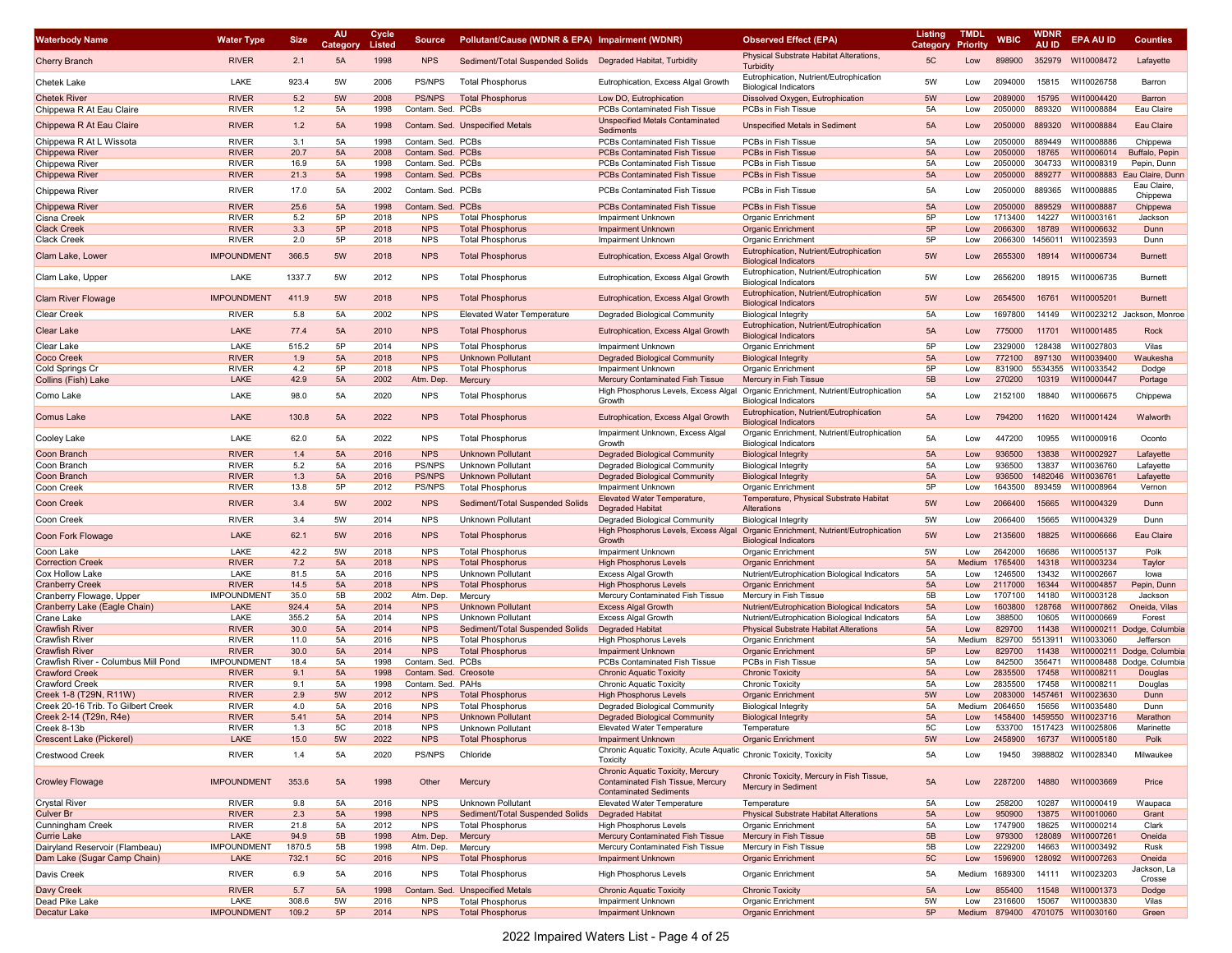| Waterbody Name | Water Type | Size | AU Category | Cycle Listed | Source | Pollutant/Cause (WDNR & EPA) | Impairment (WDNR) | Observed Effect (EPA) | Listing Category | TMDL Priority | WBIC | WDNR AU ID | EPA AU ID | Counties |
|---|---|---|---|---|---|---|---|---|---|---|---|---|---|---|
| Cherry Branch | RIVER | 2.1 | 5A | 1998 | NPS | Sediment/Total Suspended Solids | Degraded Habitat, Turbidity | Physical Substrate Habitat Alterations, Turbidity | 5C | Low | 898900 | 352979 | WI10008472 | Lafayette |
| Chetek Lake | LAKE | 923.4 | 5W | 2006 | PS/NPS | Total Phosphorus | Eutrophication, Excess Algal Growth | Eutrophication, Nutrient/Eutrophication Biological Indicators | 5W | Low | 2094000 | 15815 | WI10026758 | Barron |
| Chetek River | RIVER | 5.2 | 5W | 2008 | PS/NPS | Total Phosphorus | Low DO, Eutrophication | Dissolved Oxygen, Eutrophication | 5W | Low | 2089000 | 15795 | WI10004420 | Barron |
| Chippewa R At Eau Claire | RIVER | 1.2 | 5A | 1998 | Contam. Sed. | PCBs | PCBs Contaminated Fish Tissue | PCBs in Fish Tissue | 5A | Low | 2050000 | 889320 | WI10008884 | Eau Claire |
| Chippewa R At Eau Claire | RIVER | 1.2 | 5A | 1998 | Contam. Sed. | Unspecified Metals | Unspecified Metals Contaminated Sediments | Unspecified Metals in Sediment | 5A | Low | 2050000 | 889320 | WI10008884 | Eau Claire |
| Chippewa R At L Wissota | RIVER | 3.1 | 5A | 1998 | Contam. Sed. | PCBs | PCBs Contaminated Fish Tissue | PCBs in Fish Tissue | 5A | Low | 2050000 | 889449 | WI10008886 | Chippewa |
| Chippewa River | RIVER | 20.7 | 5A | 2008 | Contam. Sed. | PCBs | PCBs Contaminated Fish Tissue | PCBs in Fish Tissue | 5A | Low | 2050000 | 18765 | WI10006014 | Buffalo, Pepin |
| Chippewa River | RIVER | 16.9 | 5A | 1998 | Contam. Sed. | PCBs | PCBs Contaminated Fish Tissue | PCBs in Fish Tissue | 5A | Low | 2050000 | 304733 | WI10008319 | Pepin, Dunn |
| Chippewa River | RIVER | 21.3 | 5A | 1998 | Contam. Sed. | PCBs | PCBs Contaminated Fish Tissue | PCBs in Fish Tissue | 5A | Low | 2050000 | 889277 | WI10008883 | Eau Claire, Dunn |
| Chippewa River | RIVER | 17.0 | 5A | 2002 | Contam. Sed. | PCBs | PCBs Contaminated Fish Tissue | PCBs in Fish Tissue | 5A | Low | 2050000 | 889365 | WI10008885 | Eau Claire, Chippewa |
| Chippewa River | RIVER | 25.6 | 5A | 1998 | Contam. Sed. | PCBs | PCBs Contaminated Fish Tissue | PCBs in Fish Tissue | 5A | Low | 2050000 | 889529 | WI10008887 | Chippewa |
| Cisna Creek | RIVER | 5.2 | 5P | 2018 | NPS | Total Phosphorus | Impairment Unknown | Organic Enrichment | 5P | Low | 1713400 | 14227 | WI10003161 | Jackson |
| Clack Creek | RIVER | 3.3 | 5P | 2018 | NPS | Total Phosphorus | Impairment Unknown | Organic Enrichment | 5P | Low | 2066300 | 18789 | WI10006632 | Dunn |
| Clack Creek | RIVER | 2.0 | 5P | 2018 | NPS | Total Phosphorus | Impairment Unknown | Organic Enrichment | 5P | Low | 2066300 | 1456011 | WI10023593 | Dunn |
| Clam Lake, Lower | IMPOUNDMENT | 366.5 | 5W | 2018 | NPS | Total Phosphorus | Eutrophication, Excess Algal Growth | Eutrophication, Nutrient/Eutrophication Biological Indicators | 5W | Low | 2655300 | 18914 | WI10006734 | Burnett |
| Clam Lake, Upper | LAKE | 1337.7 | 5W | 2012 | NPS | Total Phosphorus | Eutrophication, Excess Algal Growth | Eutrophication, Nutrient/Eutrophication Biological Indicators | 5W | Low | 2656200 | 18915 | WI10006735 | Burnett |
| Clam River Flowage | IMPOUNDMENT | 411.9 | 5W | 2018 | NPS | Total Phosphorus | Eutrophication, Excess Algal Growth | Eutrophication, Nutrient/Eutrophication Biological Indicators | 5W | Low | 2654500 | 16761 | WI10005201 | Burnett |
| Clear Creek | RIVER | 5.8 | 5A | 2002 | NPS | Elevated Water Temperature | Degraded Biological Community | Biological Integrity | 5A | Low | 1697800 | 14149 | WI10023212 | Jackson, Monroe |
| Clear Lake | LAKE | 77.4 | 5A | 2010 | NPS | Total Phosphorus | Eutrophication, Excess Algal Growth | Eutrophication, Nutrient/Eutrophication Biological Indicators | 5A | Low | 775000 | 11701 | WI10001485 | Rock |
| Clear Lake | LAKE | 515.2 | 5P | 2014 | NPS | Total Phosphorus | Impairment Unknown | Organic Enrichment | 5P | Low | 2329000 | 128438 | WI10027803 | Vilas |
| Coco Creek | RIVER | 1.9 | 5A | 2018 | NPS | Unknown Pollutant | Degraded Biological Community | Biological Integrity | 5A | Low | 772100 | 897130 | WI10039400 | Waukesha |
| Cold Springs Cr | RIVER | 4.2 | 5P | 2018 | NPS | Total Phosphorus | Impairment Unknown | Organic Enrichment | 5P | Low | 831900 | 5534355 | WI10033542 | Dodge |
| Collins (Fish) Lake | LAKE | 42.9 | 5A | 2002 | Atm. Dep. | Mercury | Mercury Contaminated Fish Tissue | Mercury in Fish Tissue | 5B | Low | 270200 | 10319 | WI10000447 | Portage |
| Como Lake | LAKE | 98.0 | 5A | 2020 | NPS | Total Phosphorus | High Phosphorus Levels, Excess Algal Growth | Organic Enrichment, Nutrient/Eutrophication Biological Indicators | 5A | Low | 2152100 | 18840 | WI10006675 | Chippewa |
| Comus Lake | LAKE | 130.8 | 5A | 2022 | NPS | Total Phosphorus | Eutrophication, Excess Algal Growth | Eutrophication, Nutrient/Eutrophication Biological Indicators | 5A | Low | 794200 | 11620 | WI10001424 | Walworth |
| Cooley Lake | LAKE | 62.0 | 5A | 2022 | NPS | Total Phosphorus | Impairment Unknown, Excess Algal Growth | Organic Enrichment, Nutrient/Eutrophication Biological Indicators | 5A | Low | 447200 | 10955 | WI10000916 | Oconto |
| Coon Branch | RIVER | 1.4 | 5A | 2016 | NPS | Unknown Pollutant | Degraded Biological Community | Biological Integrity | 5A | Low | 936500 | 13838 | WI10002927 | Lafayette |
| Coon Branch | RIVER | 5.2 | 5A | 2016 | PS/NPS | Unknown Pollutant | Degraded Biological Community | Biological Integrity | 5A | Low | 936500 | 13837 | WI10036760 | Lafayette |
| Coon Branch | RIVER | 1.3 | 5A | 2016 | PS/NPS | Unknown Pollutant | Degraded Biological Community | Biological Integrity | 5A | Low | 936500 | 1482046 | WI10036761 | Lafayette |
| Coon Creek | RIVER | 13.8 | 5P | 2012 | PS/NPS | Total Phosphorus | Impairment Unknown | Organic Enrichment | 5P | Low | 1643500 | 893459 | WI10008964 | Vernon |
| Coon Creek | RIVER | 3.4 | 5W | 2002 | NPS | Sediment/Total Suspended Solids | Elevated Water Temperature, Degraded Habitat | Temperature, Physical Substrate Habitat Alterations | 5W | Low | 2066400 | 15665 | WI10004329 | Dunn |
| Coon Creek | RIVER | 3.4 | 5W | 2014 | NPS | Unknown Pollutant | Degraded Biological Community | Biological Integrity | 5W | Low | 2066400 | 15665 | WI10004329 | Dunn |
| Coon Fork Flowage | LAKE | 62.1 | 5W | 2016 | NPS | Total Phosphorus | High Phosphorus Levels, Excess Algal Growth | Organic Enrichment, Nutrient/Eutrophication Biological Indicators | 5W | Low | 2135600 | 18825 | WI10006666 | Eau Claire |
| Coon Lake | LAKE | 42.2 | 5W | 2018 | NPS | Total Phosphorus | Impairment Unknown | Organic Enrichment | 5W | Low | 2642000 | 16686 | WI10005137 | Polk |
| Correction Creek | RIVER | 7.2 | 5A | 2018 | NPS | Total Phosphorus | High Phosphorus Levels | Organic Enrichment | 5A | Medium | 1765400 | 14318 | WI10003234 | Taylor |
| Cox Hollow Lake | LAKE | 81.5 | 5A | 2016 | NPS | Unknown Pollutant | Excess Algal Growth | Nutrient/Eutrophication Biological Indicators | 5A | Low | 1246500 | 13432 | WI10002667 | Iowa |
| Cranberry Creek | RIVER | 14.5 | 5A | 2018 | NPS | Total Phosphorus | High Phosphorus Levels | Organic Enrichment | 5A | Low | 2117000 | 16344 | WI10004857 | Pepin, Dunn |
| Cranberry Flowage, Upper | IMPOUNDMENT | 35.0 | 5B | 2002 | Atm. Dep. | Mercury | Mercury Contaminated Fish Tissue | Mercury in Fish Tissue | 5B | Low | 1707100 | 14180 | WI10003128 | Jackson |
| Cranberry Lake (Eagle Chain) | LAKE | 924.4 | 5A | 2014 | NPS | Unknown Pollutant | Excess Algal Growth | Nutrient/Eutrophication Biological Indicators | 5A | Low | 1603800 | 128768 | WI10007862 | Oneida, Vilas |
| Crane Lake | LAKE | 355.2 | 5A | 2014 | NPS | Unknown Pollutant | Excess Algal Growth | Nutrient/Eutrophication Biological Indicators | 5A | Low | 388500 | 10605 | WI10000669 | Forest |
| Crawfish River | RIVER | 30.0 | 5A | 2014 | NPS | Sediment/Total Suspended Solids | Degraded Habitat | Physical Substrate Habitat Alterations | 5A | Low | 829700 | 11438 | WI10000211 | Dodge, Columbia |
| Crawfish River | RIVER | 11.0 | 5A | 2016 | NPS | Total Phosphorus | High Phosphorus Levels | Organic Enrichment | 5A | Medium | 829700 | 5513911 | WI10033060 | Jefferson |
| Crawfish River | RIVER | 30.0 | 5A | 2014 | NPS | Total Phosphorus | Impairment Unknown | Organic Enrichment | 5P | Low | 829700 | 11438 | WI10000211 | Dodge, Columbia |
| Crawfish River - Columbus Mill Pond | IMPOUNDMENT | 18.4 | 5A | 1998 | Contam. Sed. | PCBs | PCBs Contaminated Fish Tissue | PCBs in Fish Tissue | 5A | Low | 842500 | 356471 | WI10008488 | Dodge, Columbia |
| Crawford Creek | RIVER | 9.1 | 5A | 1998 | Contam. Sed. | Creosote | Chronic Aquatic Toxicity | Chronic Toxicity | 5A | Low | 2835500 | 17458 | WI10008211 | Douglas |
| Crawford Creek | RIVER | 9.1 | 5A | 1998 | Contam. Sed. | PAHs | Chronic Aquatic Toxicity | Chronic Toxicity | 5A | Low | 2835500 | 17458 | WI10008211 | Douglas |
| Creek 1-8 (T29N, R11W) | RIVER | 2.9 | 5W | 2012 | NPS | Total Phosphorus | High Phosphorus Levels | Organic Enrichment | 5W | Low | 2083000 | 1457461 | WI10023630 | Dunn |
| Creek 20-16 Trib. To Gilbert Creek | RIVER | 4.0 | 5A | 2016 | NPS | Total Phosphorus | Degraded Biological Community | Biological Integrity | 5A | Medium | 2064650 | 15656 | WI10035480 | Dunn |
| Creek 2-14 (T29n, R4e) | RIVER | 5.41 | 5A | 2014 | NPS | Unknown Pollutant | Degraded Biological Community | Biological Integrity | 5A | Low | 1458400 | 1459550 | WI10023716 | Marathon |
| Creek 8-13b | RIVER | 1.3 | 5C | 2018 | NPS | Unknown Pollutant | Elevated Water Temperature | Temperature | 5C | Low | 533700 | 1517423 | WI10025806 | Marinette |
| Crescent Lake (Pickerel) | LAKE | 15.0 | 5W | 2022 | NPS | Total Phosphorus | Impairment Unknown | Organic Enrichment | 5W | Low | 2458900 | 16737 | WI10005180 | Polk |
| Crestwood Creek | RIVER | 1.4 | 5A | 2020 | PS/NPS | Chloride | Chronic Aquatic Toxicity, Acute Aquatic Toxicity | Chronic Toxicity, Toxicity | 5A | Low | 19450 | 3988802 | WI10028340 | Milwaukee |
| Crowley Flowage | IMPOUNDMENT | 353.6 | 5A | 1998 | Other | Mercury | Chronic Aquatic Toxicity, Mercury Contaminated Fish Tissue, Mercury Contaminated Sediments | Chronic Toxicity, Mercury in Fish Tissue, Mercury in Sediment | 5A | Low | 2287200 | 14880 | WI10003669 | Price |
| Crystal River | RIVER | 9.8 | 5A | 2016 | NPS | Unknown Pollutant | Elevated Water Temperature | Temperature | 5A | Low | 258200 | 10287 | WI10000419 | Waupaca |
| Culver Br | RIVER | 2.3 | 5A | 1998 | NPS | Sediment/Total Suspended Solids | Degraded Habitat | Physical Substrate Habitat Alterations | 5A | Low | 950900 | 13875 | WI10010060 | Grant |
| Cunningham Creek | RIVER | 21.8 | 5A | 2012 | NPS | Total Phosphorus | High Phosphorus Levels | Organic Enrichment | 5A | Low | 1747900 | 18625 | WI10000214 | Clark |
| Currie Lake | LAKE | 94.9 | 5B | 1998 | Atm. Dep. | Mercury | Mercury Contaminated Fish Tissue | Mercury in Fish Tissue | 5B | Low | 979300 | 128089 | WI10007261 | Oneida |
| Dairyland Reservoir (Flambeau) | IMPOUNDMENT | 1870.5 | 5B | 1998 | Atm. Dep. | Mercury | Mercury Contaminated Fish Tissue | Mercury in Fish Tissue | 5B | Low | 2229200 | 14663 | WI10003492 | Rusk |
| Dam Lake (Sugar Camp Chain) | LAKE | 732.1 | 5C | 2016 | NPS | Total Phosphorus | Impairment Unknown | Organic Enrichment | 5C | Low | 1596900 | 128092 | WI10007263 | Oneida |
| Davis Creek | RIVER | 6.9 | 5A | 2016 | NPS | Total Phosphorus | High Phosphorus Levels | Organic Enrichment | 5A | Medium | 1689300 | 14111 | WI10023203 | Jackson, La Crosse |
| Davy Creek | RIVER | 5.7 | 5A | 1998 | Contam. Sed. | Unspecified Metals | Chronic Aquatic Toxicity | Chronic Toxicity | 5A | Low | 855400 | 11548 | WI10001373 | Dodge |
| Dead Pike Lake | LAKE | 308.6 | 5W | 2016 | NPS | Total Phosphorus | Impairment Unknown | Organic Enrichment | 5W | Low | 2316600 | 15067 | WI10003830 | Vilas |
| Decatur Lake | IMPOUNDMENT | 109.2 | 5P | 2014 | NPS | Total Phosphorus | Impairment Unknown | Organic Enrichment | 5P | Medium | 879400 | 4701075 | WI10030160 | Green |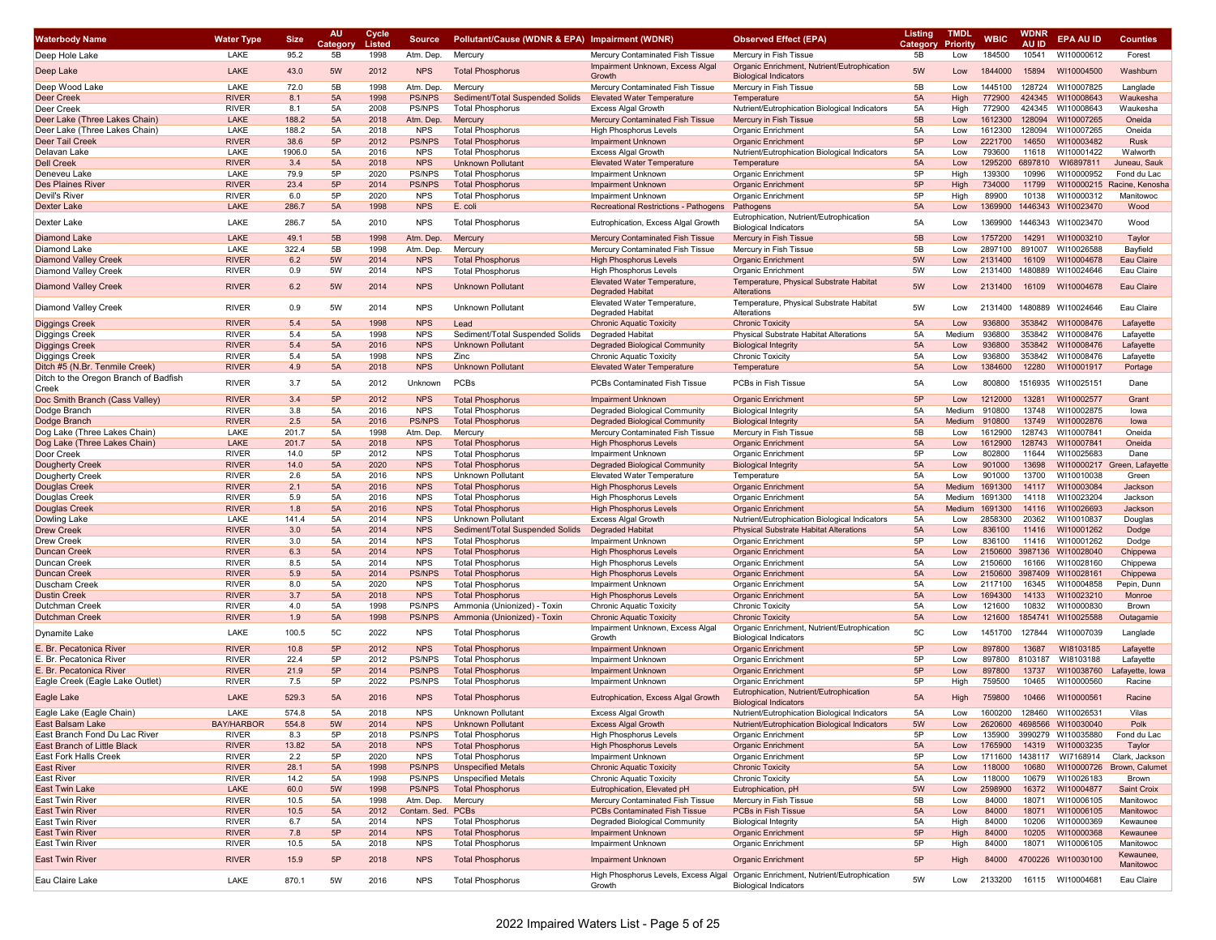| Waterbody Name | Water Type | Size | AU Category | Cycle Listed | Source | Pollutant/Cause (WDNR & EPA) | Impairment (WDNR) | Observed Effect (EPA) | Listing Category | TMDL Priority | WBIC | WDNR AU ID | EPA AU ID | Counties |
|---|---|---|---|---|---|---|---|---|---|---|---|---|---|---|
| Deep Hole Lake | LAKE | 95.2 | 5B | 1998 | Atm. Dep. | Mercury | Mercury Contaminated Fish Tissue | Mercury in Fish Tissue | 5B | Low | 184500 | 10541 | WI10000612 | Forest |
| Deep Lake | LAKE | 43.0 | 5W | 2012 | NPS | Total Phosphorus | Impairment Unknown, Excess Algal Growth | Organic Enrichment, Nutrient/Eutrophication Biological Indicators | 5W | Low | 1844000 | 15894 | WI10004500 | Washburn |
| Deep Wood Lake | LAKE | 72.0 | 5B | 1998 | Atm. Dep. | Mercury | Mercury Contaminated Fish Tissue | Mercury in Fish Tissue | 5B | Low | 1445100 | 128724 | WI10007825 | Langlade |
| Deer Creek | RIVER | 8.1 | 5A | 1998 | PS/NPS | Sediment/Total Suspended Solids | Elevated Water Temperature | Temperature | 5A | High | 772900 | 424345 | WI10008643 | Waukesha |
| Deer Creek | RIVER | 8.1 | 5A | 2008 | PS/NPS | Total Phosphorus | Excess Algal Growth | Nutrient/Eutrophication Biological Indicators | 5A | High | 772900 | 424345 | WI10008643 | Waukesha |
| Deer Lake (Three Lakes Chain) | LAKE | 188.2 | 5A | 2018 | Atm. Dep. | Mercury | Mercury Contaminated Fish Tissue | Mercury in Fish Tissue | 5B | Low | 1612300 | 128094 | WI10007265 | Oneida |
| Deer Lake (Three Lakes Chain) | LAKE | 188.2 | 5A | 2018 | NPS | Total Phosphorus | High Phosphorus Levels | Organic Enrichment | 5A | Low | 1612300 | 128094 | WI10007265 | Oneida |
| Deer Tail Creek | RIVER | 38.6 | 5P | 2012 | PS/NPS | Total Phosphorus | Impairment Unknown | Organic Enrichment | 5P | Low | 2221700 | 14650 | WI10003482 | Rusk |
| Delavan Lake | LAKE | 1906.0 | 5A | 2016 | NPS | Total Phosphorus | Excess Algal Growth | Nutrient/Eutrophication Biological Indicators | 5A | Low | 793600 | 11618 | WI10001422 | Walworth |
| Dell Creek | RIVER | 3.4 | 5A | 2018 | NPS | Unknown Pollutant | Elevated Water Temperature | Temperature | 5A | Low | 1295200 | 6897810 | WI6897811 | Juneau, Sauk |
| Deneveu Lake | LAKE | 79.9 | 5P | 2020 | PS/NPS | Total Phosphorus | Impairment Unknown | Organic Enrichment | 5P | High | 139300 | 10996 | WI10000952 | Fond du Lac |
| Des Plaines River | RIVER | 23.4 | 5P | 2014 | PS/NPS | Total Phosphorus | Impairment Unknown | Organic Enrichment | 5P | High | 734000 | 11799 | WI10000215 | Racine, Kenosha |
| Devil's River | RIVER | 6.0 | 5P | 2020 | NPS | Total Phosphorus | Impairment Unknown | Organic Enrichment | 5P | High | 89900 | 10138 | WI10000312 | Manitowoc |
| Dexter Lake | LAKE | 286.7 | 5A | 1998 | NPS | E. coli | Recreational Restrictions - Pathogens | Pathogens | 5A | Low | 1369900 | 1446343 | WI10023470 | Wood |
| Dexter Lake | LAKE | 286.7 | 5A | 2010 | NPS | Total Phosphorus | Eutrophication, Excess Algal Growth | Eutrophication, Nutrient/Eutrophication Biological Indicators | 5A | Low | 1369900 | 1446343 | WI10023470 | Wood |
| Diamond Lake | LAKE | 49.1 | 5B | 1998 | Atm. Dep. | Mercury | Mercury Contaminated Fish Tissue | Mercury in Fish Tissue | 5B | Low | 1757200 | 14291 | WI10003210 | Taylor |
| Diamond Lake | LAKE | 322.4 | 5B | 1998 | Atm. Dep. | Mercury | Mercury Contaminated Fish Tissue | Mercury in Fish Tissue | 5B | Low | 2897100 | 891007 | WI10026588 | Bayfield |
| Diamond Valley Creek | RIVER | 6.2 | 5W | 2014 | NPS | Total Phosphorus | High Phosphorus Levels | Organic Enrichment | 5W | Low | 2131400 | 16109 | WI10004678 | Eau Claire |
| Diamond Valley Creek | RIVER | 0.9 | 5W | 2014 | NPS | Total Phosphorus | High Phosphorus Levels | Organic Enrichment | 5W | Low | 2131400 | 1480889 | WI10024646 | Eau Claire |
| Diamond Valley Creek | RIVER | 6.2 | 5W | 2014 | NPS | Unknown Pollutant | Elevated Water Temperature, Degraded Habitat | Temperature, Physical Substrate Habitat Alterations | 5W | Low | 2131400 | 16109 | WI10004678 | Eau Claire |
| Diamond Valley Creek | RIVER | 0.9 | 5W | 2014 | NPS | Unknown Pollutant | Elevated Water Temperature, Degraded Habitat | Temperature, Physical Substrate Habitat Alterations | 5W | Low | 2131400 | 1480889 | WI10024646 | Eau Claire |
| Diggings Creek | RIVER | 5.4 | 5A | 1998 | NPS | Lead | Chronic Aquatic Toxicity | Chronic Toxicity | 5A | Low | 936800 | 353842 | WI10008476 | Lafayette |
| Diggings Creek | RIVER | 5.4 | 5A | 1998 | NPS | Sediment/Total Suspended Solids | Degraded Habitat | Physical Substrate Habitat Alterations | 5A | Medium | 936800 | 353842 | WI10008476 | Lafayette |
| Diggings Creek | RIVER | 5.4 | 5A | 2016 | NPS | Unknown Pollutant | Degraded Biological Community | Biological Integrity | 5A | Low | 936800 | 353842 | WI10008476 | Lafayette |
| Diggings Creek | RIVER | 5.4 | 5A | 1998 | NPS | Zinc | Chronic Aquatic Toxicity | Chronic Toxicity | 5A | Low | 936800 | 353842 | WI10008476 | Lafayette |
| Ditch #5 (N.Br. Tenmile Creek) | RIVER | 4.9 | 5A | 2018 | NPS | Unknown Pollutant | Elevated Water Temperature | Temperature | 5A | Low | 1384600 | 12280 | WI10001917 | Portage |
| Ditch to the Oregon Branch of Badfish Creek | RIVER | 3.7 | 5A | 2012 | Unknown | PCBs | PCBs Contaminated Fish Tissue | PCBs in Fish Tissue | 5A | Low | 800800 | 1516935 | WI10025151 | Dane |
| Doc Smith Branch (Cass Valley) | RIVER | 3.4 | 5P | 2012 | NPS | Total Phosphorus | Impairment Unknown | Organic Enrichment | 5P | Low | 1212000 | 13281 | WI10002577 | Grant |
| Dodge Branch | RIVER | 3.8 | 5A | 2016 | NPS | Total Phosphorus | Degraded Biological Community | Biological Integrity | 5A | Medium | 910800 | 13748 | WI10002875 | Iowa |
| Dodge Branch | RIVER | 2.5 | 5A | 2016 | PS/NPS | Total Phosphorus | Degraded Biological Community | Biological Integrity | 5A | Medium | 910800 | 13749 | WI10002876 | Iowa |
| Dog Lake (Three Lakes Chain) | LAKE | 201.7 | 5A | 1998 | Atm. Dep. | Mercury | Mercury Contaminated Fish Tissue | Mercury in Fish Tissue | 5B | Low | 1612900 | 128743 | WI10007841 | Oneida |
| Dog Lake (Three Lakes Chain) | LAKE | 201.7 | 5A | 2018 | NPS | Total Phosphorus | High Phosphorus Levels | Organic Enrichment | 5A | Low | 1612900 | 128743 | WI10007841 | Oneida |
| Door Creek | RIVER | 14.0 | 5P | 2012 | NPS | Total Phosphorus | Impairment Unknown | Organic Enrichment | 5P | Low | 802800 | 11644 | WI10025683 | Dane |
| Dougherty Creek | RIVER | 14.0 | 5A | 2020 | NPS | Total Phosphorus | Degraded Biological Community | Biological Integrity | 5A | Low | 901000 | 13698 | WI10000217 | Green, Lafayette |
| Dougherty Creek | RIVER | 2.6 | 5A | 2016 | NPS | Unknown Pollutant | Elevated Water Temperature | Temperature | 5A | Low | 901000 | 13700 | WI10010038 | Green |
| Douglas Creek | RIVER | 2.1 | 5A | 2016 | NPS | Total Phosphorus | High Phosphorus Levels | Organic Enrichment | 5A | Medium | 1691300 | 14117 | WI10003084 | Jackson |
| Douglas Creek | RIVER | 5.9 | 5A | 2016 | NPS | Total Phosphorus | High Phosphorus Levels | Organic Enrichment | 5A | Medium | 1691300 | 14118 | WI10023204 | Jackson |
| Douglas Creek | RIVER | 1.8 | 5A | 2016 | NPS | Total Phosphorus | High Phosphorus Levels | Organic Enrichment | 5A | Medium | 1691300 | 14116 | WI10026693 | Jackson |
| Dowling Lake | LAKE | 141.4 | 5A | 2014 | NPS | Unknown Pollutant | Excess Algal Growth | Nutrient/Eutrophication Biological Indicators | 5A | Low | 2858300 | 20362 | WI10010837 | Douglas |
| Drew Creek | RIVER | 3.0 | 5A | 2014 | NPS | Sediment/Total Suspended Solids | Degraded Habitat | Physical Substrate Habitat Alterations | 5A | Low | 836100 | 11416 | WI10001262 | Dodge |
| Drew Creek | RIVER | 3.0 | 5A | 2014 | NPS | Total Phosphorus | Impairment Unknown | Organic Enrichment | 5P | Low | 836100 | 11416 | WI10001262 | Dodge |
| Duncan Creek | RIVER | 6.3 | 5A | 2014 | NPS | Total Phosphorus | High Phosphorus Levels | Organic Enrichment | 5A | Low | 2150600 | 3987136 | WI10028040 | Chippewa |
| Duncan Creek | RIVER | 8.5 | 5A | 2014 | NPS | Total Phosphorus | High Phosphorus Levels | Organic Enrichment | 5A | Low | 2150600 | 16166 | WI10028160 | Chippewa |
| Duncan Creek | RIVER | 5.9 | 5A | 2014 | PS/NPS | Total Phosphorus | High Phosphorus Levels | Organic Enrichment | 5A | Low | 2150600 | 3987409 | WI10028161 | Chippewa |
| Duscham Creek | RIVER | 8.0 | 5A | 2020 | NPS | Total Phosphorus | Impairment Unknown | Organic Enrichment | 5A | Low | 2117100 | 16345 | WI10004858 | Pepin, Dunn |
| Dustin Creek | RIVER | 3.7 | 5A | 2018 | NPS | Total Phosphorus | High Phosphorus Levels | Organic Enrichment | 5A | Low | 1694300 | 14133 | WI10023210 | Monroe |
| Dutchman Creek | RIVER | 4.0 | 5A | 1998 | PS/NPS | Ammonia (Unionized) - Toxin | Chronic Aquatic Toxicity | Chronic Toxicity | 5A | Low | 121600 | 10832 | WI10000830 | Brown |
| Dutchman Creek | RIVER | 1.9 | 5A | 1998 | PS/NPS | Ammonia (Unionized) - Toxin | Chronic Aquatic Toxicity | Chronic Toxicity | 5A | Low | 121600 | 1854741 | WI10025588 | Outagamie |
| Dynamite Lake | LAKE | 100.5 | 5C | 2022 | NPS | Total Phosphorus | Impairment Unknown, Excess Algal Growth | Organic Enrichment, Nutrient/Eutrophication Biological Indicators | 5C | Low | 1451700 | 127844 | WI10007039 | Langlade |
| E. Br. Pecatonica River | RIVER | 10.8 | 5P | 2012 | NPS | Total Phosphorus | Impairment Unknown | Organic Enrichment | 5P | Low | 897800 | 13687 | WI8103185 | Lafayette |
| E. Br. Pecatonica River | RIVER | 22.4 | 5P | 2012 | PS/NPS | Total Phosphorus | Impairment Unknown | Organic Enrichment | 5P | Low | 897800 | 8103187 | WI8103188 | Lafayette |
| E. Br. Pecatonica River | RIVER | 21.9 | 5P | 2014 | PS/NPS | Total Phosphorus | Impairment Unknown | Organic Enrichment | 5P | Low | 897800 | 13737 | WI10038760 | Lafayette, Iowa |
| Eagle Creek (Eagle Lake Outlet) | RIVER | 7.5 | 5P | 2022 | PS/NPS | Total Phosphorus | Impairment Unknown | Organic Enrichment | 5P | High | 759500 | 10465 | WI10000560 | Racine |
| Eagle Lake | LAKE | 529.3 | 5A | 2016 | NPS | Total Phosphorus | Eutrophication, Excess Algal Growth | Eutrophication, Nutrient/Eutrophication Biological Indicators | 5A | High | 759800 | 10466 | WI10000561 | Racine |
| Eagle Lake (Eagle Chain) | LAKE | 574.8 | 5A | 2018 | NPS | Unknown Pollutant | Excess Algal Growth | Nutrient/Eutrophication Biological Indicators | 5A | Low | 1600200 | 128460 | WI10026531 | Vilas |
| East Balsam Lake | BAY/HARBOR | 554.8 | 5W | 2014 | NPS | Unknown Pollutant | Excess Algal Growth | Nutrient/Eutrophication Biological Indicators | 5W | Low | 2620600 | 4698566 | WI10030040 | Polk |
| East Branch Fond Du Lac River | RIVER | 8.3 | 5P | 2018 | PS/NPS | Total Phosphorus | High Phosphorus Levels | Organic Enrichment | 5P | Low | 135900 | 3990279 | WI10035880 | Fond du Lac |
| East Branch of Little Black | RIVER | 13.82 | 5A | 2018 | NPS | Total Phosphorus | High Phosphorus Levels | Organic Enrichment | 5A | Low | 1765900 | 14319 | WI10003235 | Taylor |
| East Fork Halls Creek | RIVER | 2.2 | 5P | 2020 | NPS | Total Phosphorus | Impairment Unknown | Organic Enrichment | 5P | Low | 1711600 | 1438117 | WI7168914 | Clark, Jackson |
| East River | RIVER | 28.1 | 5A | 1998 | PS/NPS | Unspecified Metals | Chronic Aquatic Toxicity | Chronic Toxicity | 5A | Low | 118000 | 10680 | WI10000726 | Brown, Calumet |
| East River | RIVER | 14.2 | 5A | 1998 | PS/NPS | Unspecified Metals | Chronic Aquatic Toxicity | Chronic Toxicity | 5A | Low | 118000 | 10679 | WI10026183 | Brown |
| East Twin Lake | LAKE | 60.0 | 5W | 1998 | PS/NPS | Total Phosphorus | Eutrophication, Elevated pH | Eutrophication, pH | 5W | Low | 2598900 | 16372 | WI10004877 | Saint Croix |
| East Twin River | RIVER | 10.5 | 5A | 1998 | Atm. Dep. | Mercury | Mercury Contaminated Fish Tissue | Mercury in Fish Tissue | 5B | Low | 84000 | 18071 | WI10006105 | Manitowoc |
| East Twin River | RIVER | 10.5 | 5A | 2012 | Contam. Sed. | PCBs | PCBs Contaminated Fish Tissue | PCBs in Fish Tissue | 5A | Low | 84000 | 18071 | WI10006105 | Manitowoc |
| East Twin River | RIVER | 6.7 | 5A | 2014 | NPS | Total Phosphorus | Degraded Biological Community | Biological Integrity | 5A | High | 84000 | 10206 | WI10000369 | Kewaunee |
| East Twin River | RIVER | 7.8 | 5P | 2014 | NPS | Total Phosphorus | Impairment Unknown | Organic Enrichment | 5P | High | 84000 | 10205 | WI10000368 | Kewaunee |
| East Twin River | RIVER | 10.5 | 5A | 2018 | NPS | Total Phosphorus | Impairment Unknown | Organic Enrichment | 5P | High | 84000 | 18071 | WI10006105 | Manitowoc |
| East Twin River | RIVER | 15.9 | 5P | 2018 | NPS | Total Phosphorus | Impairment Unknown | Organic Enrichment | 5P | High | 84000 | 4700226 | WI10030100 | Kewaunee, Manitowoc |
| Eau Claire Lake | LAKE | 870.1 | 5W | 2016 | NPS | Total Phosphorus | High Phosphorus Levels, Excess Algal Growth | Organic Enrichment, Nutrient/Eutrophication Biological Indicators | 5W | Low | 2133200 | 16115 | WI10004681 | Eau Claire |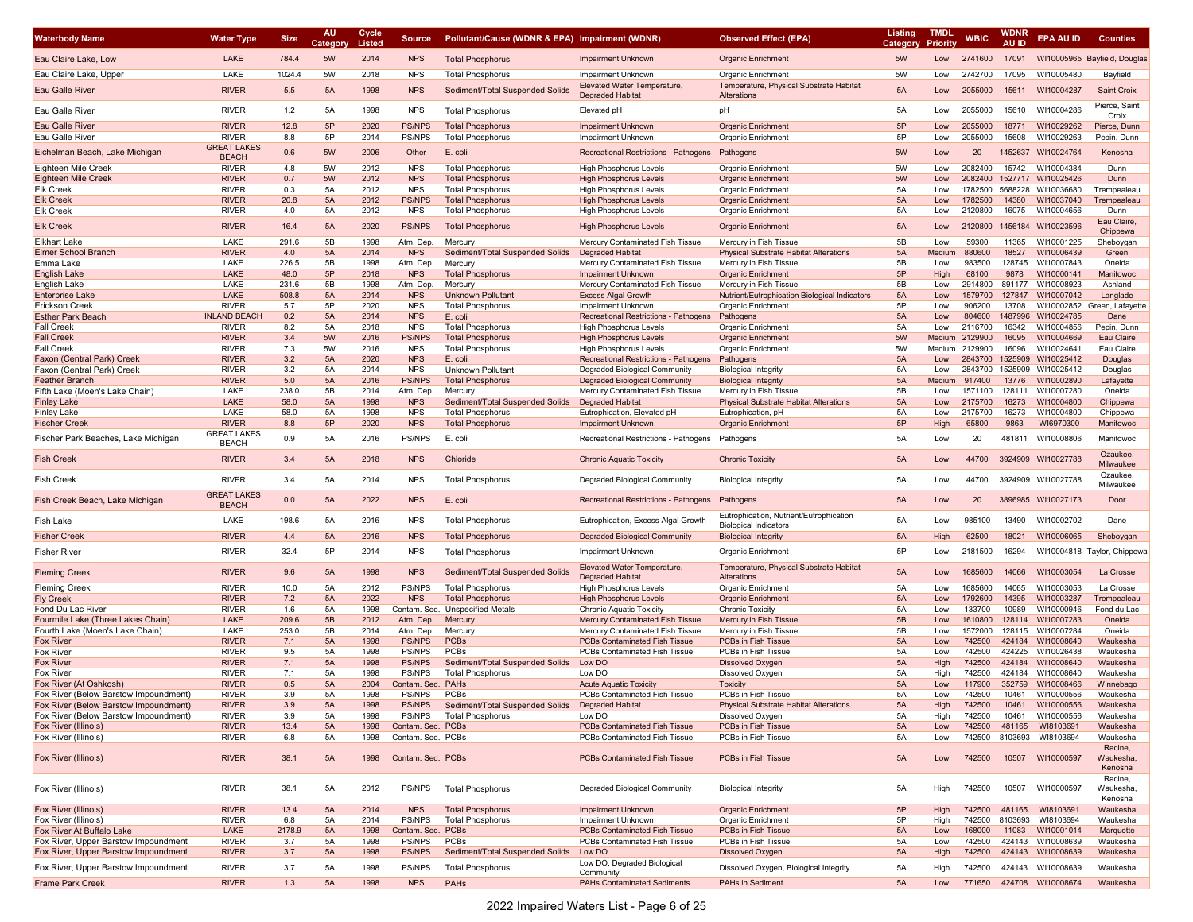| Waterbody Name | Water Type | Size | AU Category | Cycle Listed | Source | Pollutant/Cause (WDNR & EPA) | Impairment (WDNR) | Observed Effect (EPA) | Listing Category | TMDL Priority | WBIC | WDNR AU ID | EPA AU ID | Counties |
|---|---|---|---|---|---|---|---|---|---|---|---|---|---|---|
| Eau Claire Lake, Low | LAKE | 784.4 | 5W | 2014 | NPS | Total Phosphorus | Impairment Unknown | Organic Enrichment | 5W | Low | 2741600 | 17091 | WI10005965 | Bayfield, Douglas |
| Eau Claire Lake, Upper | LAKE | 1024.4 | 5W | 2018 | NPS | Total Phosphorus | Impairment Unknown | Organic Enrichment | 5W | Low | 2742700 | 17095 | WI10005480 | Bayfield |
| Eau Galle River | RIVER | 5.5 | 5A | 1998 | NPS | Sediment/Total Suspended Solids | Elevated Water Temperature, Degraded Habitat | Temperature, Physical Substrate Habitat Alterations | 5A | Low | 2055000 | 15611 | WI10004287 | Saint Croix |
| Eau Galle River | RIVER | 1.2 | 5A | 1998 | NPS | Total Phosphorus | Elevated pH | pH | 5A | Low | 2055000 | 15610 | WI10004286 | Pierce, Saint Croix |
| Eau Galle River | RIVER | 12.8 | 5P | 2020 | PS/NPS | Total Phosphorus | Impairment Unknown | Organic Enrichment | 5P | Low | 2055000 | 18771 | WI10029262 | Pierce, Dunn |
| Eau Galle River | RIVER | 8.8 | 5P | 2014 | PS/NPS | Total Phosphorus | Impairment Unknown | Organic Enrichment | 5P | Low | 2055000 | 15608 | WI10029263 | Pepin, Dunn |
| Eichelman Beach, Lake Michigan | GREAT LAKES BEACH | 0.6 | 5W | 2006 | Other | E. coli | Recreational Restrictions - Pathogens | Pathogens | 5W | Low | 20 | 1452637 | WI10024764 | Kenosha |
| Eighteen Mile Creek | RIVER | 4.8 | 5W | 2012 | NPS | Total Phosphorus | High Phosphorus Levels | Organic Enrichment | 5W | Low | 2082400 | 15742 | WI10004384 | Dunn |
| Eighteen Mile Creek | RIVER | 0.7 | 5W | 2012 | NPS | Total Phosphorus | High Phosphorus Levels | Organic Enrichment | 5W | Low | 2082400 | 1527717 | WI10025426 | Dunn |
| Elk Creek | RIVER | 0.3 | 5A | 2012 | NPS | Total Phosphorus | High Phosphorus Levels | Organic Enrichment | 5A | Low | 1782500 | 5688228 | WI10036680 | Trempealeau |
| Elk Creek | RIVER | 20.8 | 5A | 2012 | PS/NPS | Total Phosphorus | High Phosphorus Levels | Organic Enrichment | 5A | Low | 1782500 | 14380 | WI10037040 | Trempealeau |
| Elk Creek | RIVER | 4.0 | 5A | 2012 | NPS | Total Phosphorus | High Phosphorus Levels | Organic Enrichment | 5A | Low | 2120800 | 16075 | WI10004656 | Dunn |
| Elk Creek | RIVER | 16.4 | 5A | 2020 | PS/NPS | Total Phosphorus | High Phosphorus Levels | Organic Enrichment | 5A | Low | 2120800 | 1456184 | WI10023596 | Eau Claire, Chippewa |
| Elkhart Lake | LAKE | 291.6 | 5B | 1998 | Atm. Dep. | Mercury | Mercury Contaminated Fish Tissue | Mercury in Fish Tissue | 5B | Low | 59300 | 11365 | WI10001225 | Sheboygan |
| Elmer School Branch | RIVER | 4.0 | 5A | 2014 | NPS | Sediment/Total Suspended Solids | Degraded Habitat | Physical Substrate Habitat Alterations | 5A | Medium | 880600 | 18527 | WI10006439 | Green |
| Emma Lake | LAKE | 226.5 | 5B | 1998 | Atm. Dep. | Mercury | Mercury Contaminated Fish Tissue | Mercury in Fish Tissue | 5B | Low | 983500 | 128745 | WI10007843 | Oneida |
| English Lake | LAKE | 48.0 | 5P | 2018 | NPS | Total Phosphorus | Impairment Unknown | Organic Enrichment | 5P | High | 68100 | 9878 | WI10000141 | Manitowoc |
| English Lake | LAKE | 231.6 | 5B | 1998 | Atm. Dep. | Mercury | Mercury Contaminated Fish Tissue | Mercury in Fish Tissue | 5B | Low | 2914800 | 891177 | WI10008923 | Ashland |
| Enterprise Lake | LAKE | 508.8 | 5A | 2014 | NPS | Unknown Pollutant | Excess Algal Growth | Nutrient/Eutrophication Biological Indicators | 5A | Low | 1579700 | 127847 | WI10007042 | Langlade |
| Erickson Creek | RIVER | 5.7 | 5P | 2020 | NPS | Total Phosphorus | Impairment Unknown | Organic Enrichment | 5P | Low | 906200 | 13708 | WI10002852 | Green, Lafayette |
| Esther Park Beach | INLAND BEACH | 0.2 | 5A | 2014 | NPS | E. coli | Recreational Restrictions - Pathogens | Pathogens | 5A | Low | 804600 | 1487996 | WI10024785 | Dane |
| Fall Creek | RIVER | 8.2 | 5A | 2018 | NPS | Total Phosphorus | High Phosphorus Levels | Organic Enrichment | 5A | Low | 2116700 | 16342 | WI10004856 | Pepin, Dunn |
| Fall Creek | RIVER | 3.4 | 5W | 2016 | PS/NPS | Total Phosphorus | High Phosphorus Levels | Organic Enrichment | 5W | Medium | 2129900 | 16095 | WI10004669 | Eau Claire |
| Fall Creek | RIVER | 7.3 | 5W | 2016 | NPS | Total Phosphorus | High Phosphorus Levels | Organic Enrichment | 5W | Medium | 2129900 | 16096 | WI10024641 | Eau Claire |
| Faxon (Central Park) Creek | RIVER | 3.2 | 5A | 2020 | NPS | E. coli | Recreational Restrictions - Pathogens | Pathogens | 5A | Low | 2843700 | 1525909 | WI10025412 | Douglas |
| Faxon (Central Park) Creek | RIVER | 3.2 | 5A | 2014 | NPS | Unknown Pollutant | Degraded Biological Community | Biological Integrity | 5A | Low | 2843700 | 1525909 | WI10025412 | Douglas |
| Feather Branch | RIVER | 5.0 | 5A | 2016 | PS/NPS | Total Phosphorus | Degraded Biological Community | Biological Integrity | 5A | Medium | 917400 | 13776 | WI10002890 | Lafayette |
| Fifth Lake (Moen's Lake Chain) | LAKE | 238.0 | 5B | 2014 | Atm. Dep. | Mercury | Mercury Contaminated Fish Tissue | Mercury in Fish Tissue | 5B | Low | 1571100 | 128111 | WI10007280 | Oneida |
| Finley Lake | LAKE | 58.0 | 5A | 1998 | NPS | Sediment/Total Suspended Solids | Degraded Habitat | Physical Substrate Habitat Alterations | 5A | Low | 2175700 | 16273 | WI10004800 | Chippewa |
| Finley Lake | LAKE | 58.0 | 5A | 1998 | NPS | Total Phosphorus | Eutrophication, Elevated pH | Eutrophication, pH | 5A | Low | 2175700 | 16273 | WI10004800 | Chippewa |
| Fischer Creek | RIVER | 8.8 | 5P | 2020 | NPS | Total Phosphorus | Impairment Unknown | Organic Enrichment | 5P | High | 65800 | 9863 | WI6970300 | Manitowoc |
| Fischer Park Beaches, Lake Michigan | GREAT LAKES BEACH | 0.9 | 5A | 2016 | PS/NPS | E. coli | Recreational Restrictions - Pathogens | Pathogens | 5A | Low | 20 | 481811 | WI10008806 | Manitowoc |
| Fish Creek | RIVER | 3.4 | 5A | 2018 | NPS | Chloride | Chronic Aquatic Toxicity | Chronic Toxicity | 5A | Low | 44700 | 3924909 | WI10027788 | Ozaukee, Milwaukee |
| Fish Creek | RIVER | 3.4 | 5A | 2014 | NPS | Total Phosphorus | Degraded Biological Community | Biological Integrity | 5A | Low | 44700 | 3924909 | WI10027788 | Ozaukee, Milwaukee |
| Fish Creek Beach, Lake Michigan | GREAT LAKES BEACH | 0.0 | 5A | 2022 | NPS | E. coli | Recreational Restrictions - Pathogens | Pathogens | 5A | Low | 20 | 3896985 | WI10027173 | Door |
| Fish Lake | LAKE | 198.6 | 5A | 2016 | NPS | Total Phosphorus | Eutrophication, Excess Algal Growth | Eutrophication, Nutrient/Eutrophication Biological Indicators | 5A | Low | 985100 | 13490 | WI10002702 | Dane |
| Fisher Creek | RIVER | 4.4 | 5A | 2016 | NPS | Total Phosphorus | Degraded Biological Community | Biological Integrity | 5A | High | 62500 | 18021 | WI10006065 | Sheboygan |
| Fisher River | RIVER | 32.4 | 5P | 2014 | NPS | Total Phosphorus | Impairment Unknown | Organic Enrichment | 5P | Low | 2181500 | 16294 | WI10004818 | Taylor, Chippewa |
| Fleming Creek | RIVER | 9.6 | 5A | 1998 | NPS | Sediment/Total Suspended Solids | Elevated Water Temperature, Degraded Habitat | Temperature, Physical Substrate Habitat Alterations | 5A | Low | 1685600 | 14066 | WI10003054 | La Crosse |
| Fleming Creek | RIVER | 10.0 | 5A | 2012 | PS/NPS | Total Phosphorus | High Phosphorus Levels | Organic Enrichment | 5A | Low | 1685600 | 14065 | WI10003053 | La Crosse |
| Fly Creek | RIVER | 7.2 | 5A | 2022 | NPS | Total Phosphorus | High Phosphorus Levels | Organic Enrichment | 5A | Low | 1792600 | 14395 | WI10003287 | Trempealeau |
| Fond Du Lac River | RIVER | 1.6 | 5A | 1998 | Contam. Sed. | Unspecified Metals | Chronic Aquatic Toxicity | Chronic Toxicity | 5A | Low | 133700 | 10989 | WI10000946 | Fond du Lac |
| Fourmile Lake (Three Lakes Chain) | LAKE | 209.6 | 5B | 2012 | Atm. Dep. | Mercury | Mercury Contaminated Fish Tissue | Mercury in Fish Tissue | 5B | Low | 1610800 | 128114 | WI10007283 | Oneida |
| Fourth Lake (Moen's Lake Chain) | LAKE | 253.0 | 5B | 2014 | Atm. Dep. | Mercury | Mercury Contaminated Fish Tissue | Mercury in Fish Tissue | 5B | Low | 1572000 | 128115 | WI10007284 | Oneida |
| Fox River | RIVER | 7.1 | 5A | 1998 | PS/NPS | PCBs | PCBs Contaminated Fish Tissue | PCBs in Fish Tissue | 5A | Low | 742500 | 424184 | WI10008640 | Waukesha |
| Fox River | RIVER | 9.5 | 5A | 1998 | PS/NPS | PCBs | PCBs Contaminated Fish Tissue | PCBs in Fish Tissue | 5A | Low | 742500 | 424225 | WI10026438 | Waukesha |
| Fox River | RIVER | 7.1 | 5A | 1998 | PS/NPS | Sediment/Total Suspended Solids | Low DO | Dissolved Oxygen | 5A | High | 742500 | 424184 | WI10008640 | Waukesha |
| Fox River | RIVER | 7.1 | 5A | 1998 | PS/NPS | Total Phosphorus | Low DO | Dissolved Oxygen | 5A | High | 742500 | 424184 | WI10008640 | Waukesha |
| Fox River (At Oshkosh) | RIVER | 0.5 | 5A | 2004 | Contam. Sed. | PAHs | Acute Aquatic Toxicity | Toxicity | 5A | Low | 117900 | 352759 | WI10008466 | Winnebago |
| Fox River (Below Barstow Impoundment) | RIVER | 3.9 | 5A | 1998 | PS/NPS | PCBs | PCBs Contaminated Fish Tissue | PCBs in Fish Tissue | 5A | Low | 742500 | 10461 | WI10000556 | Waukesha |
| Fox River (Below Barstow Impoundment) | RIVER | 3.9 | 5A | 1998 | PS/NPS | Sediment/Total Suspended Solids | Degraded Habitat | Physical Substrate Habitat Alterations | 5A | High | 742500 | 10461 | WI10000556 | Waukesha |
| Fox River (Below Barstow Impoundment) | RIVER | 3.9 | 5A | 1998 | PS/NPS | Total Phosphorus | Low DO | Dissolved Oxygen | 5A | High | 742500 | 10461 | WI10000556 | Waukesha |
| Fox River (Illinois) | RIVER | 13.4 | 5A | 1998 | Contam. Sed. | PCBs | PCBs Contaminated Fish Tissue | PCBs in Fish Tissue | 5A | Low | 742500 | 481165 | WI8103691 | Waukesha |
| Fox River (Illinois) | RIVER | 6.8 | 5A | 1998 | Contam. Sed. | PCBs | PCBs Contaminated Fish Tissue | PCBs in Fish Tissue | 5A | Low | 742500 | 8103693 | WI8103694 | Waukesha |
| Fox River (Illinois) | RIVER | 38.1 | 5A | 1998 | Contam. Sed. | PCBs | PCBs Contaminated Fish Tissue | PCBs in Fish Tissue | 5A | Low | 742500 | 10507 | WI10000597 | Racine, Waukesha, Kenosha |
| Fox River (Illinois) | RIVER | 38.1 | 5A | 2012 | PS/NPS | Total Phosphorus | Degraded Biological Community | Biological Integrity | 5A | High | 742500 | 10507 | WI10000597 | Racine, Waukesha, Kenosha |
| Fox River (Illinois) | RIVER | 13.4 | 5A | 2014 | NPS | Total Phosphorus | Impairment Unknown | Organic Enrichment | 5P | High | 742500 | 481165 | WI8103691 | Waukesha |
| Fox River (Illinois) | RIVER | 6.8 | 5A | 2014 | PS/NPS | Total Phosphorus | Impairment Unknown | Organic Enrichment | 5P | High | 742500 | 8103693 | WI8103694 | Waukesha |
| Fox River At Buffalo Lake | LAKE | 2178.9 | 5A | 1998 | Contam. Sed. | PCBs | PCBs Contaminated Fish Tissue | PCBs in Fish Tissue | 5A | Low | 168000 | 11083 | WI10001014 | Marquette |
| Fox River, Upper Barstow Impoundment | RIVER | 3.7 | 5A | 1998 | PS/NPS | PCBs | PCBs Contaminated Fish Tissue | PCBs in Fish Tissue | 5A | Low | 742500 | 424143 | WI10008639 | Waukesha |
| Fox River, Upper Barstow Impoundment | RIVER | 3.7 | 5A | 1998 | PS/NPS | Sediment/Total Suspended Solids | Low DO | Dissolved Oxygen | 5A | High | 742500 | 424143 | WI10008639 | Waukesha |
| Fox River, Upper Barstow Impoundment | RIVER | 3.7 | 5A | 1998 | PS/NPS | Total Phosphorus | Low DO, Degraded Biological Community | Dissolved Oxygen, Biological Integrity | 5A | High | 742500 | 424143 | WI10008639 | Waukesha |
| Frame Park Creek | RIVER | 1.3 | 5A | 1998 | NPS | PAHs | PAHs Contaminated Sediments | PAHs in Sediment | 5A | Low | 771650 | 424708 | WI10008674 | Waukesha |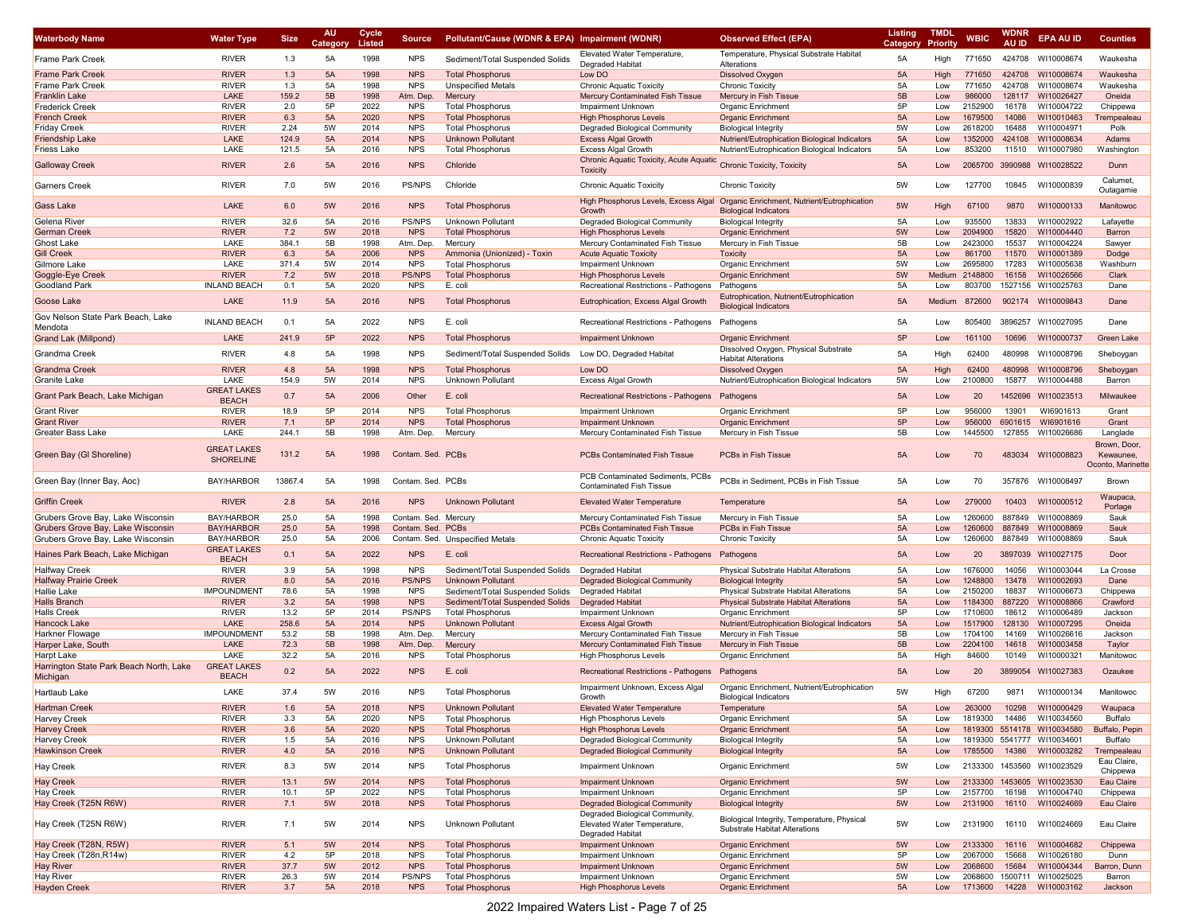| Waterbody Name | Water Type | Size | AU Category | Cycle Listed | Source | Pollutant/Cause (WDNR & EPA) | Impairment (WDNR) | Observed Effect (EPA) | Listing Category | TMDL Priority | WBIC | WDNR AU ID | EPA AU ID | Counties |
|---|---|---|---|---|---|---|---|---|---|---|---|---|---|---|
| Frame Park Creek | RIVER | 1.3 | 5A | 1998 | NPS | Sediment/Total Suspended Solids | Elevated Water Temperature, Degraded Habitat | Temperature, Physical Substrate Habitat Alterations | 5A | High | 771650 | 424708 | WI10008674 | Waukesha |
| Frame Park Creek | RIVER | 1.3 | 5A | 1998 | NPS | Total Phosphorus | Low DO | Dissolved Oxygen | 5A | High | 771650 | 424708 | WI10008674 | Waukesha |
| Frame Park Creek | RIVER | 1.3 | 5A | 1998 | NPS | Unspecified Metals | Chronic Aquatic Toxicity | Chronic Toxicity | 5A | Low | 771650 | 424708 | WI10008674 | Waukesha |
| Franklin Lake | LAKE | 159.2 | 5B | 1998 | Atm. Dep. | Mercury | Mercury Contaminated Fish Tissue | Mercury in Fish Tissue | 5B | Low | 986000 | 128117 | WI10026427 | Oneida |
| Frederick Creek | RIVER | 2.0 | 5P | 2022 | NPS | Total Phosphorus | Impairment Unknown | Organic Enrichment | 5P | Low | 2152900 | 16178 | WI10004722 | Chippewa |
| French Creek | RIVER | 6.3 | 5A | 2020 | NPS | Total Phosphorus | High Phosphorus Levels | Organic Enrichment | 5A | Low | 1679500 | 14086 | WI10010463 | Trempealeau |
| Friday Creek | RIVER | 2.24 | 5W | 2014 | NPS | Total Phosphorus | Degraded Biological Community | Biological Integrity | 5W | Low | 2618200 | 16488 | WI10004971 | Polk |
| Friendship Lake | LAKE | 124.9 | 5A | 2014 | NPS | Unknown Pollutant | Excess Algal Growth | Nutrient/Eutrophication Biological Indicators | 5A | Low | 1352000 | 424108 | WI10008634 | Adams |
| Friess Lake | LAKE | 121.5 | 5A | 2016 | NPS | Total Phosphorus | Excess Algal Growth | Nutrient/Eutrophication Biological Indicators | 5A | Low | 853200 | 11510 | WI10007980 | Washington |
| Galloway Creek | RIVER | 2.6 | 5A | 2016 | NPS | Chloride | Chronic Aquatic Toxicity, Acute Aquatic Toxicity | Chronic Toxicity, Toxicity | 5A | Low | 2065700 | 3990988 | WI10028522 | Dunn |
| Garners Creek | RIVER | 7.0 | 5W | 2016 | PS/NPS | Chloride | Chronic Aquatic Toxicity | Chronic Toxicity | 5W | Low | 127700 | 10845 | WI10000839 | Calumet, Outagamie |
| Gass Lake | LAKE | 6.0 | 5W | 2016 | NPS | Total Phosphorus | High Phosphorus Levels, Excess Algal Growth | Organic Enrichment, Nutrient/Eutrophication Biological Indicators | 5W | High | 67100 | 9870 | WI10000133 | Manitowoc |
| Gelena River | RIVER | 32.6 | 5A | 2016 | PS/NPS | Unknown Pollutant | Degraded Biological Community | Biological Integrity | 5A | Low | 935500 | 13833 | WI10002922 | Lafayette |
| German Creek | RIVER | 7.2 | 5W | 2018 | NPS | Total Phosphorus | High Phosphorus Levels | Organic Enrichment | 5W | Low | 2094900 | 15820 | WI10004440 | Barron |
| Ghost Lake | LAKE | 384.1 | 5B | 1998 | Atm. Dep. | Mercury | Mercury Contaminated Fish Tissue | Mercury in Fish Tissue | 5B | Low | 2423000 | 15537 | WI10004224 | Sawyer |
| Gill Creek | RIVER | 6.3 | 5A | 2006 | NPS | Ammonia (Unionized) - Toxin | Acute Aquatic Toxicity | Toxicity | 5A | Low | 861700 | 11570 | WI10001389 | Dodge |
| Gilmore Lake | LAKE | 371.4 | 5W | 2014 | NPS | Total Phosphorus | Impairment Unknown | Organic Enrichment | 5W | Low | 2695800 | 17283 | WI10005638 | Washburn |
| Goggle-Eye Creek | RIVER | 7.2 | 5W | 2018 | PS/NPS | Total Phosphorus | High Phosphorus Levels | Organic Enrichment | 5W | Medium | 2148800 | 16158 | WI10026566 | Clark |
| Goodland Park | INLAND BEACH | 0.1 | 5A | 2020 | NPS | E. coli | Recreational Restrictions - Pathogens | Pathogens | 5A | Low | 803700 | 1527156 | WI10025763 | Dane |
| Goose Lake | LAKE | 11.9 | 5A | 2016 | NPS | Total Phosphorus | Eutrophication, Excess Algal Growth | Eutrophication, Nutrient/Eutrophication Biological Indicators | 5A | Medium | 872600 | 902174 | WI10009843 | Dane |
| Gov Nelson State Park Beach, Lake Mendota | INLAND BEACH | 0.1 | 5A | 2022 | NPS | E. coli | Recreational Restrictions - Pathogens | Pathogens | 5A | Low | 805400 | 3896257 | WI10027095 | Dane |
| Grand Lak (Millpond) | LAKE | 241.9 | 5P | 2022 | NPS | Total Phosphorus | Impairment Unknown | Organic Enrichment | 5P | Low | 161100 | 10696 | WI10000737 | Green Lake |
| Grandma Creek | RIVER | 4.8 | 5A | 1998 | NPS | Sediment/Total Suspended Solids | Low DO, Degraded Habitat | Dissolved Oxygen, Physical Substrate Habitat Alterations | 5A | High | 62400 | 480998 | WI10008796 | Sheboygan |
| Grandma Creek | RIVER | 4.8 | 5A | 1998 | NPS | Total Phosphorus | Low DO | Dissolved Oxygen | 5A | High | 62400 | 480998 | WI10008796 | Sheboygan |
| Granite Lake | LAKE | 154.9 | 5W | 2014 | NPS | Unknown Pollutant | Excess Algal Growth | Nutrient/Eutrophication Biological Indicators | 5W | Low | 2100800 | 15877 | WI10004488 | Barron |
| Grant Park Beach, Lake Michigan | GREAT LAKES BEACH | 0.7 | 5A | 2006 | Other | E. coli | Recreational Restrictions - Pathogens | Pathogens | 5A | Low | 20 | 1452696 | WI10023513 | Milwaukee |
| Grant River | RIVER | 18.9 | 5P | 2014 | NPS | Total Phosphorus | Impairment Unknown | Organic Enrichment | 5P | Low | 956000 | 13901 | WI6901613 | Grant |
| Grant River | RIVER | 7.1 | 5P | 2014 | NPS | Total Phosphorus | Impairment Unknown | Organic Enrichment | 5P | Low | 956000 | 6901615 | WI6901616 | Grant |
| Greater Bass Lake | LAKE | 244.1 | 5B | 1998 | Atm. Dep. | Mercury | Mercury Contaminated Fish Tissue | Mercury in Fish Tissue | 5B | Low | 1445500 | 127855 | WI10026686 | Langlade |
| Green Bay (Gl Shoreline) | GREAT LAKES SHORELINE | 131.2 | 5A | 1998 | Contam. Sed. | PCBs | PCBs Contaminated Fish Tissue | PCBs in Fish Tissue | 5A | Low | 70 | 483034 | WI10008823 | Brown, Door, Kewaunee, Oconto, Marinette |
| Green Bay (Inner Bay, Aoc) | BAY/HARBOR | 13867.4 | 5A | 1998 | Contam. Sed. | PCBs | PCB Contaminated Sediments, PCBs Contaminated Fish Tissue | PCBs in Sediment, PCBs in Fish Tissue | 5A | Low | 70 | 357876 | WI10008497 | Brown |
| Griffin Creek | RIVER | 2.8 | 5A | 2016 | NPS | Unknown Pollutant | Elevated Water Temperature | Temperature | 5A | Low | 279000 | 10403 | WI10000512 | Waupaca, Portage |
| Grubers Grove Bay, Lake Wisconsin | BAY/HARBOR | 25.0 | 5A | 1998 | Contam. Sed. | Mercury | Mercury Contaminated Fish Tissue | Mercury in Fish Tissue | 5A | Low | 1260600 | 887849 | WI10008869 | Sauk |
| Grubers Grove Bay, Lake Wisconsin | BAY/HARBOR | 25.0 | 5A | 1998 | Contam. Sed. | PCBs | PCBs Contaminated Fish Tissue | PCBs in Fish Tissue | 5A | Low | 1260600 | 887849 | WI10008869 | Sauk |
| Grubers Grove Bay, Lake Wisconsin | BAY/HARBOR | 25.0 | 5A | 2006 | Contam. Sed. | Unspecified Metals | Chronic Aquatic Toxicity | Chronic Toxicity | 5A | Low | 1260600 | 887849 | WI10008869 | Sauk |
| Haines Park Beach, Lake Michigan | GREAT LAKES BEACH | 0.1 | 5A | 2022 | NPS | E. coli | Recreational Restrictions - Pathogens | Pathogens | 5A | Low | 20 | 3897039 | WI10027175 | Door |
| Halfway Creek | RIVER | 3.9 | 5A | 1998 | NPS | Sediment/Total Suspended Solids | Degraded Habitat | Physical Substrate Habitat Alterations | 5A | Low | 1676000 | 14056 | WI10003044 | La Crosse |
| Halfway Prairie Creek | RIVER | 8.0 | 5A | 2016 | PS/NPS | Unknown Pollutant | Degraded Biological Community | Biological Integrity | 5A | Low | 1248800 | 13478 | WI10002693 | Dane |
| Hallie Lake | IMPOUNDMENT | 78.6 | 5A | 1998 | NPS | Sediment/Total Suspended Solids | Degraded Habitat | Physical Substrate Habitat Alterations | 5A | Low | 2150200 | 18837 | WI10006673 | Chippewa |
| Halls Branch | RIVER | 3.2 | 5A | 1998 | NPS | Sediment/Total Suspended Solids | Degraded Habitat | Physical Substrate Habitat Alterations | 5A | Low | 1184300 | 887220 | WI10008866 | Crawford |
| Halls Creek | RIVER | 13.2 | 5P | 2014 | PS/NPS | Total Phosphorus | Impairment Unknown | Organic Enrichment | 5P | Low | 1710600 | 18612 | WI10006489 | Jackson |
| Hancock Lake | LAKE | 258.6 | 5A | 2014 | NPS | Unknown Pollutant | Excess Algal Growth | Nutrient/Eutrophication Biological Indicators | 5A | Low | 1517900 | 128130 | WI10007295 | Oneida |
| Harkner Flowage | IMPOUNDMENT | 53.2 | 5B | 1998 | Atm. Dep. | Mercury | Mercury Contaminated Fish Tissue | Mercury in Fish Tissue | 5B | Low | 1704100 | 14169 | WI10026616 | Jackson |
| Harper Lake, South | LAKE | 72.3 | 5B | 1998 | Atm. Dep. | Mercury | Mercury Contaminated Fish Tissue | Mercury in Fish Tissue | 5B | Low | 2204100 | 14618 | WI10003458 | Taylor |
| Harpt Lake | LAKE | 32.2 | 5A | 2016 | NPS | Total Phosphorus | High Phosphorus Levels | Organic Enrichment | 5A | High | 84600 | 10149 | WI10000321 | Manitowoc |
| Harrington State Park Beach North, Lake Michigan | GREAT LAKES BEACH | 0.2 | 5A | 2022 | NPS | E. coli | Recreational Restrictions - Pathogens | Pathogens | 5A | Low | 20 | 3899054 | WI10027383 | Ozaukee |
| Hartlaub Lake | LAKE | 37.4 | 5W | 2016 | NPS | Total Phosphorus | Impairment Unknown, Excess Algal Growth | Organic Enrichment, Nutrient/Eutrophication Biological Indicators | 5W | High | 67200 | 9871 | WI10000134 | Manitowoc |
| Hartman Creek | RIVER | 1.6 | 5A | 2018 | NPS | Unknown Pollutant | Elevated Water Temperature | Temperature | 5A | Low | 263000 | 10298 | WI10000429 | Waupaca |
| Harvey Creek | RIVER | 3.3 | 5A | 2020 | NPS | Total Phosphorus | High Phosphorus Levels | Organic Enrichment | 5A | Low | 1819300 | 14486 | WI10034560 | Buffalo |
| Harvey Creek | RIVER | 3.6 | 5A | 2020 | NPS | Total Phosphorus | High Phosphorus Levels | Organic Enrichment | 5A | Low | 1819300 | 5514178 | WI10034580 | Buffalo, Pepin |
| Harvey Creek | RIVER | 1.5 | 5A | 2016 | NPS | Unknown Pollutant | Degraded Biological Community | Biological Integrity | 5A | Low | 1819300 | 5541777 | WI10034601 | Buffalo |
| Hawkinson Creek | RIVER | 4.0 | 5A | 2016 | NPS | Unknown Pollutant | Degraded Biological Community | Biological Integrity | 5A | Low | 1785500 | 14386 | WI10003282 | Trempealeau |
| Hay Creek | RIVER | 8.3 | 5W | 2014 | NPS | Total Phosphorus | Impairment Unknown | Organic Enrichment | 5W | Low | 2133300 | 1453560 | WI10023529 | Eau Claire, Chippewa |
| Hay Creek | RIVER | 13.1 | 5W | 2014 | NPS | Total Phosphorus | Impairment Unknown | Organic Enrichment | 5W | Low | 2133300 | 1453605 | WI10023530 | Eau Claire |
| Hay Creek | RIVER | 10.1 | 5P | 2022 | NPS | Total Phosphorus | Impairment Unknown | Organic Enrichment | 5P | Low | 2157700 | 16198 | WI10004740 | Chippewa |
| Hay Creek (T25N R6W) | RIVER | 7.1 | 5W | 2018 | NPS | Total Phosphorus | Degraded Biological Community | Biological Integrity | 5W | Low | 2131900 | 16110 | WI10024669 | Eau Claire |
| Hay Creek (T25N R6W) | RIVER | 7.1 | 5W | 2014 | NPS | Unknown Pollutant | Degraded Biological Community, Elevated Water Temperature, Degraded Habitat | Biological Integrity, Temperature, Physical Substrate Habitat Alterations | 5W | Low | 2131900 | 16110 | WI10024669 | Eau Claire |
| Hay Creek (T28N, R5W) | RIVER | 5.1 | 5W | 2014 | NPS | Total Phosphorus | Impairment Unknown | Organic Enrichment | 5W | Low | 2133300 | 16116 | WI10004682 | Chippewa |
| Hay Creek (T28n,R14w) | RIVER | 4.2 | 5P | 2018 | NPS | Total Phosphorus | Impairment Unknown | Organic Enrichment | 5P | Low | 2067000 | 15668 | WI10026180 | Dunn |
| Hay River | RIVER | 37.7 | 5W | 2012 | NPS | Total Phosphorus | Impairment Unknown | Organic Enrichment | 5W | Low | 2068600 | 15684 | WI10004344 | Barron, Dunn |
| Hay River | RIVER | 26.3 | 5W | 2014 | PS/NPS | Total Phosphorus | Impairment Unknown | Organic Enrichment | 5W | Low | 2068600 | 1500711 | WI10025025 | Barron |
| Hayden Creek | RIVER | 3.7 | 5A | 2018 | NPS | Total Phosphorus | High Phosphorus Levels | Organic Enrichment | 5A | Low | 1713600 | 14228 | WI10003162 | Jackson |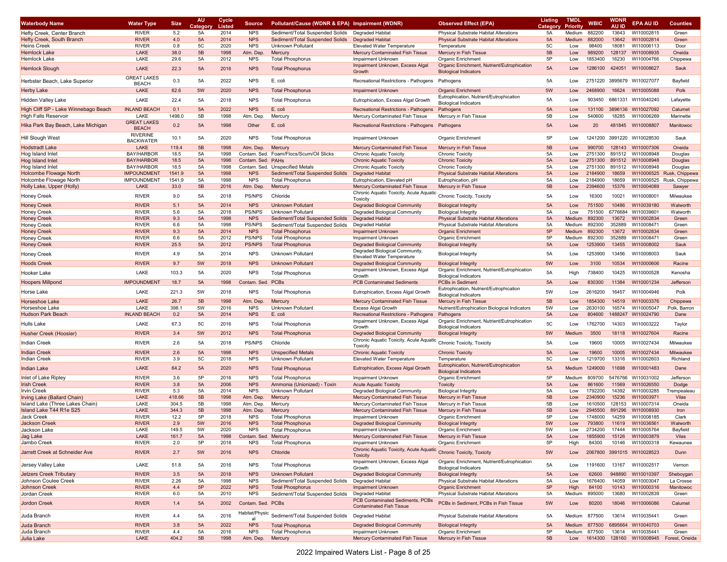| Waterbody Name | Water Type | Size | AU Category | Cycle Listed | Source | Pollutant/Cause (WDNR & EPA) | Impairment (WDNR) | Observed Effect (EPA) | Listing Category | TMDL Priority | WBIC | WDNR AU ID | EPA AU ID | Counties |
|---|---|---|---|---|---|---|---|---|---|---|---|---|---|---|
| Hefty Creek, Center Branch | RIVER | 5.2 | 5A | 2014 | NPS | Sediment/Total Suspended Solids | Degraded Habitat | Physical Substrate Habitat Alterations | 5A | Medium | 882200 | 13643 | WI10002815 | Green |
| Hefty Creek, South Branch | RIVER | 4.0 | 5A | 2014 | NPS | Sediment/Total Suspended Solids | Degraded Habitat | Physical Substrate Habitat Alterations | 5A | Medium | 882000 | 13642 | WI10002814 | Green |
| Heins Creek | RIVER | 0.8 | 5C | 2020 | NPS | Unknown Pollutant | Elevated Water Temperature | Temperature | 5C | Low | 98400 | 18081 | WI10006113 | Door |
| Hemlock Lake | LAKE | 38.0 | 5B | 1998 | Atm. Dep. | Mercury | Mercury Contaminated Fish Tissue | Mercury in Fish Tissue | 5B | Low | 989200 | 128137 | WI10008935 | Oneida |
| Hemlock Lake | LAKE | 29.6 | 5A | 2012 | NPS | Total Phosphorus | Impairment Unknown | Organic Enrichment | 5P | Low | 1853400 | 16230 | WI10004766 | Chippewa |
| Hemlock Slough | LAKE | 22.3 | 5A | 2016 | NPS | Total Phosphorus | Impairment Unknown, Excess Algal Growth | Organic Enrichment, Nutrient/Eutrophication Biological Indicators | 5A | Low | 1286100 | 424051 | WI10008627 | Sauk |
| Herbster Beach, Lake Superior | GREAT LAKES BEACH | 0.3 | 5A | 2022 | NPS | E. coli | Recreational Restrictions - Pathogens | Pathogens | 5A | Low | 2751220 | 3895679 | WI10027077 | Bayfield |
| Herby Lake | LAKE | 62.6 | 5W | 2020 | NPS | Total Phosphorus | Impairment Unknown | Organic Enrichment | 5W | Low | 2468900 | 16624 | WI10005088 | Polk |
| Hidden Valley Lake | LAKE | 22.4 | 5A | 2018 | NPS | Total Phosphorus | Eutrophication, Excess Algal Growth | Eutrophication, Nutrient/Eutrophication Biological Indicators | 5A | Low | 903450 | 6861331 | WI10040240 | Lafayette |
| High Cliff SP - Lake Winnebago Beach | INLAND BEACH | 0.1 | 5A | 2022 | NPS | E. coli | Recreational Restrictions - Pathogens | Pathogens | 5A | Low | 131100 | 3896136 | WI10027092 | Calumet |
| High Falls Reservoir | LAKE | 1498.0 | 5B | 1998 | Atm. Dep. | Mercury | Mercury Contaminated Fish Tissue | Mercury in Fish Tissue | 5B | Low | 540600 | 18285 | WI10006269 | Marinette |
| Hika Park Bay Beach, Lake Michigan | GREAT LAKES BEACH | 0.2 | 5A | 1998 | Other | E. coli | Recreational Restrictions - Pathogens | Pathogens | 5A | Low | 20 | 481845 | WI10008807 | Manitowoc |
| Hill Slough West | RIVERINE BACKWATER | 10.1 | 5A | 2020 | NPS | Total Phosphorus | Impairment Unknown | Organic Enrichment | 5P | Low | 1241200 | 3991220 | WI10028530 | Sauk |
| Hodstradt Lake | LAKE | 119.4 | 5B | 1998 | Atm. Dep. | Mercury | Mercury Contaminated Fish Tissue | Mercury in Fish Tissue | 5B | Low | 990700 | 128143 | WI10007306 | Oneida |
| Hog Island Inlet | BAY/HARBOR | 18.5 | 5A | 1998 | Contam. Sed. | Foam/Flocs/Scum/Oil Slicks | Chronic Aquatic Toxicity | Chronic Toxicity | 5A | Low | 2751300 | 891512 | WI10008948 | Douglas |
| Hog Island Inlet | BAY/HARBOR | 18.5 | 5A | 1998 | Contam. Sed. | PAHs | Chronic Aquatic Toxicity | Chronic Toxicity | 5A | Low | 2751300 | 891512 | WI10008948 | Douglas |
| Hog Island Inlet | BAY/HARBOR | 18.5 | 5A | 1998 | Contam. Sed. | Unspecified Metals | Chronic Aquatic Toxicity | Chronic Toxicity | 5A | Low | 2751300 | 891512 | WI10008948 | Douglas |
| Holcombe Flowage North | IMPOUNDMENT | 1541.9 | 5A | 1998 | NPS | Sediment/Total Suspended Solids | Degraded Habitat | Physical Substrate Habitat Alterations | 5A | Low | 2184900 | 18659 | WI10006525 | Rusk, Chippewa |
| Holcombe Flowage North | IMPOUNDMENT | 1541.9 | 5A | 1998 | NPS | Total Phosphorus | Eutrophication, Elevated pH | Eutrophication, pH | 5A | Low | 2184900 | 18659 | WI10006525 | Rusk, Chippewa |
| Holly Lake, Upper (Holly) | LAKE | 33.0 | 5B | 2016 | Atm. Dep. | Mercury | Mercury Contaminated Fish Tissue | Mercury in Fish Tissue | 5B | Low | 2394600 | 15376 | WI10004089 | Sawyer |
| Honey Creek | RIVER | 9.0 | 5A | 2018 | PS/NPS | Chloride | Chronic Aquatic Toxicity, Acute Aquatic Toxicity | Chronic Toxicity, Toxicity | 5A | Low | 16300 | 10021 | WI10008001 | Milwaukee |
| Honey Creek | RIVER | 5.1 | 5A | 2014 | NPS | Unknown Pollutant | Degraded Biological Community | Biological Integrity | 5A | Low | 751500 | 10486 | WI10039180 | Walworth |
| Honey Creek | RIVER | 5.6 | 5A | 2018 | PS/NPS | Unknown Pollutant | Degraded Biological Community | Biological Integrity | 5A | Low | 751500 | 6776684 | WI10039601 | Walworth |
| Honey Creek | RIVER | 9.3 | 5A | 1998 | NPS | Sediment/Total Suspended Solids | Degraded Habitat | Physical Substrate Habitat Alterations | 5A | Medium | 892300 | 13672 | WI10002834 | Green |
| Honey Creek | RIVER | 6.6 | 5A | 1998 | PS/NPS | Sediment/Total Suspended Solids | Degraded Habitat | Physical Substrate Habitat Alterations | 5A | Medium | 892300 | 352889 | WI10008471 | Green |
| Honey Creek | RIVER | 9.3 | 5A | 2014 | NPS | Total Phosphorus | Impairment Unknown | Organic Enrichment | 5P | Medium | 892300 | 13672 | WI10002834 | Green |
| Honey Creek | RIVER | 6.6 | 5A | 2012 | PS/NPS | Total Phosphorus | Impairment Unknown | Organic Enrichment | 5P | Medium | 892300 | 352889 | WI10008471 | Green |
| Honey Creek | RIVER | 25.5 | 5A | 2012 | PS/NPS | Total Phosphorus | Degraded Biological Community | Biological Integrity | 5A | Low | 1253900 | 13455 | WI10008002 | Sauk |
| Honey Creek | RIVER | 4.9 | 5A | 2014 | NPS | Unknown Pollutant | Degraded Biological Community, Elevated Water Temperature | Biological Integrity | 5A | Low | 1253900 | 13456 | WI10008003 | Sauk |
| Hoods Creek | RIVER | 9.7 | 5W | 2018 | NPS | Unknown Pollutant | Degraded Biological Community | Biological Integrity | 5W | Low | 3100 | 10534 | WI10000606 | Racine |
| Hooker Lake | LAKE | 103.3 | 5A | 2020 | NPS | Total Phosphorus | Impairment Unknown, Excess Algal Growth | Organic Enrichment, Nutrient/Eutrophication Biological Indicators | 5A | High | 738400 | 10425 | WI10000528 | Kenosha |
| Hoopers Millpond | IMPOUNDMENT | 18.7 | 5A | 1998 | Contam. Sed. | PCBs | PCB Contaminated Sediments | PCBs in Sediment | 5A | Low | 830300 | 11384 | WI10001234 | Jefferson |
| Horse Lake | LAKE | 221.3 | 5W | 2018 | NPS | Total Phosphorus | Eutrophication, Excess Algal Growth | Eutrophication, Nutrient/Eutrophication Biological Indicators | 5W | Low | 2616200 | 16457 | WI10004946 | Polk |
| Horseshoe Lake | LAKE | 26.7 | 5B | 1998 | Atm. Dep. | Mercury | Mercury Contaminated Fish Tissue | Mercury in Fish Tissue | 5B | Low | 1854300 | 14519 | WI10003376 | Chippewa |
| Horseshoe Lake | LAKE | 398.1 | 5W | 2016 | NPS | Unknown Pollutant | Excess Algal Growth | Nutrient/Eutrophication Biological Indicators | 5W | Low | 2630100 | 16574 | WI10005047 | Polk, Barron |
| Hudson Park Beach | INLAND BEACH | 0.2 | 5A | 2014 | NPS | E. coli | Recreational Restrictions - Pathogens | Pathogens | 5A | Low | 804600 | 1488247 | WI10024790 | Dane |
| Hulls Lake | LAKE | 67.3 | 5C | 2016 | NPS | Total Phosphorus | Impairment Unknown, Excess Algal Growth | Organic Enrichment, Nutrient/Eutrophication Biological Indicators | 5C | Low | 1762700 | 14303 | WI10003222 | Taylor |
| Husher Creek (Hoosier) | RIVER | 3.4 | 5W | 2012 | NPS | Total Phosphorus | Degraded Biological Community | Biological Integrity | 5W | Medium | 3500 | 18118 | WI10027604 | Racine |
| Indian Creek | RIVER | 2.6 | 5A | 2018 | PS/NPS | Chloride | Chronic Aquatic Toxicity, Acute Aquatic Toxicity | Chronic Toxicity, Toxicity | 5A | Low | 19600 | 10005 | WI10027434 | Milwaukee |
| Indian Creek | RIVER | 2.6 | 5A | 1998 | NPS | Unspecified Metals | Chronic Aquatic Toxicity | Chronic Toxicity | 5A | Low | 19600 | 10005 | WI10027434 | Milwaukee |
| Indian Creek | RIVER | 3.9 | 5C | 2018 | NPS | Unknown Pollutant | Elevated Water Temperature | Temperature | 5C | Low | 1219700 | 13316 | WI10002603 | Richland |
| Indian Lake | LAKE | 64.2 | 5A | 2020 | NPS | Total Phosphorus | Eutrophication, Excess Algal Growth | Eutrophication, Nutrient/Eutrophication Biological Indicators | 5A | Medium | 1249000 | 11698 | WI10001483 | Dane |
| Inlet of Lake Ripley | RIVER | 3.6 | 5P | 2016 | NPS | Total Phosphorus | Impairment Unknown | Organic Enrichment | 5P | Medium | 809700 | 5476766 | WI10031002 | Jefferson |
| Irish Creek | RIVER | 3.8 | 5A | 2006 | NPS | Ammonia (Unionized) - Toxin | Acute Aquatic Toxicity | Toxicity | 5A | Low | 861600 | 11569 | WI10026550 | Dodge |
| Irvin Creek | RIVER | 5.3 | 5A | 2014 | NPS | Unknown Pollutant | Degraded Biological Community | Biological Integrity | 5A | Low | 1792200 | 14392 | WI10003285 | Trempealeau |
| Irving Lake (Ballard Chain) | LAKE | 418.66 | 5B | 1998 | Atm. Dep. | Mercury | Mercury Contaminated Fish Tissue | Mercury in Fish Tissue | 5B | Low | 2340900 | 15236 | WI10003971 | Vilas |
| Island Lake (Three Lakes Chain) | LAKE | 304.5 | 5B | 1998 | Atm. Dep. | Mercury | Mercury Contaminated Fish Tissue | Mercury in Fish Tissue | 5B | Low | 1610500 | 128153 | WI10007314 | Oneida |
| Island Lake T44 R1e S25 | LAKE | 344.3 | 5B | 1998 | Atm. Dep. | Mercury | Mercury Contaminated Fish Tissue | Mercury in Fish Tissue | 5B | Low | 2945500 | 891296 | WI10008930 | Iron |
| Jack Creek | RIVER | 12.2 | 5P | 2018 | NPS | Total Phosphorus | Impairment Unknown | Organic Enrichment | 5P | Low | 1748000 | 14259 | WI10008185 | Clark |
| Jackson Creek | RIVER | 2.9 | 5W | 2016 | NPS | Total Phosphorus | Degraded Biological Community | Biological Integrity | 5W | Low | 793800 | 11619 | WI10036561 | Walworth |
| Jackson Lake | LAKE | 149.5 | 5W | 2020 | NPS | Total Phosphorus | Impairment Unknown | Organic Enrichment | 5W | Low | 2734200 | 17444 | WI10005764 | Bayfield |
| Jag Lake | LAKE | 161.7 | 5A | 1998 | Contam. Sed. | Mercury | Mercury Contaminated Fish Tissue | Mercury in Fish Tissue | 5A | Low | 1855900 | 15126 | WI10003879 | Vilas |
| Jambo Creek | RIVER | 2.0 | 5P | 2018 | NPS | Total Phosphorus | Impairment Unknown | Organic Enrichment | 5P | High | 84300 | 10146 | WI10000318 | Kewaunee |
| Jarrett Creek at Schneider Ave | RIVER | 2.7 | 5W | 2016 | NPS | Chloride | Chronic Aquatic Toxicity, Acute Aquatic Toxicity | Chronic Toxicity, Toxicity | 5W | Low | 2067800 | 3991015 | WI10028523 | Dunn |
| Jersey Valley Lake | LAKE | 51.8 | 5A | 2016 | NPS | Total Phosphorus | Impairment Unknown, Excess Algal Growth | Organic Enrichment, Nutrient/Eutrophication Biological Indicators | 5A | Low | 1191600 | 13167 | WI10002517 | Vernon |
| Jetzers Creek Tributary | RIVER | 3.5 | 5A | 2018 | NPS | Unknown Pollutant | Degraded Biological Community | Biological Integrity | 5A | Low | 62600 | 948890 | WI10010397 | Sheboygan |
| Johnson Coulee Creek | RIVER | 2.26 | 5A | 1998 | NPS | Sediment/Total Suspended Solids | Degraded Habitat | Physical Substrate Habitat Alterations | 5A | Low | 1676400 | 14059 | WI10003047 | La Crosse |
| Johnson Creek | RIVER | 4.4 | 5P | 2022 | NPS | Total Phosphorus | Impairment Unknown | Organic Enrichment | 5P | High | 84100 | 10143 | WI10000316 | Manitowoc |
| Jordan Creek | RIVER | 6.0 | 5A | 2010 | NPS | Sediment/Total Suspended Solids | Degraded Habitat | Physical Substrate Habitat Alterations | 5A | Medium | 895000 | 13680 | WI10002839 | Green |
| Jordon Creek | RIVER | 1.4 | 5A | 2002 | Contam. Sed. | PCBs | PCB Contaminated Sediments, PCBs Contaminated Fish Tissue | PCBs in Sediment, PCBs in Fish Tissue | 5W | Low | 80200 | 18046 | WI10006086 | Calumet |
| Juda Branch | RIVER | 4.4 | 5A | 2016 | Habitat/Physical | Sediment/Total Suspended Solids | Degraded Habitat | Physical Substrate Habitat Alterations | 5A | Medium | 877500 | 13614 | WI10035441 | Green |
| Juda Branch | RIVER | 3.8 | 5A | 2022 | NPS | Total Phosphorus | Degraded Biological Community | Biological Integrity | 5A | Medium | 877500 | 6895664 | WI10040703 | Green |
| Juda Branch | RIVER | 4.4 | 5A | 2016 | NPS | Total Phosphorus | Impairment Unknown | Organic Enrichment | 5P | Medium | 877500 | 13614 | WI10035441 | Green |
| Julia Lake | LAKE | 404.2 | 5B | 1998 | Atm. Dep. | Mercury | Mercury Contaminated Fish Tissue | Mercury in Fish Tissue | 5B | Low | 1614300 | 128160 | WI10008945 | Forest, Oneida |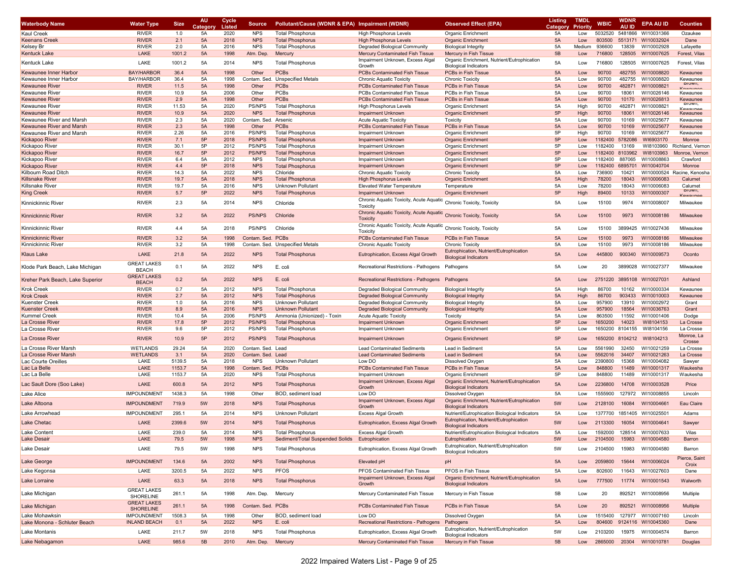| Waterbody Name | Water Type | Size | AU Category | Cycle Listed | Source | Pollutant/Cause (WDNR & EPA) | Impairment (WDNR) | Observed Effect (EPA) | Listing Category | TMDL Priority | WBIC | WDNR AU ID | EPA AU ID | Counties |
|---|---|---|---|---|---|---|---|---|---|---|---|---|---|---|
| Kaul Creek | RIVER | 1.0 | 5A | 2020 | NPS | Total Phosphorus | High Phosphorus Levels | Organic Enrichment | 5A | Low | 5032520 | 5481866 | WI10031366 | Ozaukee |
| Keenans Creek | RIVER | 2.1 | 5A | 2018 | NPS | Total Phosphorus | High Phosphorus Levels | Organic Enrichment | 5A | Low | 803500 | 5513171 | WI10032924 | Dane |
| Kelsey Br | RIVER | 2.0 | 5A | 2016 | NPS | Total Phosphorus | Degraded Biological Community | Biological Integrity | 5A | Medium | 936600 | 13839 | WI10002928 | Lafayette |
| Kentuck Lake | LAKE | 1001.2 | 5A | 1998 | Atm. Dep. | Mercury | Mercury Contaminated Fish Tissue | Mercury in Fish Tissue | 5B | Low | 716800 | 128505 | WI10007625 | Forest, Vilas |
| Kentuck Lake | LAKE | 1001.2 | 5A | 2014 | NPS | Total Phosphorus | Impairment Unknown, Excess Algal Growth | Organic Enrichment, Nutrient/Eutrophication Biological Indicators | 5A | Low | 716800 | 128505 | WI10007625 | Forest, Vilas |
| Kewaunee Inner Harbor | BAY/HARBOR | 36.4 | 5A | 1998 | Other | PCBs | PCBs Contaminated Fish Tissue | PCBs in Fish Tissue | 5A | Low | 90700 | 482755 | WI10008820 | Kewaunee |
| Kewaunee Inner Harbor | BAY/HARBOR | 36.4 | 5A | 1998 | Contam. Sed. | Unspecified Metals | Chronic Aquatic Toxicity | Chronic Toxicity | 5A | Low | 90700 | 482755 | WI10008820 | Kewaunee |
| Kewaunee River | RIVER | 11.5 | 5A | 1998 | Other | PCBs | PCBs Contaminated Fish Tissue | PCBs in Fish Tissue | 5A | Low | 90700 | 482871 | WI10008821 | Brown, Kewaunee |
| Kewaunee River | RIVER | 10.9 | 5A | 2006 | Other | PCBs | PCBs Contaminated Fish Tissue | PCBs in Fish Tissue | 5A | Low | 90700 | 18061 | WI10026146 | Kewaunee |
| Kewaunee River | RIVER | 2.9 | 5A | 1998 | Other | PCBs | PCBs Contaminated Fish Tissue | PCBs in Fish Tissue | 5A | Low | 90700 | 10170 | WI10026813 | Kewaunee |
| Kewaunee River | RIVER | 11.53 | 5A | 2020 | PS/NPS | Total Phosphorus | High Phosphorus Levels | Organic Enrichment | 5A | High | 90700 | 482871 | WI10008821 | Brown, Kewaunee |
| Kewaunee River | RIVER | 10.9 | 5A | 2020 | NPS | Total Phosphorus | Impairment Unknown | Organic Enrichment | 5P | High | 90700 | 18061 | WI10026146 | Kewaunee |
| Kewaunee River and Marsh | RIVER | 2.3 | 5A | 2020 | Contam. Sed. | Arsenic | Acute Aquatic Toxicity | Toxicity | 5A | Low | 90700 | 10169 | WI10025677 | Kewaunee |
| Kewaunee River and Marsh | RIVER | 2.3 | 5A | 1998 | Other | PCBs | PCBs Contaminated Fish Tissue | PCBs in Fish Tissue | 5A | Low | 90700 | 10169 | WI10025677 | Kewaunee |
| Kewaunee River and Marsh | RIVER | 2.26 | 5A | 2016 | PS/NPS | Total Phosphorus | Impairment Unknown | Organic Enrichment | 5P | High | 90700 | 10169 | WI10025677 | Kewaunee |
| Kickapoo River | RIVER | 7.1 | 5P | 2018 | PS/NPS | Total Phosphorus | Impairment Unknown | Organic Enrichment | 5P | Low | 1182400 | 5782086 | WI6903170 | Monroe |
| Kickapoo River | RIVER | 30.1 | 5P | 2012 | PS/NPS | Total Phosphorus | Impairment Unknown | Organic Enrichment | 5P | Low | 1182400 | 13169 | WI8103960 | Richland, Vernon |
| Kickapoo River | RIVER | 16.7 | 5P | 2012 | PS/NPS | Total Phosphorus | Impairment Unknown | Organic Enrichment | 5P | Low | 1182400 | 8103962 | WI8103963 | Monroe, Vernon |
| Kickapoo River | RIVER | 6.4 | 5A | 2012 | NPS | Total Phosphorus | Impairment Unknown | Organic Enrichment | 5P | Low | 1182400 | 887065 | WI10008863 | Crawford |
| Kickapoo River | RIVER | 4.4 | 5P | 2018 | NPS | Total Phosphorus | Impairment Unknown | Organic Enrichment | 5P | Low | 1182400 | 6895701 | WI10040704 | Monroe |
| Kilbourn Road Ditch | RIVER | 14.3 | 5A | 2022 | NPS | Chloride | Chronic Aquatic Toxicity | Chronic Toxicity | 5A | Low | 736900 | 10421 | WI10000524 | Racine, Kenosha |
| Killsnake River | RIVER | 19.7 | 5A | 2018 | NPS | Total Phosphorus | High Phosphorus Levels | Organic Enrichment | 5A | High | 78200 | 18043 | WI10006083 | Calumet |
| Killsnake River | RIVER | 19.7 | 5A | 2016 | NPS | Unknown Pollutant | Elevated Water Temperature | Temperature | 5A | Low | 78200 | 18043 | WI10006083 | Calumet |
| King Creek | RIVER | 5.7 | 5P | 2022 | NPS | Total Phosphorus | Impairment Unknown | Organic Enrichment | 5P | High | 89400 | 10133 | WI10000307 | Brown, Kewaunee |
| Kinnickinnic River | RIVER | 2.3 | 5A | 2014 | NPS | Chloride | Chronic Aquatic Toxicity, Acute Aquatic Toxicity | Chronic Toxicity, Toxicity | 5A | Low | 15100 | 9974 | WI10008007 | Milwaukee |
| Kinnickinnic River | RIVER | 3.2 | 5A | 2022 | PS/NPS | Chloride | Chronic Aquatic Toxicity, Acute Aquatic Toxicity | Chronic Toxicity, Toxicity | 5A | Low | 15100 | 9973 | WI10008186 | Milwaukee |
| Kinnickinnic River | RIVER | 4.4 | 5A | 2018 | PS/NPS | Chloride | Chronic Aquatic Toxicity, Acute Aquatic Toxicity | Chronic Toxicity, Toxicity | 5A | Low | 15100 | 3899425 | WI10027436 | Milwaukee |
| Kinnickinnic River | RIVER | 3.2 | 5A | 1998 | Contam. Sed. | PCBs | PCBs Contaminated Fish Tissue | PCBs in Fish Tissue | 5A | Low | 15100 | 9973 | WI10008186 | Milwaukee |
| Kinnickinnic River | RIVER | 3.2 | 5A | 1998 | Contam. Sed. | Unspecified Metals | Chronic Aquatic Toxicity | Chronic Toxicity | 5A | Low | 15100 | 9973 | WI10008186 | Milwaukee |
| Klaus Lake | LAKE | 21.8 | 5A | 2022 | NPS | Total Phosphorus | Eutrophication, Excess Algal Growth | Eutrophication, Nutrient/Eutrophication Biological Indicators | 5A | Low | 445800 | 900340 | WI10009573 | Oconto |
| Klode Park Beach, Lake Michigan | GREAT LAKES BEACH | 0.1 | 5A | 2022 | NPS | E. coli | Recreational Restrictions - Pathogens | Pathogens | 5A | Low | 20 | 3899028 | WI10027377 | Milwaukee |
| Kreher Park Beach, Lake Superior | GREAT LAKES BEACH | 0.2 | 5A | 2022 | NPS | E. coli | Recreational Restrictions - Pathogens | Pathogens | 5A | Low | 2751220 | 3895108 | WI10027031 | Ashland |
| Krok Creek | RIVER | 0.7 | 5A | 2012 | NPS | Total Phosphorus | Degraded Biological Community | Biological Integrity | 5A | High | 86700 | 10162 | WI10000334 | Kewaunee |
| Krok Creek | RIVER | 2.7 | 5A | 2012 | NPS | Total Phosphorus | Degraded Biological Community | Biological Integrity | 5A | High | 86700 | 903433 | WI10010003 | Kewaunee |
| Kuenster Creek | RIVER | 1.0 | 5A | 2016 | NPS | Unknown Pollutant | Degraded Biological Community | Biological Integrity | 5A | Low | 957900 | 13910 | WI10002972 | Grant |
| Kuenster Creek | RIVER | 8.9 | 5A | 2016 | NPS | Unknown Pollutant | Degraded Biological Community | Biological Integrity | 5A | Low | 957900 | 18564 | WI10036763 | Grant |
| Kummel Creek | RIVER | 10.4 | 5A | 2006 | PS/NPS | Ammonia (Unionized) - Toxin | Acute Aquatic Toxicity | Toxicity | 5A | Low | 863500 | 11592 | WI10001406 | Dodge |
| La Crosse River | RIVER | 17.8 | 5P | 2012 | PS/NPS | Total Phosphorus | Impairment Unknown | Organic Enrichment | 5P | Low | 1650200 | 14023 | WI8104153 | La Crosse |
| La Crosse River | RIVER | 9.6 | 5P | 2012 | PS/NPS | Total Phosphorus | Impairment Unknown | Organic Enrichment | 5P | Low | 1650200 | 8104155 | WI8104156 | La Crosse |
| La Crosse River | RIVER | 10.9 | 5P | 2012 | PS/NPS | Total Phosphorus | Impairment Unknown | Organic Enrichment | 5P | Low | 1650200 | 8104212 | WI8104213 | Monroe, La Crosse |
| La Crosse River Marsh | WETLANDS | 29.24 | 5A | 2020 | Contam. Sed. | Lead | Lead Contaminated Sediments | Lead in Sediment | 5A | Low | 5561990 | 32450 | WI10021259 | La Crosse |
| La Crosse River Marsh | WETLANDS | 3.1 | 5A | 2020 | Contam. Sed. | Lead | Lead Contaminated Sediments | Lead in Sediment | 5A | Low | 5562016 | 34407 | WI10021263 | La Crosse |
| Lac Courte Oreilles | LAKE | 5139.5 | 5A | 2018 | NPS | Unknown Pollutant | Low DO | Dissolved Oxygen | 5A | Low | 2390800 | 15368 | WI10004082 | Sawyer |
| Lac La Belle | LAKE | 1153.7 | 5A | 1998 | Contam. Sed. | PCBs | PCBs Contaminated Fish Tissue | PCBs in Fish Tissue | 5A | Low | 848800 | 11489 | WI10001317 | Waukesha |
| Lac La Belle | LAKE | 1153.7 | 5A | 2020 | NPS | Total Phosphorus | Impairment Unknown | Organic Enrichment | 5P | Low | 848800 | 11489 | WI10001317 | Waukesha |
| Lac Sault Dore (Soo Lake) | LAKE | 600.8 | 5A | 2012 | NPS | Total Phosphorus | Impairment Unknown, Excess Algal Growth | Organic Enrichment, Nutrient/Eutrophication Biological Indicators | 5A | Low | 2236800 | 14708 | WI10003528 | Price |
| Lake Alice | IMPOUNDMENT | 1438.3 | 5A | 1998 | Other | BOD, sediment load | Low DO | Dissolved Oxygen | 5A | Low | 1555900 | 127972 | WI10008855 | Lincoln |
| Lake Altoona | IMPOUNDMENT | 719.9 | 5W | 2018 | NPS | Total Phosphorus | Impairment Unknown, Excess Algal Growth | Organic Enrichment, Nutrient/Eutrophication Biological Indicators | 5W | Low | 2128100 | 16084 | WI10004661 | Eau Claire |
| Lake Arrowhead | IMPOUNDMENT | 295.1 | 5A | 2014 | NPS | Unknown Pollutant | Excess Algal Growth | Nutrient/Eutrophication Biological Indicators | 5A | Low | 1377700 | 1851405 | WI10025501 | Adams |
| Lake Chetac | LAKE | 2399.6 | 5W | 2014 | NPS | Total Phosphorus | Eutrophication, Excess Algal Growth | Eutrophication, Nutrient/Eutrophication Biological Indicators | 5W | Low | 2113300 | 16054 | WI10004641 | Sawyer |
| Lake Content | LAKE | 239.0 | 5A | 2014 | NPS | Total Phosphorus | Excess Algal Growth | Nutrient/Eutrophication Biological Indicators | 5A | Low | 1592000 | 128514 | WI10007633 | Vilas |
| Lake Desair | LAKE | 79.5 | 5W | 1998 | NPS | Sediment/Total Suspended Solids | Eutrophication | Eutrophication | 5W | Low | 2104500 | 15983 | WI10004580 | Barron |
| Lake Desair | LAKE | 79.5 | 5W | 1998 | NPS | Total Phosphorus | Eutrophication, Excess Algal Growth | Eutrophication, Nutrient/Eutrophication Biological Indicators | 5W | Low | 2104500 | 15983 | WI10004580 | Barron |
| Lake George | IMPOUNDMENT | 134.6 | 5A | 2002 | NPS | Total Phosphorus | Elevated pH | pH | 5A | Low | 2059800 | 15644 | WI10006024 | Pierce, Saint Croix |
| Lake Kegonsa | LAKE | 3200.5 | 5A | 2022 | NPS | PFOS | PFOS Contaminated Fish Tissue | PFOS in Fish Tissue | 5A | Low | 802600 | 11643 | WI10027603 | Dane |
| Lake Lorraine | LAKE | 63.3 | 5A | 2018 | NPS | Total Phosphorus | Impairment Unknown, Excess Algal Growth | Organic Enrichment, Nutrient/Eutrophication Biological Indicators | 5A | Low | 777500 | 11774 | WI10001543 | Walworth |
| Lake Michigan | GREAT LAKES SHORELINE | 261.1 | 5A | 1998 | Atm. Dep. | Mercury | Mercury Contaminated Fish Tissue | Mercury in Fish Tissue | 5B | Low | 20 | 892521 | WI10008956 | Multiple |
| Lake Michigan | GREAT LAKES SHORELINE | 261.1 | 5A | 1998 | Contam. Sed. | PCBs | PCBs Contaminated Fish Tissue | PCBs in Fish Tissue | 5A | Low | 20 | 892521 | WI10008956 | Multiple |
| Lake Mohawksin | IMPOUNDMENT | 1508.3 | 5A | 1998 | Other | BOD, sediment load | Low DO | Dissolved Oxygen | 5A | Low | 1515400 | 127977 | WI10007160 | Lincoln |
| Lake Monona - Schluter Beach | INLAND BEACH | 0.1 | 5A | 2022 | NPS | E. coli | Recreational Restrictions - Pathogens | Pathogens | 5A | Low | 804600 | 9124116 | WI10045360 | Dane |
| Lake Montanis | LAKE | 211.7 | 5W | 2018 | NPS | Total Phosphorus | Eutrophication, Excess Algal Growth | Eutrophication, Nutrient/Eutrophication Biological Indicators | 5W | Low | 2103200 | 15975 | WI10004574 | Barron |
| Lake Nebagamon | LAKE | 985.6 | 5B | 2010 | Atm. Dep. | Mercury | Mercury Contaminated Fish Tissue | Mercury in Fish Tissue | 5B | Low | 2865000 | 20304 | WI10010781 | Douglas |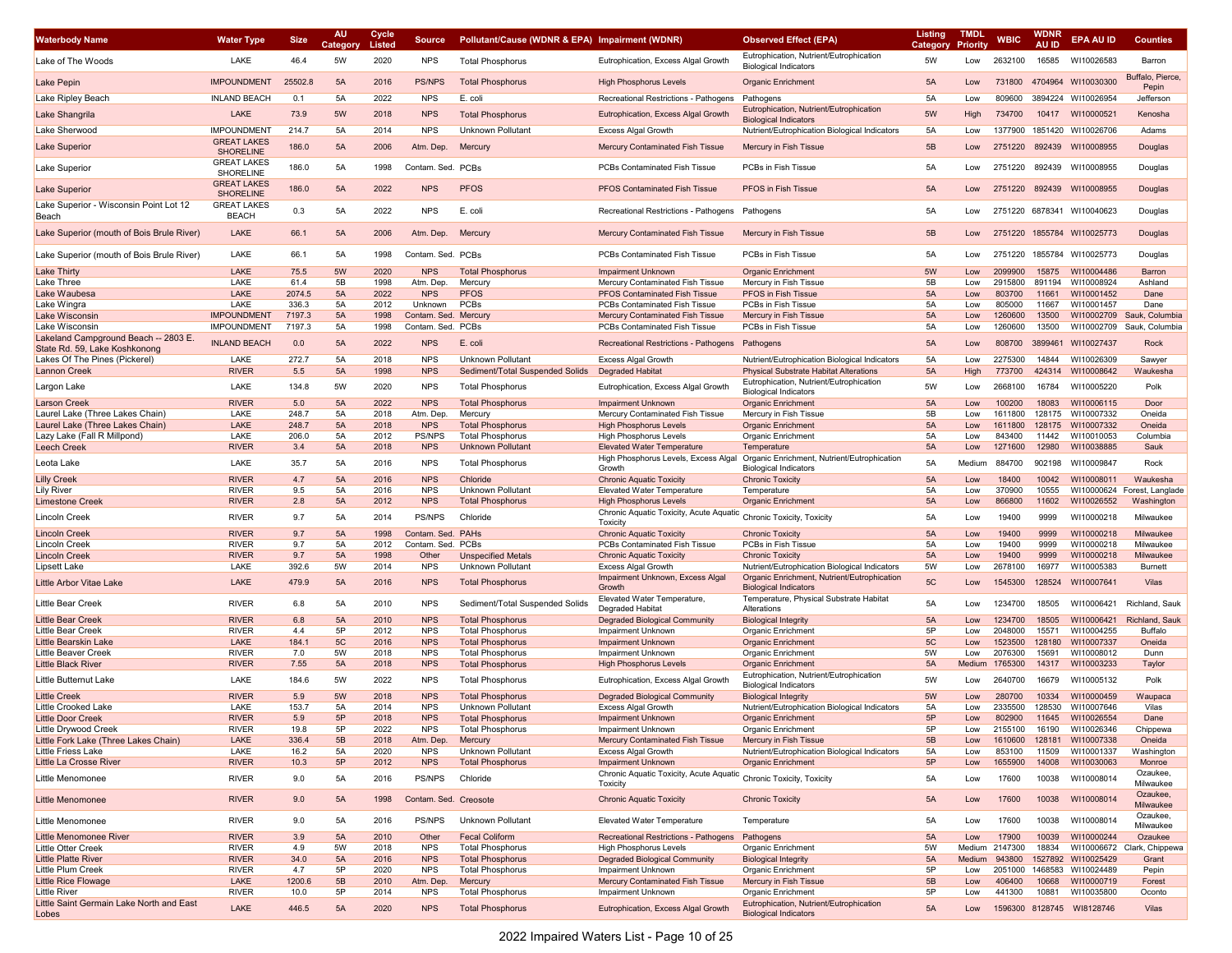| Waterbody Name | Water Type | Size | AU Category | Cycle Listed | Source | Pollutant/Cause (WDNR & EPA) | Impairment (WDNR) | Observed Effect (EPA) | Listing Category | TMDL Priority | WBIC | WDNR AU ID | EPA AU ID | Counties |
|---|---|---|---|---|---|---|---|---|---|---|---|---|---|---|
| Lake of The Woods | LAKE | 46.4 | 5W | 2020 | NPS | Total Phosphorus | Eutrophication, Excess Algal Growth | Eutrophication, Nutrient/Eutrophication Biological Indicators | 5W | Low | 2632100 | 16585 | WI10026583 | Barron |
| Lake Pepin | IMPOUNDMENT | 25502.8 | 5A | 2016 | PS/NPS | Total Phosphorus | High Phosphorus Levels | Organic Enrichment | 5A | Low | 731800 | 4704964 | WI10030300 | Buffalo, Pierce, Pepin |
| Lake Ripley Beach | INLAND BEACH | 0.1 | 5A | 2022 | NPS | E. coli | Recreational Restrictions - Pathogens | Pathogens | 5A | Low | 809600 | 3894224 | WI10026954 | Jefferson |
| Lake Shangrila | LAKE | 73.9 | 5W | 2018 | NPS | Total Phosphorus | Eutrophication, Excess Algal Growth | Eutrophication, Nutrient/Eutrophication Biological Indicators | 5W | High | 734700 | 10417 | WI10000521 | Kenosha |
| Lake Sherwood | IMPOUNDMENT | 214.7 | 5A | 2014 | NPS | Unknown Pollutant | Excess Algal Growth | Nutrient/Eutrophication Biological Indicators | 5A | Low | 1377900 | 1851420 | WI10026706 | Adams |
| Lake Superior | GREAT LAKES SHORELINE | 186.0 | 5A | 2006 | Atm. Dep. | Mercury | Mercury Contaminated Fish Tissue | Mercury in Fish Tissue | 5B | Low | 2751220 | 892439 | WI10008955 | Douglas |
| Lake Superior | GREAT LAKES SHORELINE | 186.0 | 5A | 1998 | Contam. Sed. | PCBs | PCBs Contaminated Fish Tissue | PCBs in Fish Tissue | 5A | Low | 2751220 | 892439 | WI10008955 | Douglas |
| Lake Superior | GREAT LAKES SHORELINE | 186.0 | 5A | 2022 | NPS | PFOS | PFOS Contaminated Fish Tissue | PFOS in Fish Tissue | 5A | Low | 2751220 | 892439 | WI10008955 | Douglas |
| Lake Superior - Wisconsin Point Lot 12 Beach | GREAT LAKES BEACH | 0.3 | 5A | 2022 | NPS | E. coli | Recreational Restrictions - Pathogens | Pathogens | 5A | Low | 2751220 | 6878341 | WI10040623 | Douglas |
| Lake Superior (mouth of Bois Brule River) | LAKE | 66.1 | 5A | 2006 | Atm. Dep. | Mercury | Mercury Contaminated Fish Tissue | Mercury in Fish Tissue | 5B | Low | 2751220 | 1855784 | WI10025773 | Douglas |
| Lake Superior (mouth of Bois Brule River) | LAKE | 66.1 | 5A | 1998 | Contam. Sed. | PCBs | PCBs Contaminated Fish Tissue | PCBs in Fish Tissue | 5A | Low | 2751220 | 1855784 | WI10025773 | Douglas |
| Lake Thirty | LAKE | 75.5 | 5W | 2020 | NPS | Total Phosphorus | Impairment Unknown | Organic Enrichment | 5W | Low | 2099900 | 15875 | WI10004486 | Barron |
| Lake Three | LAKE | 61.4 | 5B | 1998 | Atm. Dep. | Mercury | Mercury Contaminated Fish Tissue | Mercury in Fish Tissue | 5B | Low | 2915800 | 891194 | WI10008924 | Ashland |
| Lake Waubesa | LAKE | 2074.5 | 5A | 2022 | NPS | PFOS | PFOS Contaminated Fish Tissue | PFOS in Fish Tissue | 5A | Low | 803700 | 11661 | WI10001452 | Dane |
| Lake Wingra | LAKE | 336.3 | 5A | 2012 | Unknown | PCBs | PCBs Contaminated Fish Tissue | PCBs in Fish Tissue | 5A | Low | 805000 | 11667 | WI10001457 | Dane |
| Lake Wisconsin | IMPOUNDMENT | 7197.3 | 5A | 1998 | Contam. Sed. | Mercury | Mercury Contaminated Fish Tissue | Mercury in Fish Tissue | 5A | Low | 1260600 | 13500 | WI10002709 | Sauk, Columbia |
| Lake Wisconsin | IMPOUNDMENT | 7197.3 | 5A | 1998 | Contam. Sed. | PCBs | PCBs Contaminated Fish Tissue | PCBs in Fish Tissue | 5A | Low | 1260600 | 13500 | WI10002709 | Sauk, Columbia |
| Lakeland Campground Beach -- 2803 E. State Rd. 59, Lake Koshkonong | INLAND BEACH | 0.0 | 5A | 2022 | NPS | E. coli | Recreational Restrictions - Pathogens | Pathogens | 5A | Low | 808700 | 3899461 | WI10027437 | Rock |
| Lakes Of The Pines (Pickerel) | LAKE | 272.7 | 5A | 2018 | NPS | Unknown Pollutant | Excess Algal Growth | Nutrient/Eutrophication Biological Indicators | 5A | Low | 2275300 | 14844 | WI10026309 | Sawyer |
| Lannon Creek | RIVER | 5.5 | 5A | 1998 | NPS | Sediment/Total Suspended Solids | Degraded Habitat | Physical Substrate Habitat Alterations | 5A | High | 773700 | 424314 | WI10008642 | Waukesha |
| Largon Lake | LAKE | 134.8 | 5W | 2020 | NPS | Total Phosphorus | Eutrophication, Excess Algal Growth | Eutrophication, Nutrient/Eutrophication Biological Indicators | 5W | Low | 2668100 | 16784 | WI10005220 | Polk |
| Larson Creek | RIVER | 5.0 | 5A | 2022 | NPS | Total Phosphorus | Impairment Unknown | Organic Enrichment | 5A | Low | 100200 | 18083 | WI10006115 | Door |
| Laurel Lake (Three Lakes Chain) | LAKE | 248.7 | 5A | 2018 | Atm. Dep. | Mercury | Mercury Contaminated Fish Tissue | Mercury in Fish Tissue | 5B | Low | 1611800 | 128175 | WI10007332 | Oneida |
| Laurel Lake (Three Lakes Chain) | LAKE | 248.7 | 5A | 2018 | NPS | Total Phosphorus | High Phosphorus Levels | Organic Enrichment | 5A | Low | 1611800 | 128175 | WI10007332 | Oneida |
| Lazy Lake (Fall R Millpond) | LAKE | 206.0 | 5A | 2012 | PS/NPS | Total Phosphorus | High Phosphorus Levels | Organic Enrichment | 5A | Low | 843400 | 11442 | WI10010053 | Columbia |
| Leech Creek | RIVER | 3.4 | 5A | 2018 | NPS | Unknown Pollutant | Elevated Water Temperature | Temperature | 5A | Low | 1271600 | 12980 | WI10038885 | Sauk |
| Leota Lake | LAKE | 35.7 | 5A | 2016 | NPS | Total Phosphorus | High Phosphorus Levels, Excess Algal Growth | Organic Enrichment, Nutrient/Eutrophication Biological Indicators | 5A | Medium | 884700 | 902198 | WI10009847 | Rock |
| Lilly Creek | RIVER | 4.7 | 5A | 2016 | NPS | Chloride | Chronic Aquatic Toxicity | Chronic Toxicity | 5A | Low | 18400 | 10042 | WI10008011 | Waukesha |
| Lily River | RIVER | 9.5 | 5A | 2016 | NPS | Unknown Pollutant | Elevated Water Temperature | Temperature | 5A | Low | 370900 | 10555 | WI10000624 | Forest, Langlade |
| Limestone Creek | RIVER | 2.8 | 5A | 2012 | NPS | Total Phosphorus | High Phosphorus Levels | Organic Enrichment | 5A | Low | 866800 | 11602 | WI10026552 | Washington |
| Lincoln Creek | RIVER | 9.7 | 5A | 2014 | PS/NPS | Chloride | Chronic Aquatic Toxicity, Acute Aquatic Toxicity | Chronic Toxicity, Toxicity | 5A | Low | 19400 | 9999 | WI10000218 | Milwaukee |
| Lincoln Creek | RIVER | 9.7 | 5A | 1998 | Contam. Sed. | PAHs | Chronic Aquatic Toxicity | Chronic Toxicity | 5A | Low | 19400 | 9999 | WI10000218 | Milwaukee |
| Lincoln Creek | RIVER | 9.7 | 5A | 2012 | Contam. Sed. | PCBs | PCBs Contaminated Fish Tissue | PCBs in Fish Tissue | 5A | Low | 19400 | 9999 | WI10000218 | Milwaukee |
| Lincoln Creek | RIVER | 9.7 | 5A | 1998 | Other | Unspecified Metals | Chronic Aquatic Toxicity | Chronic Toxicity | 5A | Low | 19400 | 9999 | WI10000218 | Milwaukee |
| Lipsett Lake | LAKE | 392.6 | 5W | 2014 | NPS | Unknown Pollutant | Excess Algal Growth | Nutrient/Eutrophication Biological Indicators | 5W | Low | 2678100 | 16977 | WI10005383 | Burnett |
| Little Arbor Vitae Lake | LAKE | 479.9 | 5A | 2016 | NPS | Total Phosphorus | Impairment Unknown, Excess Algal Growth | Organic Enrichment, Nutrient/Eutrophication Biological Indicators | 5C | Low | 1545300 | 128524 | WI10007641 | Vilas |
| Little Bear Creek | RIVER | 6.8 | 5A | 2010 | NPS | Sediment/Total Suspended Solids | Elevated Water Temperature, Degraded Habitat | Temperature, Physical Substrate Habitat Alterations | 5A | Low | 1234700 | 18505 | WI10006421 | Richland, Sauk |
| Little Bear Creek | RIVER | 6.8 | 5A | 2010 | NPS | Total Phosphorus | Degraded Biological Community | Biological Integrity | 5A | Low | 1234700 | 18505 | WI10006421 | Richland, Sauk |
| Little Bear Creek | RIVER | 4.4 | 5P | 2012 | NPS | Total Phosphorus | Impairment Unknown | Organic Enrichment | 5P | Low | 2048000 | 15571 | WI10004255 | Buffalo |
| Little Bearskin Lake | LAKE | 184.1 | 5C | 2016 | NPS | Total Phosphorus | Impairment Unknown | Organic Enrichment | 5C | Low | 1523500 | 128180 | WI10007337 | Oneida |
| Little Beaver Creek | RIVER | 7.0 | 5W | 2018 | NPS | Total Phosphorus | Impairment Unknown | Organic Enrichment | 5W | Low | 2076300 | 15691 | WI10008012 | Dunn |
| Little Black River | RIVER | 7.55 | 5A | 2018 | NPS | Total Phosphorus | High Phosphorus Levels | Organic Enrichment | 5A | Medium | 1765300 | 14317 | WI10003233 | Taylor |
| Little Butternut Lake | LAKE | 184.6 | 5W | 2022 | NPS | Total Phosphorus | Eutrophication, Excess Algal Growth | Eutrophication, Nutrient/Eutrophication Biological Indicators | 5W | Low | 2640700 | 16679 | WI10005132 | Polk |
| Little Creek | RIVER | 5.9 | 5W | 2018 | NPS | Total Phosphorus | Degraded Biological Community | Biological Integrity | 5W | Low | 280700 | 10334 | WI10000459 | Waupaca |
| Little Crooked Lake | LAKE | 153.7 | 5A | 2014 | NPS | Unknown Pollutant | Excess Algal Growth | Nutrient/Eutrophication Biological Indicators | 5A | Low | 2335500 | 128530 | WI10007646 | Vilas |
| Little Door Creek | RIVER | 5.9 | 5P | 2018 | NPS | Total Phosphorus | Impairment Unknown | Organic Enrichment | 5P | Low | 802900 | 11645 | WI10026554 | Dane |
| Little Drywood Creek | RIVER | 19.8 | 5P | 2022 | NPS | Total Phosphorus | Impairment Unknown | Organic Enrichment | 5P | Low | 2155100 | 16190 | WI10026346 | Chippewa |
| Little Fork Lake (Three Lakes Chain) | LAKE | 336.4 | 5B | 2018 | Atm. Dep. | Mercury | Mercury Contaminated Fish Tissue | Mercury in Fish Tissue | 5B | Low | 1610600 | 128181 | WI10007338 | Oneida |
| Little Friess Lake | LAKE | 16.2 | 5A | 2020 | NPS | Unknown Pollutant | Excess Algal Growth | Nutrient/Eutrophication Biological Indicators | 5A | Low | 853100 | 11509 | WI10001337 | Washington |
| Little La Crosse River | RIVER | 10.3 | 5P | 2012 | NPS | Total Phosphorus | Impairment Unknown | Organic Enrichment | 5P | Low | 1655900 | 14008 | WI10030063 | Monroe |
| Little Menomonee | RIVER | 9.0 | 5A | 2016 | PS/NPS | Chloride | Chronic Aquatic Toxicity, Acute Aquatic Toxicity | Chronic Toxicity, Toxicity | 5A | Low | 17600 | 10038 | WI10008014 | Ozaukee, Milwaukee |
| Little Menomonee | RIVER | 9.0 | 5A | 1998 | Contam. Sed. | Creosote | Chronic Aquatic Toxicity | Chronic Toxicity | 5A | Low | 17600 | 10038 | WI10008014 | Ozaukee, Milwaukee |
| Little Menomonee | RIVER | 9.0 | 5A | 2016 | PS/NPS | Unknown Pollutant | Elevated Water Temperature | Temperature | 5A | Low | 17600 | 10038 | WI10008014 | Ozaukee, Milwaukee |
| Little Menomonee River | RIVER | 3.9 | 5A | 2010 | Other | Fecal Coliform | Recreational Restrictions - Pathogens | Pathogens | 5A | Low | 17900 | 10039 | WI10000244 | Ozaukee |
| Little Otter Creek | RIVER | 4.9 | 5W | 2018 | NPS | Total Phosphorus | High Phosphorus Levels | Organic Enrichment | 5W | Medium | 2147300 | 18834 | WI10006672 | Clark, Chippewa |
| Little Platte River | RIVER | 34.0 | 5A | 2016 | NPS | Total Phosphorus | Degraded Biological Community | Biological Integrity | 5A | Medium | 943800 | 1527892 | WI10025429 | Grant |
| Little Plum Creek | RIVER | 4.7 | 5P | 2020 | NPS | Total Phosphorus | Impairment Unknown | Organic Enrichment | 5P | Low | 2051000 | 1468583 | WI10024489 | Pepin |
| Little Rice Flowage | LAKE | 1200.6 | 5B | 2010 | Atm. Dep. | Mercury | Mercury Contaminated Fish Tissue | Mercury in Fish Tissue | 5B | Low | 406400 | 10668 | WI10000719 | Forest |
| Little River | RIVER | 10.0 | 5P | 2014 | NPS | Total Phosphorus | Impairment Unknown | Organic Enrichment | 5P | Low | 441300 | 10881 | WI10035800 | Oconto |
| Little Saint Germain Lake North and East Lobes | LAKE | 446.5 | 5A | 2020 | NPS | Total Phosphorus | Eutrophication, Excess Algal Growth | Eutrophication, Nutrient/Eutrophication Biological Indicators | 5A | Low | 1596300 | 8128745 | WI8128746 | Vilas |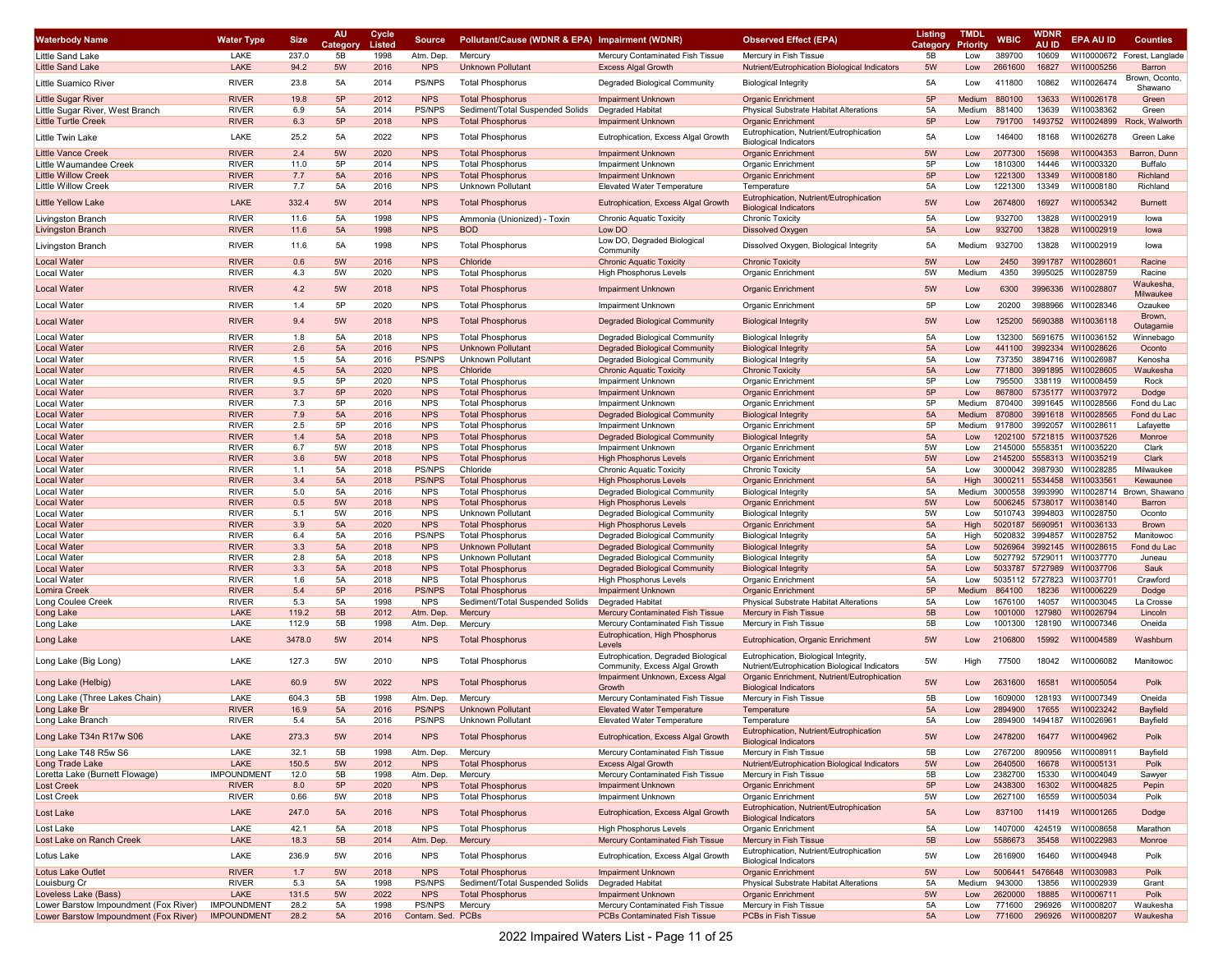| Waterbody Name | Water Type | Size | AU Category | Cycle Listed | Source | Pollutant/Cause (WDNR & EPA) | Impairment (WDNR) | Observed Effect (EPA) | Listing Category | TMDL Priority | WBIC | WDNR AU ID | EPA AU ID | Counties |
|---|---|---|---|---|---|---|---|---|---|---|---|---|---|---|
| Little Sand Lake | LAKE | 237.0 | 5B | 1998 | Atm. Dep. | Mercury | Mercury Contaminated Fish Tissue | Mercury in Fish Tissue | 5B | Low | 389700 | 10609 | WI10000672 | Forest, Langlade |
| Little Sand Lake | LAKE | 94.2 | 5W | 2016 | NPS | Unknown Pollutant | Excess Algal Growth | Nutrient/Eutrophication Biological Indicators | 5W | Low | 2661600 | 16827 | WI10005256 | Barron |
| Little Suamico River | RIVER | 23.8 | 5A | 2014 | PS/NPS | Total Phosphorus | Degraded Biological Community | Biological Integrity | 5A | Low | 411800 | 10862 | WI10026474 | Brown, Oconto, Shawano |
| Little Sugar River | RIVER | 19.8 | 5P | 2012 | NPS | Total Phosphorus | Impairment Unknown | Organic Enrichment | 5P | Medium | 880100 | 13633 | WI10026476 | Green |
| Little Sugar River, West Branch | RIVER | 6.9 | 5A | 2014 | PS/NPS | Sediment/Total Suspended Solids | Degraded Habitat | Physical Substrate Habitat Alterations | 5A | Medium | 881400 | 13639 | WI10038362 | Green |
| Little Turtle Creek | RIVER | 6.3 | 5P | 2018 | NPS | Total Phosphorus | Impairment Unknown | Organic Enrichment | 5P | Low | 791700 | 1493752 | WI10024899 | Rock, Walworth |
| Little Twin Lake | LAKE | 25.2 | 5A | 2022 | NPS | Total Phosphorus | Eutrophication, Excess Algal Growth | Eutrophication, Nutrient/Eutrophication Biological Indicators | 5A | Low | 146400 | 18168 | WI10026278 | Green Lake |
| Little Vance Creek | RIVER | 2.4 | 5W | 2020 | NPS | Total Phosphorus | Impairment Unknown | Organic Enrichment | 5W | Low | 2077300 | 15698 | WI10004353 | Barron, Dunn |
| Little Waumandee Creek | RIVER | 11.0 | 5P | 2014 | NPS | Total Phosphorus | Impairment Unknown | Organic Enrichment | 5P | Low | 1810300 | 14446 | WI10003320 | Buffalo |
| Little Willow Creek | RIVER | 7.7 | 5A | 2016 | NPS | Total Phosphorus | Impairment Unknown | Organic Enrichment | 5P | Low | 1221300 | 13349 | WI10008180 | Richland |
| Little Willow Creek | RIVER | 7.7 | 5A | 2016 | NPS | Unknown Pollutant | Elevated Water Temperature | Temperature | 5A | Low | 1221300 | 13349 | WI10008180 | Richland |
| Little Yellow Lake | LAKE | 332.4 | 5W | 2014 | NPS | Total Phosphorus | Eutrophication, Excess Algal Growth | Eutrophication, Nutrient/Eutrophication Biological Indicators | 5W | Low | 2674800 | 16927 | WI10005342 | Burnett |
| Livingston Branch | RIVER | 11.6 | 5A | 1998 | NPS | Ammonia (Unionized) - Toxin | Chronic Aquatic Toxicity | Chronic Toxicity | 5A | Low | 932700 | 13828 | WI10002919 | Iowa |
| Livingston Branch | RIVER | 11.6 | 5A | 1998 | NPS | BOD | Low DO | Dissolved Oxygen | 5A | Low | 932700 | 13828 | WI10002919 | Iowa |
| Livingston Branch | RIVER | 11.6 | 5A | 1998 | NPS | Total Phosphorus | Low DO, Degraded Biological Community | Dissolved Oxygen, Biological Integrity | 5A | Medium | 932700 | 13828 | WI10002919 | Iowa |
| Local Water | RIVER | 0.6 | 5W | 2016 | NPS | Chloride | Chronic Aquatic Toxicity | Chronic Toxicity | 5W | Low | 2450 | 3991787 | WI10028601 | Racine |
| Local Water | RIVER | 4.3 | 5W | 2020 | NPS | Total Phosphorus | High Phosphorus Levels | Organic Enrichment | 5W | Medium | 4350 | 3995025 | WI10028759 | Racine |
| Local Water | RIVER | 4.2 | 5W | 2018 | NPS | Total Phosphorus | Impairment Unknown | Organic Enrichment | 5W | Low | 6300 | 3996336 | WI10028807 | Waukesha, Milwaukee |
| Local Water | RIVER | 1.4 | 5P | 2020 | NPS | Total Phosphorus | Impairment Unknown | Organic Enrichment | 5P | Low | 20200 | 3988966 | WI10028346 | Ozaukee |
| Local Water | RIVER | 9.4 | 5W | 2018 | NPS | Total Phosphorus | Degraded Biological Community | Biological Integrity | 5W | Low | 125200 | 5690388 | WI10036118 | Brown, Outagamie |
| Local Water | RIVER | 1.8 | 5A | 2018 | NPS | Total Phosphorus | Degraded Biological Community | Biological Integrity | 5A | Low | 132300 | 5691675 | WI10036152 | Winnebago |
| Local Water | RIVER | 2.6 | 5A | 2016 | NPS | Unknown Pollutant | Degraded Biological Community | Biological Integrity | 5A | Low | 441100 | 3992334 | WI10028626 | Oconto |
| Local Water | RIVER | 1.5 | 5A | 2016 | PS/NPS | Unknown Pollutant | Degraded Biological Community | Biological Integrity | 5A | Low | 737350 | 3894716 | WI10026987 | Kenosha |
| Local Water | RIVER | 4.5 | 5A | 2020 | NPS | Chloride | Chronic Aquatic Toxicity | Chronic Toxicity | 5A | Low | 771800 | 3991895 | WI10028605 | Waukesha |
| Local Water | RIVER | 9.5 | 5P | 2020 | NPS | Total Phosphorus | Impairment Unknown | Organic Enrichment | 5P | Low | 795500 | 338119 | WI10008459 | Rock |
| Local Water | RIVER | 3.7 | 5P | 2020 | NPS | Total Phosphorus | Impairment Unknown | Organic Enrichment | 5P | Low | 867800 | 5735177 | WI10037972 | Dodge |
| Local Water | RIVER | 7.3 | 5P | 2016 | NPS | Total Phosphorus | Impairment Unknown | Organic Enrichment | 5P | Medium | 870400 | 3991645 | WI10028566 | Fond du Lac |
| Local Water | RIVER | 7.9 | 5A | 2016 | NPS | Total Phosphorus | Degraded Biological Community | Biological Integrity | 5A | Medium | 870800 | 3991618 | WI10028565 | Fond du Lac |
| Local Water | RIVER | 2.5 | 5P | 2016 | NPS | Total Phosphorus | Impairment Unknown | Organic Enrichment | 5P | Medium | 917800 | 3992057 | WI10028611 | Lafayette |
| Local Water | RIVER | 1.4 | 5A | 2018 | NPS | Total Phosphorus | Degraded Biological Community | Biological Integrity | 5A | Low | 1202100 | 5721815 | WI10037526 | Monroe |
| Local Water | RIVER | 6.7 | 5W | 2018 | NPS | Total Phosphorus | Impairment Unknown | Organic Enrichment | 5W | Low | 2145000 | 5558351 | WI10035220 | Clark |
| Local Water | RIVER | 3.6 | 5W | 2018 | NPS | Total Phosphorus | High Phosphorus Levels | Organic Enrichment | 5W | Low | 2145200 | 5558313 | WI10035219 | Clark |
| Local Water | RIVER | 1.1 | 5A | 2018 | PS/NPS | Chloride | Chronic Aquatic Toxicity | Chronic Toxicity | 5A | Low | 3000042 | 3987930 | WI10028285 | Milwaukee |
| Local Water | RIVER | 3.4 | 5A | 2018 | PS/NPS | Total Phosphorus | High Phosphorus Levels | Organic Enrichment | 5A | High | 3000211 | 5534458 | WI10033561 | Kewaunee |
| Local Water | RIVER | 5.0 | 5A | 2016 | NPS | Total Phosphorus | Degraded Biological Community | Biological Integrity | 5A | Medium | 3000558 | 3993990 | WI10028714 | Brown, Shawano |
| Local Water | RIVER | 0.5 | 5W | 2018 | NPS | Total Phosphorus | High Phosphorus Levels | Organic Enrichment | 5W | Low | 5006245 | 5738017 | WI10038140 | Barron |
| Local Water | RIVER | 5.1 | 5W | 2016 | NPS | Unknown Pollutant | Degraded Biological Community | Biological Integrity | 5W | Low | 5010743 | 3994803 | WI10028750 | Oconto |
| Local Water | RIVER | 3.9 | 5A | 2020 | NPS | Total Phosphorus | High Phosphorus Levels | Organic Enrichment | 5A | High | 5020187 | 5690951 | WI10036133 | Brown |
| Local Water | RIVER | 6.4 | 5A | 2016 | PS/NPS | Total Phosphorus | Degraded Biological Community | Biological Integrity | 5A | High | 5020832 | 3994857 | WI10028752 | Manitowoc |
| Local Water | RIVER | 3.3 | 5A | 2018 | NPS | Unknown Pollutant | Degraded Biological Community | Biological Integrity | 5A | Low | 5026964 | 3992145 | WI10028615 | Fond du Lac |
| Local Water | RIVER | 2.8 | 5A | 2018 | NPS | Unknown Pollutant | Degraded Biological Community | Biological Integrity | 5A | Low | 5027792 | 5729011 | WI10037770 | Juneau |
| Local Water | RIVER | 3.3 | 5A | 2018 | NPS | Total Phosphorus | Degraded Biological Community | Biological Integrity | 5A | Low | 5033787 | 5727989 | WI10037706 | Sauk |
| Local Water | RIVER | 1.6 | 5A | 2018 | NPS | Total Phosphorus | High Phosphorus Levels | Organic Enrichment | 5A | Low | 5035112 | 5727823 | WI10037701 | Crawford |
| Lomira Creek | RIVER | 5.4 | 5P | 2016 | PS/NPS | Total Phosphorus | Impairment Unknown | Organic Enrichment | 5P | Medium | 864100 | 18236 | WI10006229 | Dodge |
| Long Coulee Creek | RIVER | 5.3 | 5A | 1998 | NPS | Sediment/Total Suspended Solids | Degraded Habitat | Physical Substrate Habitat Alterations | 5A | Low | 1676100 | 14057 | WI10003045 | La Crosse |
| Long Lake | LAKE | 119.2 | 5B | 2012 | Atm. Dep. | Mercury | Mercury Contaminated Fish Tissue | Mercury in Fish Tissue | 5B | Low | 1001000 | 127980 | WI10026794 | Lincoln |
| Long Lake | LAKE | 112.9 | 5B | 1998 | Atm. Dep. | Mercury | Mercury Contaminated Fish Tissue | Mercury in Fish Tissue | 5B | Low | 1001300 | 128190 | WI10007346 | Oneida |
| Long Lake | LAKE | 3478.0 | 5W | 2014 | NPS | Total Phosphorus | Eutrophication, High Phosphorus Levels | Eutrophication, Organic Enrichment | 5W | Low | 2106800 | 15992 | WI10004589 | Washburn |
| Long Lake (Big Long) | LAKE | 127.3 | 5W | 2010 | NPS | Total Phosphorus | Eutrophication, Degraded Biological Community, Excess Algal Growth | Eutrophication, Biological Integrity, Nutrient/Eutrophication Biological Indicators | 5W | High | 77500 | 18042 | WI10006082 | Manitowoc |
| Long Lake (Helbig) | LAKE | 60.9 | 5W | 2022 | NPS | Total Phosphorus | Impairment Unknown, Excess Algal Growth | Organic Enrichment, Nutrient/Eutrophication Biological Indicators | 5W | Low | 2631600 | 16581 | WI10005054 | Polk |
| Long Lake (Three Lakes Chain) | LAKE | 604.3 | 5B | 1998 | Atm. Dep. | Mercury | Mercury Contaminated Fish Tissue | Mercury in Fish Tissue | 5B | Low | 1609000 | 128193 | WI10007349 | Oneida |
| Long Lake Br | RIVER | 16.9 | 5A | 2016 | PS/NPS | Unknown Pollutant | Elevated Water Temperature | Temperature | 5A | Low | 2894900 | 17655 | WI10023242 | Bayfield |
| Long Lake Branch | RIVER | 5.4 | 5A | 2016 | PS/NPS | Unknown Pollutant | Elevated Water Temperature | Temperature | 5A | Low | 2894900 | 1494187 | WI10026961 | Bayfield |
| Long Lake T34n R17w S06 | LAKE | 273.3 | 5W | 2014 | NPS | Total Phosphorus | Eutrophication, Excess Algal Growth | Eutrophication, Nutrient/Eutrophication Biological Indicators | 5W | Low | 2478200 | 16477 | WI10004962 | Polk |
| Long Lake T48 R5w S6 | LAKE | 32.1 | 5B | 1998 | Atm. Dep. | Mercury | Mercury Contaminated Fish Tissue | Mercury in Fish Tissue | 5B | Low | 2767200 | 890956 | WI10008911 | Bayfield |
| Long Trade Lake | LAKE | 150.5 | 5W | 2012 | NPS | Total Phosphorus | Excess Algal Growth | Nutrient/Eutrophication Biological Indicators | 5W | Low | 2640500 | 16678 | WI10005131 | Polk |
| Loretta Lake (Burnett Flowage) | IMPOUNDMENT | 12.0 | 5B | 1998 | Atm. Dep. | Mercury | Mercury Contaminated Fish Tissue | Mercury in Fish Tissue | 5B | Low | 2382700 | 15330 | WI10004049 | Sawyer |
| Lost Creek | RIVER | 8.0 | 5P | 2020 | NPS | Total Phosphorus | Impairment Unknown | Organic Enrichment | 5P | Low | 2438300 | 16302 | WI10004825 | Pepin |
| Lost Creek | RIVER | 0.66 | 5W | 2018 | NPS | Total Phosphorus | Impairment Unknown | Organic Enrichment | 5W | Low | 2627100 | 16559 | WI10005034 | Polk |
| Lost Lake | LAKE | 247.0 | 5A | 2016 | NPS | Total Phosphorus | Eutrophication, Excess Algal Growth | Eutrophication, Nutrient/Eutrophication Biological Indicators | 5A | Low | 837100 | 11419 | WI10001265 | Dodge |
| Lost Lake | LAKE | 42.1 | 5A | 2018 | NPS | Total Phosphorus | High Phosphorus Levels | Organic Enrichment | 5A | Low | 1407000 | 424519 | WI10008658 | Marathon |
| Lost Lake on Ranch Creek | LAKE | 18.3 | 5B | 2014 | Atm. Dep. | Mercury | Mercury Contaminated Fish Tissue | Mercury in Fish Tissue | 5B | Low | 5586673 | 35458 | WI10022983 | Monroe |
| Lotus Lake | LAKE | 236.9 | 5W | 2016 | NPS | Total Phosphorus | Eutrophication, Excess Algal Growth | Eutrophication, Nutrient/Eutrophication Biological Indicators | 5W | Low | 2616900 | 16460 | WI10004948 | Polk |
| Lotus Lake Outlet | RIVER | 1.7 | 5W | 2018 | NPS | Total Phosphorus | Impairment Unknown | Organic Enrichment | 5W | Low | 5006441 | 5476648 | WI10030983 | Polk |
| Louisburg Cr | RIVER | 5.3 | 5A | 1998 | PS/NPS | Sediment/Total Suspended Solids | Degraded Habitat | Physical Substrate Habitat Alterations | 5A | Medium | 943000 | 13856 | WI10002939 | Grant |
| Loveless Lake (Bass) | LAKE | 131.5 | 5W | 2022 | NPS | Total Phosphorus | Impairment Unknown | Organic Enrichment | 5W | Low | 2620000 | 18885 | WI10006711 | Polk |
| Lower Barstow Impoundment (Fox River) | IMPOUNDMENT | 28.2 | 5A | 1998 | PS/NPS | Mercury | Mercury Contaminated Fish Tissue | Mercury in Fish Tissue | 5A | Low | 771600 | 296926 | WI10008207 | Waukesha |
| Lower Barstow Impoundment (Fox River) | IMPOUNDMENT | 28.2 | 5A | 2016 | Contam. Sed. | PCBs | PCBs Contaminated Fish Tissue | PCBs in Fish Tissue | 5A | Low | 771600 | 296926 | WI10008207 | Waukesha |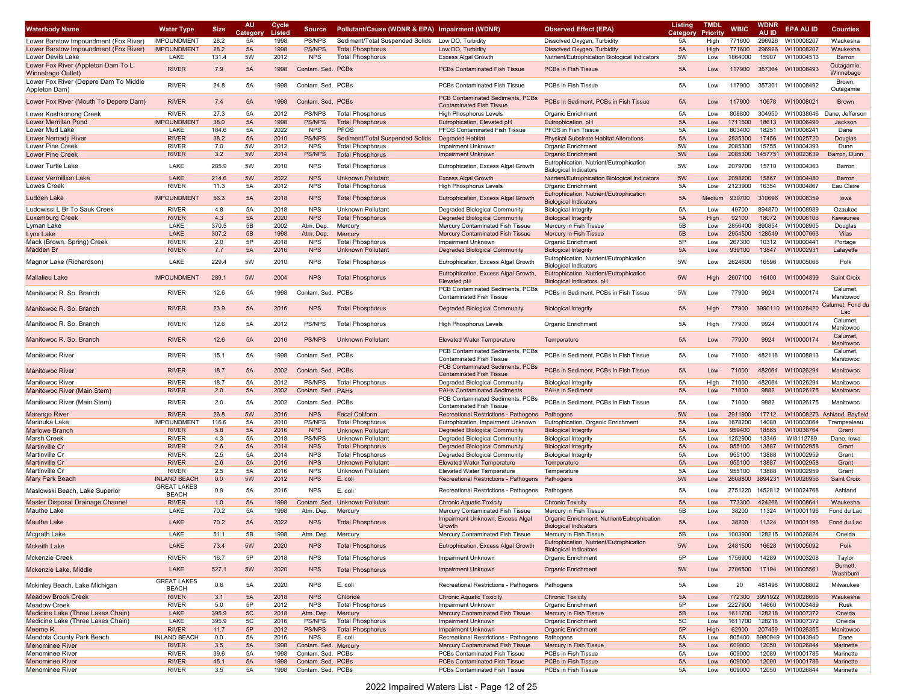| Waterbody Name | Water Type | Size | AU Category | Cycle Listed | Source | Pollutant/Cause (WDNR & EPA) | Impairment (WDNR) | Observed Effect (EPA) | Listing Category | TMDL Priority | WBIC | WDNR AU ID | EPA AU ID | Counties |
|---|---|---|---|---|---|---|---|---|---|---|---|---|---|---|
| Lower Barstow Impoundment (Fox River) | IMPOUNDMENT | 28.2 | 5A | 1998 | PS/NPS | Sediment/Total Suspended Solids | Low DO, Turbidity | Dissolved Oxygen, Turbidity | 5A | High | 771600 | 296926 | WI10008207 | Waukesha |
| Lower Barstow Impoundment (Fox River) | IMPOUNDMENT | 28.2 | 5A | 1998 | PS/NPS | Total Phosphorus | Low DO, Turbidity | Dissolved Oxygen, Turbidity | 5A | High | 771600 | 296926 | WI10008207 | Waukesha |
| Lower Devils Lake | LAKE | 131.4 | 5W | 2012 | NPS | Total Phosphorus | Excess Algal Growth | Nutrient/Eutrophication Biological Indicators | 5W | Low | 1864000 | 15907 | WI10004513 | Barron |
| Lower Fox River (Appleton Dam To L. Winnebago Outlet) | RIVER | 7.9 | 5A | 1998 | Contam. Sed. | PCBs | PCBs Contaminated Fish Tissue | PCBs in Fish Tissue | 5A | Low | 117900 | 357364 | WI10008493 | Outagamie, Winnebago |
| Lower Fox River (Depere Dam To Middle Appleton Dam) | RIVER | 24.8 | 5A | 1998 | Contam. Sed. | PCBs | PCBs Contaminated Fish Tissue | PCBs in Fish Tissue | 5A | Low | 117900 | 357301 | WI10008492 | Brown, Outagamie |
| Lower Fox River (Mouth To Depere Dam) | RIVER | 7.4 | 5A | 1998 | Contam. Sed. | PCBs | PCB Contaminated Sediments, PCBs Contaminated Fish Tissue | PCBs in Sediment, PCBs in Fish Tissue | 5A | Low | 117900 | 10678 | WI10008021 | Brown |
| Lower Koshkonong Creek | RIVER | 27.3 | 5A | 2012 | PS/NPS | Total Phosphorus | High Phosphorus Levels | Organic Enrichment | 5A | Low | 808800 | 304950 | WI10038646 | Dane, Jefferson |
| Lower Merrillan Pond | IMPOUNDMENT | 38.0 | 5A | 1998 | PS/NPS | Total Phosphorus | Eutrophication, Elevated pH | Eutrophication, pH | 5A | Low | 1711500 | 18613 | WI10006490 | Jackson |
| Lower Mud Lake | LAKE | 184.6 | 5A | 2022 | NPS | PFOS | PFOS Contaminated Fish Tissue | PFOS in Fish Tissue | 5A | Low | 803400 | 18251 | WI10006241 | Dane |
| Lower Nemadji River | RIVER | 38.2 | 5A | 2010 | PS/NPS | Sediment/Total Suspended Solids | Degraded Habitat | Physical Substrate Habitat Alterations | 5A | Low | 2835300 | 17456 | WI10025720 | Douglas |
| Lower Pine Creek | RIVER | 7.0 | 5W | 2012 | NPS | Total Phosphorus | Impairment Unknown | Organic Enrichment | 5W | Low | 2085300 | 15755 | WI10004393 | Dunn |
| Lower Pine Creek | RIVER | 3.2 | 5W | 2014 | PS/NPS | Total Phosphorus | Impairment Unknown | Organic Enrichment | 5W | Low | 2085300 | 1457751 | WI10023639 | Barron, Dunn |
| Lower Turtle Lake | LAKE | 285.9 | 5W | 2010 | NPS | Total Phosphorus | Eutrophication, Excess Algal Growth | Eutrophication, Nutrient/Eutrophication Biological Indicators | 5W | Low | 2079700 | 15710 | WI10004363 | Barron |
| Lower Vermillion Lake | LAKE | 214.6 | 5W | 2022 | NPS | Unknown Pollutant | Excess Algal Growth | Nutrient/Eutrophication Biological Indicators | 5W | Low | 2098200 | 15867 | WI10004480 | Barron |
| Lowes Creek | RIVER | 11.3 | 5A | 2012 | NPS | Total Phosphorus | High Phosphorus Levels | Organic Enrichment | 5A | Low | 2123900 | 16354 | WI10004867 | Eau Claire |
| Ludden Lake | IMPOUNDMENT | 56.3 | 5A | 2018 | NPS | Total Phosphorus | Eutrophication, Excess Algal Growth | Eutrophication, Nutrient/Eutrophication Biological Indicators | 5A | Medium | 930700 | 310696 | WI10008359 | Iowa |
| Ludowissi L Br To Sauk Creek | RIVER | 4.8 | 5A | 2018 | NPS | Unknown Pollutant | Degraded Biological Community | Biological Integrity | 5A | Low | 49700 | 894870 | WI10008989 | Ozaukee |
| Luxemburg Creek | RIVER | 4.3 | 5A | 2020 | NPS | Total Phosphorus | Degraded Biological Community | Biological Integrity | 5A | High | 92100 | 18072 | WI10006106 | Kewaunee |
| Lyman Lake | LAKE | 370.5 | 5B | 2002 | Atm. Dep. | Mercury | Mercury Contaminated Fish Tissue | Mercury in Fish Tissue | 5B | Low | 2856400 | 890854 | WI10008905 | Douglas |
| Lynx Lake | LAKE | 307.2 | 5B | 1998 | Atm. Dep. | Mercury | Mercury Contaminated Fish Tissue | Mercury in Fish Tissue | 5B | Low | 2954500 | 128549 | WI10007663 | Vilas |
| Mack (Brown. Spring) Creek | RIVER | 2.0 | 5P | 2018 | NPS | Total Phosphorus | Impairment Unknown | Organic Enrichment | 5P | Low | 267300 | 10312 | WI10000441 | Portage |
| Madden Br | RIVER | 7.7 | 5A | 2016 | NPS | Unknown Pollutant | Degraded Biological Community | Biological Integrity | 5A | Low | 939100 | 13847 | WI10002931 | Lafayette |
| Magnor Lake (Richardson) | LAKE | 229.4 | 5W | 2010 | NPS | Total Phosphorus | Eutrophication, Excess Algal Growth | Eutrophication, Nutrient/Eutrophication Biological Indicators | 5W | Low | 2624600 | 16596 | WI10005066 | Polk |
| Mallalieu Lake | IMPOUNDMENT | 289.1 | 5W | 2004 | NPS | Total Phosphorus | Eutrophication, Excess Algal Growth, Elevated pH | Eutrophication, Nutrient/Eutrophication Biological Indicators, pH | 5W | High | 2607100 | 16400 | WI10004899 | Saint Croix |
| Manitowoc R. So. Branch | RIVER | 12.6 | 5A | 1998 | Contam. Sed. | PCBs | PCB Contaminated Sediments, PCBs Contaminated Fish Tissue | PCBs in Sediment, PCBs in Fish Tissue | 5W | Low | 77900 | 9924 | WI10000174 | Calumet, Manitowoc |
| Manitowoc R. So. Branch | RIVER | 23.9 | 5A | 2016 | NPS | Total Phosphorus | Degraded Biological Community | Biological Integrity | 5A | High | 77900 | 3990110 | WI10028420 | Calumet, Fond du Lac |
| Manitowoc R. So. Branch | RIVER | 12.6 | 5A | 2012 | PS/NPS | Total Phosphorus | High Phosphorus Levels | Organic Enrichment | 5A | High | 77900 | 9924 | WI10000174 | Calumet, Manitowoc |
| Manitowoc R. So. Branch | RIVER | 12.6 | 5A | 2016 | PS/NPS | Unknown Pollutant | Elevated Water Temperature | Temperature | 5A | Low | 77900 | 9924 | WI10000174 | Calumet, Manitowoc |
| Manitowoc River | RIVER | 15.1 | 5A | 1998 | Contam. Sed. | PCBs | PCB Contaminated Sediments, PCBs Contaminated Fish Tissue | PCBs in Sediment, PCBs in Fish Tissue | 5A | Low | 71000 | 482116 | WI10008813 | Calumet, Manitowoc |
| Manitowoc River | RIVER | 18.7 | 5A | 2002 | Contam. Sed. | PCBs | PCB Contaminated Sediments, PCBs Contaminated Fish Tissue | PCBs in Sediment, PCBs in Fish Tissue | 5A | Low | 71000 | 482064 | WI10026294 | Manitowoc |
| Manitowoc River | RIVER | 18.7 | 5A | 2012 | PS/NPS | Total Phosphorus | Degraded Biological Community | Biological Integrity | 5A | High | 71000 | 482064 | WI10026294 | Manitowoc |
| Manitowoc River (Main Stem) | RIVER | 2.0 | 5A | 2002 | Contam. Sed. | PAHs | PAHs Contaminated Sediments | PAHs in Sediment | 5A | Low | 71000 | 9882 | WI10026175 | Manitowoc |
| Manitowoc River (Main Stem) | RIVER | 2.0 | 5A | 2002 | Contam. Sed. | PCBs | PCB Contaminated Sediments, PCBs Contaminated Fish Tissue | PCBs in Sediment, PCBs in Fish Tissue | 5A | Low | 71000 | 9882 | WI10026175 | Manitowoc |
| Marengo River | RIVER | 26.8 | 5W | 2016 | NPS | Fecal Coliform | Recreational Restrictions - Pathogens | Pathogens | 5W | Low | 2911900 | 17712 | WI10008273 | Ashland, Bayfield |
| Marinuka Lake | IMPOUNDMENT | 116.6 | 5A | 2010 | PS/NPS | Total Phosphorus | Eutrophication, Impairment Unknown | Eutrophication, Organic Enrichment | 5A | Low | 1678200 | 14080 | WI10003064 | Trempealeau |
| Marlowe Branch | RIVER | 5.8 | 5A | 2016 | NPS | Unknown Pollutant | Degraded Biological Community | Biological Integrity | 5A | Low | 959400 | 18565 | WI10036764 | Grant |
| Marsh Creek | RIVER | 4.3 | 5A | 2018 | PS/NPS | Unknown Pollutant | Degraded Biological Community | Biological Integrity | 5A | Low | 1252900 | 13346 | WI8112789 | Dane, Iowa |
| Martinville Cr | RIVER | 2.6 | 5A | 2014 | NPS | Total Phosphorus | Degraded Biological Community | Biological Integrity | 5A | Low | 955100 | 13887 | WI10002958 | Grant |
| Martinville Cr | RIVER | 2.5 | 5A | 2014 | NPS | Total Phosphorus | Degraded Biological Community | Biological Integrity | 5A | Low | 955100 | 13888 | WI10002959 | Grant |
| Martinville Cr | RIVER | 2.6 | 5A | 2016 | NPS | Unknown Pollutant | Elevated Water Temperature | Temperature | 5A | Low | 955100 | 13887 | WI10002958 | Grant |
| Martinville Cr | RIVER | 2.5 | 5A | 2016 | NPS | Unknown Pollutant | Elevated Water Temperature | Temperature | 5A | Low | 955100 | 13888 | WI10002959 | Grant |
| Mary Park Beach | INLAND BEACH | 0.0 | 5W | 2012 | NPS | E. coli | Recreational Restrictions - Pathogens | Pathogens | 5W | Low | 2608800 | 3894231 | WI10026956 | Saint Croix |
| Maslowski Beach, Lake Superior | GREAT LAKES BEACH | 0.9 | 5A | 2016 | NPS | E. coli | Recreational Restrictions - Pathogens | Pathogens | 5A | Low | 2751220 | 1452812 | WI10024768 | Ashland |
| Master Disposal Drainage Channel | RIVER | 1.0 | 5A | 1998 | Contam. Sed. | Unknown Pollutant | Chronic Aquatic Toxicity | Chronic Toxicity | 5A | Low | 773300 | 424266 | WI10008641 | Waukesha |
| Mauthe Lake | LAKE | 70.2 | 5B | 1998 | Atm. Dep. | Mercury | Mercury Contaminated Fish Tissue | Mercury in Fish Tissue | 5B | Low | 38200 | 11324 | WI10001196 | Fond du Lac |
| Mauthe Lake | LAKE | 70.2 | 5A | 2022 | NPS | Total Phosphorus | Impairment Unknown, Excess Algal Growth | Organic Enrichment, Nutrient/Eutrophication Biological Indicators | 5A | Low | 38200 | 11324 | WI10001196 | Fond du Lac |
| Mcgrath Lake | LAKE | 51.1 | 5B | 1998 | Atm. Dep. | Mercury | Mercury Contaminated Fish Tissue | Mercury in Fish Tissue | 5B | Low | 1003900 | 128215 | WI10026824 | Oneida |
| Mckeith Lake | LAKE | 73.4 | 5W | 2020 | NPS | Total Phosphorus | Eutrophication, Excess Algal Growth | Eutrophication, Nutrient/Eutrophication Biological Indicators | 5W | Low | 2481500 | 16628 | WI10005092 | Polk |
| Mckenzie Creek | RIVER | 16.7 | 5P | 2018 | NPS | Total Phosphorus | Impairment Unknown | Organic Enrichment | 5P | Low | 1756900 | 14289 | WI10003208 | Taylor |
| Mckenzie Lake, Middle | LAKE | 527.1 | 5W | 2020 | NPS | Total Phosphorus | Impairment Unknown | Organic Enrichment | 5W | Low | 2706500 | 17194 | WI10005561 | Burnett, Washburn |
| Mckinley Beach, Lake Michigan | GREAT LAKES BEACH | 0.6 | 5A | 2020 | NPS | E. coli | Recreational Restrictions - Pathogens | Pathogens | 5A | Low | 20 | 481498 | WI10008802 | Milwaukee |
| Meadow Brook Creek | RIVER | 3.1 | 5A | 2018 | NPS | Chloride | Chronic Aquatic Toxicity | Chronic Toxicity | 5A | Low | 772300 | 3991922 | WI10028606 | Waukesha |
| Meadow Creek | RIVER | 5.0 | 5P | 2012 | NPS | Total Phosphorus | Impairment Unknown | Organic Enrichment | 5P | Low | 2227900 | 14660 | WI10003489 | Rusk |
| Medicine Lake (Three Lakes Chain) | LAKE | 395.9 | 5C | 2018 | Atm. Dep. | Mercury | Mercury Contaminated Fish Tissue | Mercury in Fish Tissue | 5B | Low | 1611700 | 128218 | WI10007372 | Oneida |
| Medicine Lake (Three Lakes Chain) | LAKE | 395.9 | 5C | 2016 | PS/NPS | Total Phosphorus | Impairment Unknown | Organic Enrichment | 5C | Low | 1611700 | 128218 | WI10007372 | Oneida |
| Meeme R. | RIVER | 11.7 | 5P | 2012 | PS/NPS | Total Phosphorus | Impairment Unknown | Organic Enrichment | 5P | High | 62900 | 207459 | WI10026355 | Manitowoc |
| Mendota County Park Beach | INLAND BEACH | 0.0 | 5A | 2016 | NPS | E. coli | Recreational Restrictions - Pathogens | Pathogens | 5A | Low | 805400 | 6980949 | WI10043940 | Dane |
| Menominee River | RIVER | 3.5 | 5A | 1998 | Contam. Sed. | Mercury | Mercury Contaminated Fish Tissue | Mercury in Fish Tissue | 5A | Low | 609000 | 12050 | WI10026844 | Marinette |
| Menominee River | RIVER | 39.6 | 5A | 1998 | Contam. Sed. | PCBs | PCBs Contaminated Fish Tissue | PCBs in Fish Tissue | 5A | Low | 609000 | 12089 | WI10001785 | Marinette |
| Menominee River | RIVER | 45.1 | 5A | 1998 | Contam. Sed. | PCBs | PCBs Contaminated Fish Tissue | PCBs in Fish Tissue | 5A | Low | 609000 | 12090 | WI10001786 | Marinette |
| Menominee River | RIVER | 3.5 | 5A | 1998 | Contam. Sed. | PCBs | PCBs Contaminated Fish Tissue | PCBs in Fish Tissue | 5A | Low | 609000 | 12050 | WI10026844 | Marinette |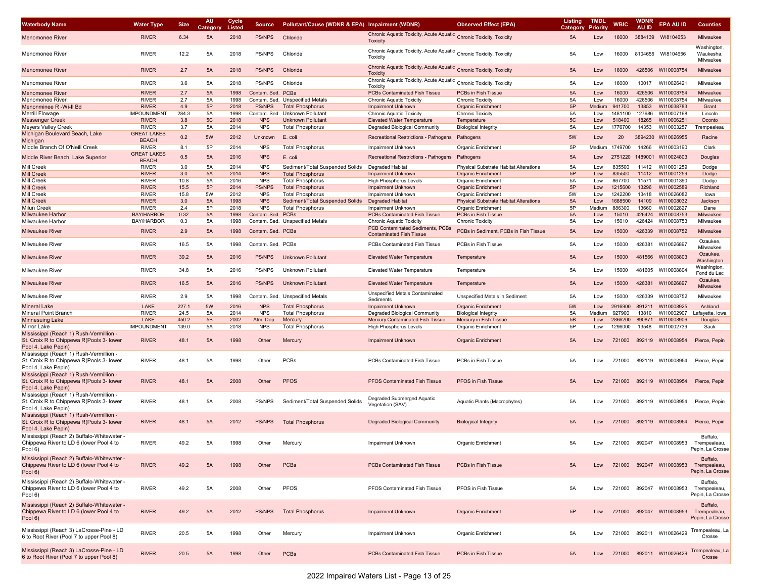| Waterbody Name | Water Type | Size | AU Category | Cycle Listed | Source | Pollutant/Cause (WDNR & EPA) | Impairment (WDNR) | Observed Effect (EPA) | Listing Category | TMDL Priority | WBIC | WDNR AU ID | EPA AU ID | Counties |
|---|---|---|---|---|---|---|---|---|---|---|---|---|---|---|
| Menomonee River | RIVER | 6.34 | 5A | 2018 | PS/NPS | Chloride | Chronic Aquatic Toxicity, Acute Aquatic Toxicity | Chronic Toxicity, Toxicity | 5A | Low | 16000 | 3884139 | WI8104653 | Milwaukee |
| Menomonee River | RIVER | 12.2 | 5A | 2018 | PS/NPS | Chloride | Chronic Aquatic Toxicity, Acute Aquatic Toxicity | Chronic Toxicity, Toxicity | 5A | Low | 16000 | 8104655 | WI8104656 | Washington, Waukesha, Milwaukee |
| Menomonee River | RIVER | 2.7 | 5A | 2018 | PS/NPS | Chloride | Chronic Aquatic Toxicity, Acute Aquatic Toxicity | Chronic Toxicity, Toxicity | 5A | Low | 16000 | 426506 | WI10008754 | Milwaukee |
| Menomonee River | RIVER | 3.6 | 5A | 2018 | PS/NPS | Chloride | Chronic Aquatic Toxicity, Acute Aquatic Toxicity | Chronic Toxicity, Toxicity | 5A | Low | 16000 | 10017 | WI10026421 | Milwaukee |
| Menomonee River | RIVER | 2.7 | 5A | 1998 | Contam. Sed. | PCBs | PCBs Contaminated Fish Tissue | PCBs in Fish Tissue | 5A | Low | 16000 | 426506 | WI10008754 | Milwaukee |
| Menomonee River | RIVER | 2.7 | 5A | 1998 | Contam. Sed. | Unspecified Metals | Chronic Aquatic Toxicity | Chronic Toxicity | 5A | Low | 16000 | 426506 | WI10008754 | Milwaukee |
| Menonminee R -Wi-Il Bd | RIVER | 4.9 | 5P | 2018 | PS/NPS | Total Phosphorus | Impairment Unknown | Organic Enrichment | 5P | Medium | 941700 | 13853 | WI10038783 | Grant |
| Merrill Flowage | IMPOUNDMENT | 284.3 | 5A | 1998 | Contam. Sed. | Unknown Pollutant | Chronic Aquatic Toxicity | Chronic Toxicity | 5A | Low | 1481100 | 127986 | WI10007168 | Lincoln |
| Messenger Creek | RIVER | 3.8 | 5C | 2018 | NPS | Unknown Pollutant | Elevated Water Temperature | Temperature | 5C | Low | 518400 | 18265 | WI10006251 | Oconto |
| Meyers Valley Creek | RIVER | 3.7 | 5A | 2014 | NPS | Total Phosphorus | Degraded Biological Community | Biological Integrity | 5A | Low | 1776700 | 14353 | WI10003257 | Trempealeau |
| Michigan Boulevard Beach, Lake Michigan | GREAT LAKES BEACH | 0.2 | 5W | 2012 | Unknown | E. coli | Recreational Restrictions - Pathogens | Pathogens | 5W | Low | 20 | 3894230 | WI10026955 | Racine |
| Middle Branch Of O'Neill Creek | RIVER | 8.1 | 5P | 2014 | NPS | Total Phosphorus | Impairment Unknown | Organic Enrichment | 5P | Medium | 1749700 | 14266 | WI10003190 | Clark |
| Middle River Beach, Lake Superior | GREAT LAKES BEACH | 0.5 | 5A | 2016 | NPS | E. coli | Recreational Restrictions - Pathogens | Pathogens | 5A | Low | 2751220 | 1489001 | WI10024803 | Douglas |
| Mill Creek | RIVER | 3.0 | 5A | 2014 | NPS | Sediment/Total Suspended Solids | Degraded Habitat | Physical Substrate Habitat Alterations | 5A | Low | 835500 | 11412 | WI10001259 | Dodge |
| Mill Creek | RIVER | 3.0 | 5A | 2014 | NPS | Total Phosphorus | Impairment Unknown | Organic Enrichment | 5P | Low | 835500 | 11412 | WI10001259 | Dodge |
| Mill Creek | RIVER | 10.8 | 5A | 2016 | NPS | Total Phosphorus | High Phosphorus Levels | Organic Enrichment | 5A | Low | 867700 | 11571 | WI10001390 | Dodge |
| Mill Creek | RIVER | 15.5 | 5P | 2014 | PS/NPS | Total Phosphorus | Impairment Unknown | Organic Enrichment | 5P | Low | 1215600 | 13296 | WI10002589 | Richland |
| Mill Creek | RIVER | 15.8 | 5W | 2012 | NPS | Total Phosphorus | Impairment Unknown | Organic Enrichment | 5W | Low | 1242200 | 13418 | WI10026082 | Iowa |
| Mill Creek | RIVER | 3.0 | 5A | 1998 | NPS | Sediment/Total Suspended Solids | Degraded Habitat | Physical Substrate Habitat Alterations | 5A | Low | 1688500 | 14109 | WI10008032 | Jackson |
| Milun Creek | RIVER | 2.4 | 5P | 2018 | NPS | Total Phosphorus | Impairment Unknown | Organic Enrichment | 5P | Medium | 886300 | 13660 | WI10002827 | Dane |
| Milwaukee Harbor | BAY/HARBOR | 0.32 | 5A | 1998 | Contam. Sed. | PCBs | PCBs Contaminated Fish Tissue | PCBs in Fish Tissue | 5A | Low | 15010 | 426424 | WI10008753 | Milwaukee |
| Milwaukee Harbor | BAY/HARBOR | 0.3 | 5A | 1998 | Contam. Sed. | Unspecified Metals | Chronic Aquatic Toxicity | Chronic Toxicity | 5A | Low | 15010 | 426424 | WI10008753 | Milwaukee |
| Milwaukee River | RIVER | 2.9 | 5A | 1998 | Contam. Sed. | PCBs | PCB Contaminated Sediments, PCBs Contaminated Fish Tissue | PCBs in Sediment, PCBs in Fish Tissue | 5A | Low | 15000 | 426339 | WI10008752 | Milwaukee |
| Milwaukee River | RIVER | 16.5 | 5A | 1998 | Contam. Sed. | PCBs | PCBs Contaminated Fish Tissue | PCBs in Fish Tissue | 5A | Low | 15000 | 426381 | WI10026897 | Ozaukee, Milwaukee |
| Milwaukee River | RIVER | 39.2 | 5A | 2016 | PS/NPS | Unknown Pollutant | Elevated Water Temperature | Temperature | 5A | Low | 15000 | 481566 | WI10008803 | Ozaukee, Washington |
| Milwaukee River | RIVER | 34.8 | 5A | 2016 | PS/NPS | Unknown Pollutant | Elevated Water Temperature | Temperature | 5A | Low | 15000 | 481605 | WI10008804 | Washington, Fond du Lac |
| Milwaukee River | RIVER | 16.5 | 5A | 2016 | PS/NPS | Unknown Pollutant | Elevated Water Temperature | Temperature | 5A | Low | 15000 | 426381 | WI10026897 | Ozaukee, Milwaukee |
| Milwaukee River | RIVER | 2.9 | 5A | 1998 | Contam. Sed. | Unspecified Metals | Unspecified Metals Contaminated Sediments | Unspecified Metals in Sediment | 5A | Low | 15000 | 426339 | WI10008752 | Milwaukee |
| Mineral Lake | LAKE | 227.1 | 5W | 2016 | NPS | Total Phosphorus | Impairment Unknown | Organic Enrichment | 5W | Low | 2916900 | 891211 | WI10008925 | Ashland |
| Mineral Point Branch | RIVER | 24.5 | 5A | 2014 | NPS | Total Phosphorus | Degraded Biological Community | Biological Integrity | 5A | Medium | 927900 | 13810 | WI10002907 | Lafayette, Iowa |
| Minnesuing Lake | LAKE | 450.2 | 5B | 2002 | Atm. Dep. | Mercury | Mercury Contaminated Fish Tissue | Mercury in Fish Tissue | 5B | Low | 2866200 | 890871 | WI10008906 | Douglas |
| Mirror Lake | IMPOUNDMENT | 139.0 | 5A | 2018 | NPS | Total Phosphorus | High Phosphorus Levels | Organic Enrichment | 5P | Low | 1296000 | 13548 | WI10002739 | Sauk |
| Mississippi (Reach 1) Rush-Vermillion - St. Croix R to Chippewa R(Pools 3- lower Pool 4, Lake Pepin) | RIVER | 48.1 | 5A | 1998 | Other | Mercury | Impairment Unknown | Organic Enrichment | 5A | Low | 721000 | 892119 | WI10008954 | Pierce, Pepin |
| Mississippi (Reach 1) Rush-Vermillion - St. Croix R to Chippewa R(Pools 3- lower Pool 4, Lake Pepin) | RIVER | 48.1 | 5A | 1998 | Other | PCBs | PCBs Contaminated Fish Tissue | PCBs in Fish Tissue | 5A | Low | 721000 | 892119 | WI10008954 | Pierce, Pepin |
| Mississippi (Reach 1) Rush-Vermillion - St. Croix R to Chippewa R(Pools 3- lower Pool 4, Lake Pepin) | RIVER | 48.1 | 5A | 2008 | Other | PFOS | PFOS Contaminated Fish Tissue | PFOS in Fish Tissue | 5A | Low | 721000 | 892119 | WI10008954 | Pierce, Pepin |
| Mississippi (Reach 1) Rush-Vermillion - St. Croix R to Chippewa R(Pools 3- lower Pool 4, Lake Pepin) | RIVER | 48.1 | 5A | 2008 | PS/NPS | Sediment/Total Suspended Solids | Degraded Submerged Aquatic Vegetation (SAV) | Aquatic Plants (Macrophytes) | 5A | Low | 721000 | 892119 | WI10008954 | Pierce, Pepin |
| Mississippi (Reach 1) Rush-Vermillion - St. Croix R to Chippewa R(Pools 3- lower Pool 4, Lake Pepin) | RIVER | 48.1 | 5A | 2012 | PS/NPS | Total Phosphorus | Degraded Biological Community | Biological Integrity | 5A | Low | 721000 | 892119 | WI10008954 | Pierce, Pepin |
| Mississippi (Reach 2) Buffalo-Whitewater - Chippewa River to LD 6 (lower Pool 4 to Pool 6) | RIVER | 49.2 | 5A | 1998 | Other | Mercury | Impairment Unknown | Organic Enrichment | 5A | Low | 721000 | 892047 | WI10008953 | Buffalo, Trempealeau, Pepin, La Crosse |
| Mississippi (Reach 2) Buffalo-Whitewater - Chippewa River to LD 6 (lower Pool 4 to Pool 6) | RIVER | 49.2 | 5A | 1998 | Other | PCBs | PCBs Contaminated Fish Tissue | PCBs in Fish Tissue | 5A | Low | 721000 | 892047 | WI10008953 | Buffalo, Trempealeau, Pepin, La Crosse |
| Mississippi (Reach 2) Buffalo-Whitewater - Chippewa River to LD 6 (lower Pool 4 to Pool 6) | RIVER | 49.2 | 5A | 2008 | Other | PFOS | PFOS Contaminated Fish Tissue | PFOS in Fish Tissue | 5A | Low | 721000 | 892047 | WI10008953 | Buffalo, Trempealeau, Pepin, La Crosse |
| Mississippi (Reach 2) Buffalo-Whitewater - Chippewa River to LD 6 (lower Pool 4 to Pool 6) | RIVER | 49.2 | 5A | 2012 | PS/NPS | Total Phosphorus | Impairment Unknown | Organic Enrichment | 5P | Low | 721000 | 892047 | WI10008953 | Buffalo, Trempealeau, Pepin, La Crosse |
| Mississippi (Reach 3) LaCrosse-Pine - LD 6 to Root River (Pool 7 to upper Pool 8) | RIVER | 20.5 | 5A | 1998 | Other | Mercury | Impairment Unknown | Organic Enrichment | 5A | Low | 721000 | 892011 | WI10026429 | Trempealeau, La Crosse |
| Mississippi (Reach 3) LaCrosse-Pine - LD 6 to Root River (Pool 7 to upper Pool 8) | RIVER | 20.5 | 5A | 1998 | Other | PCBs | PCBs Contaminated Fish Tissue | PCBs in Fish Tissue | 5A | Low | 721000 | 892011 | WI10026429 | Trempealeau, La Crosse |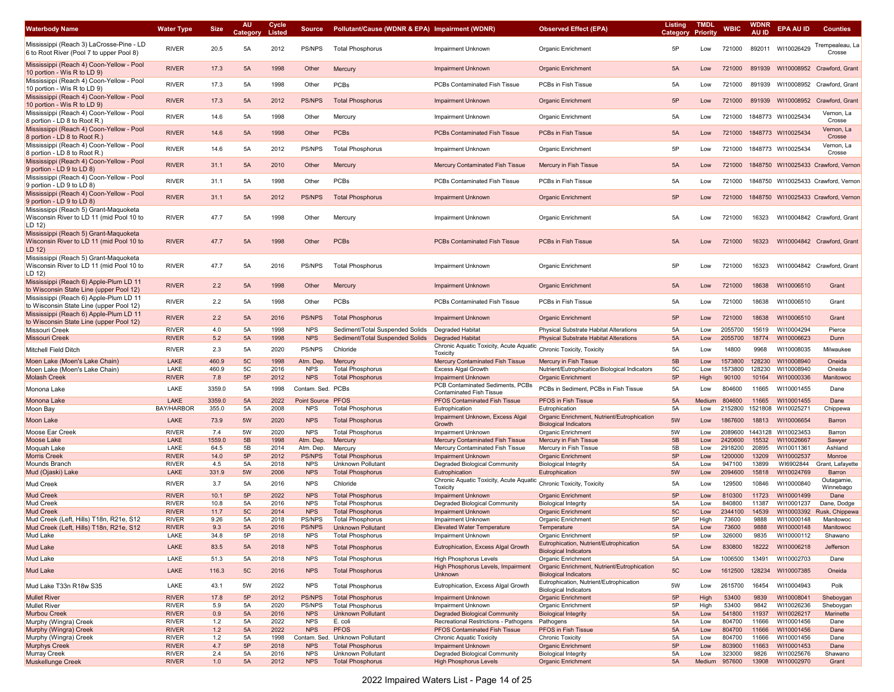| Waterbody Name | Water Type | Size | AU Category | Cycle Listed | Source | Pollutant/Cause (WDNR & EPA) | Impairment (WDNR) | Observed Effect (EPA) | Listing Category | TMDL Priority | WBIC | WDNR AU ID | EPA AU ID | Counties |
|---|---|---|---|---|---|---|---|---|---|---|---|---|---|---|
| Mississippi (Reach 3) LaCrosse-Pine - LD 6 to Root River (Pool 7 to upper Pool 8) | RIVER | 20.5 | 5A | 2012 | PS/NPS | Total Phosphorus | Impairment Unknown | Organic Enrichment | 5P | Low | 721000 | 892011 | WI10026429 | Trempealeau, La Crosse |
| Mississippi (Reach 4) Coon-Yellow - Pool 10 portion - Wis R to LD 9) | RIVER | 17.3 | 5A | 1998 | Other | Mercury | Impairment Unknown | Organic Enrichment | 5A | Low | 721000 | 891939 | WI10008952 | Crawford, Grant |
| Mississippi (Reach 4) Coon-Yellow - Pool 10 portion - Wis R to LD 9) | RIVER | 17.3 | 5A | 1998 | Other | PCBs | PCBs Contaminated Fish Tissue | PCBs in Fish Tissue | 5A | Low | 721000 | 891939 | WI10008952 | Crawford, Grant |
| Mississippi (Reach 4) Coon-Yellow - Pool 10 portion - Wis R to LD 9) | RIVER | 17.3 | 5A | 2012 | PS/NPS | Total Phosphorus | Impairment Unknown | Organic Enrichment | 5P | Low | 721000 | 891939 | WI10008952 | Crawford, Grant |
| Mississippi (Reach 4) Coon-Yellow - Pool 8 portion - LD 8 to Root R.) | RIVER | 14.6 | 5A | 1998 | Other | Mercury | Impairment Unknown | Organic Enrichment | 5A | Low | 721000 | 1848773 | WI10025434 | Vernon, La Crosse |
| Mississippi (Reach 4) Coon-Yellow - Pool 8 portion - LD 8 to Root R.) | RIVER | 14.6 | 5A | 1998 | Other | PCBs | PCBs Contaminated Fish Tissue | PCBs in Fish Tissue | 5A | Low | 721000 | 1848773 | WI10025434 | Vernon, La Crosse |
| Mississippi (Reach 4) Coon-Yellow - Pool 8 portion - LD 8 to Root R.) | RIVER | 14.6 | 5A | 2012 | PS/NPS | Total Phosphorus | Impairment Unknown | Organic Enrichment | 5P | Low | 721000 | 1848773 | WI10025434 | Vernon, La Crosse |
| Mississippi (Reach 4) Coon-Yellow - Pool 9 portion - LD 9 to LD 8) | RIVER | 31.1 | 5A | 2010 | Other | Mercury | Mercury Contaminated Fish Tissue | Mercury in Fish Tissue | 5A | Low | 721000 | 1848750 | WI10025433 | Crawford, Vernon |
| Mississippi (Reach 4) Coon-Yellow - Pool 9 portion - LD 9 to LD 8) | RIVER | 31.1 | 5A | 1998 | Other | PCBs | PCBs Contaminated Fish Tissue | PCBs in Fish Tissue | 5A | Low | 721000 | 1848750 | WI10025433 | Crawford, Vernon |
| Mississippi (Reach 4) Coon-Yellow - Pool 9 portion - LD 9 to LD 8) | RIVER | 31.1 | 5A | 2012 | PS/NPS | Total Phosphorus | Impairment Unknown | Organic Enrichment | 5P | Low | 721000 | 1848750 | WI10025433 | Crawford, Vernon |
| Mississippi (Reach 5) Grant-Maquoketa Wisconsin River to LD 11 (mid Pool 10 to LD 12) | RIVER | 47.7 | 5A | 1998 | Other | Mercury | Impairment Unknown | Organic Enrichment | 5A | Low | 721000 | 16323 | WI10004842 | Crawford, Grant |
| Mississippi (Reach 5) Grant-Maquoketa Wisconsin River to LD 11 (mid Pool 10 to LD 12) | RIVER | 47.7 | 5A | 1998 | Other | PCBs | PCBs Contaminated Fish Tissue | PCBs in Fish Tissue | 5A | Low | 721000 | 16323 | WI10004842 | Crawford, Grant |
| Mississippi (Reach 5) Grant-Maquoketa Wisconsin River to LD 11 (mid Pool 10 to LD 12) | RIVER | 47.7 | 5A | 2016 | PS/NPS | Total Phosphorus | Impairment Unknown | Organic Enrichment | 5P | Low | 721000 | 16323 | WI10004842 | Crawford, Grant |
| Mississippi (Reach 6) Apple-Plum LD 11 to Wisconsin State Line (upper Pool 12) | RIVER | 2.2 | 5A | 1998 | Other | Mercury | Impairment Unknown | Organic Enrichment | 5A | Low | 721000 | 18638 | WI10006510 | Grant |
| Mississippi (Reach 6) Apple-Plum LD 11 to Wisconsin State Line (upper Pool 12) | RIVER | 2.2 | 5A | 1998 | Other | PCBs | PCBs Contaminated Fish Tissue | PCBs in Fish Tissue | 5A | Low | 721000 | 18638 | WI10006510 | Grant |
| Mississippi (Reach 6) Apple-Plum LD 11 to Wisconsin State Line (upper Pool 12) | RIVER | 2.2 | 5A | 2016 | PS/NPS | Total Phosphorus | Impairment Unknown | Organic Enrichment | 5P | Low | 721000 | 18638 | WI10006510 | Grant |
| Missouri Creek | RIVER | 4.0 | 5A | 1998 | NPS | Sediment/Total Suspended Solids | Degraded Habitat | Physical Substrate Habitat Alterations | 5A | Low | 2055700 | 15619 | WI10004294 | Pierce |
| Missouri Creek | RIVER | 5.2 | 5A | 1998 | NPS | Sediment/Total Suspended Solids | Degraded Habitat | Physical Substrate Habitat Alterations | 5A | Low | 2055700 | 18774 | WI10006623 | Dunn |
| Mitchell Field Ditch | RIVER | 2.3 | 5A | 2020 | PS/NPS | Chloride | Chronic Aquatic Toxicity, Acute Aquatic Toxicity | Chronic Toxicity, Toxicity | 5A | Low | 14800 | 9968 | WI10008035 | Milwaukee |
| Moen Lake (Moen's Lake Chain) | LAKE | 460.9 | 5C | 1998 | Atm. Dep. | Mercury | Mercury Contaminated Fish Tissue | Mercury in Fish Tissue | 5B | Low | 1573800 | 128230 | WI10008940 | Oneida |
| Moen Lake (Moen's Lake Chain) | LAKE | 460.9 | 5C | 2016 | NPS | Total Phosphorus | Excess Algal Growth | Nutrient/Eutrophication Biological Indicators | 5C | Low | 1573800 | 128230 | WI10008940 | Oneida |
| Molash Creek | RIVER | 7.8 | 5P | 2012 | NPS | Total Phosphorus | Impairment Unknown | Organic Enrichment | 5P | High | 90100 | 10164 | WI10000336 | Manitowoc |
| Monona Lake | LAKE | 3359.0 | 5A | 1998 | Contam. Sed. | PCBs | PCB Contaminated Sediments, PCBs Contaminated Fish Tissue | PCBs in Sediment, PCBs in Fish Tissue | 5A | Low | 804600 | 11665 | WI10001455 | Dane |
| Monona Lake | LAKE | 3359.0 | 5A | 2022 | Point Source | PFOS | PFOS Contaminated Fish Tissue | PFOS in Fish Tissue | 5A | Medium | 804600 | 11665 | WI10001455 | Dane |
| Moon Bay | BAY/HARBOR | 355.0 | 5A | 2008 | NPS | Total Phosphorus | Eutrophication | Eutrophication | 5A | Low | 2152800 | 1521808 | WI10025271 | Chippewa |
| Moon Lake | LAKE | 73.9 | 5W | 2020 | NPS | Total Phosphorus | Impairment Unknown, Excess Algal Growth | Organic Enrichment, Nutrient/Eutrophication Biological Indicators | 5W | Low | 1867600 | 18813 | WI10006654 | Barron |
| Moose Ear Creek | RIVER | 7.4 | 5W | 2020 | NPS | Total Phosphorus | Impairment Unknown | Organic Enrichment | 5W | Low | 2089600 | 1443128 | WI10023453 | Barron |
| Moose Lake | LAKE | 1559.0 | 5B | 1998 | Atm. Dep. | Mercury | Mercury Contaminated Fish Tissue | Mercury in Fish Tissue | 5B | Low | 2420600 | 15532 | WI10026667 | Sawyer |
| Moquah Lake | LAKE | 64.5 | 5B | 2014 | Atm. Dep. | Mercury | Mercury Contaminated Fish Tissue | Mercury in Fish Tissue | 5B | Low | 2918200 | 20895 | WI10011361 | Ashland |
| Morris Creek | RIVER | 14.0 | 5P | 2012 | PS/NPS | Total Phosphorus | Impairment Unknown | Organic Enrichment | 5P | Low | 1200000 | 13209 | WI10002537 | Monroe |
| Mounds Branch | RIVER | 4.5 | 5A | 2018 | NPS | Unknown Pollutant | Degraded Biological Community | Biological Integrity | 5A | Low | 947100 | 13899 | WI6902844 | Grant, Lafayette |
| Mud (Ojaski) Lake | LAKE | 331.9 | 5W | 2006 | NPS | Total Phosphorus | Eutrophication | Eutrophication | 5W | Low | 2094600 | 15184 | WI10024769 | Barron |
| Mud Creek | RIVER | 3.7 | 5A | 2016 | NPS | Chloride | Chronic Aquatic Toxicity, Acute Aquatic Toxicity | Chronic Toxicity, Toxicity | 5A | Low | 129500 | 10846 | WI10000840 | Outagamie, Winnebago |
| Mud Creek | RIVER | 10.1 | 5P | 2022 | NPS | Total Phosphorus | Impairment Unknown | Organic Enrichment | 5P | Low | 810300 | 11723 | WI10001499 | Dane |
| Mud Creek | RIVER | 10.8 | 5A | 2016 | NPS | Total Phosphorus | Degraded Biological Community | Biological Integrity | 5A | Low | 840800 | 11387 | WI10001237 | Dane, Dodge |
| Mud Creek | RIVER | 11.7 | 5C | 2014 | NPS | Total Phosphorus | Impairment Unknown | Organic Enrichment | 5C | Low | 2344100 | 14539 | WI10003392 | Rusk, Chippewa |
| Mud Creek (Left, Hills) T18n, R21e, S12 | RIVER | 9.26 | 5A | 2018 | PS/NPS | Total Phosphorus | Impairment Unknown | Organic Enrichment | 5P | High | 73600 | 9888 | WI10000148 | Manitowoc |
| Mud Creek (Left, Hills) T18n, R21e, S12 | RIVER | 9.3 | 5A | 2016 | PS/NPS | Unknown Pollutant | Elevated Water Temperature | Temperature | 5A | Low | 73600 | 9888 | WI10000148 | Manitowoc |
| Mud Lake | LAKE | 34.8 | 5P | 2018 | NPS | Total Phosphorus | Impairment Unknown | Organic Enrichment | 5P | Low | 326000 | 9835 | WI10000112 | Shawano |
| Mud Lake | LAKE | 83.5 | 5A | 2018 | NPS | Total Phosphorus | Eutrophication, Excess Algal Growth | Eutrophication, Nutrient/Eutrophication Biological Indicators | 5A | Low | 830800 | 18222 | WI10006218 | Jefferson |
| Mud Lake | LAKE | 51.3 | 5A | 2018 | NPS | Total Phosphorus | High Phosphorus Levels | Organic Enrichment | 5A | Low | 1006500 | 13491 | WI10002703 | Dane |
| Mud Lake | LAKE | 116.3 | 5C | 2016 | NPS | Total Phosphorus | High Phosphorus Levels, Impairment Unknown | Organic Enrichment, Nutrient/Eutrophication Biological Indicators | 5C | Low | 1612500 | 128234 | WI10007385 | Oneida |
| Mud Lake T33n R18w S35 | LAKE | 43.1 | 5W | 2022 | NPS | Total Phosphorus | Eutrophication, Excess Algal Growth | Eutrophication, Nutrient/Eutrophication Biological Indicators | 5W | Low | 2615700 | 16454 | WI10004943 | Polk |
| Mullet River | RIVER | 17.8 | 5P | 2012 | PS/NPS | Total Phosphorus | Impairment Unknown | Organic Enrichment | 5P | High | 53400 | 9839 | WI10008041 | Sheboygan |
| Mullet River | RIVER | 5.9 | 5A | 2020 | PS/NPS | Total Phosphorus | Impairment Unknown | Organic Enrichment | 5P | High | 53400 | 9842 | WI10026236 | Sheboygan |
| Murbou Creek | RIVER | 0.9 | 5A | 2016 | NPS | Unknown Pollutant | Degraded Biological Community | Biological Integrity | 5A | Low | 541800 | 11937 | WI10026217 | Marinette |
| Murphy (Wingra) Creek | RIVER | 1.2 | 5A | 2022 | NPS | E. coli | Recreational Restrictions - Pathogens | Pathogens | 5A | Low | 804700 | 11666 | WI10001456 | Dane |
| Murphy (Wingra) Creek | RIVER | 1.2 | 5A | 2022 | NPS | PFOS | PFOS Contaminated Fish Tissue | PFOS in Fish Tissue | 5A | Low | 804700 | 11666 | WI10001456 | Dane |
| Murphy (Wingra) Creek | RIVER | 1.2 | 5A | 1998 | Contam. Sed. | Unknown Pollutant | Chronic Aquatic Toxicity | Chronic Toxicity | 5A | Low | 804700 | 11666 | WI10001456 | Dane |
| Murphys Creek | RIVER | 4.7 | 5P | 2018 | NPS | Total Phosphorus | Impairment Unknown | Organic Enrichment | 5P | Low | 803900 | 11663 | WI10001453 | Dane |
| Murray Creek | RIVER | 2.4 | 5A | 2016 | NPS | Unknown Pollutant | Degraded Biological Community | Biological Integrity | 5A | Low | 323000 | 9826 | WI10025676 | Shawano |
| Muskellunge Creek | RIVER | 1.0 | 5A | 2012 | NPS | Total Phosphorus | High Phosphorus Levels | Organic Enrichment | 5A | Medium | 957600 | 13908 | WI10002970 | Grant |

2022 Impaired Waters List - Page 14 of 25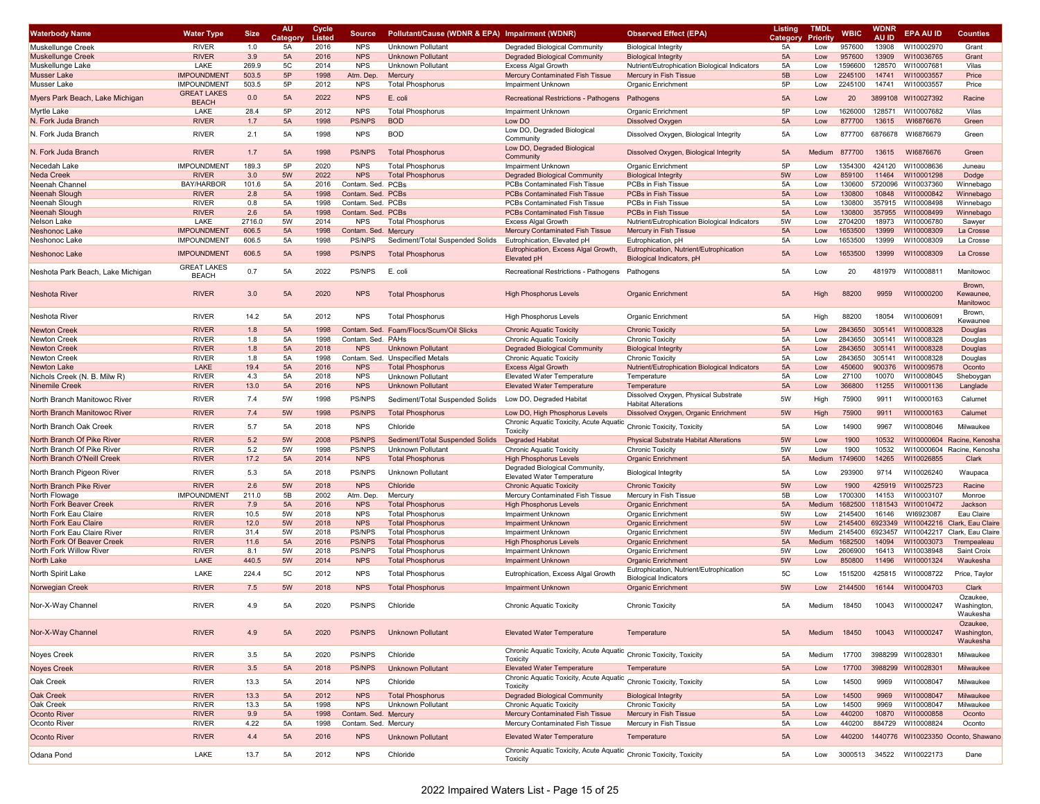| Waterbody Name | Water Type | Size | AU Category | Cycle Listed | Source | Pollutant/Cause (WDNR & EPA) | Impairment (WDNR) | Observed Effect (EPA) | Listing Category | TMDL Priority | WBIC | WDNR AU ID | EPA AU ID | Counties |
|---|---|---|---|---|---|---|---|---|---|---|---|---|---|---|
| Muskellunge Creek | RIVER | 1.0 | 5A | 2016 | NPS | Unknown Pollutant | Degraded Biological Community | Biological Integrity | 5A | Low | 957600 | 13908 | WI10002970 | Grant |
| Muskellunge Creek | RIVER | 3.9 | 5A | 2016 | NPS | Unknown Pollutant | Degraded Biological Community | Biological Integrity | 5A | Low | 957600 | 13909 | WI10036765 | Grant |
| Muskellunge Lake | LAKE | 269.9 | 5C | 2014 | NPS | Unknown Pollutant | Excess Algal Growth | Nutrient/Eutrophication Biological Indicators | 5A | Low | 1596600 | 128570 | WI10007681 | Vilas |
| Musser Lake | IMPOUNDMENT | 503.5 | 5P | 1998 | Atm. Dep. | Mercury | Mercury Contaminated Fish Tissue | Mercury in Fish Tissue | 5B | Low | 2245100 | 14741 | WI10003557 | Price |
| Musser Lake | IMPOUNDMENT | 503.5 | 5P | 2012 | NPS | Total Phosphorus | Impairment Unknown | Organic Enrichment | 5P | Low | 2245100 | 14741 | WI10003557 | Price |
| Myers Park Beach, Lake Michigan | GREAT LAKES BEACH | 0.0 | 5A | 2022 | NPS | E. coli | Recreational Restrictions - Pathogens | Pathogens | 5A | Low | 20 | 3899108 | WI10027392 | Racine |
| Myrtle Lake | LAKE | 28.4 | 5P | 2012 | NPS | Total Phosphorus | Impairment Unknown | Organic Enrichment | 5P | Low | 1626000 | 128571 | WI10007682 | Vilas |
| N. Fork Juda Branch | RIVER | 1.7 | 5A | 1998 | PS/NPS | BOD | Low DO | Dissolved Oxygen | 5A | Low | 877700 | 13615 | WI6876676 | Green |
| N. Fork Juda Branch | RIVER | 2.1 | 5A | 1998 | NPS | BOD | Low DO, Degraded Biological Community | Dissolved Oxygen, Biological Integrity | 5A | Low | 877700 | 6876678 | WI6876679 | Green |
| N. Fork Juda Branch | RIVER | 1.7 | 5A | 1998 | PS/NPS | Total Phosphorus | Low DO, Degraded Biological Community | Dissolved Oxygen, Biological Integrity | 5A | Medium | 877700 | 13615 | WI6876676 | Green |
| Necedah Lake | IMPOUNDMENT | 189.3 | 5P | 2020 | NPS | Total Phosphorus | Impairment Unknown | Organic Enrichment | 5P | Low | 1354300 | 424120 | WI10008636 | Juneau |
| Neda Creek | RIVER | 3.0 | 5W | 2022 | NPS | Total Phosphorus | Degraded Biological Community | Biological Integrity | 5W | Low | 859100 | 11464 | WI10001298 | Dodge |
| Neenah Channel | BAY/HARBOR | 101.6 | 5A | 2016 | Contam. Sed. | PCBs | PCBs Contaminated Fish Tissue | PCBs in Fish Tissue | 5A | Low | 130600 | 5720096 | WI10037360 | Winnebago |
| Neenah Slough | RIVER | 2.8 | 5A | 1998 | Contam. Sed. | PCBs | PCBs Contaminated Fish Tissue | PCBs in Fish Tissue | 5A | Low | 130800 | 10848 | WI10000842 | Winnebago |
| Neenah Slough | RIVER | 0.8 | 5A | 1998 | Contam. Sed. | PCBs | PCBs Contaminated Fish Tissue | PCBs in Fish Tissue | 5A | Low | 130800 | 357915 | WI10008498 | Winnebago |
| Neenah Slough | RIVER | 2.6 | 5A | 1998 | Contam. Sed. | PCBs | PCBs Contaminated Fish Tissue | PCBs in Fish Tissue | 5A | Low | 130800 | 357955 | WI10008499 | Winnebago |
| Nelson Lake | LAKE | 2716.0 | 5W | 2014 | NPS | Total Phosphorus | Excess Algal Growth | Nutrient/Eutrophication Biological Indicators | 5W | Low | 2704200 | 18973 | WI10006780 | Sawyer |
| Neshonoc Lake | IMPOUNDMENT | 606.5 | 5A | 1998 | Contam. Sed. | Mercury | Mercury Contaminated Fish Tissue | Mercury in Fish Tissue | 5A | Low | 1653500 | 13999 | WI10008309 | La Crosse |
| Neshonoc Lake | IMPOUNDMENT | 606.5 | 5A | 1998 | PS/NPS | Sediment/Total Suspended Solids | Eutrophication, Elevated pH | Eutrophication, pH | 5A | Low | 1653500 | 13999 | WI10008309 | La Crosse |
| Neshonoc Lake | IMPOUNDMENT | 606.5 | 5A | 1998 | PS/NPS | Total Phosphorus | Eutrophication, Excess Algal Growth, Elevated pH | Eutrophication, Nutrient/Eutrophication Biological Indicators, pH | 5A | Low | 1653500 | 13999 | WI10008309 | La Crosse |
| Neshota Park Beach, Lake Michigan | GREAT LAKES BEACH | 0.7 | 5A | 2022 | PS/NPS | E. coli | Recreational Restrictions - Pathogens | Pathogens | 5A | Low | 20 | 481979 | WI10008811 | Manitowoc |
| Neshota River | RIVER | 3.0 | 5A | 2020 | NPS | Total Phosphorus | High Phosphorus Levels | Organic Enrichment | 5A | High | 88200 | 9959 | WI10000200 | Brown, Kewaunee, Manitowoc |
| Neshota River | RIVER | 14.2 | 5A | 2012 | NPS | Total Phosphorus | High Phosphorus Levels | Organic Enrichment | 5A | High | 88200 | 18054 | WI10006091 | Brown, Kewaunee |
| Newton Creek | RIVER | 1.8 | 5A | 1998 | Contam. Sed. | Foam/Flocs/Scum/Oil Slicks | Chronic Aquatic Toxicity | Chronic Toxicity | 5A | Low | 2843650 | 305141 | WI10008328 | Douglas |
| Newton Creek | RIVER | 1.8 | 5A | 1998 | Contam. Sed. | PAHs | Chronic Aquatic Toxicity | Chronic Toxicity | 5A | Low | 2843650 | 305141 | WI10008328 | Douglas |
| Newton Creek | RIVER | 1.8 | 5A | 2018 | NPS | Unknown Pollutant | Degraded Biological Community | Biological Integrity | 5A | Low | 2843650 | 305141 | WI10008328 | Douglas |
| Newton Creek | RIVER | 1.8 | 5A | 1998 | Contam. Sed. | Unspecified Metals | Chronic Aquatic Toxicity | Chronic Toxicity | 5A | Low | 2843650 | 305141 | WI10008328 | Douglas |
| Newton Lake | LAKE | 19.4 | 5A | 2016 | NPS | Total Phosphorus | Excess Algal Growth | Nutrient/Eutrophication Biological Indicators | 5A | Low | 450600 | 900376 | WI10009578 | Oconto |
| Nichols Creek (N. B. Milw R) | RIVER | 4.3 | 5A | 2018 | NPS | Unknown Pollutant | Elevated Water Temperature | Temperature | 5A | Low | 27100 | 10070 | WI10008045 | Sheboygan |
| Ninemile Creek | RIVER | 13.0 | 5A | 2016 | NPS | Unknown Pollutant | Elevated Water Temperature | Temperature | 5A | Low | 366800 | 11255 | WI10001136 | Langlade |
| North Branch Manitowoc River | RIVER | 7.4 | 5W | 1998 | PS/NPS | Sediment/Total Suspended Solids | Low DO, Degraded Habitat | Dissolved Oxygen, Physical Substrate Habitat Alterations | 5W | High | 75900 | 9911 | WI10000163 | Calumet |
| North Branch Manitowoc River | RIVER | 7.4 | 5W | 1998 | PS/NPS | Total Phosphorus | Low DO, High Phosphorus Levels | Dissolved Oxygen, Organic Enrichment | 5W | High | 75900 | 9911 | WI10000163 | Calumet |
| North Branch Oak Creek | RIVER | 5.7 | 5A | 2018 | NPS | Chloride | Chronic Aquatic Toxicity, Acute Aquatic Toxicity | Chronic Toxicity, Toxicity | 5A | Low | 14900 | 9967 | WI10008046 | Milwaukee |
| North Branch Of Pike River | RIVER | 5.2 | 5W | 2008 | PS/NPS | Sediment/Total Suspended Solids | Degraded Habitat | Physical Substrate Habitat Alterations | 5W | Low | 1900 | 10532 | WI10000604 | Racine, Kenosha |
| North Branch Of Pike River | RIVER | 5.2 | 5W | 1998 | PS/NPS | Unknown Pollutant | Chronic Aquatic Toxicity | Chronic Toxicity | 5W | Low | 1900 | 10532 | WI10000604 | Racine, Kenosha |
| North Branch O'Neill Creek | RIVER | 17.2 | 5A | 2014 | NPS | Total Phosphorus | High Phosphorus Levels | Organic Enrichment | 5A | Medium | 1749600 | 14265 | WI10026855 | Clark |
| North Branch Pigeon River | RIVER | 5.3 | 5A | 2018 | PS/NPS | Unknown Pollutant | Degraded Biological Community, Elevated Water Temperature | Biological Integrity | 5A | Low | 293900 | 9714 | WI10026240 | Waupaca |
| North Branch Pike River | RIVER | 2.6 | 5W | 2018 | NPS | Chloride | Chronic Aquatic Toxicity | Chronic Toxicity | 5W | Low | 1900 | 425919 | WI10025723 | Racine |
| North Flowage | IMPOUNDMENT | 211.0 | 5B | 2002 | Atm. Dep. | Mercury | Mercury Contaminated Fish Tissue | Mercury in Fish Tissue | 5B | Low | 1700300 | 14153 | WI10003107 | Monroe |
| North Fork Beaver Creek | RIVER | 7.9 | 5A | 2016 | NPS | Total Phosphorus | High Phosphorus Levels | Organic Enrichment | 5A | Medium | 1682500 | 1181543 | WI10010472 | Jackson |
| North Fork Eau Claire | RIVER | 10.5 | 5W | 2018 | NPS | Total Phosphorus | Impairment Unknown | Organic Enrichment | 5W | Low | 2145400 | 16146 | WI6923087 | Eau Claire |
| North Fork Eau Claire | RIVER | 12.0 | 5W | 2018 | NPS | Total Phosphorus | Impairment Unknown | Organic Enrichment | 5W | Low | 2145400 | 6923349 | WI10042216 | Clark, Eau Claire |
| North Fork Eau Claire River | RIVER | 31.4 | 5W | 2018 | PS/NPS | Total Phosphorus | Impairment Unknown | Organic Enrichment | 5W | Medium | 2145400 | 6923457 | WI10042217 | Clark, Eau Claire |
| North Fork Of Beaver Creek | RIVER | 11.6 | 5A | 2016 | PS/NPS | Total Phosphorus | High Phosphorus Levels | Organic Enrichment | 5A | Medium | 1682500 | 14094 | WI10003073 | Trempealeau |
| North Fork Willow River | RIVER | 8.1 | 5W | 2018 | PS/NPS | Total Phosphorus | Impairment Unknown | Organic Enrichment | 5W | Low | 2606900 | 16413 | WI10038948 | Saint Croix |
| North Lake | LAKE | 440.5 | 5W | 2014 | NPS | Total Phosphorus | Impairment Unknown | Organic Enrichment | 5W | Low | 850800 | 11496 | WI10001324 | Waukesha |
| North Spirit Lake | LAKE | 224.4 | 5C | 2012 | NPS | Total Phosphorus | Eutrophication, Excess Algal Growth | Eutrophication, Nutrient/Eutrophication Biological Indicators | 5C | Low | 1515200 | 425815 | WI10008722 | Price, Taylor |
| Norwegian Creek | RIVER | 7.5 | 5W | 2018 | NPS | Total Phosphorus | Impairment Unknown | Organic Enrichment | 5W | Low | 2144500 | 16144 | WI10004703 | Clark |
| Nor-X-Way Channel | RIVER | 4.9 | 5A | 2020 | PS/NPS | Chloride | Chronic Aquatic Toxicity | Chronic Toxicity | 5A | Medium | 18450 | 10043 | WI10000247 | Ozaukee, Washington, Waukesha |
| Nor-X-Way Channel | RIVER | 4.9 | 5A | 2020 | PS/NPS | Unknown Pollutant | Elevated Water Temperature | Temperature | 5A | Medium | 18450 | 10043 | WI10000247 | Ozaukee, Washington, Waukesha |
| Noyes Creek | RIVER | 3.5 | 5A | 2020 | PS/NPS | Chloride | Chronic Aquatic Toxicity, Acute Aquatic Toxicity | Chronic Toxicity, Toxicity | 5A | Medium | 17700 | 3988299 | WI10028301 | Milwaukee |
| Noyes Creek | RIVER | 3.5 | 5A | 2018 | PS/NPS | Unknown Pollutant | Elevated Water Temperature | Temperature | 5A | Low | 17700 | 3988299 | WI10028301 | Milwaukee |
| Oak Creek | RIVER | 13.3 | 5A | 2014 | NPS | Chloride | Chronic Aquatic Toxicity, Acute Aquatic Toxicity | Chronic Toxicity, Toxicity | 5A | Low | 14500 | 9969 | WI10008047 | Milwaukee |
| Oak Creek | RIVER | 13.3 | 5A | 2012 | NPS | Total Phosphorus | Degraded Biological Community | Biological Integrity | 5A | Low | 14500 | 9969 | WI10008047 | Milwaukee |
| Oak Creek | RIVER | 13.3 | 5A | 1998 | NPS | Unknown Pollutant | Chronic Aquatic Toxicity | Chronic Toxicity | 5A | Low | 14500 | 9969 | WI10008047 | Milwaukee |
| Oconto River | RIVER | 9.9 | 5A | 1998 | Contam. Sed. | Mercury | Mercury Contaminated Fish Tissue | Mercury in Fish Tissue | 5A | Low | 440200 | 10870 | WI10000858 | Oconto |
| Oconto River | RIVER | 4.22 | 5A | 1998 | Contam. Sed. | Mercury | Mercury Contaminated Fish Tissue | Mercury in Fish Tissue | 5A | Low | 440200 | 884729 | WI10008824 | Oconto |
| Oconto River | RIVER | 4.4 | 5A | 2016 | NPS | Unknown Pollutant | Elevated Water Temperature | Temperature | 5A | Low | 440200 | 1440776 | WI10023350 | Oconto, Shawano |
| Odana Pond | LAKE | 13.7 | 5A | 2012 | NPS | Chloride | Chronic Aquatic Toxicity, Acute Aquatic Toxicity | Chronic Toxicity, Toxicity | 5A | Low | 3000513 | 34522 | WI10022173 | Dane |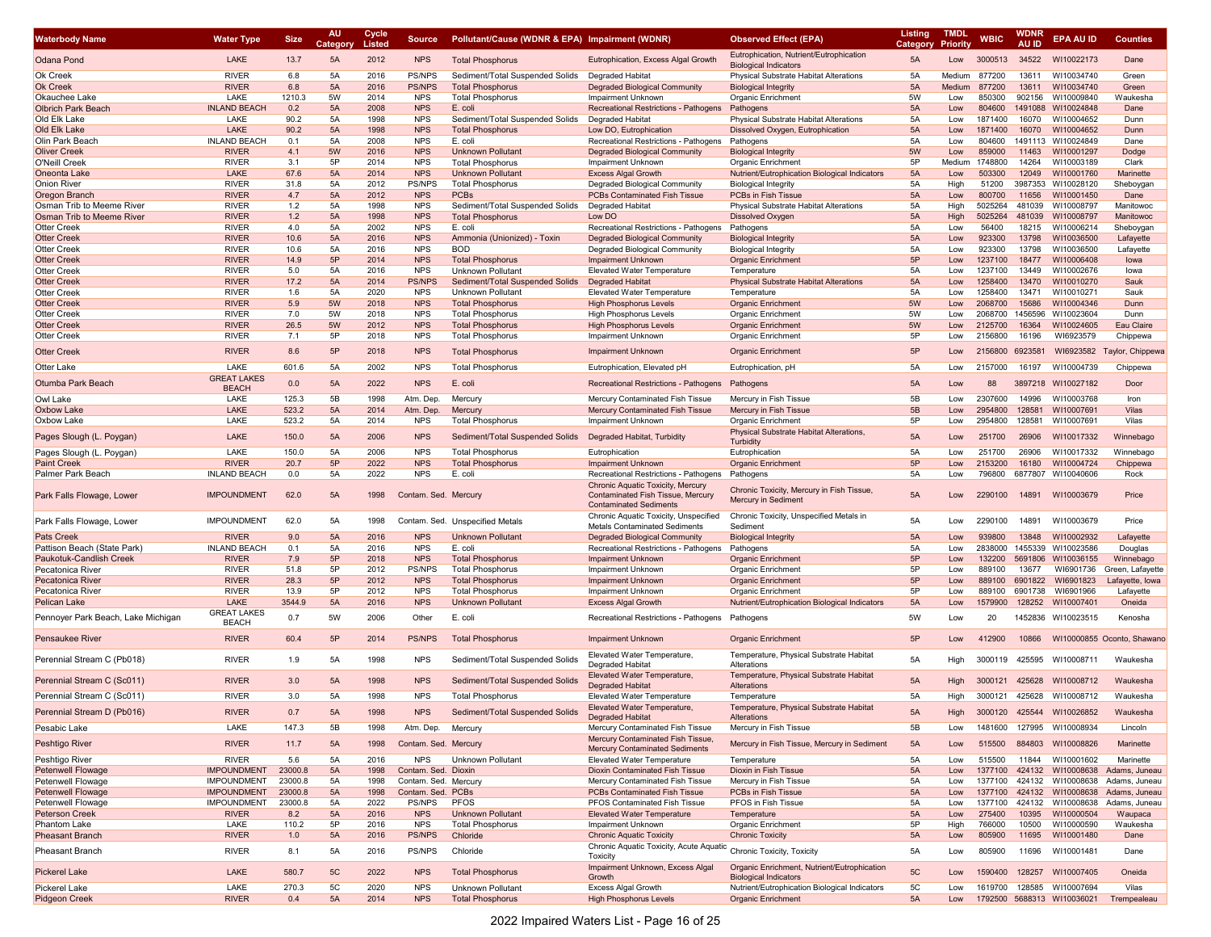| Waterbody Name | Water Type | Size | AU Category | Cycle Listed | Source | Pollutant/Cause (WDNR & EPA) | Impairment (WDNR) | Observed Effect (EPA) | Listing Category | TMDL Priority | WBIC | WDNR AU ID | EPA AU ID | Counties |
|---|---|---|---|---|---|---|---|---|---|---|---|---|---|---|
| Odana Pond | LAKE | 13.7 | 5A | 2012 | NPS | Total Phosphorus | Eutrophication, Excess Algal Growth | Eutrophication, Nutrient/Eutrophication Biological Indicators | 5A | Low | 3000513 | 34522 | WI10022173 | Dane |
| Ok Creek | RIVER | 6.8 | 5A | 2016 | PS/NPS | Sediment/Total Suspended Solids | Degraded Habitat | Physical Substrate Habitat Alterations | 5A | Medium | 877200 | 13611 | WI10034740 | Green |
| Ok Creek | RIVER | 6.8 | 5A | 2016 | PS/NPS | Total Phosphorus | Degraded Biological Community | Biological Integrity | 5A | Medium | 877200 | 13611 | WI10034740 | Green |
| Okauchee Lake | LAKE | 1210.3 | 5W | 2014 | NPS | Total Phosphorus | Impairment Unknown | Organic Enrichment | 5W | Low | 850300 | 902156 | WI10009840 | Waukesha |
| Olbrich Park Beach | INLAND BEACH | 0.2 | 5A | 2008 | NPS | E. coli | Recreational Restrictions - Pathogens | Pathogens | 5A | Low | 804600 | 1491088 | WI10024848 | Dane |
| Old Elk Lake | LAKE | 90.2 | 5A | 1998 | NPS | Sediment/Total Suspended Solids | Degraded Habitat | Physical Substrate Habitat Alterations | 5A | Low | 1871400 | 16070 | WI10004652 | Dunn |
| Old Elk Lake | LAKE | 90.2 | 5A | 1998 | NPS | Total Phosphorus | Low DO, Eutrophication | Dissolved Oxygen, Eutrophication | 5A | Low | 1871400 | 16070 | WI10004652 | Dunn |
| Olin Park Beach | INLAND BEACH | 0.1 | 5A | 2008 | NPS | E. coli | Recreational Restrictions - Pathogens | Pathogens | 5A | Low | 804600 | 1491113 | WI10024849 | Dane |
| Oliver Creek | RIVER | 4.1 | 5W | 2016 | NPS | Unknown Pollutant | Degraded Biological Community | Biological Integrity | 5W | Low | 859000 | 11463 | WI10001297 | Dodge |
| O'Neill Creek | RIVER | 3.1 | 5P | 2014 | NPS | Total Phosphorus | Impairment Unknown | Organic Enrichment | 5P | Medium | 1748800 | 14264 | WI10003189 | Clark |
| Oneonta Lake | LAKE | 67.6 | 5A | 2014 | NPS | Unknown Pollutant | Excess Algal Growth | Nutrient/Eutrophication Biological Indicators | 5A | Low | 503300 | 12049 | WI10001760 | Marinette |
| Onion River | RIVER | 31.8 | 5A | 2012 | PS/NPS | Total Phosphorus | Degraded Biological Community | Biological Integrity | 5A | High | 51200 | 3987353 | WI10028120 | Sheboygan |
| Oregon Branch | RIVER | 4.7 | 5A | 2012 | NPS | PCBs | PCBs Contaminated Fish Tissue | PCBs in Fish Tissue | 5A | Low | 800700 | 11656 | WI10001450 | Dane |
| Osman Trib to Meeme River | RIVER | 1.2 | 5A | 1998 | NPS | Sediment/Total Suspended Solids | Degraded Habitat | Physical Substrate Habitat Alterations | 5A | High | 5025264 | 481039 | WI10008797 | Manitowoc |
| Osman Trib to Meeme River | RIVER | 1.2 | 5A | 1998 | NPS | Total Phosphorus | Low DO | Dissolved Oxygen | 5A | High | 5025264 | 481039 | WI10008797 | Manitowoc |
| Otter Creek | RIVER | 4.0 | 5A | 2002 | NPS | E. coli | Recreational Restrictions - Pathogens | Pathogens | 5A | Low | 56400 | 18215 | WI10006214 | Sheboygan |
| Otter Creek | RIVER | 10.6 | 5A | 2016 | NPS | Ammonia (Unionized) - Toxin | Degraded Biological Community | Biological Integrity | 5A | Low | 923300 | 13798 | WI10036500 | Lafayette |
| Otter Creek | RIVER | 10.6 | 5A | 2016 | NPS | BOD | Degraded Biological Community | Biological Integrity | 5A | Low | 923300 | 13798 | WI10036500 | Lafayette |
| Otter Creek | RIVER | 14.9 | 5P | 2014 | NPS | Total Phosphorus | Impairment Unknown | Organic Enrichment | 5P | Low | 1237100 | 18477 | WI10006408 | Iowa |
| Otter Creek | RIVER | 5.0 | 5A | 2016 | NPS | Unknown Pollutant | Elevated Water Temperature | Temperature | 5A | Low | 1237100 | 13449 | WI10002676 | Iowa |
| Otter Creek | RIVER | 17.2 | 5A | 2014 | PS/NPS | Sediment/Total Suspended Solids | Degraded Habitat | Physical Substrate Habitat Alterations | 5A | Low | 1258400 | 13470 | WI10010270 | Sauk |
| Otter Creek | RIVER | 1.6 | 5A | 2020 | NPS | Unknown Pollutant | Elevated Water Temperature | Temperature | 5A | Low | 1258400 | 13471 | WI10010271 | Sauk |
| Otter Creek | RIVER | 5.9 | 5W | 2018 | NPS | Total Phosphorus | High Phosphorus Levels | Organic Enrichment | 5W | Low | 2068700 | 15686 | WI10004346 | Dunn |
| Otter Creek | RIVER | 7.0 | 5W | 2018 | NPS | Total Phosphorus | High Phosphorus Levels | Organic Enrichment | 5W | Low | 2068700 | 1456596 | WI10023604 | Dunn |
| Otter Creek | RIVER | 26.5 | 5W | 2012 | NPS | Total Phosphorus | High Phosphorus Levels | Organic Enrichment | 5W | Low | 2125700 | 16364 | WI10024605 | Eau Claire |
| Otter Creek | RIVER | 7.1 | 5P | 2018 | NPS | Total Phosphorus | Impairment Unknown | Organic Enrichment | 5P | Low | 2156800 | 16196 | WI6923579 | Chippewa |
| Otter Creek | RIVER | 8.6 | 5P | 2018 | NPS | Total Phosphorus | Impairment Unknown | Organic Enrichment | 5P | Low | 2156800 | 6923581 | WI6923582 | Taylor, Chippewa |
| Otter Lake | LAKE | 601.6 | 5A | 2002 | NPS | Total Phosphorus | Eutrophication, Elevated pH | Eutrophication, pH | 5A | Low | 2157000 | 16197 | WI10004739 | Chippewa |
| Otumba Park Beach | GREAT LAKES BEACH | 0.0 | 5A | 2022 | NPS | E. coli | Recreational Restrictions - Pathogens | Pathogens | 5A | Low | 88 | 3897218 | WI10027182 | Door |
| Owl Lake | LAKE | 125.3 | 5B | 1998 | Atm. Dep. | Mercury | Mercury Contaminated Fish Tissue | Mercury in Fish Tissue | 5B | Low | 2307600 | 14996 | WI10003768 | Iron |
| Oxbow Lake | LAKE | 523.2 | 5A | 2014 | Atm. Dep. | Mercury | Mercury Contaminated Fish Tissue | Mercury in Fish Tissue | 5B | Low | 2954800 | 128581 | WI10007691 | Vilas |
| Oxbow Lake | LAKE | 523.2 | 5A | 2014 | NPS | Total Phosphorus | Impairment Unknown | Organic Enrichment | 5P | Low | 2954800 | 128581 | WI10007691 | Vilas |
| Pages Slough (L. Poygan) | LAKE | 150.0 | 5A | 2006 | NPS | Sediment/Total Suspended Solids | Degraded Habitat, Turbidity | Physical Substrate Habitat Alterations, Turbidity | 5A | Low | 251700 | 26906 | WI10017332 | Winnebago |
| Pages Slough (L. Poygan) | LAKE | 150.0 | 5A | 2006 | NPS | Total Phosphorus | Eutrophication | Eutrophication | 5A | Low | 251700 | 26906 | WI10017332 | Winnebago |
| Paint Creek | RIVER | 20.7 | 5P | 2022 | NPS | Total Phosphorus | Impairment Unknown | Organic Enrichment | 5P | Low | 2153200 | 16180 | WI10004724 | Chippewa |
| Palmer Park Beach | INLAND BEACH | 0.0 | 5A | 2022 | NPS | E. coli | Recreational Restrictions - Pathogens | Pathogens | 5A | Low | 796800 | 6877807 | WI10040606 | Rock |
| Park Falls Flowage, Lower | IMPOUNDMENT | 62.0 | 5A | 1998 | Contam. Sed. | Mercury | Chronic Aquatic Toxicity, Mercury Contaminated Fish Tissue, Mercury Contaminated Sediments | Chronic Toxicity, Mercury in Fish Tissue, Mercury in Sediment | 5A | Low | 2290100 | 14891 | WI10003679 | Price |
| Park Falls Flowage, Lower | IMPOUNDMENT | 62.0 | 5A | 1998 | Contam. Sed. | Unspecified Metals | Chronic Aquatic Toxicity, Unspecified Metals Contaminated Sediments | Chronic Toxicity, Unspecified Metals in Sediment | 5A | Low | 2290100 | 14891 | WI10003679 | Price |
| Pats Creek | RIVER | 9.0 | 5A | 2016 | NPS | Unknown Pollutant | Degraded Biological Community | Biological Integrity | 5A | Low | 939800 | 13848 | WI10002932 | Lafayette |
| Pattison Beach (State Park) | INLAND BEACH | 0.1 | 5A | 2016 | NPS | E. coli | Recreational Restrictions - Pathogens | Pathogens | 5A | Low | 2838000 | 1455339 | WI10023586 | Douglas |
| Paukotuk-Candlish Creek | RIVER | 7.9 | 5P | 2018 | NPS | Total Phosphorus | Impairment Unknown | Organic Enrichment | 5P | Low | 132200 | 5691806 | WI10036155 | Winnebago |
| Pecatonica River | RIVER | 51.8 | 5P | 2012 | PS/NPS | Total Phosphorus | Impairment Unknown | Organic Enrichment | 5P | Low | 889100 | 13677 | WI6901736 | Green, Lafayette |
| Pecatonica River | RIVER | 28.3 | 5P | 2012 | NPS | Total Phosphorus | Impairment Unknown | Organic Enrichment | 5P | Low | 889100 | 6901822 | WI6901823 | Lafayette, Iowa |
| Pecatonica River | RIVER | 13.9 | 5P | 2012 | NPS | Total Phosphorus | Impairment Unknown | Organic Enrichment | 5P | Low | 889100 | 6901738 | WI6901966 | Lafayette |
| Pelican Lake | LAKE | 3544.9 | 5A | 2016 | NPS | Unknown Pollutant | Excess Algal Growth | Nutrient/Eutrophication Biological Indicators | 5A | Low | 1579900 | 128252 | WI10007401 | Oneida |
| Pennoyer Park Beach, Lake Michigan | GREAT LAKES BEACH | 0.7 | 5W | 2006 | Other | E. coli | Recreational Restrictions - Pathogens | Pathogens | 5W | Low | 20 | 1452836 | WI10023515 | Kenosha |
| Pensaukee River | RIVER | 60.4 | 5P | 2014 | PS/NPS | Total Phosphorus | Impairment Unknown | Organic Enrichment | 5P | Low | 412900 | 10866 | WI10000855 | Oconto, Shawano |
| Perennial Stream C (Pb018) | RIVER | 1.9 | 5A | 1998 | NPS | Sediment/Total Suspended Solids | Elevated Water Temperature, Degraded Habitat | Temperature, Physical Substrate Habitat Alterations | 5A | High | 3000119 | 425595 | WI10008711 | Waukesha |
| Perennial Stream C (Sc011) | RIVER | 3.0 | 5A | 1998 | NPS | Sediment/Total Suspended Solids | Elevated Water Temperature, Degraded Habitat | Temperature, Physical Substrate Habitat Alterations | 5A | High | 3000121 | 425628 | WI10008712 | Waukesha |
| Perennial Stream C (Sc011) | RIVER | 3.0 | 5A | 1998 | NPS | Total Phosphorus | Elevated Water Temperature | Temperature | 5A | High | 3000121 | 425628 | WI10008712 | Waukesha |
| Perennial Stream D (Pb016) | RIVER | 0.7 | 5A | 1998 | NPS | Sediment/Total Suspended Solids | Elevated Water Temperature, Degraded Habitat | Temperature, Physical Substrate Habitat Alterations | 5A | High | 3000120 | 425544 | WI10026852 | Waukesha |
| Pesabic Lake | LAKE | 147.3 | 5B | 1998 | Atm. Dep. | Mercury | Mercury Contaminated Fish Tissue | Mercury in Fish Tissue | 5B | Low | 1481600 | 127995 | WI10008934 | Lincoln |
| Peshtigo River | RIVER | 11.7 | 5A | 1998 | Contam. Sed. | Mercury | Mercury Contaminated Fish Tissue, Mercury Contaminated Sediments | Mercury in Fish Tissue, Mercury in Sediment | 5A | Low | 515500 | 884803 | WI10008826 | Marinette |
| Peshtigo River | RIVER | 5.6 | 5A | 2016 | NPS | Unknown Pollutant | Elevated Water Temperature | Temperature | 5A | Low | 515500 | 11844 | WI10001602 | Marinette |
| Petenwell Flowage | IMPOUNDMENT | 23000.8 | 5A | 1998 | Contam. Sed. | Dioxin | Dioxin Contaminated Fish Tissue | Dioxin in Fish Tissue | 5A | Low | 1377100 | 424132 | WI10008638 | Adams, Juneau |
| Petenwell Flowage | IMPOUNDMENT | 23000.8 | 5A | 1998 | Contam. Sed. | Mercury | Mercury Contaminated Fish Tissue | Mercury in Fish Tissue | 5A | Low | 1377100 | 424132 | WI10008638 | Adams, Juneau |
| Petenwell Flowage | IMPOUNDMENT | 23000.8 | 5A | 1998 | Contam. Sed. | PCBs | PCBs Contaminated Fish Tissue | PCBs in Fish Tissue | 5A | Low | 1377100 | 424132 | WI10008638 | Adams, Juneau |
| Petenwell Flowage | IMPOUNDMENT | 23000.8 | 5A | 2022 | PS/NPS | PFOS | PFOS Contaminated Fish Tissue | PFOS in Fish Tissue | 5A | Low | 1377100 | 424132 | WI10008638 | Adams, Juneau |
| Peterson Creek | RIVER | 8.2 | 5A | 2016 | NPS | Unknown Pollutant | Elevated Water Temperature | Temperature | 5A | Low | 275400 | 10395 | WI10000504 | Waupaca |
| Phantom Lake | LAKE | 110.2 | 5P | 2016 | NPS | Total Phosphorus | Impairment Unknown | Organic Enrichment | 5P | High | 766000 | 10500 | WI10000590 | Waukesha |
| Pheasant Branch | RIVER | 1.0 | 5A | 2016 | PS/NPS | Chloride | Chronic Aquatic Toxicity | Chronic Toxicity | 5A | Low | 805900 | 11695 | WI10001480 | Dane |
| Pheasant Branch | RIVER | 8.1 | 5A | 2016 | PS/NPS | Chloride | Chronic Aquatic Toxicity, Acute Aquatic Toxicity | Chronic Toxicity, Toxicity | 5A | Low | 805900 | 11696 | WI10001481 | Dane |
| Pickerel Lake | LAKE | 580.7 | 5C | 2022 | NPS | Total Phosphorus | Impairment Unknown, Excess Algal Growth | Organic Enrichment, Nutrient/Eutrophication Biological Indicators | 5C | Low | 1590400 | 128257 | WI10007405 | Oneida |
| Pickerel Lake | LAKE | 270.3 | 5C | 2020 | NPS | Unknown Pollutant | Excess Algal Growth | Nutrient/Eutrophication Biological Indicators | 5C | Low | 1619700 | 128585 | WI10007694 | Vilas |
| Pidgeon Creek | RIVER | 0.4 | 5A | 2014 | NPS | Total Phosphorus | High Phosphorus Levels | Organic Enrichment | 5A | Low | 1792500 | 5688313 | WI10036021 | Trempealeau |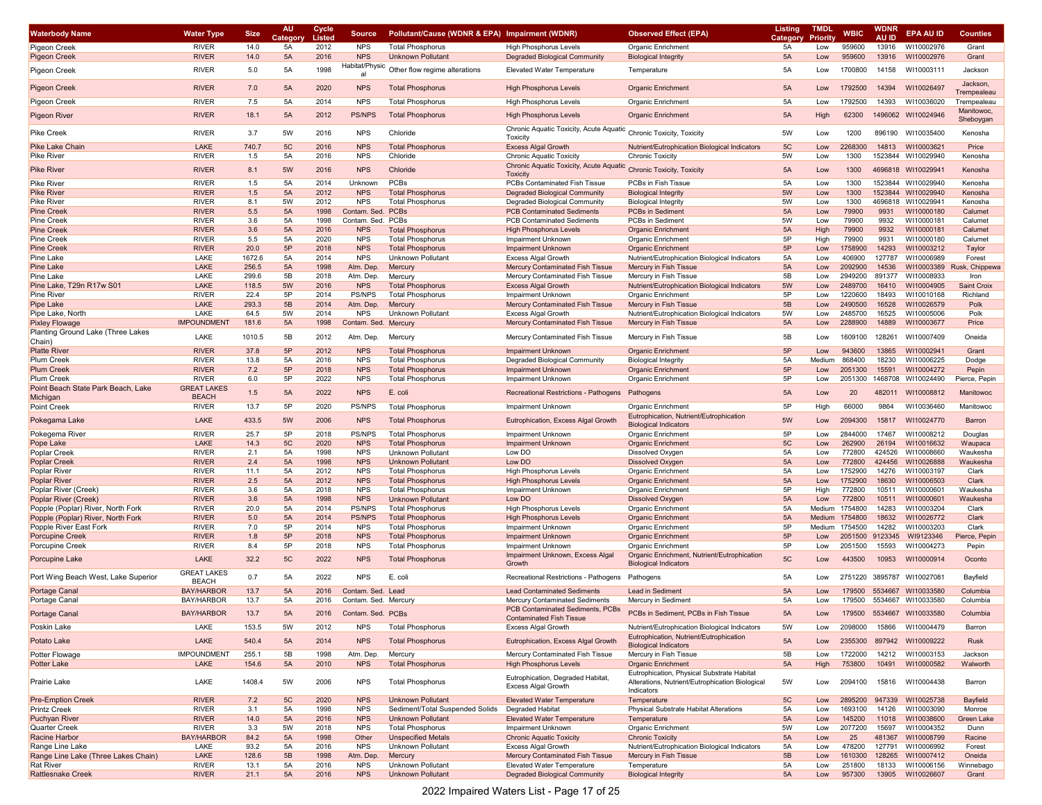| Waterbody Name | Water Type | Size | AU Category | Cycle Listed | Source | Pollutant/Cause (WDNR & EPA) | Impairment (WDNR) | Observed Effect (EPA) | Listing Category | TMDL Priority | WBIC | WDNR AU ID | EPA AU ID | Counties |
|---|---|---|---|---|---|---|---|---|---|---|---|---|---|---|
| Pigeon Creek | RIVER | 14.0 | 5A | 2012 | NPS | Total Phosphorus | High Phosphorus Levels | Organic Enrichment | 5A | Low | 959600 | 13916 | WI10002976 | Grant |
| Pigeon Creek | RIVER | 14.0 | 5A | 2016 | NPS | Unknown Pollutant | Degraded Biological Community | Biological Integrity | 5A | Low | 959600 | 13916 | WI10002976 | Grant |
| Pigeon Creek | RIVER | 5.0 | 5A | 1998 | Habitat/Physical | Other flow regime alterations | Elevated Water Temperature | Temperature | 5A | Low | 1700800 | 14158 | WI10003111 | Jackson |
| Pigeon Creek | RIVER | 7.0 | 5A | 2020 | NPS | Total Phosphorus | High Phosphorus Levels | Organic Enrichment | 5A | Low | 1792500 | 14394 | WI10026497 | Jackson, Trempealeau |
| Pigeon Creek | RIVER | 7.5 | 5A | 2014 | NPS | Total Phosphorus | High Phosphorus Levels | Organic Enrichment | 5A | Low | 1792500 | 14393 | WI10036020 | Trempealeau |
| Pigeon River | RIVER | 18.1 | 5A | 2012 | PS/NPS | Total Phosphorus | High Phosphorus Levels | Organic Enrichment | 5A | High | 62300 | 1496062 | WI10024946 | Manitowoc, Sheboygan |
| Pike Creek | RIVER | 3.7 | 5W | 2016 | NPS | Chloride | Chronic Aquatic Toxicity, Acute Aquatic Toxicity | Chronic Toxicity, Toxicity | 5W | Low | 1200 | 896190 | WI10035400 | Kenosha |
| Pike Lake Chain | LAKE | 740.7 | 5C | 2016 | NPS | Total Phosphorus | Excess Algal Growth | Nutrient/Eutrophication Biological Indicators | 5C | Low | 2268300 | 14813 | WI10003621 | Price |
| Pike River | RIVER | 1.5 | 5A | 2016 | NPS | Chloride | Chronic Aquatic Toxicity | Chronic Toxicity | 5W | Low | 1300 | 1523844 | WI10029940 | Kenosha |
| Pike River | RIVER | 8.1 | 5W | 2016 | NPS | Chloride | Chronic Aquatic Toxicity, Acute Aquatic Toxicity | Chronic Toxicity, Toxicity | 5A | Low | 1300 | 4696818 | WI10029941 | Kenosha |
| Pike River | RIVER | 1.5 | 5A | 2014 | Unknown | PCBs | PCBs Contaminated Fish Tissue | PCBs in Fish Tissue | 5A | Low | 1300 | 1523844 | WI10029940 | Kenosha |
| Pike River | RIVER | 1.5 | 5A | 2012 | NPS | Total Phosphorus | Degraded Biological Community | Biological Integrity | 5W | Low | 1300 | 1523844 | WI10029940 | Kenosha |
| Pike River | RIVER | 8.1 | 5W | 2012 | NPS | Total Phosphorus | Degraded Biological Community | Biological Integrity | 5W | Low | 1300 | 4696818 | WI10029941 | Kenosha |
| Pine Creek | RIVER | 5.5 | 5A | 1998 | Contam. Sed. | PCBs | PCB Contaminated Sediments | PCBs in Sediment | 5A | Low | 79900 | 9931 | WI10000180 | Calumet |
| Pine Creek | RIVER | 3.6 | 5A | 1998 | Contam. Sed. | PCBs | PCB Contaminated Sediments | PCBs in Sediment | 5W | Low | 79900 | 9932 | WI10000181 | Calumet |
| Pine Creek | RIVER | 3.6 | 5A | 2016 | NPS | Total Phosphorus | High Phosphorus Levels | Organic Enrichment | 5A | High | 79900 | 9932 | WI10000181 | Calumet |
| Pine Creek | RIVER | 5.5 | 5A | 2020 | NPS | Total Phosphorus | Impairment Unknown | Organic Enrichment | 5P | High | 79900 | 9931 | WI10000180 | Calumet |
| Pine Creek | RIVER | 20.0 | 5P | 2018 | NPS | Total Phosphorus | Impairment Unknown | Organic Enrichment | 5P | Low | 1758900 | 14293 | WI10003212 | Taylor |
| Pine Lake | LAKE | 1672.6 | 5A | 2014 | NPS | Unknown Pollutant | Excess Algal Growth | Nutrient/Eutrophication Biological Indicators | 5A | Low | 406900 | 127787 | WI10006989 | Forest |
| Pine Lake | LAKE | 256.5 | 5A | 1998 | Atm. Dep. | Mercury | Mercury Contaminated Fish Tissue | Mercury in Fish Tissue | 5A | Low | 2092900 | 14536 | WI10003389 | Rusk, Chippewa |
| Pine Lake | LAKE | 299.6 | 5B | 2018 | Atm. Dep. | Mercury | Mercury Contaminated Fish Tissue | Mercury in Fish Tissue | 5B | Low | 2949200 | 891377 | WI10008933 | Iron |
| Pine Lake, T29n R17w S01 | LAKE | 118.5 | 5W | 2016 | NPS | Total Phosphorus | Excess Algal Growth | Nutrient/Eutrophication Biological Indicators | 5W | Low | 2489700 | 16410 | WI10004905 | Saint Croix |
| Pine River | RIVER | 22.4 | 5P | 2014 | PS/NPS | Total Phosphorus | Impairment Unknown | Organic Enrichment | 5P | Low | 1220600 | 18493 | WI10010168 | Richland |
| Pipe Lake | LAKE | 293.3 | 5B | 2014 | Atm. Dep. | Mercury | Mercury Contaminated Fish Tissue | Mercury in Fish Tissue | 5B | Low | 2490500 | 16528 | WI10026579 | Polk |
| Pipe Lake, North | LAKE | 64.5 | 5W | 2014 | NPS | Unknown Pollutant | Excess Algal Growth | Nutrient/Eutrophication Biological Indicators | 5W | Low | 2485700 | 16525 | WI10005006 | Polk |
| Pixley Flowage | IMPOUNDMENT | 181.6 | 5A | 1998 | Contam. Sed. | Mercury | Mercury Contaminated Fish Tissue | Mercury in Fish Tissue | 5A | Low | 2288900 | 14889 | WI10003677 | Price |
| Planting Ground Lake (Three Lakes Chain) | LAKE | 1010.5 | 5B | 2012 | Atm. Dep. | Mercury | Mercury Contaminated Fish Tissue | Mercury in Fish Tissue | 5B | Low | 1609100 | 128261 | WI10007409 | Oneida |
| Platte River | RIVER | 37.8 | 5P | 2012 | NPS | Total Phosphorus | Impairment Unknown | Organic Enrichment | 5P | Low | 943600 | 13865 | WI10002941 | Grant |
| Plum Creek | RIVER | 13.8 | 5A | 2016 | NPS | Total Phosphorus | Degraded Biological Community | Biological Integrity | 5A | Medium | 868400 | 18230 | WI10006225 | Dodge |
| Plum Creek | RIVER | 7.2 | 5P | 2018 | NPS | Total Phosphorus | Impairment Unknown | Organic Enrichment | 5P | Low | 2051300 | 15591 | WI10004272 | Pepin |
| Plum Creek | RIVER | 6.0 | 5P | 2022 | NPS | Total Phosphorus | Impairment Unknown | Organic Enrichment | 5P | Low | 2051300 | 1468708 | WI10024490 | Pierce, Pepin |
| Point Beach State Park Beach, Lake Michigan | GREAT LAKES BEACH | 1.5 | 5A | 2022 | NPS | E. coli | Recreational Restrictions - Pathogens | Pathogens | 5A | Low | 20 | 482011 | WI10008812 | Manitowoc |
| Point Creek | RIVER | 13.7 | 5P | 2020 | PS/NPS | Total Phosphorus | Impairment Unknown | Organic Enrichment | 5P | High | 66000 | 9864 | WI10036460 | Manitowoc |
| Pokegama Lake | LAKE | 433.5 | 5W | 2006 | NPS | Total Phosphorus | Eutrophication, Excess Algal Growth | Eutrophication, Nutrient/Eutrophication Biological Indicators | 5W | Low | 2094300 | 15817 | WI10024770 | Barron |
| Pokegema River | RIVER | 25.7 | 5P | 2018 | PS/NPS | Total Phosphorus | Impairment Unknown | Organic Enrichment | 5P | Low | 2844000 | 17467 | WI10008212 | Douglas |
| Pope Lake | LAKE | 14.3 | 5C | 2020 | NPS | Total Phosphorus | Impairment Unknown | Organic Enrichment | 5C | Low | 262900 | 26194 | WI10016632 | Waupaca |
| Poplar Creek | RIVER | 2.1 | 5A | 1998 | NPS | Unknown Pollutant | Low DO | Dissolved Oxygen | 5A | Low | 772800 | 424526 | WI10008660 | Waukesha |
| Poplar Creek | RIVER | 2.4 | 5A | 1998 | NPS | Unknown Pollutant | Low DO | Dissolved Oxygen | 5A | Low | 772800 | 424456 | WI10026888 | Waukesha |
| Poplar River | RIVER | 11.1 | 5A | 2012 | NPS | Total Phosphorus | High Phosphorus Levels | Organic Enrichment | 5A | Low | 1752900 | 14276 | WI10003197 | Clark |
| Poplar River | RIVER | 2.5 | 5A | 2012 | NPS | Total Phosphorus | High Phosphorus Levels | Organic Enrichment | 5A | Low | 1752900 | 18630 | WI10006503 | Clark |
| Poplar River (Creek) | RIVER | 3.6 | 5A | 2018 | NPS | Total Phosphorus | Impairment Unknown | Organic Enrichment | 5P | High | 772800 | 10511 | WI10000601 | Waukesha |
| Poplar River (Creek) | RIVER | 3.6 | 5A | 1998 | NPS | Unknown Pollutant | Low DO | Dissolved Oxygen | 5A | Low | 772800 | 10511 | WI10000601 | Waukesha |
| Popple (Poplar) River, North Fork | RIVER | 20.0 | 5A | 2014 | PS/NPS | Total Phosphorus | High Phosphorus Levels | Organic Enrichment | 5A | Medium | 1754800 | 14283 | WI10003204 | Clark |
| Popple (Poplar) River, North Fork | RIVER | 5.0 | 5A | 2014 | PS/NPS | Total Phosphorus | High Phosphorus Levels | Organic Enrichment | 5A | Medium | 1754800 | 18632 | WI10026772 | Clark |
| Popple River East Fork | RIVER | 7.0 | 5P | 2014 | NPS | Total Phosphorus | Impairment Unknown | Organic Enrichment | 5P | Medium | 1754500 | 14282 | WI10003203 | Clark |
| Porcupine Creek | RIVER | 1.8 | 5P | 2018 | NPS | Total Phosphorus | Impairment Unknown | Organic Enrichment | 5P | Low | 2051500 | 9123345 | WI9123346 | Pierce, Pepin |
| Porcupine Creek | RIVER | 8.4 | 5P | 2018 | NPS | Total Phosphorus | Impairment Unknown | Organic Enrichment | 5P | Low | 2051500 | 15593 | WI10004273 | Pepin |
| Porcupine Lake | LAKE | 32.2 | 5C | 2022 | NPS | Total Phosphorus | Impairment Unknown, Excess Algal Growth | Organic Enrichment, Nutrient/Eutrophication Biological Indicators | 5C | Low | 443500 | 10953 | WI10000914 | Oconto |
| Port Wing Beach West, Lake Superior | GREAT LAKES BEACH | 0.7 | 5A | 2022 | NPS | E. coli | Recreational Restrictions - Pathogens | Pathogens | 5A | Low | 2751220 | 3895787 | WI10027081 | Bayfield |
| Portage Canal | BAY/HARBOR | 13.7 | 5A | 2016 | Contam. Sed. | Lead | Lead Contaminated Sediments | Lead in Sediment | 5A | Low | 179500 | 5534667 | WI10033580 | Columbia |
| Portage Canal | BAY/HARBOR | 13.7 | 5A | 2016 | Contam. Sed. | Mercury | Mercury Contaminated Sediments | Mercury in Sediment | 5A | Low | 179500 | 5534667 | WI10033580 | Columbia |
| Portage Canal | BAY/HARBOR | 13.7 | 5A | 2016 | Contam. Sed. | PCBs | PCB Contaminated Sediments, PCBs Contaminated Fish Tissue | PCBs in Sediment, PCBs in Fish Tissue | 5A | Low | 179500 | 5534667 | WI10033580 | Columbia |
| Poskin Lake | LAKE | 153.5 | 5W | 2012 | NPS | Total Phosphorus | Excess Algal Growth | Nutrient/Eutrophication Biological Indicators | 5W | Low | 2098000 | 15866 | WI10004479 | Barron |
| Potato Lake | LAKE | 540.4 | 5A | 2014 | NPS | Total Phosphorus | Eutrophication, Excess Algal Growth | Eutrophication, Nutrient/Eutrophication Biological Indicators | 5A | Low | 2355300 | 897942 | WI10009222 | Rusk |
| Potter Flowage | IMPOUNDMENT | 255.1 | 5B | 1998 | Atm. Dep. | Mercury | Mercury Contaminated Fish Tissue | Mercury in Fish Tissue | 5B | Low | 1722000 | 14212 | WI10003153 | Jackson |
| Potter Lake | LAKE | 154.6 | 5A | 2010 | NPS | Total Phosphorus | High Phosphorus Levels | Organic Enrichment | 5A | High | 753800 | 10491 | WI10000582 | Walworth |
| Prairie Lake | LAKE | 1408.4 | 5W | 2006 | NPS | Total Phosphorus | Eutrophication, Degraded Habitat, Excess Algal Growth | Eutrophication, Physical Substrate Habitat Alterations, Nutrient/Eutrophication Biological Indicators | 5W | Low | 2094100 | 15816 | WI10004438 | Barron |
| Pre-Emption Creek | RIVER | 7.2 | 5C | 2020 | NPS | Unknown Pollutant | Elevated Water Temperature | Temperature | 5C | Low | 2895200 | 947339 | WI10025738 | Bayfield |
| Printz Creek | RIVER | 3.1 | 5A | 1998 | NPS | Sediment/Total Suspended Solids | Degraded Habitat | Physical Substrate Habitat Alterations | 5A | Low | 1693100 | 14126 | WI10003090 | Monroe |
| Puchyan River | RIVER | 14.0 | 5A | 2016 | NPS | Unknown Pollutant | Elevated Water Temperature | Temperature | 5A | Low | 145200 | 11018 | WI10038600 | Green Lake |
| Quarter Creek | RIVER | 3.3 | 5W | 2018 | NPS | Total Phosphorus | Impairment Unknown | Organic Enrichment | 5W | Low | 2077200 | 15697 | WI10004352 | Dunn |
| Racine Harbor | BAY/HARBOR | 84.2 | 5A | 1998 | Other | Unspecified Metals | Chronic Aquatic Toxicity | Chronic Toxicity | 5A | Low | 25 | 481367 | WI10008799 | Racine |
| Range Line Lake | LAKE | 93.2 | 5A | 2016 | NPS | Unknown Pollutant | Excess Algal Growth | Nutrient/Eutrophication Biological Indicators | 5A | Low | 478200 | 127791 | WI10006992 | Forest |
| Range Line Lake (Three Lakes Chain) | LAKE | 128.6 | 5B | 1998 | Atm. Dep. | Mercury | Mercury Contaminated Fish Tissue | Mercury in Fish Tissue | 5B | Low | 1610300 | 128265 | WI10007412 | Oneida |
| Rat River | RIVER | 13.1 | 5A | 2016 | NPS | Unknown Pollutant | Elevated Water Temperature | Temperature | 5A | Low | 251800 | 18133 | WI10006156 | Winnebago |
| Rattlesnake Creek | RIVER | 21.1 | 5A | 2016 | NPS | Unknown Pollutant | Degraded Biological Community | Biological Integrity | 5A | Low | 957300 | 13905 | WI10026607 | Grant |

2022 Impaired Waters List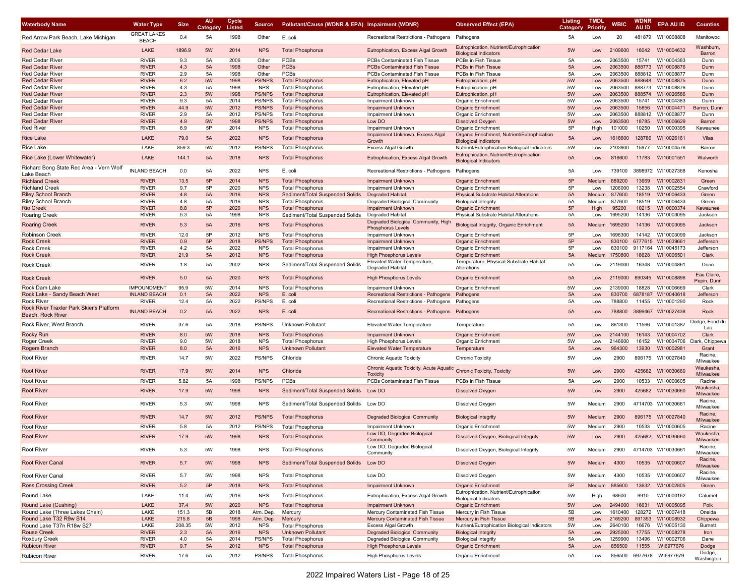| Waterbody Name | Water Type | Size | AU Category | Cycle Listed | Source | Pollutant/Cause (WDNR & EPA) | Impairment (WDNR) | Observed Effect (EPA) | Listing Category | TMDL Priority | WBIC | WDNR AU ID | EPA AU ID | Counties |
|---|---|---|---|---|---|---|---|---|---|---|---|---|---|---|
| Red Arrow Park Beach, Lake Michigan | GREAT LAKES BEACH | 0.4 | 5A | 1998 | Other | E. coli | Recreational Restrictions - Pathogens | Pathogens | 5A | Low | 20 | 481879 | WI10008808 | Manitowoc |
| Red Cedar Lake | LAKE | 1896.9 | 5W | 2014 | NPS | Total Phosphorus | Eutrophication, Excess Algal Growth | Eutrophication, Nutrient/Eutrophication Biological Indicators | 5W | Low | 2109600 | 16042 | WI10004632 | Washburn, Barron |
| Red Cedar River | RIVER | 9.3 | 5A | 2006 | Other | PCBs | PCBs Contaminated Fish Tissue | PCBs in Fish Tissue | 5A | Low | 2063500 | 15741 | WI10004383 | Dunn |
| Red Cedar River | RIVER | 4.3 | 5A | 1998 | Other | PCBs | PCBs Contaminated Fish Tissue | PCBs in Fish Tissue | 5A | Low | 2063500 | 888773 | WI10008876 | Dunn |
| Red Cedar River | RIVER | 2.9 | 5A | 1998 | Other | PCBs | PCBs Contaminated Fish Tissue | PCBs in Fish Tissue | 5A | Low | 2063500 | 888812 | WI10008877 | Dunn |
| Red Cedar River | RIVER | 6.2 | 5W | 1998 | PS/NPS | Total Phosphorus | Eutrophication, Elevated pH | Eutrophication, pH | 5W | Low | 2063500 | 888648 | WI10008875 | Dunn |
| Red Cedar River | RIVER | 4.3 | 5A | 1998 | NPS | Total Phosphorus | Eutrophication, Elevated pH | Eutrophication, pH | 5W | Low | 2063500 | 888773 | WI10008876 | Dunn |
| Red Cedar River | RIVER | 2.3 | 5W | 1998 | PS/NPS | Total Phosphorus | Eutrophication, Elevated pH | Eutrophication, pH | 5W | Low | 2063500 | 888574 | WI10026586 | Dunn |
| Red Cedar River | RIVER | 9.3 | 5A | 2014 | PS/NPS | Total Phosphorus | Impairment Unknown | Organic Enrichment | 5W | Low | 2063500 | 15741 | WI10004383 | Dunn |
| Red Cedar River | RIVER | 44.9 | 5W | 2012 | PS/NPS | Total Phosphorus | Impairment Unknown | Organic Enrichment | 5W | Low | 2063500 | 15856 | WI10004471 | Barron, Dunn |
| Red Cedar River | RIVER | 2.9 | 5A | 2012 | PS/NPS | Total Phosphorus | Impairment Unknown | Organic Enrichment | 5W | Low | 2063500 | 888812 | WI10008877 | Dunn |
| Red Cedar River | RIVER | 4.9 | 5W | 1998 | PS/NPS | Total Phosphorus | Low DO | Dissolved Oxygen | 5W | Low | 2063500 | 18785 | WI10006629 | Barron |
| Red River | RIVER | 8.9 | 5P | 2014 | NPS | Total Phosphorus | Impairment Unknown | Organic Enrichment | 5P | High | 101000 | 10250 | WI10000395 | Kewaunee |
| Rice Lake | LAKE | 79.0 | 5A | 2022 | NPS | Total Phosphorus | Impairment Unknown, Excess Algal Growth | Organic Enrichment, Nutrient/Eutrophication Biological Indicators | 5A | Low | 1618600 | 128786 | WI10026161 | Vilas |
| Rice Lake | LAKE | 859.3 | 5W | 2012 | PS/NPS | Total Phosphorus | Excess Algal Growth | Nutrient/Eutrophication Biological Indicators | 5W | Low | 2103900 | 15977 | WI10004576 | Barron |
| Rice Lake (Lower Whitewater) | LAKE | 144.1 | 5A | 2018 | NPS | Total Phosphorus | Eutrophication, Excess Algal Growth | Eutrophication, Nutrient/Eutrophication Biological Indicators | 5A | Low | 816600 | 11783 | WI10001551 | Walworth |
| Richard Bong State Rec Area - Vern Wolf Lake Beach | INLAND BEACH | 0.0 | 5A | 2022 | NPS | E. coli | Recreational Restrictions - Pathogens | Pathogens | 5A | Low | 739100 | 3898972 | WI10027368 | Kenosha |
| Richland Creek | RIVER | 13.5 | 5P | 2014 | NPS | Total Phosphorus | Impairment Unknown | Organic Enrichment | 5P | Medium | 889200 | 13669 | WI10002831 | Green |
| Richland Creek | RIVER | 9.7 | 5P | 2020 | NPS | Total Phosphorus | Impairment Unknown | Organic Enrichment | 5P | Low | 1206000 | 13238 | WI10002554 | Crawford |
| Riley School Branch | RIVER | 4.8 | 5A | 2016 | NPS | Sediment/Total Suspended Solids | Degraded Habitat | Physical Substrate Habitat Alterations | 5A | Medium | 877600 | 18519 | WI10006433 | Green |
| Riley School Branch | RIVER | 4.8 | 5A | 2016 | NPS | Total Phosphorus | Degraded Biological Community | Biological Integrity | 5A | Medium | 877600 | 18519 | WI10006433 | Green |
| Rio Creek | RIVER | 8.8 | 5P | 2020 | NPS | Total Phosphorus | Impairment Unknown | Organic Enrichment | 5P | High | 95200 | 10215 | WI10000374 | Kewaunee |
| Roaring Creek | RIVER | 5.3 | 5A | 1998 | NPS | Sediment/Total Suspended Solids | Degraded Habitat | Physical Substrate Habitat Alterations | 5A | Low | 1695200 | 14136 | WI10003095 | Jackson |
| Roaring Creek | RIVER | 5.3 | 5A | 2016 | NPS | Total Phosphorus | Degraded Biological Community, High Phosphorus Levels | Biological Integrity, Organic Enrichment | 5A | Medium | 1695200 | 14136 | WI10003095 | Jackson |
| Robinson Creek | RIVER | 12.0 | 5P | 2012 | NPS | Total Phosphorus | Impairment Unknown | Organic Enrichment | 5P | Low | 1696300 | 14142 | WI10003099 | Jackson |
| Rock Creek | RIVER | 0.9 | 5P | 2018 | PS/NPS | Total Phosphorus | Impairment Unknown | Organic Enrichment | 5P | Low | 830100 | 6777615 | WI10039661 | Jefferson |
| Rock Creek | RIVER | 4.2 | 5A | 2022 | NPS | Total Phosphorus | Impairment Unknown | Organic Enrichment | 5P | Low | 830100 | 9117164 | WI10045173 | Jefferson |
| Rock Creek | RIVER | 21.9 | 5A | 2012 | NPS | Total Phosphorus | High Phosphorus Levels | Organic Enrichment | 5A | Medium | 1750800 | 18628 | WI10006501 | Clark |
| Rock Creek | RIVER | 1.8 | 5A | 2002 | NPS | Sediment/Total Suspended Solids | Elevated Water Temperature, Degraded Habitat | Temperature, Physical Substrate Habitat Alterations | 5A | Low | 2119000 | 16348 | WI10004861 | Dunn |
| Rock Creek | RIVER | 5.0 | 5A | 2020 | NPS | Total Phosphorus | High Phosphorus Levels | Organic Enrichment | 5A | Low | 2119000 | 890345 | WI10008896 | Eau Claire, Pepin, Dunn |
| Rock Dam Lake | IMPOUNDMENT | 95.9 | 5W | 2014 | NPS | Total Phosphorus | Impairment Unknown | Organic Enrichment | 5W | Low | 2139000 | 18828 | WI10006669 | Clark |
| Rock Lake - Sandy Beach West | INLAND BEACH | 0.1 | 5A | 2022 | NPS | E. coli | Recreational Restrictions - Pathogens | Pathogens | 5A | Low | 830700 | 6878187 | WI10040618 | Jefferson |
| Rock River | RIVER | 12.4 | 5A | 2022 | PS/NPS | E. coli | Recreational Restrictions - Pathogens | Pathogens | 5A | Low | 788800 | 11455 | WI10001290 | Rock |
| Rock River Traxler Park Skier's Platform Beach, Rock River | INLAND BEACH | 0.2 | 5A | 2022 | NPS | E. coli | Recreational Restrictions - Pathogens | Pathogens | 5A | Low | 788800 | 3899467 | WI10027438 | Rock |
| Rock River, West Branch | RIVER | 37.6 | 5A | 2018 | PS/NPS | Unknown Pollutant | Elevated Water Temperature | Temperature | 5A | Low | 861300 | 11566 | WI10001387 | Dodge, Fond du Lac |
| Rocky Run | RIVER | 8.0 | 5W | 2018 | NPS | Total Phosphorus | Impairment Unknown | Organic Enrichment | 5W | Low | 2144100 | 16143 | WI10004702 | Clark |
| Roger Creek | RIVER | 9.0 | 5W | 2018 | NPS | Total Phosphorus | High Phosphorus Levels | Organic Enrichment | 5W | Low | 2146600 | 16152 | WI10004706 | Clark, Chippewa |
| Rogers Branch | RIVER | 8.0 | 5A | 2016 | NPS | Unknown Pollutant | Elevated Water Temperature | Temperature | 5A | Low | 964300 | 13930 | WI10002981 | Grant |
| Root River | RIVER | 14.7 | 5W | 2022 | PS/NPS | Chloride | Chronic Aquatic Toxicity | Chronic Toxicity | 5W | Low | 2900 | 896175 | WI10027840 | Racine, Milwaukee |
| Root River | RIVER | 17.9 | 5W | 2014 | NPS | Chloride | Chronic Aquatic Toxicity, Acute Aquatic Toxicity | Chronic Toxicity, Toxicity | 5W | Low | 2900 | 425682 | WI10030660 | Waukesha, Milwaukee |
| Root River | RIVER | 5.82 | 5A | 1998 | PS/NPS | PCBs | PCBs Contaminated Fish Tissue | PCBs in Fish Tissue | 5A | Low | 2900 | 10533 | WI10000605 | Racine |
| Root River | RIVER | 17.9 | 5W | 1998 | NPS | Sediment/Total Suspended Solids | Low DO | Dissolved Oxygen | 5W | Low | 2900 | 425682 | WI10030660 | Waukesha, Milwaukee |
| Root River | RIVER | 5.3 | 5W | 1998 | NPS | Sediment/Total Suspended Solids | Low DO | Dissolved Oxygen | 5W | Medium | 2900 | 4714703 | WI10030661 | Racine, Milwaukee |
| Root River | RIVER | 14.7 | 5W | 2012 | PS/NPS | Total Phosphorus | Degraded Biological Community | Biological Integrity | 5W | Medium | 2900 | 896175 | WI10027840 | Racine, Milwaukee |
| Root River | RIVER | 5.8 | 5A | 2012 | PS/NPS | Total Phosphorus | Impairment Unknown | Organic Enrichment | 5W | Medium | 2900 | 10533 | WI10000605 | Racine |
| Root River | RIVER | 17.9 | 5W | 1998 | NPS | Total Phosphorus | Low DO, Degraded Biological Community | Dissolved Oxygen, Biological Integrity | 5W | Low | 2900 | 425682 | WI10030660 | Waukesha, Milwaukee |
| Root River | RIVER | 5.3 | 5W | 1998 | NPS | Total Phosphorus | Low DO, Degraded Biological Community | Dissolved Oxygen, Biological Integrity | 5W | Medium | 2900 | 4714703 | WI10030661 | Racine, Milwaukee |
| Root River Canal | RIVER | 5.7 | 5W | 1998 | NPS | Sediment/Total Suspended Solids | Low DO | Dissolved Oxygen | 5W | Medium | 4300 | 10535 | WI10000607 | Racine, Milwaukee |
| Root River Canal | RIVER | 5.7 | 5W | 1998 | NPS | Total Phosphorus | Low DO | Dissolved Oxygen | 5W | Medium | 4300 | 10535 | WI10000607 | Racine, Milwaukee |
| Ross Crossing Creek | RIVER | 5.2 | 5P | 2018 | NPS | Total Phosphorus | Impairment Unknown | Organic Enrichment | 5P | Medium | 885600 | 13632 | WI10002805 | Green |
| Round Lake | LAKE | 11.4 | 5W | 2016 | NPS | Total Phosphorus | Eutrophication, Excess Algal Growth | Eutrophication, Nutrient/Eutrophication Biological Indicators | 5W | High | 68600 | 9910 | WI10000162 | Calumet |
| Round Lake (Cushing) | LAKE | 37.4 | 5W | 2020 | NPS | Total Phosphorus | Impairment Unknown | Organic Enrichment | 5W | Low | 2494000 | 16631 | WI10005095 | Polk |
| Round Lake (Three Lakes Chain) | LAKE | 151.3 | 5B | 2018 | Atm. Dep. | Mercury | Mercury Contaminated Fish Tissue | Mercury in Fish Tissue | 5B | Low | 1610400 | 128272 | WI10007418 | Oneida |
| Round Lake T32 R9w S14 | LAKE | 215.8 | 5B | 1998 | Atm. Dep. | Mercury | Mercury Contaminated Fish Tissue | Mercury in Fish Tissue | 5B | Low | 2169200 | 891353 | WI10008932 | Chippewa |
| Round Lake T37n R18w S27 | LAKE | 208.35 | 5W | 2012 | NPS | Total Phosphorus | Excess Algal Growth | Nutrient/Eutrophication Biological Indicators | 5W | Low | 2640100 | 16676 | WI10005130 | Burnett |
| Rouse Creek | RIVER | 2.3 | 5A | 2016 | NPS | Unknown Pollutant | Degraded Biological Community | Biological Integrity | 5A | Low | 2925000 | 17755 | WI10008278 | Iron |
| Roxbury Creek | RIVER | 4.0 | 5A | 2014 | PS/NPS | Total Phosphorus | Degraded Biological Community | Biological Integrity | 5A | Low | 1259900 | 13496 | WI10002706 | Dane |
| Rubicon River | RIVER | 9.7 | 5A | 2012 | NPS | Total Phosphorus | High Phosphorus Levels | Organic Enrichment | 5A | Low | 856500 | 11555 | WI6977676 | Dodge |
| Rubicon River | RIVER | 17.6 | 5A | 2012 | PS/NPS | Total Phosphorus | High Phosphorus Levels | Organic Enrichment | 5A | Low | 856500 | 6977678 | WI6977679 | Dodge, Washington |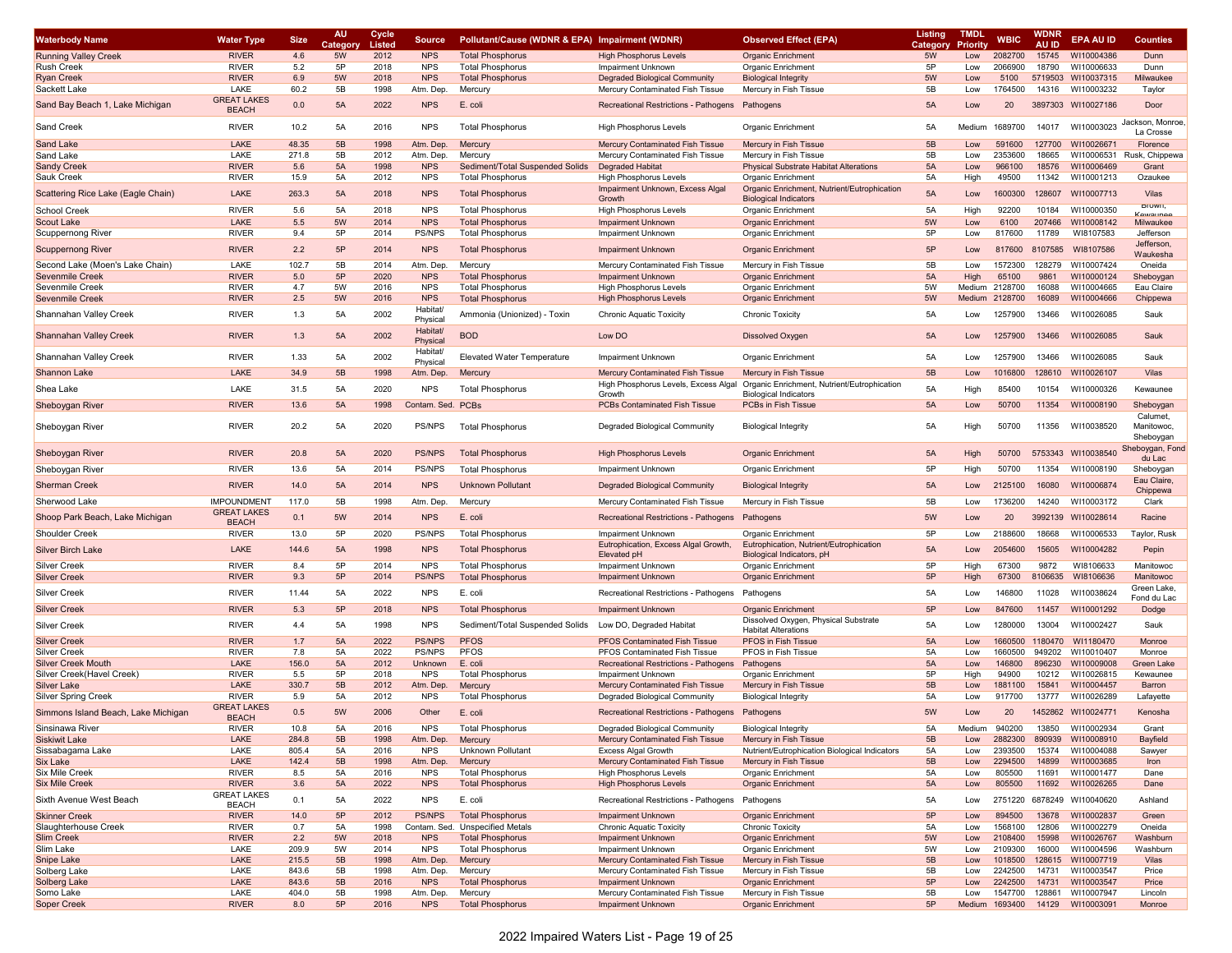| Waterbody Name | Water Type | Size | AU Category | Cycle Listed | Source | Pollutant/Cause (WDNR & EPA) | Impairment (WDNR) | Observed Effect (EPA) | Listing Category | TMDL Priority | WBIC | WDNR AU ID | EPA AU ID | Counties |
|---|---|---|---|---|---|---|---|---|---|---|---|---|---|---|
| Running Valley Creek | RIVER | 4.6 | 5W | 2012 | NPS | Total Phosphorus | High Phosphorus Levels | Organic Enrichment | 5W | Low | 2082700 | 15745 | WI10004386 | Dunn |
| Rush Creek | RIVER | 5.2 | 5P | 2018 | NPS | Total Phosphorus | Impairment Unknown | Organic Enrichment | 5P | Low | 2066900 | 18790 | WI10006633 | Dunn |
| Ryan Creek | RIVER | 6.9 | 5W | 2018 | NPS | Total Phosphorus | Degraded Biological Community | Biological Integrity | 5W | Low | 5100 | 5719503 | WI10037315 | Milwaukee |
| Sackett Lake | LAKE | 60.2 | 5B | 1998 | Atm. Dep. | Mercury | Mercury Contaminated Fish Tissue | Mercury in Fish Tissue | 5B | Low | 1764500 | 14316 | WI10003232 | Taylor |
| Sand Bay Beach 1, Lake Michigan | GREAT LAKES BEACH | 0.0 | 5A | 2022 | NPS | E. coli | Recreational Restrictions - Pathogens | Pathogens | 5A | Low | 20 | 3897303 | WI10027186 | Door |
| Sand Creek | RIVER | 10.2 | 5A | 2016 | NPS | Total Phosphorus | High Phosphorus Levels | Organic Enrichment | 5A | Medium | 1689700 | 14017 | WI10003023 | Jackson, Monroe, La Crosse |
| Sand Lake | LAKE | 48.35 | 5B | 1998 | Atm. Dep. | Mercury | Mercury Contaminated Fish Tissue | Mercury in Fish Tissue | 5B | Low | 591600 | 127700 | WI10026671 | Florence |
| Sand Lake | LAKE | 271.8 | 5B | 2012 | Atm. Dep. | Mercury | Mercury Contaminated Fish Tissue | Mercury in Fish Tissue | 5B | Low | 2353600 | 18665 | WI10006531 | Rusk, Chippewa |
| Sandy Creek | RIVER | 5.6 | 5A | 1998 | NPS | Sediment/Total Suspended Solids | Degraded Habitat | Physical Substrate Habitat Alterations | 5A | Low | 966100 | 18576 | WI10006469 | Grant |
| Sauk Creek | RIVER | 15.9 | 5A | 2012 | NPS | Total Phosphorus | High Phosphorus Levels | Organic Enrichment | 5A | High | 49500 | 11342 | WI10001213 | Ozaukee |
| Scattering Rice Lake (Eagle Chain) | LAKE | 263.3 | 5A | 2018 | NPS | Total Phosphorus | Impairment Unknown, Excess Algal Growth | Organic Enrichment, Nutrient/Eutrophication Biological Indicators | 5A | Low | 1600300 | 128607 | WI10007713 | Vilas |
| School Creek | RIVER | 5.6 | 5A | 2018 | NPS | Total Phosphorus | High Phosphorus Levels | Organic Enrichment | 5A | High | 92200 | 10184 | WI10000350 | Brown, Kewaunee |
| Scout Lake | LAKE | 5.5 | 5W | 2014 | NPS | Total Phosphorus | Impairment Unknown | Organic Enrichment | 5W | Low | 6100 | 207466 | WI10008142 | Milwaukee |
| Scuppernong River | RIVER | 9.4 | 5P | 2014 | PS/NPS | Total Phosphorus | Impairment Unknown | Organic Enrichment | 5P | Low | 817600 | 11789 | WI8107583 | Jefferson |
| Scuppernong River | RIVER | 2.2 | 5P | 2014 | NPS | Total Phosphorus | Impairment Unknown | Organic Enrichment | 5P | Low | 817600 | 8107585 | WI8107586 | Jefferson, Waukesha |
| Second Lake (Moen's Lake Chain) | LAKE | 102.7 | 5B | 2014 | Atm. Dep. | Mercury | Mercury Contaminated Fish Tissue | Mercury in Fish Tissue | 5B | Low | 1572300 | 128279 | WI10007424 | Oneida |
| Sevenmile Creek | RIVER | 5.0 | 5P | 2020 | NPS | Total Phosphorus | Impairment Unknown | Organic Enrichment | 5A | High | 65100 | 9861 | WI10000124 | Sheboygan |
| Sevenmile Creek | RIVER | 4.7 | 5W | 2016 | NPS | Total Phosphorus | High Phosphorus Levels | Organic Enrichment | 5W | Medium | 2128700 | 16088 | WI10004665 | Eau Claire |
| Sevenmile Creek | RIVER | 2.5 | 5W | 2016 | NPS | Total Phosphorus | High Phosphorus Levels | Organic Enrichment | 5W | Medium | 2128700 | 16089 | WI10004666 | Chippewa |
| Shannahan Valley Creek | RIVER | 1.3 | 5A | 2002 | Habitat/ Physical | Ammonia (Unionized) - Toxin | Chronic Aquatic Toxicity | Chronic Toxicity | 5A | Low | 1257900 | 13466 | WI10026085 | Sauk |
| Shannahan Valley Creek | RIVER | 1.3 | 5A | 2002 | Habitat/ Physical | BOD | Low DO | Dissolved Oxygen | 5A | Low | 1257900 | 13466 | WI10026085 | Sauk |
| Shannahan Valley Creek | RIVER | 1.33 | 5A | 2002 | Habitat/ Physical | Elevated Water Temperature | Impairment Unknown | Organic Enrichment | 5A | Low | 1257900 | 13466 | WI10026085 | Sauk |
| Shannon Lake | LAKE | 34.9 | 5B | 1998 | Atm. Dep. | Mercury | Mercury Contaminated Fish Tissue | Mercury in Fish Tissue | 5B | Low | 1016800 | 128610 | WI10026107 | Vilas |
| Shea Lake | LAKE | 31.5 | 5A | 2020 | NPS | Total Phosphorus | High Phosphorus Levels, Excess Algal Growth | Organic Enrichment, Nutrient/Eutrophication Biological Indicators | 5A | High | 85400 | 10154 | WI10000326 | Kewaunee |
| Sheboygan River | RIVER | 13.6 | 5A | 1998 | Contam. Sed. | PCBs | PCBs Contaminated Fish Tissue | PCBs in Fish Tissue | 5A | Low | 50700 | 11354 | WI10008190 | Sheboygan |
| Sheboygan River | RIVER | 20.2 | 5A | 2020 | PS/NPS | Total Phosphorus | Degraded Biological Community | Biological Integrity | 5A | High | 50700 | 11356 | WI10038520 | Calumet, Manitowoc, Sheboygan |
| Sheboygan River | RIVER | 20.8 | 5A | 2020 | PS/NPS | Total Phosphorus | High Phosphorus Levels | Organic Enrichment | 5A | High | 50700 | 5753343 | WI10038540 | Sheboygan, Fond du Lac |
| Sheboygan River | RIVER | 13.6 | 5A | 2014 | PS/NPS | Total Phosphorus | Impairment Unknown | Organic Enrichment | 5P | High | 50700 | 11354 | WI10008190 | Sheboygan |
| Sherman Creek | RIVER | 14.0 | 5A | 2014 | NPS | Unknown Pollutant | Degraded Biological Community | Biological Integrity | 5A | Low | 2125100 | 16080 | WI10006874 | Eau Claire, Chippewa |
| Sherwood Lake | IMPOUNDMENT | 117.0 | 5B | 1998 | Atm. Dep. | Mercury | Mercury Contaminated Fish Tissue | Mercury in Fish Tissue | 5B | Low | 1736200 | 14240 | WI10003172 | Clark |
| Shoop Park Beach, Lake Michigan | GREAT LAKES BEACH | 0.1 | 5W | 2014 | NPS | E. coli | Recreational Restrictions - Pathogens | Pathogens | 5W | Low | 20 | 3992139 | WI10028614 | Racine |
| Shoulder Creek | RIVER | 13.0 | 5P | 2020 | PS/NPS | Total Phosphorus | Impairment Unknown | Organic Enrichment | 5P | Low | 2188600 | 18668 | WI10006533 | Taylor, Rusk |
| Silver Birch Lake | LAKE | 144.6 | 5A | 1998 | NPS | Total Phosphorus | Eutrophication, Excess Algal Growth, Elevated pH | Eutrophication, Nutrient/Eutrophication Biological Indicators, pH | 5A | Low | 2054600 | 15605 | WI10004282 | Pepin |
| Silver Creek | RIVER | 8.4 | 5P | 2014 | NPS | Total Phosphorus | Impairment Unknown | Organic Enrichment | 5P | High | 67300 | 9872 | WI8106633 | Manitowoc |
| Silver Creek | RIVER | 9.3 | 5P | 2014 | PS/NPS | Total Phosphorus | Impairment Unknown | Organic Enrichment | 5P | High | 67300 | 8106635 | WI8106636 | Manitowoc |
| Silver Creek | RIVER | 11.44 | 5A | 2022 | NPS | E. coli | Recreational Restrictions - Pathogens | Pathogens | 5A | Low | 146800 | 11028 | WI10038624 | Green Lake, Fond du Lac |
| Silver Creek | RIVER | 5.3 | 5P | 2018 | NPS | Total Phosphorus | Impairment Unknown | Organic Enrichment | 5P | Low | 847600 | 11457 | WI10001292 | Dodge |
| Silver Creek | RIVER | 4.4 | 5A | 1998 | NPS | Sediment/Total Suspended Solids | Low DO, Degraded Habitat | Dissolved Oxygen, Physical Substrate Habitat Alterations | 5A | Low | 1280000 | 13004 | WI10002427 | Sauk |
| Silver Creek | RIVER | 1.7 | 5A | 2022 | PS/NPS | PFOS | PFOS Contaminated Fish Tissue | PFOS in Fish Tissue | 5A | Low | 1660500 | 1180470 | WI1180470 | Monroe |
| Silver Creek | RIVER | 7.8 | 5A | 2022 | PS/NPS | PFOS | PFOS Contaminated Fish Tissue | PFOS in Fish Tissue | 5A | Low | 1660500 | 949202 | WI10010407 | Monroe |
| Silver Creek Mouth | LAKE | 156.0 | 5A | 2012 | Unknown | E. coli | Recreational Restrictions - Pathogens | Pathogens | 5A | Low | 146800 | 896230 | WI10009008 | Green Lake |
| Silver Creek(Havel Creek) | RIVER | 5.5 | 5P | 2018 | NPS | Total Phosphorus | Impairment Unknown | Organic Enrichment | 5P | High | 94900 | 10212 | WI10026815 | Kewaunee |
| Silver Lake | LAKE | 330.7 | 5B | 2012 | Atm. Dep. | Mercury | Mercury Contaminated Fish Tissue | Mercury in Fish Tissue | 5B | Low | 1881100 | 15841 | WI10004457 | Barron |
| Silver Spring Creek | RIVER | 5.9 | 5A | 2012 | NPS | Total Phosphorus | Degraded Biological Community | Biological Integrity | 5A | Low | 917700 | 13777 | WI10026289 | Lafayette |
| Simmons Island Beach, Lake Michigan | GREAT LAKES BEACH | 0.5 | 5W | 2006 | Other | E. coli | Recreational Restrictions - Pathogens | Pathogens | 5W | Low | 20 | 1452862 | WI10024771 | Kenosha |
| Sinsinawa River | RIVER | 10.8 | 5A | 2016 | NPS | Total Phosphorus | Degraded Biological Community | Biological Integrity | 5A | Medium | 940200 | 13850 | WI10002934 | Grant |
| Siskiwit Lake | LAKE | 284.8 | 5B | 1998 | Atm. Dep. | Mercury | Mercury Contaminated Fish Tissue | Mercury in Fish Tissue | 5B | Low | 2882300 | 890939 | WI10008910 | Bayfield |
| Sissabagama Lake | LAKE | 805.4 | 5A | 2016 | NPS | Unknown Pollutant | Excess Algal Growth | Nutrient/Eutrophication Biological Indicators | 5A | Low | 2393500 | 15374 | WI10004088 | Sawyer |
| Six Lake | LAKE | 142.4 | 5B | 1998 | Atm. Dep. | Mercury | Mercury Contaminated Fish Tissue | Mercury in Fish Tissue | 5B | Low | 2294500 | 14899 | WI10003685 | Iron |
| Six Mile Creek | RIVER | 8.5 | 5A | 2016 | NPS | Total Phosphorus | High Phosphorus Levels | Organic Enrichment | 5A | Low | 805500 | 11691 | WI10001477 | Dane |
| Six Mile Creek | RIVER | 3.6 | 5A | 2022 | NPS | Total Phosphorus | High Phosphorus Levels | Organic Enrichment | 5A | Low | 805500 | 11692 | WI10026265 | Dane |
| Sixth Avenue West Beach | GREAT LAKES BEACH | 0.1 | 5A | 2022 | NPS | E. coli | Recreational Restrictions - Pathogens | Pathogens | 5A | Low | 2751220 | 6878249 | WI10040620 | Ashland |
| Skinner Creek | RIVER | 14.0 | 5P | 2012 | PS/NPS | Total Phosphorus | Impairment Unknown | Organic Enrichment | 5P | Low | 894500 | 13678 | WI10002837 | Green |
| Slaughterhouse Creek | RIVER | 0.7 | 5A | 1998 | Contam. Sed. | Unspecified Metals | Chronic Aquatic Toxicity | Chronic Toxicity | 5A | Low | 1568100 | 12806 | WI10002279 | Oneida |
| Slim Creek | RIVER | 2.2 | 5W | 2018 | NPS | Total Phosphorus | Impairment Unknown | Organic Enrichment | 5W | Low | 2108400 | 15998 | WI10026767 | Washburn |
| Slim Lake | LAKE | 209.9 | 5W | 2014 | NPS | Total Phosphorus | Impairment Unknown | Organic Enrichment | 5W | Low | 2109300 | 16000 | WI10004596 | Washburn |
| Snipe Lake | LAKE | 215.5 | 5B | 1998 | Atm. Dep. | Mercury | Mercury Contaminated Fish Tissue | Mercury in Fish Tissue | 5B | Low | 1018500 | 128615 | WI10007719 | Vilas |
| Solberg Lake | LAKE | 843.6 | 5B | 1998 | Atm. Dep. | Mercury | Mercury Contaminated Fish Tissue | Mercury in Fish Tissue | 5B | Low | 2242500 | 14731 | WI10003547 | Price |
| Solberg Lake | LAKE | 843.6 | 5B | 2016 | NPS | Total Phosphorus | Impairment Unknown | Organic Enrichment | 5P | Low | 2242500 | 14731 | WI10003547 | Price |
| Somo Lake | LAKE | 404.0 | 5B | 1998 | Atm. Dep. | Mercury | Mercury Contaminated Fish Tissue | Mercury in Fish Tissue | 5B | Low | 1547700 | 128861 | WI10007947 | Lincoln |
| Soper Creek | RIVER | 8.0 | 5P | 2016 | NPS | Total Phosphorus | Impairment Unknown | Organic Enrichment | 5P | Medium | 1693400 | 14129 | WI10003091 | Monroe |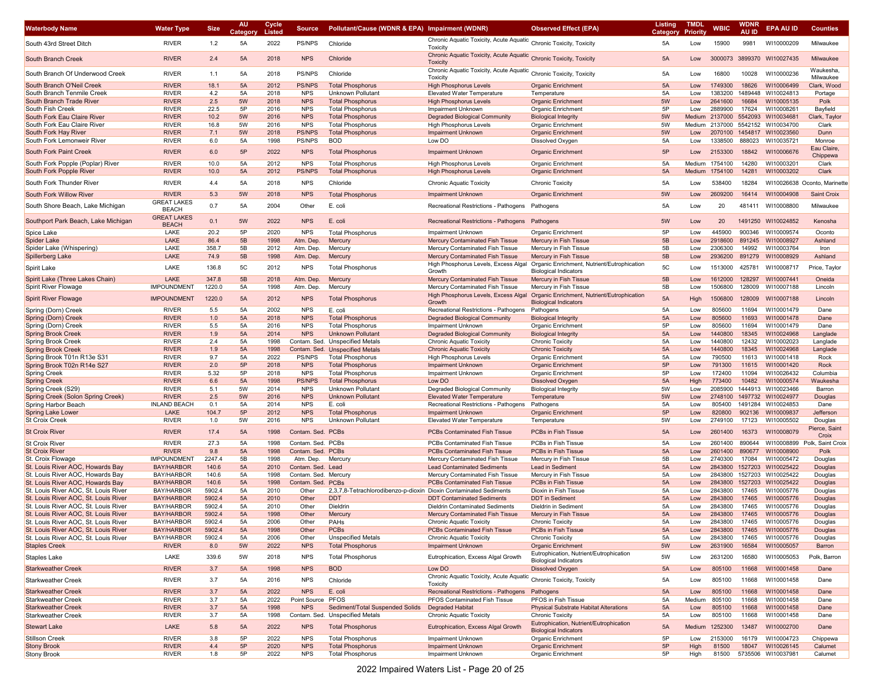| Waterbody Name | Water Type | Size | AU Category | Cycle Listed | Source | Pollutant/Cause (WDNR & EPA) | Impairment (WDNR) | Observed Effect (EPA) | Listing Category | TMDL Priority | WBIC | WDNR AU ID | EPA AU ID | Counties |
|---|---|---|---|---|---|---|---|---|---|---|---|---|---|---|
| South 43rd Street Ditch | RIVER | 1.2 | 5A | 2022 | PS/NPS | Chloride | Chronic Aquatic Toxicity, Acute Aquatic Toxicity | Chronic Toxicity, Toxicity | 5A | Low | 15900 | 9981 | WI10000209 | Milwaukee |
| South Branch Creek | RIVER | 2.4 | 5A | 2018 | NPS | Chloride | Chronic Aquatic Toxicity, Acute Aquatic Toxicity | Chronic Toxicity, Toxicity | 5A | Low | 3000073 | 3899370 | WI10027435 | Milwaukee |
| South Branch Of Underwood Creek | RIVER | 1.1 | 5A | 2018 | PS/NPS | Chloride | Chronic Aquatic Toxicity, Acute Aquatic Toxicity | Chronic Toxicity, Toxicity | 5A | Low | 16800 | 10028 | WI10000236 | Waukesha, Milwaukee |
| South Branch O'Neil Creek | RIVER | 18.1 | 5A | 2012 | PS/NPS | Total Phosphorus | High Phosphorus Levels | Organic Enrichment | 5A | Low | 1749300 | 18626 | WI10006499 | Clark, Wood |
| South Branch Tenmile Creek | RIVER | 4.2 | 5A | 2018 | NPS | Unknown Pollutant | Elevated Water Temperature | Temperature | 5A | Low | 1383200 | 1489448 | WI10024813 | Portage |
| South Branch Trade River | RIVER | 2.5 | 5W | 2018 | NPS | Total Phosphorus | High Phosphorus Levels | Organic Enrichment | 5W | Low | 2641600 | 16684 | WI10005135 | Polk |
| South Fish Creek | RIVER | 22.5 | 5P | 2016 | NPS | Total Phosphorus | Impairment Unknown | Organic Enrichment | 5P | Low | 2889900 | 17624 | WI10008261 | Bayfield |
| South Fork Eau Claire River | RIVER | 10.2 | 5W | 2016 | NPS | Total Phosphorus | Degraded Biological Community | Biological Integrity | 5W | Medium | 2137000 | 5542093 | WI10034681 | Clark, Taylor |
| South Fork Eau Claire River | RIVER | 16.8 | 5W | 2016 | NPS | Total Phosphorus | High Phosphorus Levels | Organic Enrichment | 5W | Medium | 2137000 | 5542152 | WI10034700 | Clark |
| South Fork Hay River | RIVER | 7.1 | 5W | 2018 | PS/NPS | Total Phosphorus | Impairment Unknown | Organic Enrichment | 5W | Low | 2070100 | 1454817 | WI10023560 | Dunn |
| South Fork Lemonweir River | RIVER | 6.0 | 5A | 1998 | PS/NPS | BOD | Low DO | Dissolved Oxygen | 5A | Low | 1338500 | 888023 | WI10035721 | Monroe |
| South Fork Paint Creek | RIVER | 6.0 | 5P | 2022 | NPS | Total Phosphorus | Impairment Unknown | Organic Enrichment | 5P | Low | 2153300 | 18842 | WI10006676 | Eau Claire, Chippewa |
| South Fork Popple (Poplar) River | RIVER | 10.0 | 5A | 2012 | NPS | Total Phosphorus | High Phosphorus Levels | Organic Enrichment | 5A | Medium | 1754100 | 14280 | WI10003201 | Clark |
| South Fork Popple River | RIVER | 10.0 | 5A | 2012 | PS/NPS | Total Phosphorus | High Phosphorus Levels | Organic Enrichment | 5A | Medium | 1754100 | 14281 | WI10003202 | Clark |
| South Fork Thunder River | RIVER | 4.4 | 5A | 2018 | NPS | Chloride | Chronic Aquatic Toxicity | Chronic Toxicity | 5A | Low | 538400 | 18284 | WI10026638 | Oconto, Marinette |
| South Fork Willow River | RIVER | 5.3 | 5W | 2018 | NPS | Total Phosphorus | Impairment Unknown | Organic Enrichment | 5W | Low | 2609200 | 16414 | WI10004908 | Saint Croix |
| South Shore Beach, Lake Michigan | GREAT LAKES BEACH | 0.7 | 5A | 2004 | Other | E. coli | Recreational Restrictions - Pathogens | Pathogens | 5A | Low | 20 | 481411 | WI10008800 | Milwaukee |
| Southport Park Beach, Lake Michigan | GREAT LAKES BEACH | 0.1 | 5W | 2022 | NPS | E. coli | Recreational Restrictions - Pathogens | Pathogens | 5W | Low | 20 | 1491250 | WI10024852 | Kenosha |
| Spice Lake | LAKE | 20.2 | 5P | 2020 | NPS | Total Phosphorus | Impairment Unknown | Organic Enrichment | 5P | Low | 445900 | 900346 | WI10009574 | Oconto |
| Spider Lake | LAKE | 86.4 | 5B | 1998 | Atm. Dep. | Mercury | Mercury Contaminated Fish Tissue | Mercury in Fish Tissue | 5B | Low | 2918600 | 891245 | WI10008927 | Ashland |
| Spider Lake (Whispering) | LAKE | 358.7 | 5B | 2012 | Atm. Dep. | Mercury | Mercury Contaminated Fish Tissue | Mercury in Fish Tissue | 5B | Low | 2306300 | 14992 | WI10003764 | Iron |
| Spillerberg Lake | LAKE | 74.9 | 5B | 1998 | Atm. Dep. | Mercury | Mercury Contaminated Fish Tissue | Mercury in Fish Tissue | 5B | Low | 2936200 | 891279 | WI10008929 | Ashland |
| Spirit Lake | LAKE | 136.8 | 5C | 2012 | NPS | Total Phosphorus | High Phosphorus Levels, Excess Algal Growth | Organic Enrichment, Nutrient/Eutrophication Biological Indicators | 5C | Low | 1513000 | 425781 | WI10008717 | Price, Taylor |
| Spirit Lake (Three Lakes Chain) | LAKE | 347.8 | 5B | 2018 | Atm. Dep. | Mercury | Mercury Contaminated Fish Tissue | Mercury in Fish Tissue | 5B | Low | 1612000 | 128297 | WI10007441 | Oneida |
| Spirit River Flowage | IMPOUNDMENT | 1220.0 | 5A | 1998 | Atm. Dep. | Mercury | Mercury Contaminated Fish Tissue | Mercury in Fish Tissue | 5B | Low | 1506800 | 128009 | WI10007188 | Lincoln |
| Spirit River Flowage | IMPOUNDMENT | 1220.0 | 5A | 2012 | NPS | Total Phosphorus | High Phosphorus Levels, Excess Algal Growth | Organic Enrichment, Nutrient/Eutrophication Biological Indicators | 5A | High | 1506800 | 128009 | WI10007188 | Lincoln |
| Spring (Dorn) Creek | RIVER | 5.5 | 5A | 2002 | NPS | E. coli | Recreational Restrictions - Pathogens | Pathogens | 5A | Low | 805600 | 11694 | WI10001479 | Dane |
| Spring (Dorn) Creek | RIVER | 1.0 | 5A | 2018 | NPS | Total Phosphorus | Degraded Biological Community | Biological Integrity | 5A | Low | 805600 | 11693 | WI10001478 | Dane |
| Spring (Dorn) Creek | RIVER | 5.5 | 5A | 2016 | NPS | Total Phosphorus | Impairment Unknown | Organic Enrichment | 5P | Low | 805600 | 11694 | WI10001479 | Dane |
| Spring Brook Creek | RIVER | 1.9 | 5A | 2014 | NPS | Unknown Pollutant | Degraded Biological Community | Biological Integrity | 5A | Low | 1440800 | 18345 | WI10024968 | Langlade |
| Spring Brook Creek | RIVER | 2.4 | 5A | 1998 | Contam. Sed. | Unspecified Metals | Chronic Aquatic Toxicity | Chronic Toxicity | 5A | Low | 1440800 | 12432 | WI10002023 | Langlade |
| Spring Brook Creek | RIVER | 1.9 | 5A | 1998 | Contam. Sed. | Unspecified Metals | Chronic Aquatic Toxicity | Chronic Toxicity | 5A | Low | 1440800 | 18345 | WI10024968 | Langlade |
| Spring Brook T01n R13e S31 | RIVER | 9.7 | 5A | 2022 | PS/NPS | Total Phosphorus | High Phosphorus Levels | Organic Enrichment | 5A | Low | 790500 | 11613 | WI10001418 | Rock |
| Spring Brook T02n R14e S27 | RIVER | 2.0 | 5P | 2018 | NPS | Total Phosphorus | Impairment Unknown | Organic Enrichment | 5P | Low | 791300 | 11615 | WI10001420 | Rock |
| Spring Creek | RIVER | 5.32 | 5P | 2018 | NPS | Total Phosphorus | Impairment Unknown | Organic Enrichment | 5P | Low | 172400 | 11094 | WI10026432 | Columbia |
| Spring Creek | RIVER | 6.6 | 5A | 1998 | PS/NPS | Total Phosphorus | Low DO | Dissolved Oxygen | 5A | High | 773400 | 10482 | WI10000574 | Waukesha |
| Spring Creek (S29) | RIVER | 5.1 | 5W | 2014 | NPS | Unknown Pollutant | Degraded Biological Community | Biological Integrity | 5W | Low | 2085900 | 1444913 | WI10023466 | Barron |
| Spring Creek (Solon Spring Creek) | RIVER | 2.5 | 5W | 2016 | NPS | Unknown Pollutant | Elevated Water Temperature | Temperature | 5W | Low | 2748100 | 1497732 | WI10024977 | Douglas |
| Spring Harbor Beach | INLAND BEACH | 0.1 | 5A | 2014 | NPS | E. coli | Recreational Restrictions - Pathogens | Pathogens | 5A | Low | 805400 | 1491284 | WI10024853 | Dane |
| Spring Lake Lower | LAKE | 104.7 | 5P | 2012 | NPS | Total Phosphorus | Impairment Unknown | Organic Enrichment | 5P | Low | 820800 | 902136 | WI10009837 | Jefferson |
| St Croix Creek | RIVER | 1.0 | 5W | 2016 | NPS | Unknown Pollutant | Elevated Water Temperature | Temperature | 5W | Low | 2749100 | 17123 | WI10005502 | Douglas |
| St Croix River | RIVER | 17.4 | 5A | 1998 | Contam. Sed. | PCBs | PCBs Contaminated Fish Tissue | PCBs in Fish Tissue | 5A | Low | 2601400 | 16373 | WI10008079 | Pierce, Saint Croix |
| St Croix River | RIVER | 27.3 | 5A | 1998 | Contam. Sed. | PCBs | PCBs Contaminated Fish Tissue | PCBs in Fish Tissue | 5A | Low | 2601400 | 890644 | WI10008899 | Polk, Saint Croix |
| St Croix River | RIVER | 9.8 | 5A | 1998 | Contam. Sed. | PCBs | PCBs Contaminated Fish Tissue | PCBs in Fish Tissue | 5A | Low | 2601400 | 890677 | WI10008900 | Polk |
| St. Croix Flowage | IMPOUNDMENT | 2247.4 | 5B | 1998 | Atm. Dep. | Mercury | Mercury Contaminated Fish Tissue | Mercury in Fish Tissue | 5B | Low | 2740300 | 17084 | WI10005472 | Douglas |
| St. Louis River AOC, Howards Bay | BAY/HARBOR | 140.6 | 5A | 2010 | Contam. Sed. | Lead | Lead Contaminated Sediments | Lead in Sediment | 5A | Low | 2843800 | 1527203 | WI10025422 | Douglas |
| St. Louis River AOC, Howards Bay | BAY/HARBOR | 140.6 | 5A | 1998 | Contam. Sed. | Mercury | Mercury Contaminated Fish Tissue | Mercury in Fish Tissue | 5A | Low | 2843800 | 1527203 | WI10025422 | Douglas |
| St. Louis River AOC, Howards Bay | BAY/HARBOR | 140.6 | 5A | 1998 | Contam. Sed. | PCBs | PCBs Contaminated Fish Tissue | PCBs in Fish Tissue | 5A | Low | 2843800 | 1527203 | WI10025422 | Douglas |
| St. Louis River AOC, St. Louis River | BAY/HARBOR | 5902.4 | 5A | 2010 | Other | 2,3,7,8-Tetrachlorodibenzo-p-dioxin | Dioxin Contaminated Sediments | Dioxin in Fish Tissue | 5A | Low | 2843800 | 17465 | WI10005776 | Douglas |
| St. Louis River AOC, St. Louis River | BAY/HARBOR | 5902.4 | 5A | 2010 | Other | DDT | DDT Contaminated Sediments | DDT in Sediment | 5A | Low | 2843800 | 17465 | WI10005776 | Douglas |
| St. Louis River AOC, St. Louis River | BAY/HARBOR | 5902.4 | 5A | 2010 | Other | Dieldrin | Dieldrin Contaminated Sediments | Dieldrin in Sediment | 5A | Low | 2843800 | 17465 | WI10005776 | Douglas |
| St. Louis River AOC, St. Louis River | BAY/HARBOR | 5902.4 | 5A | 1998 | Other | Mercury | Mercury Contaminated Fish Tissue | Mercury in Fish Tissue | 5A | Low | 2843800 | 17465 | WI10005776 | Douglas |
| St. Louis River AOC, St. Louis River | BAY/HARBOR | 5902.4 | 5A | 2006 | Other | PAHs | Chronic Aquatic Toxicity | Chronic Toxicity | 5A | Low | 2843800 | 17465 | WI10005776 | Douglas |
| St. Louis River AOC, St. Louis River | BAY/HARBOR | 5902.4 | 5A | 1998 | Other | PCBs | PCBs Contaminated Fish Tissue | PCBs in Fish Tissue | 5A | Low | 2843800 | 17465 | WI10005776 | Douglas |
| St. Louis River AOC, St. Louis River | BAY/HARBOR | 5902.4 | 5A | 2006 | Other | Unspecified Metals | Chronic Aquatic Toxicity | Chronic Toxicity | 5A | Low | 2843800 | 17465 | WI10005776 | Douglas |
| Staples Creek | RIVER | 8.0 | 5W | 2022 | NPS | Total Phosphorus | Impairment Unknown | Organic Enrichment | 5W | Low | 2631900 | 16584 | WI10005057 | Barron |
| Staples Lake | LAKE | 339.6 | 5W | 2018 | NPS | Total Phosphorus | Eutrophication, Excess Algal Growth | Eutrophication, Nutrient/Eutrophication Biological Indicators | 5W | Low | 2631200 | 16580 | WI10005053 | Polk, Barron |
| Starkweather Creek | RIVER | 3.7 | 5A | 1998 | NPS | BOD | Low DO | Dissolved Oxygen | 5A | Low | 805100 | 11668 | WI10001458 | Dane |
| Starkweather Creek | RIVER | 3.7 | 5A | 2016 | NPS | Chloride | Chronic Aquatic Toxicity, Acute Aquatic Toxicity | Chronic Toxicity, Toxicity | 5A | Low | 805100 | 11668 | WI10001458 | Dane |
| Starkweather Creek | RIVER | 3.7 | 5A | 2022 | NPS | E. coli | Recreational Restrictions - Pathogens | Pathogens | 5A | Low | 805100 | 11668 | WI10001458 | Dane |
| Starkweather Creek | RIVER | 3.7 | 5A | 2022 | Point Source | PFOS | PFOS Contaminated Fish Tissue | PFOS in Fish Tissue | 5A | Medium | 805100 | 11668 | WI10001458 | Dane |
| Starkweather Creek | RIVER | 3.7 | 5A | 1998 | NPS | Sediment/Total Suspended Solids | Degraded Habitat | Physical Substrate Habitat Alterations | 5A | Low | 805100 | 11668 | WI10001458 | Dane |
| Starkweather Creek | RIVER | 3.7 | 5A | 1998 | Contam. Sed. | Unspecified Metals | Chronic Aquatic Toxicity | Chronic Toxicity | 5A | Low | 805100 | 11668 | WI10001458 | Dane |
| Stewart Lake | LAKE | 5.8 | 5A | 2022 | NPS | Total Phosphorus | Eutrophication, Excess Algal Growth | Eutrophication, Nutrient/Eutrophication Biological Indicators | 5A | Medium | 1252300 | 13487 | WI10002700 | Dane |
| Stillson Creek | RIVER | 3.8 | 5P | 2022 | NPS | Total Phosphorus | Impairment Unknown | Organic Enrichment | 5P | Low | 2153000 | 16179 | WI10004723 | Chippewa |
| Stony Brook | RIVER | 4.4 | 5P | 2020 | NPS | Total Phosphorus | Impairment Unknown | Organic Enrichment | 5P | High | 81500 | 18047 | WI10026145 | Calumet |
| Stony Brook | RIVER | 1.8 | 5P | 2022 | NPS | Total Phosphorus | Impairment Unknown | Organic Enrichment | 5P | High | 81500 | 5735506 | WI10037981 | Calumet |

2022 Impaired Waters List - Page 20 of 25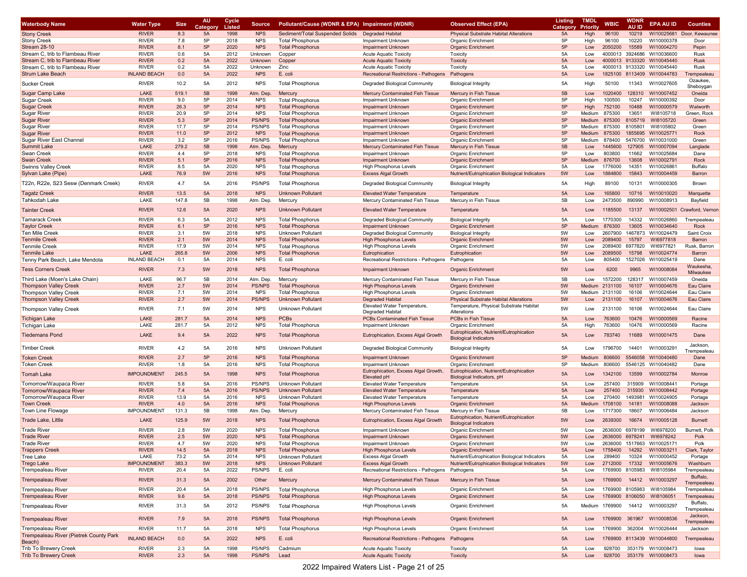| Waterbody Name | Water Type | Size | AU Category | Cycle Listed | Source | Pollutant/Cause (WDNR & EPA) | Impairment (WDNR) | Observed Effect (EPA) | Listing Category | TMDL Priority | WBIC | WDNR AU ID | EPA AU ID | Counties |
|---|---|---|---|---|---|---|---|---|---|---|---|---|---|---|
| Stony Creek | RIVER | 8.3 | 5A | 1998 | NPS | Sediment/Total Suspended Solids | Degraded Habitat | Physical Substrate Habitat Alterations | 5A | High | 96100 | 10219 | WI10025681 | Door, Kewaunee |
| Stony Creek | RIVER | 7.8 | 5P | 2018 | NPS | Total Phosphorus | Impairment Unknown | Organic Enrichment | 5P | High | 96100 | 10220 | WI10000378 | Door |
| Stream 28-10 | RIVER | 8.1 | 5P | 2020 | NPS | Total Phosphorus | Impairment Unknown | Organic Enrichment | 5P | Low | 2050200 | 15589 | WI10004270 | Pepin |
| Stream C, trib to Flambeau River | RIVER | 0.6 | 5A | 2012 | Unknown | Copper | Acute Aquatic Toxicity | Toxicity | 5A | Low | 4000013 | 3924686 | WI10036600 | Rusk |
| Stream C, trib to Flambeau River | RIVER | 0.2 | 5A | 2022 | Unknown | Copper | Acute Aquatic Toxicity | Toxicity | 5A | Low | 4000013 | 9133320 | WI10045440 | Rusk |
| Stream C, trib to Flambeau River | RIVER | 0.2 | 5A | 2022 | Unknown | Zinc | Acute Aquatic Toxicity | Toxicity | 5A | Low | 4000013 | 9133320 | WI10045440 | Rusk |
| Strum Lake Beach | INLAND BEACH | 0.0 | 5A | 2022 | NPS | E. coli | Recreational Restrictions - Pathogens | Pathogens | 5A | Low | 1825100 | 8113409 | WI10044783 | Trempealeau |
| Sucker Creek | RIVER | 10.2 | 5A | 2012 | NPS | Total Phosphorus | Degraded Biological Community | Biological Integrity | 5A | High | 50100 | 11343 | WI10027605 | Ozaukee, Sheboygan |
| Sugar Camp Lake | LAKE | 519.1 | 5B | 1998 | Atm. Dep. | Mercury | Mercury Contaminated Fish Tissue | Mercury in Fish Tissue | 5B | Low | 1020400 | 128310 | WI10007452 | Oneida |
| Sugar Creek | RIVER | 9.0 | 5P | 2014 | NPS | Total Phosphorus | Impairment Unknown | Organic Enrichment | 5P | High | 100500 | 10247 | WI10000392 | Door |
| Sugar Creek | RIVER | 26.3 | 5P | 2014 | NPS | Total Phosphorus | Impairment Unknown | Organic Enrichment | 5P | High | 752100 | 10488 | WI10000579 | Walworth |
| Sugar River | RIVER | 20.9 | 5P | 2014 | NPS | Total Phosphorus | Impairment Unknown | Organic Enrichment | 5P | Medium | 875300 | 13651 | WI8105718 | Green, Rock |
| Sugar River | RIVER | 5.3 | 5P | 2014 | PS/NPS | Total Phosphorus | Impairment Unknown | Organic Enrichment | 5P | Medium | 875300 | 8105719 | WI8105720 | Green |
| Sugar River | RIVER | 17.7 | 5P | 2014 | PS/NPS | Total Phosphorus | Impairment Unknown | Organic Enrichment | 5P | Medium | 875300 | 8105801 | WI8105802 | Green |
| Sugar River | RIVER | 11.0 | 5P | 2012 | NPS | Total Phosphorus | Impairment Unknown | Organic Enrichment | 5P | Medium | 875300 | 1855695 | WI10025771 | Rock |
| Sugar River East Channel | RIVER | 3.2 | 5P | 2016 | PS/NPS | Total Phosphorus | Impairment Unknown | Organic Enrichment | 5P | Medium | 878400 | 5476700 | WI10031000 | Green |
| Summit Lake | LAKE | 279.2 | 5B | 1998 | Atm. Dep. | Mercury | Mercury Contaminated Fish Tissue | Mercury in Fish Tissue | 5B | Low | 1445600 | 127905 | WI10007094 | Langlade |
| Swan Creek | RIVER | 4.4 | 5P | 2018 | NPS | Total Phosphorus | Impairment Unknown | Organic Enrichment | 5P | Low | 803800 | 11662 | WI10025684 | Dane |
| Swan Creek | RIVER | 5.1 | 5P | 2016 | NPS | Total Phosphorus | Impairment Unknown | Organic Enrichment | 5P | Medium | 876700 | 13608 | WI10002791 | Rock |
| Swinns Valley Creek | RIVER | 8.5 | 5A | 2020 | NPS | Total Phosphorus | High Phosphorus Levels | Organic Enrichment | 5A | Low | 1776000 | 14351 | WI10026861 | Buffalo |
| Sylvan Lake (Pipe) | LAKE | 76.9 | 5W | 2016 | NPS | Total Phosphorus | Excess Algal Growth | Nutrient/Eutrophication Biological Indicators | 5W | Low | 1884800 | 15843 | WI10004459 | Barron |
| T22n, R22e, S23 Sesw (Denmark Creek) | RIVER | 4.7 | 5A | 2016 | PS/NPS | Total Phosphorus | Degraded Biological Community | Biological Integrity | 5A | High | 89100 | 10131 | WI10000305 | Brown |
| Tagatz Creek | RIVER | 13.5 | 5A | 2018 | NPS | Unknown Pollutant | Elevated Water Temperature | Temperature | 5A | Low | 165800 | 10716 | WI10010020 | Marquette |
| Tahkodah Lake | LAKE | 147.8 | 5B | 1998 | Atm. Dep. | Mercury | Mercury Contaminated Fish Tissue | Mercury in Fish Tissue | 5B | Low | 2473500 | 890990 | WI10008913 | Bayfield |
| Tainter Creek | RIVER | 12.6 | 5A | 2020 | NPS | Unknown Pollutant | Elevated Water Temperature | Temperature | 5A | Low | 1185500 | 13137 | WI10002501 | Crawford, Vernon |
| Tamarack Creek | RIVER | 6.3 | 5A | 2012 | NPS | Total Phosphorus | Degraded Biological Community | Biological Integrity | 5A | Low | 1770300 | 14332 | WI10026860 | Trempealeau |
| Taylor Creek | RIVER | 6.1 | 5P | 2016 | NPS | Total Phosphorus | Impairment Unknown | Organic Enrichment | 5P | Medium | 876300 | 13605 | WI10034640 | Rock |
| Ten Mile Creek | RIVER | 3.1 | 5W | 2018 | NPS | Unknown Pollutant | Degraded Biological Community | Biological Integrity | 5W | Low | 2607900 | 1467873 | WI10024479 | Saint Croix |
| Tenmile Creek | RIVER | 2.1 | 5W | 2014 | NPS | Total Phosphorus | High Phosphorus Levels | Organic Enrichment | 5W | Low | 2089400 | 15797 | WI6977818 | Barron |
| Tenmile Creek | RIVER | 17.9 | 5W | 2014 | NPS | Total Phosphorus | High Phosphorus Levels | Organic Enrichment | 5W | Low | 2089400 | 6977820 | WI6977821 | Rusk, Barron |
| Tenmile Lake | LAKE | 265.8 | 5W | 2006 | NPS | Total Phosphorus | Eutrophication | Eutrophication | 5W | Low | 2089500 | 15798 | WI10024774 | Barron |
| Tenny Park Beach, Lake Mendota | INLAND BEACH | 0.1 | 5A | 2014 | NPS | E. coli | Recreational Restrictions - Pathogens | Pathogens | 5A | Low | 805400 | 1527026 | WI10025419 | Dane |
| Tess Corners Creek | RIVER | 7.3 | 5W | 2018 | NPS | Total Phosphorus | Impairment Unknown | Organic Enrichment | 5W | Low | 6200 | 9965 | WI10008084 | Waukesha, Milwaukee |
| Third Lake (Moen's Lake Chain) | LAKE | 96.7 | 5B | 2014 | Atm. Dep. | Mercury | Mercury Contaminated Fish Tissue | Mercury in Fish Tissue | 5B | Low | 1572200 | 128317 | WI10007459 | Oneida |
| Thompson Valley Creek | RIVER | 2.7 | 5W | 2014 | PS/NPS | Total Phosphorus | High Phosphorus Levels | Organic Enrichment | 5W | Medium | 2131100 | 16107 | WI10004676 | Eau Claire |
| Thompson Valley Creek | RIVER | 7.1 | 5W | 2014 | NPS | Total Phosphorus | High Phosphorus Levels | Organic Enrichment | 5W | Medium | 2131100 | 16106 | WI10024644 | Eau Claire |
| Thompson Valley Creek | RIVER | 2.7 | 5W | 2014 | PS/NPS | Unknown Pollutant | Degraded Habitat | Physical Substrate Habitat Alterations | 5W | Low | 2131100 | 16107 | WI10004676 | Eau Claire |
| Thompson Valley Creek | RIVER | 7.1 | 5W | 2014 | NPS | Unknown Pollutant | Elevated Water Temperature, Degraded Habitat | Temperature, Physical Substrate Habitat Alterations | 5W | Low | 2131100 | 16106 | WI10024644 | Eau Claire |
| Tichigan Lake | LAKE | 281.7 | 5A | 2014 | NPS | PCBs | PCBs Contaminated Fish Tissue | PCBs in Fish Tissue | 5A | Low | 763600 | 10476 | WI10000569 | Racine |
| Tichigan Lake | LAKE | 281.7 | 5A | 2012 | NPS | Total Phosphorus | Impairment Unknown | Organic Enrichment | 5A | High | 763600 | 10476 | WI10000569 | Racine |
| Tiedemans Pond | LAKE | 9.4 | 5A | 2022 | NPS | Total Phosphorus | Eutrophication, Excess Algal Growth | Eutrophication, Nutrient/Eutrophication Biological Indicators | 5A | Low | 783740 | 11689 | WI10001475 | Dane |
| Timber Creek | RIVER | 4.2 | 5A | 2016 | NPS | Unknown Pollutant | Degraded Biological Community | Biological Integrity | 5A | Low | 1796700 | 14401 | WI10003291 | Jackson, Trempealeau |
| Token Creek | RIVER | 2.7 | 5P | 2016 | NPS | Total Phosphorus | Impairment Unknown | Organic Enrichment | 5P | Medium | 806600 | 5546058 | WI10040480 | Dane |
| Token Creek | RIVER | 1.8 | 5A | 2016 | NPS | Total Phosphorus | Impairment Unknown | Organic Enrichment | 5P | Medium | 806600 | 5546125 | WI10040482 | Dane |
| Tomah Lake | IMPOUNDMENT | 245.5 | 5A | 1998 | NPS | Total Phosphorus | Eutrophication, Excess Algal Growth, Elevated pH | Eutrophication, Nutrient/Eutrophication Biological Indicators, pH | 5A | Low | 1342100 | 13599 | WI10002784 | Monroe |
| Tomorrow/Waupaca River | RIVER | 5.8 | 5A | 2016 | PS/NPS | Unknown Pollutant | Elevated Water Temperature | Temperature | 5A | Low | 257400 | 315909 | WI10008441 | Portage |
| Tomorrow/Waupaca River | RIVER | 7.4 | 5A | 2016 | PS/NPS | Unknown Pollutant | Elevated Water Temperature | Temperature | 5A | Low | 257400 | 315930 | WI10008442 | Portage |
| Tomorrow/Waupaca River | RIVER | 13.9 | 5A | 2016 | NPS | Unknown Pollutant | Elevated Water Temperature | Temperature | 5A | Low | 270400 | 1493981 | WI10024905 | Portage |
| Town Creek | RIVER | 4.0 | 5A | 2016 | NPS | Total Phosphorus | High Phosphorus Levels | Organic Enrichment | 5A | Medium | 1708100 | 14181 | WI10008088 | Jackson |
| Town Line Flowage | IMPOUNDMENT | 131.3 | 5B | 1998 | Atm. Dep. | Mercury | Mercury Contaminated Fish Tissue | Mercury in Fish Tissue | 5B | Low | 1717300 | 18607 | WI10006484 | Jackson |
| Trade Lake, Little | LAKE | 125.9 | 5W | 2018 | NPS | Total Phosphorus | Eutrophication, Excess Algal Growth | Eutrophication, Nutrient/Eutrophication Biological Indicators | 5W | Low | 2639300 | 16674 | WI10005128 | Burnett |
| Trade River | RIVER | 2.8 | 5W | 2020 | NPS | Total Phosphorus | Impairment Unknown | Organic Enrichment | 5W | Low | 2636000 | 6978199 | WI6978200 | Burnett, Polk |
| Trade River | RIVER | 2.5 | 5W | 2020 | NPS | Total Phosphorus | Impairment Unknown | Organic Enrichment | 5W | Low | 2636000 | 6978241 | WI6978242 | Polk |
| Trade River | RIVER | 4.7 | 5W | 2020 | NPS | Total Phosphorus | Impairment Unknown | Organic Enrichment | 5W | Low | 2636000 | 1517663 | WI10025171 | Polk |
| Trappers Creek | RIVER | 14.5 | 5A | 2018 | NPS | Total Phosphorus | High Phosphorus Levels | Organic Enrichment | 5A | Low | 1758400 | 14292 | WI10003211 | Clark, Taylor |
| Tree Lake | LAKE | 73.2 | 5A | 2014 | NPS | Unknown Pollutant | Excess Algal Growth | Nutrient/Eutrophication Biological Indicators | 5A | Low | 289400 | 10324 | WI10000452 | Portage |
| Trego Lake | IMPOUNDMENT | 383.3 | 5W | 2018 | NPS | Unknown Pollutant | Excess Algal Growth | Nutrient/Eutrophication Biological Indicators | 5W | Low | 2712000 | 17332 | WI10005676 | Washburn |
| Trempealeau River | RIVER | 20.4 | 5A | 2022 | PS/NPS | E. coli | Recreational Restrictions - Pathogens | Pathogens | 5A | Low | 1769900 | 8105983 | WI8105984 | Trempealeau |
| Trempealeau River | RIVER | 31.3 | 5A | 2002 | Other | Mercury | Mercury Contaminated Fish Tissue | Mercury in Fish Tissue | 5A | Low | 1769900 | 14412 | WI10003297 | Buffalo, Trempealeau |
| Trempealeau River | RIVER | 20.4 | 5A | 2018 | PS/NPS | Total Phosphorus | High Phosphorus Levels | Organic Enrichment | 5A | Low | 1769900 | 8105983 | WI8105984 | Trempealeau |
| Trempealeau River | RIVER | 9.6 | 5A | 2018 | PS/NPS | Total Phosphorus | High Phosphorus Levels | Organic Enrichment | 5A | Low | 1769900 | 8106050 | WI8106051 | Trempealeau |
| Trempealeau River | RIVER | 31.3 | 5A | 2012 | PS/NPS | Total Phosphorus | High Phosphorus Levels | Organic Enrichment | 5A | Medium | 1769900 | 14412 | WI10003297 | Buffalo, Trempealeau |
| Trempealeau River | RIVER | 7.9 | 5A | 2018 | PS/NPS | Total Phosphorus | High Phosphorus Levels | Organic Enrichment | 5A | Low | 1769900 | 361967 | WI10008536 | Jackson, Trempealeau |
| Trempealeau River | RIVER | 11.7 | 5A | 2018 | NPS | Total Phosphorus | High Phosphorus Levels | Organic Enrichment | 5A | Low | 1769900 | 362004 | WI10026444 | Jackson |
| Trempealeau River (Pietrek County Park Beach) | INLAND BEACH | 0.0 | 5A | 2022 | NPS | E. coli | Recreational Restrictions - Pathogens | Pathogens | 5A | Low | 1769900 | 8113439 | WI10044800 | Trempealeau |
| Trib To Brewery Creek | RIVER | 2.3 | 5A | 1998 | PS/NPS | Cadmium | Acute Aquatic Toxicity | Toxicity | 5A | Low | 928700 | 353179 | WI10008473 | Iowa |
| Trib To Brewery Creek | RIVER | 2.3 | 5A | 1998 | PS/NPS | Lead | Acute Aquatic Toxicity | Toxicity | 5A | Low | 928700 | 353179 | WI10008473 | Iowa |

2022 Impaired Waters List - Page 21 of 25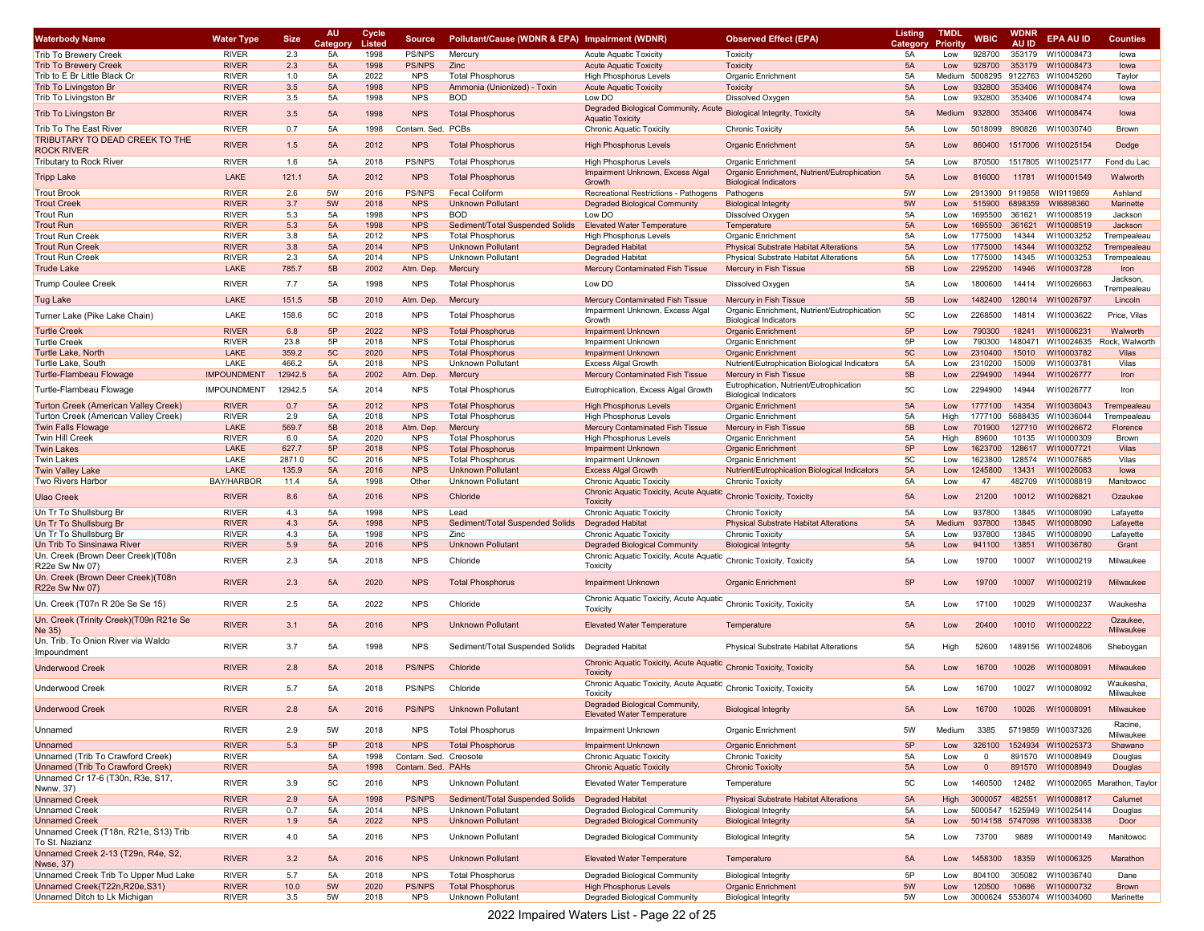| Waterbody Name | Water Type | Size | AU Category | Cycle Listed | Source | Pollutant/Cause (WDNR & EPA) | Impairment (WDNR) | Observed Effect (EPA) | Listing Category | TMDL Priority | WBIC | WDNR AU ID | EPA AU ID | Counties |
|---|---|---|---|---|---|---|---|---|---|---|---|---|---|---|
| Trib To Brewery Creek | RIVER | 2.3 | 5A | 1998 | PS/NPS | Mercury | Acute Aquatic Toxicity | Toxicity | 5A | Low | 928700 | 353179 | WI10008473 | Iowa |
| Trib To Brewery Creek | RIVER | 2.3 | 5A | 1998 | PS/NPS | Zinc | Acute Aquatic Toxicity | Toxicity | 5A | Low | 928700 | 353179 | WI10008473 | Iowa |
| Trib to E Br Little Black Cr | RIVER | 1.0 | 5A | 2022 | NPS | Total Phosphorus | High Phosphorus Levels | Organic Enrichment | 5A | Medium | 5008295 | 9122763 | WI10045260 | Taylor |
| Trib To Livingston Br | RIVER | 3.5 | 5A | 1998 | NPS | Ammonia (Unionized) - Toxin | Acute Aquatic Toxicity | Toxicity | 5A | Low | 932800 | 353406 | WI10008474 | Iowa |
| Trib To Livingston Br | RIVER | 3.5 | 5A | 1998 | NPS | BOD | Low DO | Dissolved Oxygen | 5A | Low | 932800 | 353406 | WI10008474 | Iowa |
| Trib To Livingston Br | RIVER | 3.5 | 5A | 1998 | NPS | Total Phosphorus | Degraded Biological Community, Acute Aquatic Toxicity | Biological Integrity, Toxicity | 5A | Medium | 932800 | 353406 | WI10008474 | Iowa |
| Trib To The East River | RIVER | 0.7 | 5A | 1998 | Contam. Sed. | PCBs | Chronic Aquatic Toxicity | Chronic Toxicity | 5A | Low | 5018099 | 890826 | WI10030740 | Brown |
| TRIBUTARY TO DEAD CREEK TO THE ROCK RIVER | RIVER | 1.5 | 5A | 2012 | NPS | Total Phosphorus | High Phosphorus Levels | Organic Enrichment | 5A | Low | 860400 | 1517006 | WI10025154 | Dodge |
| Tributary to Rock River | RIVER | 1.6 | 5A | 2018 | PS/NPS | Total Phosphorus | High Phosphorus Levels | Organic Enrichment | 5A | Low | 870500 | 1517805 | WI10025177 | Fond du Lac |
| Tripp Lake | LAKE | 121.1 | 5A | 2012 | NPS | Total Phosphorus | Impairment Unknown, Excess Algal Growth | Organic Enrichment, Nutrient/Eutrophication Biological Indicators | 5A | Low | 816000 | 11781 | WI10001549 | Walworth |
| Trout Brook | RIVER | 2.6 | 5W | 2016 | PS/NPS | Fecal Coliform | Recreational Restrictions - Pathogens | Pathogens | 5W | Low | 2913900 | 9119858 | WI9119859 | Ashland |
| Trout Creek | RIVER | 3.7 | 5W | 2018 | NPS | Unknown Pollutant | Degraded Biological Community | Biological Integrity | 5W | Low | 515900 | 6898359 | WI6898360 | Marinette |
| Trout Run | RIVER | 5.3 | 5A | 1998 | NPS | BOD | Low DO | Dissolved Oxygen | 5A | Low | 1695500 | 361621 | WI10008519 | Jackson |
| Trout Run | RIVER | 5.3 | 5A | 1998 | NPS | Sediment/Total Suspended Solids | Elevated Water Temperature | Temperature | 5A | Low | 1695500 | 361621 | WI10008519 | Jackson |
| Trout Run Creek | RIVER | 3.8 | 5A | 2012 | NPS | Total Phosphorus | High Phosphorus Levels | Organic Enrichment | 5A | Low | 1775000 | 14344 | WI10003252 | Trempealeau |
| Trout Run Creek | RIVER | 3.8 | 5A | 2014 | NPS | Unknown Pollutant | Degraded Habitat | Physical Substrate Habitat Alterations | 5A | Low | 1775000 | 14344 | WI10003252 | Trempealeau |
| Trout Run Creek | RIVER | 2.3 | 5A | 2014 | NPS | Unknown Pollutant | Degraded Habitat | Physical Substrate Habitat Alterations | 5A | Low | 1775000 | 14345 | WI10003253 | Trempealeau |
| Trude Lake | LAKE | 785.7 | 5B | 2002 | Atm. Dep. | Mercury | Mercury Contaminated Fish Tissue | Mercury in Fish Tissue | 5B | Low | 2295200 | 14946 | WI10003728 | Iron |
| Trump Coulee Creek | RIVER | 7.7 | 5A | 1998 | NPS | Total Phosphorus | Low DO | Dissolved Oxygen | 5A | Low | 1800600 | 14414 | WI10026663 | Jackson, Trempealeau |
| Tug Lake | LAKE | 151.5 | 5B | 2010 | Atm. Dep. | Mercury | Mercury Contaminated Fish Tissue | Mercury in Fish Tissue | 5B | Low | 1482400 | 128014 | WI10026797 | Lincoln |
| Turner Lake (Pike Lake Chain) | LAKE | 158.6 | 5C | 2018 | NPS | Total Phosphorus | Impairment Unknown, Excess Algal Growth | Organic Enrichment, Nutrient/Eutrophication Biological Indicators | 5C | Low | 2268500 | 14814 | WI10003622 | Price, Vilas |
| Turtle Creek | RIVER | 6.8 | 5P | 2022 | NPS | Total Phosphorus | Impairment Unknown | Organic Enrichment | 5P | Low | 790300 | 18241 | WI10006231 | Walworth |
| Turtle Creek | RIVER | 23.8 | 5P | 2018 | NPS | Total Phosphorus | Impairment Unknown | Organic Enrichment | 5P | Low | 790300 | 1480471 | WI10024635 | Rock, Walworth |
| Turtle Lake, North | LAKE | 359.2 | 5C | 2020 | NPS | Total Phosphorus | Impairment Unknown | Organic Enrichment | 5C | Low | 2310400 | 15010 | WI10003782 | Vilas |
| Turtle Lake, South | LAKE | 466.2 | 5A | 2018 | NPS | Unknown Pollutant | Excess Algal Growth | Nutrient/Eutrophication Biological Indicators | 5A | Low | 2310200 | 15009 | WI10003781 | Vilas |
| Turtle-Flambeau Flowage | IMPOUNDMENT | 12942.5 | 5A | 2002 | Atm. Dep. | Mercury | Mercury Contaminated Fish Tissue | Mercury in Fish Tissue | 5B | Low | 2294900 | 14944 | WI10026777 | Iron |
| Turtle-Flambeau Flowage | IMPOUNDMENT | 12942.5 | 5A | 2014 | NPS | Total Phosphorus | Eutrophication, Excess Algal Growth | Eutrophication, Nutrient/Eutrophication Biological Indicators | 5C | Low | 2294900 | 14944 | WI10026777 | Iron |
| Turton Creek (American Valley Creek) | RIVER | 0.7 | 5A | 2012 | NPS | Total Phosphorus | High Phosphorus Levels | Organic Enrichment | 5A | Low | 1777100 | 14354 | WI10036043 | Trempealeau |
| Turton Creek (American Valley Creek) | RIVER | 2.9 | 5A | 2018 | NPS | Total Phosphorus | High Phosphorus Levels | Organic Enrichment | 5A | High | 1777100 | 5688435 | WI10036044 | Trempealeau |
| Twin Falls Flowage | LAKE | 569.7 | 5B | 2018 | Atm. Dep. | Mercury | Mercury Contaminated Fish Tissue | Mercury in Fish Tissue | 5B | Low | 701900 | 127710 | WI10026672 | Florence |
| Twin Hill Creek | RIVER | 6.0 | 5A | 2020 | NPS | Total Phosphorus | High Phosphorus Levels | Organic Enrichment | 5A | High | 89600 | 10135 | WI10000309 | Brown |
| Twin Lakes | LAKE | 627.7 | 5P | 2018 | NPS | Total Phosphorus | Impairment Unknown | Organic Enrichment | 5P | Low | 1623700 | 128617 | WI10007721 | Vilas |
| Twin Lakes | LAKE | 2871.0 | 5C | 2016 | NPS | Total Phosphorus | Impairment Unknown | Organic Enrichment | 5C | Low | 1623800 | 128574 | WI10007685 | Vilas |
| Twin Valley Lake | LAKE | 135.9 | 5A | 2016 | NPS | Unknown Pollutant | Excess Algal Growth | Nutrient/Eutrophication Biological Indicators | 5A | Low | 1245800 | 13431 | WI10026083 | Iowa |
| Two Rivers Harbor | BAY/HARBOR | 11.4 | 5A | 1998 | Other | Unknown Pollutant | Chronic Aquatic Toxicity | Chronic Toxicity | 5A | Low | 47 | 482709 | WI10008819 | Manitowoc |
| Ulao Creek | RIVER | 8.6 | 5A | 2016 | NPS | Chloride | Chronic Aquatic Toxicity, Acute Aquatic Toxicity | Chronic Toxicity, Toxicity | 5A | Low | 21200 | 10012 | WI10026821 | Ozaukee |
| Un Tr To Shullsburg Br | RIVER | 4.3 | 5A | 1998 | NPS | Lead | Chronic Aquatic Toxicity | Chronic Toxicity | 5A | Low | 937800 | 13845 | WI10008090 | Lafayette |
| Un Tr To Shullsburg Br | RIVER | 4.3 | 5A | 1998 | NPS | Sediment/Total Suspended Solids | Degraded Habitat | Physical Substrate Habitat Alterations | 5A | Medium | 937800 | 13845 | WI10008090 | Lafayette |
| Un Tr To Shullsburg Br | RIVER | 4.3 | 5A | 1998 | NPS | Zinc | Chronic Aquatic Toxicity | Chronic Toxicity | 5A | Low | 937800 | 13845 | WI10008090 | Lafayette |
| Un Trib To Sinsinawa River | RIVER | 5.9 | 5A | 2016 | NPS | Unknown Pollutant | Degraded Biological Community | Biological Integrity | 5A | Low | 941100 | 13851 | WI10036780 | Grant |
| Un. Creek (Brown Deer Creek)(T08n R22e Sw Nw 07) | RIVER | 2.3 | 5A | 2018 | NPS | Chloride | Chronic Aquatic Toxicity, Acute Aquatic Toxicity | Chronic Toxicity, Toxicity | 5A | Low | 19700 | 10007 | WI10000219 | Milwaukee |
| Un. Creek (Brown Deer Creek)(T08n R22e Sw Nw 07) | RIVER | 2.3 | 5A | 2020 | NPS | Total Phosphorus | Impairment Unknown | Organic Enrichment | 5P | Low | 19700 | 10007 | WI10000219 | Milwaukee |
| Un. Creek (T07n R 20e Se Se 15) | RIVER | 2.5 | 5A | 2022 | NPS | Chloride | Chronic Aquatic Toxicity, Acute Aquatic Toxicity | Chronic Toxicity, Toxicity | 5A | Low | 17100 | 10029 | WI10000237 | Waukesha |
| Un. Creek (Trinity Creek)(T09n R21e Se Ne 35) | RIVER | 3.1 | 5A | 2016 | NPS | Unknown Pollutant | Elevated Water Temperature | Temperature | 5A | Low | 20400 | 10010 | WI10000222 | Ozaukee, Milwaukee |
| Un. Trib. To Onion River via Waldo Impoundment | RIVER | 3.7 | 5A | 1998 | NPS | Sediment/Total Suspended Solids | Degraded Habitat | Physical Substrate Habitat Alterations | 5A | High | 52600 | 1489156 | WI10024806 | Sheboygan |
| Underwood Creek | RIVER | 2.8 | 5A | 2018 | PS/NPS | Chloride | Chronic Aquatic Toxicity, Acute Aquatic Toxicity | Chronic Toxicity, Toxicity | 5A | Low | 16700 | 10026 | WI10008091 | Milwaukee |
| Underwood Creek | RIVER | 5.7 | 5A | 2018 | PS/NPS | Chloride | Chronic Aquatic Toxicity, Acute Aquatic Toxicity | Chronic Toxicity, Toxicity | 5A | Low | 16700 | 10027 | WI10008092 | Waukesha, Milwaukee |
| Underwood Creek | RIVER | 2.8 | 5A | 2016 | PS/NPS | Unknown Pollutant | Degraded Biological Community, Elevated Water Temperature | Biological Integrity | 5A | Low | 16700 | 10026 | WI10008091 | Milwaukee |
| Unnamed | RIVER | 2.9 | 5W | 2018 | NPS | Total Phosphorus | Impairment Unknown | Organic Enrichment | 5W | Medium | 3385 | 5719859 | WI10037326 | Racine, Milwaukee |
| Unnamed | RIVER | 5.3 | 5P | 2018 | NPS | Total Phosphorus | Impairment Unknown | Organic Enrichment | 5P | Low | 326100 | 1524934 | WI10025373 | Shawano |
| Unnamed (Trib To Crawford Creek) | RIVER | | 5A | 1998 | Contam. Sed. | Creosote | Chronic Aquatic Toxicity | Chronic Toxicity | 5A | Low | 0 | 891570 | WI10008949 | Douglas |
| Unnamed (Trib To Crawford Creek) | RIVER | | 5A | 1998 | Contam. Sed. | PAHs | Chronic Aquatic Toxicity | Chronic Toxicity | 5A | Low | 0 | 891570 | WI10008949 | Douglas |
| Unnamed Cr 17-6 (T30n, R3e, S17, Nwnw, 37) | RIVER | 3.9 | 5C | 2016 | NPS | Unknown Pollutant | Elevated Water Temperature | Temperature | 5C | Low | 1460500 | 12482 | WI10002065 | Marathon, Taylor |
| Unnamed Creek | RIVER | 2.9 | 5A | 1998 | PS/NPS | Sediment/Total Suspended Solids | Degraded Habitat | Physical Substrate Habitat Alterations | 5A | High | 3000057 | 482551 | WI10008817 | Calumet |
| Unnamed Creek | RIVER | 0.7 | 5A | 2014 | NPS | Unknown Pollutant | Degraded Biological Community | Biological Integrity | 5A | Low | 5000547 | 1525949 | WI10025414 | Douglas |
| Unnamed Creek | RIVER | 1.9 | 5A | 2022 | NPS | Unknown Pollutant | Degraded Biological Community | Biological Integrity | 5A | Low | 5014158 | 5747098 | WI10038338 | Door |
| Unnamed Creek (T18n, R21e, S13) Trib To St. Nazianz | RIVER | 4.0 | 5A | 2016 | NPS | Unknown Pollutant | Degraded Biological Community | Biological Integrity | 5A | Low | 73700 | 9889 | WI10000149 | Manitowoc |
| Unnamed Creek 2-13 (T29n, R4e, S2, Nwse, 37) | RIVER | 3.2 | 5A | 2016 | NPS | Unknown Pollutant | Elevated Water Temperature | Temperature | 5A | Low | 1458300 | 18359 | WI10006325 | Marathon |
| Unnamed Creek Trib To Upper Mud Lake | RIVER | 5.7 | 5A | 2018 | NPS | Total Phosphorus | Degraded Biological Community | Biological Integrity | 5P | Low | 804100 | 305082 | WI10036740 | Dane |
| Unnamed Creek(T22n,R20e,S31) | RIVER | 10.0 | 5W | 2020 | PS/NPS | Total Phosphorus | High Phosphorus Levels | Organic Enrichment | 5W | Low | 120500 | 10686 | WI10000732 | Brown |
| Unnamed Ditch to Lk Michigan | RIVER | 3.5 | 5W | 2018 | NPS | Unknown Pollutant | Degraded Biological Community | Biological Integrity | 5W | Low | 3000624 | 5536074 | WI10034060 | Marinette |

2022 Impaired Waters List - Page 22 of 25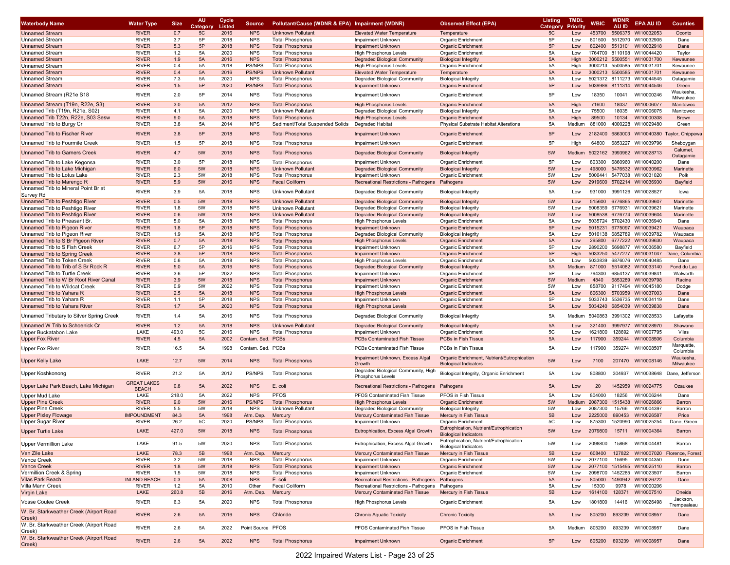| Waterbody Name | Water Type | Size | AU Category | Cycle Listed | Source | Pollutant/Cause (WDNR & EPA) | Impairment (WDNR) | Observed Effect (EPA) | Listing Category | TMDL Priority | WBIC | WDNR AU ID | EPA AU ID | Counties |
|---|---|---|---|---|---|---|---|---|---|---|---|---|---|---|
| Unnamed Stream | RIVER | 0.7 | 5C | 2016 | NPS | Unknown Pollutant | Elevated Water Temperature | Temperature | 5C | Low | 453700 | 5506375 | WI10032053 | Oconto |
| Unnamed Stream | RIVER | 3.7 | 5P | 2018 | NPS | Total Phosphorus | Impairment Unknown | Organic Enrichment | 5P | Low | 801500 | 5512970 | WI10032905 | Dane |
| Unnamed Stream | RIVER | 5.3 | 5P | 2018 | NPS | Total Phosphorus | Impairment Unknown | Organic Enrichment | 5P | Low | 802400 | 5513101 | WI10032918 | Dane |
| Unnamed Stream | RIVER | 1.2 | 5A | 2020 | NPS | Total Phosphorus | High Phosphorus Levels | Organic Enrichment | 5A | Low | 1764700 | 8110198 | WI10044420 | Taylor |
| Unnamed Stream | RIVER | 1.9 | 5A | 2016 | NPS | Total Phosphorus | Degraded Biological Community | Biological Integrity | 5A | High | 3000212 | 5500551 | WI10031700 | Kewaunee |
| Unnamed Stream | RIVER | 0.4 | 5A | 2018 | PS/NPS | Total Phosphorus | High Phosphorus Levels | Organic Enrichment | 5A | High | 3000213 | 5500585 | WI10031701 | Kewaunee |
| Unnamed Stream | RIVER | 0.4 | 5A | 2016 | PS/NPS | Unknown Pollutant | Elevated Water Temperature | Temperature | 5A | Low | 3000213 | 5500585 | WI10031701 | Kewaunee |
| Unnamed Stream | RIVER | 7.3 | 5A | 2020 | NPS | Total Phosphorus | Degraded Biological Community | Biological Integrity | 5A | Low | 5021372 | 8111273 | WI10044545 | Outagamie |
| Unnamed Stream | RIVER | 1.5 | 5P | 2020 | PS/NPS | Total Phosphorus | Impairment Unknown | Organic Enrichment | 5P | Low | 5039986 | 8111314 | WI10044546 | Green |
| Unnamed Stream (R21e S18 | RIVER | 2.0 | 5P | 2014 | NPS | Total Phosphorus | Impairment Unknown | Organic Enrichment | 5P | Low | 18350 | 10041 | WI10000246 | Waukesha, Milwaukee |
| Unnamed Stream (T19n, R22e, S3) | RIVER | 3.0 | 5A | 2012 | NPS | Total Phosphorus | High Phosphorus Levels | Organic Enrichment | 5A | High | 71600 | 18037 | WI10006077 | Manitowoc |
| Unnamed Trib (T19n, R21e, S02) | RIVER | 4.1 | 5A | 2020 | NPS | Unknown Pollutant | Degraded Biological Community | Biological Integrity | 5A | Low | 75500 | 18035 | WI10006075 | Manitowoc |
| Unnamed Trib T22n, R22e, S03 Sesw | RIVER | 9.0 | 5A | 2018 | NPS | Total Phosphorus | High Phosphorus Levels | Organic Enrichment | 5A | High | 89500 | 10134 | WI10000308 | Brown |
| Unnamed Trib to Burgy Cr | RIVER | 3.8 | 5A | 2014 | NPS | Sediment/Total Suspended Solids | Degraded Habitat | Physical Substrate Habitat Alterations | 5A | Medium | 881000 | 4000228 | WI10029480 | Green |
| Unnamed Trib to Fischer River | RIVER | 3.8 | 5P | 2018 | NPS | Total Phosphorus | Impairment Unknown | Organic Enrichment | 5P | Low | 2182400 | 6863003 | WI10040380 | Taylor, Chippewa |
| Unnamed Trib to Fourmile Creek | RIVER | 1.5 | 5P | 2018 | NPS | Total Phosphorus | Impairment Unknown | Organic Enrichment | 5P | High | 64800 | 6853227 | WI10039796 | Sheboygan |
| Unnamed Trib to Garners Creek | RIVER | 4.7 | 5W | 2016 | NPS | Total Phosphorus | Degraded Biological Community | Biological Integrity | 5W | Medium | 5022162 | 3993962 | WI10028713 | Calumet, Outagamie |
| Unnamed Trib to Lake Kegonsa | RIVER | 3.0 | 5P | 2018 | NPS | Total Phosphorus | Impairment Unknown | Organic Enrichment | 5P | Low | 803300 | 6860960 | WI10040200 | Dane |
| Unnamed Trib to Lake Michigan | RIVER | 6.0 | 5W | 2018 | NPS | Unknown Pollutant | Degraded Biological Community | Biological Integrity | 5W | Low | 498000 | 5476532 | WI10030962 | Marinette |
| Unnamed Trib to Lotus Lake | RIVER | 2.3 | 5W | 2018 | NPS | Total Phosphorus | Impairment Unknown | Organic Enrichment | 5W | Low | 5006441 | 5477038 | WI10031020 | Polk |
| Unnamed Trib to Marengo R | RIVER | 5.9 | 5W | 2016 | NPS | Fecal Coliform | Recreational Restrictions - Pathogens | Pathogens | 5W | Low | 2919600 | 5702214 | WI10036930 | Bayfield |
| Unnamed Trib to Mineral Point Br at Survey Rd | RIVER | 3.9 | 5A | 2018 | NPS | Unknown Pollutant | Degraded Biological Community | Biological Integrity | 5A | Low | 931000 | 3991126 | WI10028527 | Iowa |
| Unnamed Trib to Peshtigo River | RIVER | 0.5 | 5W | 2018 | NPS | Unknown Pollutant | Degraded Biological Community | Biological Integrity | 5W | Low | 515600 | 6776865 | WI10039607 | Marinette |
| Unnamed Trib to Peshtigo River | RIVER | 1.8 | 5W | 2018 | NPS | Unknown Pollutant | Degraded Biological Community | Biological Integrity | 5W | Low | 5008359 | 6776931 | WI10039621 | Marinette |
| Unnamed Trib to Peshtigo River | RIVER | 0.6 | 5W | 2018 | NPS | Unknown Pollutant | Degraded Biological Community | Biological Integrity | 5W | Low | 5008538 | 6776774 | WI10039604 | Marinette |
| Unnamed Trib to Pheasant Br. | RIVER | 5.0 | 5A | 2018 | NPS | Total Phosphorus | High Phosphorus Levels | Organic Enrichment | 5A | Low | 5035724 | 5702430 | WI10036940 | Dane |
| Unnamed Trib to Pigeon River | RIVER | 1.8 | 5P | 2018 | NPS | Total Phosphorus | Impairment Unknown | Organic Enrichment | 5P | Low | 5015231 | 6775097 | WI10039421 | Waupaca |
| Unnamed Trib to Pigeon River | RIVER | 1.9 | 5A | 2018 | NPS | Total Phosphorus | Degraded Biological Community | Biological Integrity | 5A | Low | 5016138 | 6852789 | WI10039782 | Waupaca |
| Unnamed Trib to S Br Pigeon River | RIVER | 0.7 | 5A | 2018 | NPS | Total Phosphorus | High Phosphorus Levels | Organic Enrichment | 5A | Low | 295800 | 6777222 | WI10039630 | Waupaca |
| Unnamed Trib to S Fish Creek | RIVER | 6.7 | 5P | 2016 | NPS | Total Phosphorus | Impairment Unknown | Organic Enrichment | 5P | Low | 2890200 | 5698877 | WI10036580 | Bayfield |
| Unnamed Trib to Spring Creek | RIVER | 3.8 | 5P | 2018 | NPS | Total Phosphorus | Impairment Unknown | Organic Enrichment | 5P | High | 5033250 | 5477277 | WI10031047 | Dane, Columbia |
| Unnamed Trib to Token Creek | RIVER | 0.6 | 5A | 2018 | NPS | Total Phosphorus | High Phosphorus Levels | Organic Enrichment | 5A | Low | 5033839 | 6876076 | WI10040485 | Dane |
| Unnamed Trib to Trib of S Br Rock R | RIVER | 5.0 | 5A | 2016 | NPS | Total Phosphorus | Degraded Biological Community | Biological Integrity | 5A | Medium | 871000 | 5514082 | WI10033140 | Fond du Lac |
| Unnamed Trib to Turtle Creek | RIVER | 3.6 | 5P | 2022 | NPS | Total Phosphorus | Impairment Unknown | Organic Enrichment | 5P | Low | 794300 | 6854137 | WI10039841 | Walworth |
| Unnamed Trib to W Br Root River Canal | RIVER | 3.9 | 5W | 2018 | NPS | Total Phosphorus | Impairment Unknown | Organic Enrichment | 5W | Medium | 4840 | 6853289 | WI10039798 | Racine |
| Unnamed Trib to Wildcat Creek | RIVER | 0.9 | 5W | 2022 | NPS | Total Phosphorus | Impairment Unknown | Organic Enrichment | 5W | Low | 858700 | 9117494 | WI10045180 | Dodge |
| Unnamed Trib to Yahara R | RIVER | 2.5 | 5A | 2018 | NPS | Total Phosphorus | High Phosphorus Levels | Organic Enrichment | 5A | Low | 806300 | 5703959 | WI10037003 | Dane |
| Unnamed Trib to Yahara R | RIVER | 1.1 | 5P | 2018 | NPS | Total Phosphorus | Impairment Unknown | Organic Enrichment | 5P | Low | 5033743 | 5536735 | WI10034119 | Dane |
| Unnamed Trib to Yahara River | RIVER | 1.7 | 5A | 2020 | NPS | Total Phosphorus | High Phosphorus Levels | Organic Enrichment | 5A | Low | 5034240 | 6854039 | WI10039838 | Dane |
| Unnamed Tributary to Silver Spring Creek | RIVER | 1.4 | 5A | 2016 | NPS | Total Phosphorus | Degraded Biological Community | Biological Integrity | 5A | Medium | 5040863 | 3991302 | WI10028533 | Lafayette |
| Unnamed W Trib to Schoenick Cr | RIVER | 1.2 | 5A | 2018 | NPS | Unknown Pollutant | Degraded Biological Community | Biological Integrity | 5A | Low | 321400 | 3997977 | WI10028970 | Shawano |
| Upper Buckatabon Lake | LAKE | 493.0 | 5C | 2016 | NPS | Total Phosphorus | Impairment Unknown | Organic Enrichment | 5C | Low | 1621800 | 128692 | WI10007795 | Vilas |
| Upper Fox River | RIVER | 4.5 | 5A | 2002 | Contam. Sed. | PCBs | PCBs Contaminated Fish Tissue | PCBs in Fish Tissue | 5A | Low | 117900 | 359244 | WI10008506 | Columbia |
| Upper Fox River | RIVER | 16.5 | 5A | 1998 | Contam. Sed. | PCBs | PCBs Contaminated Fish Tissue | PCBs in Fish Tissue | 5A | Low | 117900 | 359274 | WI10008507 | Marquette, Columbia |
| Upper Kelly Lake | LAKE | 12.7 | 5W | 2014 | NPS | Total Phosphorus | Impairment Unknown, Excess Algal Growth | Organic Enrichment, Nutrient/Eutrophication Biological Indicators | 5W | Low | 7100 | 207470 | WI10008146 | Waukesha, Milwaukee |
| Upper Koshkonong | RIVER | 21.2 | 5A | 2012 | PS/NPS | Total Phosphorus | Degraded Biological Community, High Phosphorus Levels | Biological Integrity, Organic Enrichment | 5A | Low | 808800 | 304937 | WI10038648 | Dane, Jefferson |
| Upper Lake Park Beach, Lake Michigan | GREAT LAKES BEACH | 0.8 | 5A | 2022 | NPS | E. coli | Recreational Restrictions - Pathogens | Pathogens | 5A | Low | 20 | 1452959 | WI10024775 | Ozaukee |
| Upper Mud Lake | LAKE | 218.0 | 5A | 2022 | NPS | PFOS | PFOS Contaminated Fish Tissue | PFOS in Fish Tissue | 5A | Low | 804000 | 18256 | WI10006244 | Dane |
| Upper Pine Creek | RIVER | 9.0 | 5W | 2016 | PS/NPS | Total Phosphorus | High Phosphorus Levels | Organic Enrichment | 5W | Medium | 2087300 | 1515438 | WI10026866 | Barron |
| Upper Pine Creek | RIVER | 5.5 | 5W | 2018 | NPS | Unknown Pollutant | Degraded Biological Community | Biological Integrity | 5W | Low | 2087300 | 15766 | WI10004397 | Barron |
| Upper Pixley Flowage | IMPOUNDMENT | 84.3 | 5A | 1998 | Atm. Dep. | Mercury | Mercury Contaminated Fish Tissue | Mercury in Fish Tissue | 5B | Low | 2225000 | 890453 | WI10026587 | Price |
| Upper Sugar River | RIVER | 26.2 | 5C | 2020 | PS/NPS | Total Phosphorus | Impairment Unknown | Organic Enrichment | 5C | Low | 875300 | 1520990 | WI10025254 | Dane, Green |
| Upper Turtle Lake | LAKE | 427.0 | 5W | 2018 | NPS | Total Phosphorus | Eutrophication, Excess Algal Growth | Eutrophication, Nutrient/Eutrophication Biological Indicators | 5W | Low | 2079800 | 15711 | WI10004364 | Barron |
| Upper Vermillion Lake | LAKE | 91.5 | 5W | 2020 | NPS | Total Phosphorus | Eutrophication, Excess Algal Growth | Eutrophication, Nutrient/Eutrophication Biological Indicators | 5W | Low | 2098800 | 15868 | WI10004481 | Barron |
| Van Zile Lake | LAKE | 78.3 | 5B | 1998 | Atm. Dep. | Mercury | Mercury Contaminated Fish Tissue | Mercury in Fish Tissue | 5B | Low | 608400 | 127822 | WI10007020 | Florence, Forest |
| Vance Creek | RIVER | 3.2 | 5W | 2018 | NPS | Total Phosphorus | Impairment Unknown | Organic Enrichment | 5W | Low | 2077100 | 15695 | WI10004350 | Dunn |
| Vance Creek | RIVER | 1.8 | 5W | 2018 | NPS | Total Phosphorus | Impairment Unknown | Organic Enrichment | 5W | Low | 2077100 | 1515495 | WI10025110 | Barron |
| Vermillion Creek & Spring | RIVER | 1.5 | 5W | 2018 | NPS | Total Phosphorus | Impairment Unknown | Organic Enrichment | 5W | Low | 2098700 | 1452285 | WI10023507 | Barron |
| Vilas Park Beach | INLAND BEACH | 0.3 | 5A | 2008 | NPS | E. coli | Recreational Restrictions - Pathogens | Pathogens | 5A | Low | 805000 | 1490942 | WI10026722 | Dane |
| Villa Mann Creek | RIVER | 1.2 | 5A | 2010 | Other | Fecal Coliform | Recreational Restrictions - Pathogens | Pathogens | 5A | Low | 15300 | 9978 | WI10000206 | |
| Virgin Lake | LAKE | 260.8 | 5B | 2016 | Atm. Dep. | Mercury | Mercury Contaminated Fish Tissue | Mercury in Fish Tissue | 5B | Low | 1614100 | 128371 | WI10007510 | Oneida |
| Vosse Coulee Creek | RIVER | 6.3 | 5A | 2020 | NPS | Total Phosphorus | High Phosphorus Levels | Organic Enrichment | 5A | Low | 1801800 | 14416 | WI10026498 | Jackson, Trempealeau |
| W. Br. Starkweather Creek (Airport Road Creek) | RIVER | 2.6 | 5A | 2016 | NPS | Chloride | Chronic Aquatic Toxicity | Chronic Toxicity | 5A | Low | 805200 | 893239 | WI10008957 | Dane |
| W. Br. Starkweather Creek (Airport Road Creek) | RIVER | 2.6 | 5A | 2022 | Point Source | PFOS | PFOS Contaminated Fish Tissue | PFOS in Fish Tissue | 5A | Medium | 805200 | 893239 | WI10008957 | Dane |
| W. Br. Starkweather Creek (Airport Road Creek) | RIVER | 2.6 | 5A | 2022 | NPS | Total Phosphorus | Impairment Unknown | Organic Enrichment | 5P | Low | 805200 | 893239 | WI10008957 | Dane |

2022 Impaired Waters List - Page 23 of 25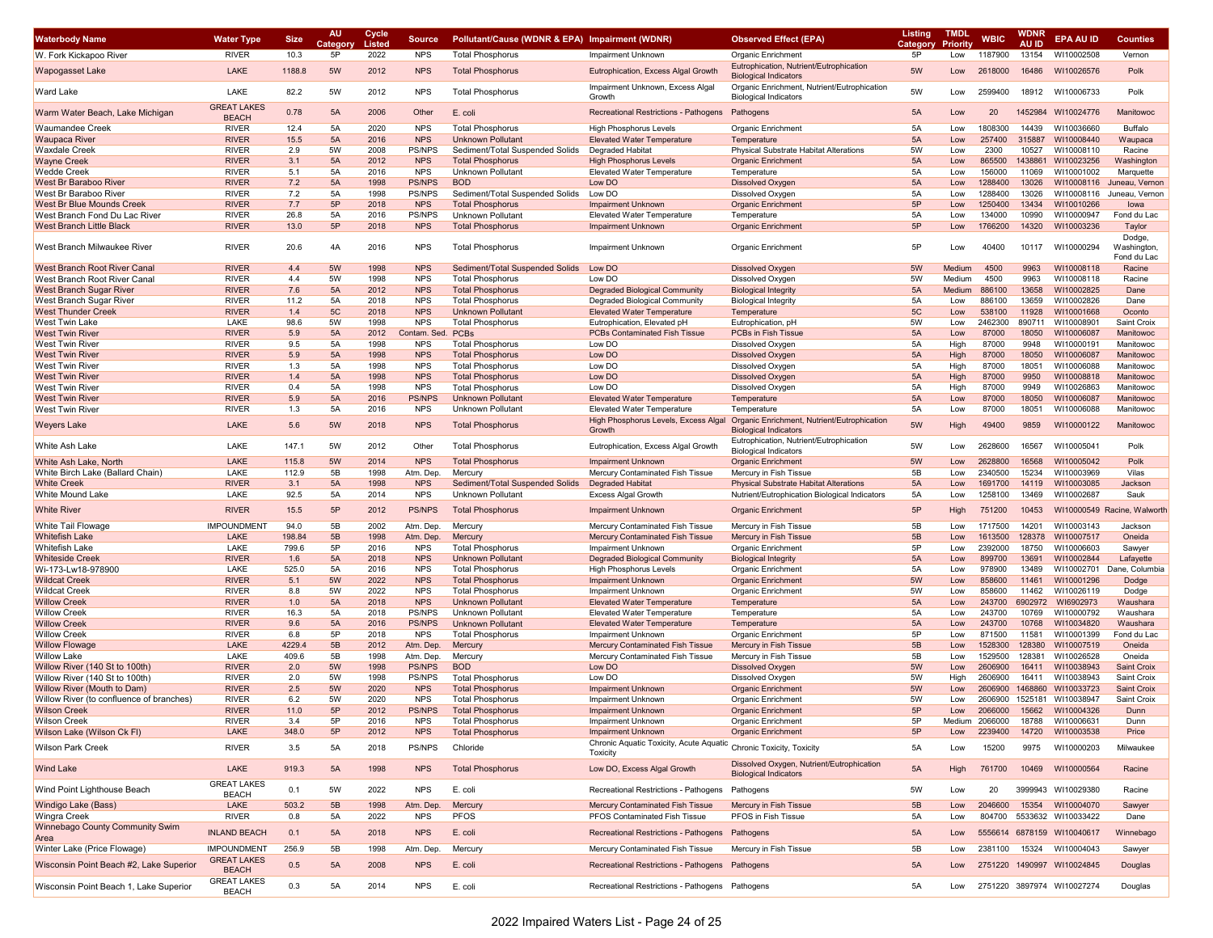| Waterbody Name | Water Type | Size | AU Category | Cycle Listed | Source | Pollutant/Cause (WDNR & EPA) | Impairment (WDNR) | Observed Effect (EPA) | Listing Category | TMDL Priority | WBIC | WDNR AU ID | EPA AU ID | Counties |
|---|---|---|---|---|---|---|---|---|---|---|---|---|---|---|
| W. Fork Kickapoo River | RIVER | 10.3 | 5P | 2022 | NPS | Total Phosphorus | Impairment Unknown | Organic Enrichment | 5P | Low | 1187900 | 13154 | WI10002508 | Vernon |
| Wapogasset Lake | LAKE | 1188.8 | 5W | 2012 | NPS | Total Phosphorus | Eutrophication, Excess Algal Growth | Eutrophication, Nutrient/Eutrophication Biological Indicators | 5W | Low | 2618000 | 16486 | WI10026576 | Polk |
| Ward Lake | LAKE | 82.2 | 5W | 2012 | NPS | Total Phosphorus | Impairment Unknown, Excess Algal Growth | Organic Enrichment, Nutrient/Eutrophication Biological Indicators | 5W | Low | 2599400 | 18912 | WI10006733 | Polk |
| Warm Water Beach, Lake Michigan | GREAT LAKES BEACH | 0.78 | 5A | 2006 | Other | E. coli | Recreational Restrictions - Pathogens | Pathogens | 5A | Low | 20 | 1452984 | WI10024776 | Manitowoc |
| Waumandee Creek | RIVER | 12.4 | 5A | 2020 | NPS | Total Phosphorus | High Phosphorus Levels | Organic Enrichment | 5A | Low | 1808300 | 14439 | WI10036660 | Buffalo |
| Waupaca River | RIVER | 15.5 | 5A | 2016 | NPS | Unknown Pollutant | Elevated Water Temperature | Temperature | 5A | Low | 257400 | 315887 | WI10008440 | Waupaca |
| Waxdale Creek | RIVER | 2.9 | 5W | 2008 | PS/NPS | Sediment/Total Suspended Solids | Degraded Habitat | Physical Substrate Habitat Alterations | 5W | Low | 2300 | 10527 | WI10008110 | Racine |
| Wayne Creek | RIVER | 3.1 | 5A | 2012 | NPS | Total Phosphorus | High Phosphorus Levels | Organic Enrichment | 5A | Low | 865500 | 1438861 | WI10023256 | Washington |
| Wedde Creek | RIVER | 5.1 | 5A | 2016 | NPS | Unknown Pollutant | Elevated Water Temperature | Temperature | 5A | Low | 156000 | 11069 | WI10001002 | Marquette |
| West Br Baraboo River | RIVER | 7.2 | 5A | 1998 | PS/NPS | BOD | Low DO | Dissolved Oxygen | 5A | Low | 1288400 | 13026 | WI10008116 | Juneau, Vernon |
| West Br Baraboo River | RIVER | 7.2 | 5A | 1998 | PS/NPS | Sediment/Total Suspended Solids | Low DO | Dissolved Oxygen | 5A | Low | 1288400 | 13026 | WI10008116 | Juneau, Vernon |
| West Br Blue Mounds Creek | RIVER | 7.7 | 5P | 2018 | NPS | Total Phosphorus | Impairment Unknown | Organic Enrichment | 5P | Low | 1250400 | 13434 | WI10010266 | Iowa |
| West Branch Fond Du Lac River | RIVER | 26.8 | 5A | 2016 | PS/NPS | Unknown Pollutant | Elevated Water Temperature | Temperature | 5A | Low | 134000 | 10990 | WI10000947 | Fond du Lac |
| West Branch Little Black | RIVER | 13.0 | 5P | 2018 | NPS | Total Phosphorus | Impairment Unknown | Organic Enrichment | 5P | Low | 1766200 | 14320 | WI10003236 | Taylor |
| West Branch Milwaukee River | RIVER | 20.6 | 4A | 2016 | NPS | Total Phosphorus | Impairment Unknown | Organic Enrichment | 5P | Low | 40400 | 10117 | WI10000294 | Dodge, Washington, Fond du Lac |
| West Branch Root River Canal | RIVER | 4.4 | 5W | 1998 | NPS | Sediment/Total Suspended Solids | Low DO | Dissolved Oxygen | 5W | Medium | 4500 | 9963 | WI10008118 | Racine |
| West Branch Root River Canal | RIVER | 4.4 | 5W | 1998 | NPS | Total Phosphorus | Low DO | Dissolved Oxygen | 5W | Medium | 4500 | 9963 | WI10008118 | Racine |
| West Branch Sugar River | RIVER | 7.6 | 5A | 2012 | NPS | Total Phosphorus | Degraded Biological Community | Biological Integrity | 5A | Medium | 886100 | 13658 | WI10002825 | Dane |
| West Branch Sugar River | RIVER | 11.2 | 5A | 2018 | NPS | Total Phosphorus | Degraded Biological Community | Biological Integrity | 5A | Low | 886100 | 13659 | WI10002826 | Dane |
| West Thunder Creek | RIVER | 1.4 | 5C | 2018 | NPS | Unknown Pollutant | Elevated Water Temperature | Temperature | 5C | Low | 538100 | 11928 | WI10001668 | Oconto |
| West Twin Lake | LAKE | 98.6 | 5W | 1998 | NPS | Total Phosphorus | Eutrophication, Elevated pH | Eutrophication, pH | 5W | Low | 2462300 | 890711 | WI10008901 | Saint Croix |
| West Twin River | RIVER | 5.9 | 5A | 2012 | Contam. Sed. | PCBs | PCBs Contaminated Fish Tissue | PCBs in Fish Tissue | 5A | Low | 87000 | 18050 | WI10006087 | Manitowoc |
| West Twin River | RIVER | 9.5 | 5A | 1998 | NPS | Total Phosphorus | Low DO | Dissolved Oxygen | 5A | High | 87000 | 9948 | WI10000191 | Manitowoc |
| West Twin River | RIVER | 5.9 | 5A | 1998 | NPS | Total Phosphorus | Low DO | Dissolved Oxygen | 5A | High | 87000 | 18050 | WI10006087 | Manitowoc |
| West Twin River | RIVER | 1.3 | 5A | 1998 | NPS | Total Phosphorus | Low DO | Dissolved Oxygen | 5A | High | 87000 | 18051 | WI10006088 | Manitowoc |
| West Twin River | RIVER | 1.4 | 5A | 1998 | NPS | Total Phosphorus | Low DO | Dissolved Oxygen | 5A | High | 87000 | 9950 | WI10008818 | Manitowoc |
| West Twin River | RIVER | 0.4 | 5A | 1998 | NPS | Total Phosphorus | Low DO | Dissolved Oxygen | 5A | High | 87000 | 9949 | WI10026863 | Manitowoc |
| West Twin River | RIVER | 5.9 | 5A | 2016 | PS/NPS | Unknown Pollutant | Elevated Water Temperature | Temperature | 5A | Low | 87000 | 18050 | WI10006087 | Manitowoc |
| West Twin River | RIVER | 1.3 | 5A | 2016 | NPS | Unknown Pollutant | Elevated Water Temperature | Temperature | 5A | Low | 87000 | 18051 | WI10006088 | Manitowoc |
| Weyers Lake | LAKE | 5.6 | 5W | 2018 | NPS | Total Phosphorus | High Phosphorus Levels, Excess Algal Growth | Organic Enrichment, Nutrient/Eutrophication Biological Indicators | 5W | High | 49400 | 9859 | WI10000122 | Manitowoc |
| White Ash Lake | LAKE | 147.1 | 5W | 2012 | Other | Total Phosphorus | Eutrophication, Excess Algal Growth | Eutrophication, Nutrient/Eutrophication Biological Indicators | 5W | Low | 2628600 | 16567 | WI10005041 | Polk |
| White Ash Lake, North | LAKE | 115.8 | 5W | 2014 | NPS | Total Phosphorus | Impairment Unknown | Organic Enrichment | 5W | Low | 2628800 | 16568 | WI10005042 | Polk |
| White Birch Lake (Ballard Chain) | LAKE | 112.9 | 5B | 1998 | Atm. Dep. | Mercury | Mercury Contaminated Fish Tissue | Mercury in Fish Tissue | 5B | Low | 2340500 | 15234 | WI10003969 | Vilas |
| White Creek | RIVER | 3.1 | 5A | 1998 | NPS | Sediment/Total Suspended Solids | Degraded Habitat | Physical Substrate Habitat Alterations | 5A | Low | 1691700 | 14119 | WI10003085 | Jackson |
| White Mound Lake | LAKE | 92.5 | 5A | 2014 | NPS | Unknown Pollutant | Excess Algal Growth | Nutrient/Eutrophication Biological Indicators | 5A | Low | 1258100 | 13469 | WI10002687 | Sauk |
| White River | RIVER | 15.5 | 5P | 2012 | PS/NPS | Total Phosphorus | Impairment Unknown | Organic Enrichment | 5P | High | 751200 | 10453 | WI10000549 | Racine, Walworth |
| White Tail Flowage | IMPOUNDMENT | 94.0 | 5B | 2002 | Atm. Dep. | Mercury | Mercury Contaminated Fish Tissue | Mercury in Fish Tissue | 5B | Low | 1717500 | 14201 | WI10003143 | Jackson |
| Whitefish Lake | LAKE | 198.84 | 5B | 1998 | Atm. Dep. | Mercury | Mercury Contaminated Fish Tissue | Mercury in Fish Tissue | 5B | Low | 1613500 | 128378 | WI10007517 | Oneida |
| Whitefish Lake | LAKE | 799.6 | 5P | 2016 | NPS | Total Phosphorus | Impairment Unknown | Organic Enrichment | 5P | Low | 2392000 | 18750 | WI10006603 | Sawyer |
| Whiteside Creek | RIVER | 1.6 | 5A | 2018 | NPS | Unknown Pollutant | Degraded Biological Community | Biological Integrity | 5A | Low | 899700 | 13691 | WI10002844 | Lafayette |
| Wi-173-Lw18-978900 | LAKE | 525.0 | 5A | 2016 | NPS | Total Phosphorus | High Phosphorus Levels | Organic Enrichment | 5A | Low | 978900 | 13489 | WI10002701 | Dane, Columbia |
| Wildcat Creek | RIVER | 5.1 | 5W | 2022 | NPS | Total Phosphorus | Impairment Unknown | Organic Enrichment | 5W | Low | 858600 | 11461 | WI10001296 | Dodge |
| Wildcat Creek | RIVER | 8.8 | 5W | 2022 | NPS | Total Phosphorus | Impairment Unknown | Organic Enrichment | 5W | Low | 858600 | 11462 | WI10026119 | Dodge |
| Willow Creek | RIVER | 1.0 | 5A | 2018 | NPS | Unknown Pollutant | Elevated Water Temperature | Temperature | 5A | Low | 243700 | 6902972 | WI6902973 | Waushara |
| Willow Creek | RIVER | 16.3 | 5A | 2018 | PS/NPS | Unknown Pollutant | Elevated Water Temperature | Temperature | 5A | Low | 243700 | 10769 | WI10000792 | Waushara |
| Willow Creek | RIVER | 9.6 | 5A | 2016 | PS/NPS | Unknown Pollutant | Elevated Water Temperature | Temperature | 5A | Low | 243700 | 10768 | WI10034820 | Waushara |
| Willow Creek | RIVER | 6.8 | 5P | 2018 | NPS | Total Phosphorus | Impairment Unknown | Organic Enrichment | 5P | Low | 871500 | 11581 | WI10001399 | Fond du Lac |
| Willow Flowage | LAKE | 4229.4 | 5B | 2012 | Atm. Dep. | Mercury | Mercury Contaminated Fish Tissue | Mercury in Fish Tissue | 5B | Low | 1528300 | 128380 | WI10007519 | Oneida |
| Willow Lake | LAKE | 409.6 | 5B | 1998 | Atm. Dep. | Mercury | Mercury Contaminated Fish Tissue | Mercury in Fish Tissue | 5B | Low | 1529500 | 128381 | WI10026528 | Oneida |
| Willow River (140 St to 100th) | RIVER | 2.0 | 5W | 1998 | PS/NPS | BOD | Low DO | Dissolved Oxygen | 5W | Low | 2606900 | 16411 | WI10038943 | Saint Croix |
| Willow River (140 St to 100th) | RIVER | 2.0 | 5W | 1998 | PS/NPS | Total Phosphorus | Low DO | Dissolved Oxygen | 5W | High | 2606900 | 16411 | WI10038943 | Saint Croix |
| Willow River (Mouth to Dam) | RIVER | 2.5 | 5W | 2020 | NPS | Total Phosphorus | Impairment Unknown | Organic Enrichment | 5W | Low | 2606900 | 1468860 | WI10033723 | Saint Croix |
| Willow River (to confluence of branches) | RIVER | 6.2 | 5W | 2020 | NPS | Total Phosphorus | Impairment Unknown | Organic Enrichment | 5W | Low | 2606900 | 1525181 | WI10038947 | Saint Croix |
| Wilson Creek | RIVER | 11.0 | 5P | 2012 | PS/NPS | Total Phosphorus | Impairment Unknown | Organic Enrichment | 5P | Low | 2066000 | 15662 | WI10004326 | Dunn |
| Wilson Creek | RIVER | 3.4 | 5P | 2016 | NPS | Total Phosphorus | Impairment Unknown | Organic Enrichment | 5P | Medium | 2066000 | 18788 | WI10006631 | Dunn |
| Wilson Lake (Wilson Ck Fl) | LAKE | 348.0 | 5P | 2012 | NPS | Total Phosphorus | Impairment Unknown | Organic Enrichment | 5P | Low | 2239400 | 14720 | WI10003538 | Price |
| Wilson Park Creek | RIVER | 3.5 | 5A | 2018 | PS/NPS | Chloride | Chronic Aquatic Toxicity, Acute Aquatic Toxicity | Chronic Toxicity, Toxicity | 5A | Low | 15200 | 9975 | WI10000203 | Milwaukee |
| Wind Lake | LAKE | 919.3 | 5A | 1998 | NPS | Total Phosphorus | Low DO, Excess Algal Growth | Dissolved Oxygen, Nutrient/Eutrophication Biological Indicators | 5A | High | 761700 | 10469 | WI10000564 | Racine |
| Wind Point Lighthouse Beach | GREAT LAKES BEACH | 0.1 | 5W | 2022 | NPS | E. coli | Recreational Restrictions - Pathogens | Pathogens | 5W | Low | 20 | 3999943 | WI10029380 | Racine |
| Windigo Lake (Bass) | LAKE | 503.2 | 5B | 1998 | Atm. Dep. | Mercury | Mercury Contaminated Fish Tissue | Mercury in Fish Tissue | 5B | Low | 2046600 | 15354 | WI10004070 | Sawyer |
| Wingra Creek | RIVER | 0.8 | 5A | 2022 | NPS | PFOS | PFOS Contaminated Fish Tissue | PFOS in Fish Tissue | 5A | Low | 804700 | 5533632 | WI10033422 | Dane |
| Winnebago County Community Swim Area | INLAND BEACH | 0.1 | 5A | 2018 | NPS | E. coli | Recreational Restrictions - Pathogens | Pathogens | 5A | Low | 5556614 | 6878159 | WI10040617 | Winnebago |
| Winter Lake (Price Flowage) | IMPOUNDMENT | 256.9 | 5B | 1998 | Atm. Dep. | Mercury | Mercury Contaminated Fish Tissue | Mercury in Fish Tissue | 5B | Low | 2381100 | 15324 | WI10004043 | Sawyer |
| Wisconsin Point Beach #2, Lake Superior | GREAT LAKES BEACH | 0.5 | 5A | 2008 | NPS | E. coli | Recreational Restrictions - Pathogens | Pathogens | 5A | Low | 2751220 | 1490997 | WI10024845 | Douglas |
| Wisconsin Point Beach 1, Lake Superior | GREAT LAKES BEACH | 0.3 | 5A | 2014 | NPS | E. coli | Recreational Restrictions - Pathogens | Pathogens | 5A | Low | 2751220 | 3897974 | WI10027274 | Douglas |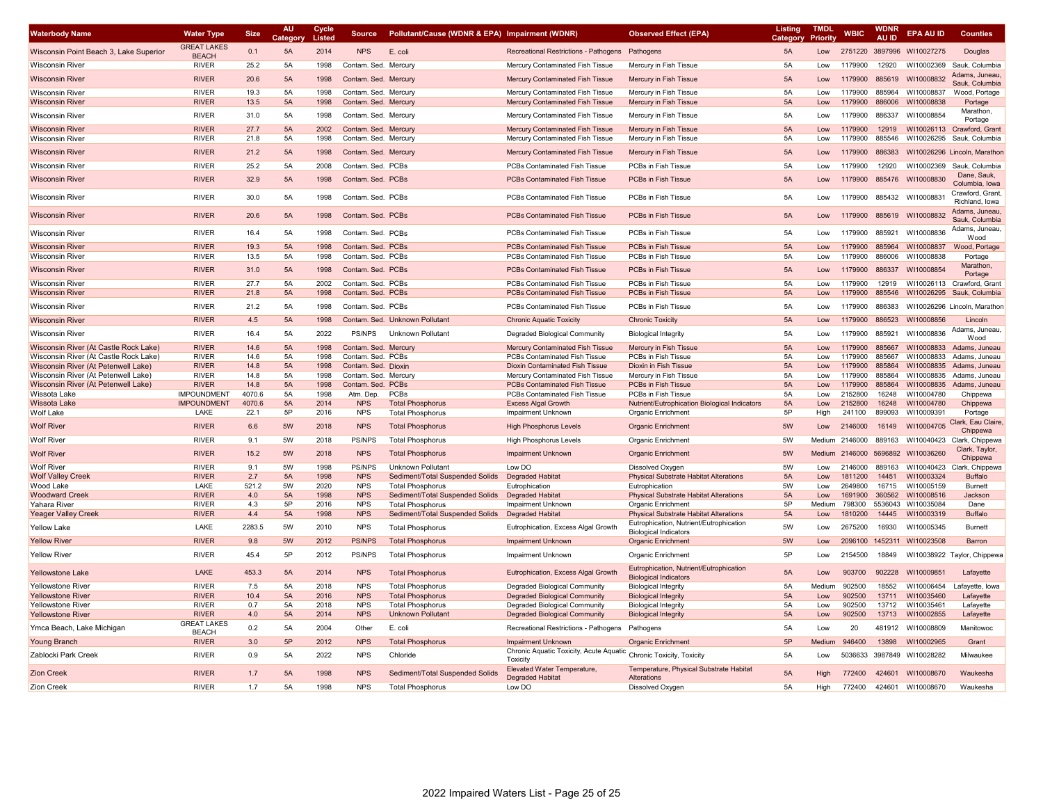| Waterbody Name | Water Type | Size | AU Category | Cycle Listed | Source | Pollutant/Cause (WDNR & EPA) | Impairment (WDNR) | Observed Effect (EPA) | Listing Category | TMDL Priority | WBIC | WDNR AU ID | EPA AU ID | Counties |
|---|---|---|---|---|---|---|---|---|---|---|---|---|---|---|
| Wisconsin Point Beach 3, Lake Superior | GREAT LAKES BEACH | 0.1 | 5A | 2014 | NPS | E. coli | Recreational Restrictions - Pathogens | Pathogens | 5A | Low | 2751220 | 3897996 | WI10027275 | Douglas |
| Wisconsin River | RIVER | 25.2 | 5A | 1998 | Contam. Sed. | Mercury | Mercury Contaminated Fish Tissue | Mercury in Fish Tissue | 5A | Low | 1179900 | 12920 | WI10002369 | Sauk, Columbia |
| Wisconsin River | RIVER | 20.6 | 5A | 1998 | Contam. Sed. | Mercury | Mercury Contaminated Fish Tissue | Mercury in Fish Tissue | 5A | Low | 1179900 | 885619 | WI10008832 | Adams, Juneau, Sauk, Columbia |
| Wisconsin River | RIVER | 19.3 | 5A | 1998 | Contam. Sed. | Mercury | Mercury Contaminated Fish Tissue | Mercury in Fish Tissue | 5A | Low | 1179900 | 885964 | WI10008837 | Wood, Portage |
| Wisconsin River | RIVER | 13.5 | 5A | 1998 | Contam. Sed. | Mercury | Mercury Contaminated Fish Tissue | Mercury in Fish Tissue | 5A | Low | 1179900 | 886006 | WI10008838 | Portage |
| Wisconsin River | RIVER | 31.0 | 5A | 1998 | Contam. Sed. | Mercury | Mercury Contaminated Fish Tissue | Mercury in Fish Tissue | 5A | Low | 1179900 | 886337 | WI10008854 | Marathon, Portage |
| Wisconsin River | RIVER | 27.7 | 5A | 2002 | Contam. Sed. | Mercury | Mercury Contaminated Fish Tissue | Mercury in Fish Tissue | 5A | Low | 1179900 | 12919 | WI10026113 | Crawford, Grant |
| Wisconsin River | RIVER | 21.8 | 5A | 1998 | Contam. Sed. | Mercury | Mercury Contaminated Fish Tissue | Mercury in Fish Tissue | 5A | Low | 1179900 | 885546 | WI10026295 | Sauk, Columbia |
| Wisconsin River | RIVER | 21.2 | 5A | 1998 | Contam. Sed. | Mercury | Mercury Contaminated Fish Tissue | Mercury in Fish Tissue | 5A | Low | 1179900 | 886383 | WI10026296 | Lincoln, Marathon |
| Wisconsin River | RIVER | 25.2 | 5A | 2008 | Contam. Sed. | PCBs | PCBs Contaminated Fish Tissue | PCBs in Fish Tissue | 5A | Low | 1179900 | 12920 | WI10002369 | Sauk, Columbia |
| Wisconsin River | RIVER | 32.9 | 5A | 1998 | Contam. Sed. | PCBs | PCBs Contaminated Fish Tissue | PCBs in Fish Tissue | 5A | Low | 1179900 | 885476 | WI10008830 | Dane, Sauk, Columbia, Iowa |
| Wisconsin River | RIVER | 30.0 | 5A | 1998 | Contam. Sed. | PCBs | PCBs Contaminated Fish Tissue | PCBs in Fish Tissue | 5A | Low | 1179900 | 885432 | WI10008831 | Crawford, Grant, Richland, Iowa |
| Wisconsin River | RIVER | 20.6 | 5A | 1998 | Contam. Sed. | PCBs | PCBs Contaminated Fish Tissue | PCBs in Fish Tissue | 5A | Low | 1179900 | 885619 | WI10008832 | Adams, Juneau, Sauk, Columbia |
| Wisconsin River | RIVER | 16.4 | 5A | 1998 | Contam. Sed. | PCBs | PCBs Contaminated Fish Tissue | PCBs in Fish Tissue | 5A | Low | 1179900 | 885921 | WI10008836 | Adams, Juneau, Wood |
| Wisconsin River | RIVER | 19.3 | 5A | 1998 | Contam. Sed. | PCBs | PCBs Contaminated Fish Tissue | PCBs in Fish Tissue | 5A | Low | 1179900 | 885964 | WI10008837 | Wood, Portage |
| Wisconsin River | RIVER | 13.5 | 5A | 1998 | Contam. Sed. | PCBs | PCBs Contaminated Fish Tissue | PCBs in Fish Tissue | 5A | Low | 1179900 | 886006 | WI10008838 | Portage |
| Wisconsin River | RIVER | 31.0 | 5A | 1998 | Contam. Sed. | PCBs | PCBs Contaminated Fish Tissue | PCBs in Fish Tissue | 5A | Low | 1179900 | 886337 | WI10008854 | Marathon, Portage |
| Wisconsin River | RIVER | 27.7 | 5A | 2002 | Contam. Sed. | PCBs | PCBs Contaminated Fish Tissue | PCBs in Fish Tissue | 5A | Low | 1179900 | 12919 | WI10026113 | Crawford, Grant |
| Wisconsin River | RIVER | 21.8 | 5A | 1998 | Contam. Sed. | PCBs | PCBs Contaminated Fish Tissue | PCBs in Fish Tissue | 5A | Low | 1179900 | 885546 | WI10026295 | Sauk, Columbia |
| Wisconsin River | RIVER | 21.2 | 5A | 1998 | Contam. Sed. | PCBs | PCBs Contaminated Fish Tissue | PCBs in Fish Tissue | 5A | Low | 1179900 | 886383 | WI10026296 | Lincoln, Marathon |
| Wisconsin River | RIVER | 4.5 | 5A | 1998 | Contam. Sed. | Unknown Pollutant | Chronic Aquatic Toxicity | Chronic Toxicity | 5A | Low | 1179900 | 886523 | WI10008856 | Lincoln |
| Wisconsin River | RIVER | 16.4 | 5A | 2022 | PS/NPS | Unknown Pollutant | Degraded Biological Community | Biological Integrity | 5A | Low | 1179900 | 885921 | WI10008836 | Adams, Juneau, Wood |
| Wisconsin River (At Castle Rock Lake) | RIVER | 14.6 | 5A | 1998 | Contam. Sed. | Mercury | Mercury Contaminated Fish Tissue | Mercury in Fish Tissue | 5A | Low | 1179900 | 885667 | WI10008833 | Adams, Juneau |
| Wisconsin River (At Castle Rock Lake) | RIVER | 14.6 | 5A | 1998 | Contam. Sed. | PCBs | PCBs Contaminated Fish Tissue | PCBs in Fish Tissue | 5A | Low | 1179900 | 885667 | WI10008833 | Adams, Juneau |
| Wisconsin River (At Petenwell Lake) | RIVER | 14.8 | 5A | 1998 | Contam. Sed. | Dioxin | Dioxin Contaminated Fish Tissue | Dioxin in Fish Tissue | 5A | Low | 1179900 | 885864 | WI10008835 | Adams, Juneau |
| Wisconsin River (At Petenwell Lake) | RIVER | 14.8 | 5A | 1998 | Contam. Sed. | Mercury | Mercury Contaminated Fish Tissue | Mercury in Fish Tissue | 5A | Low | 1179900 | 885864 | WI10008835 | Adams, Juneau |
| Wisconsin River (At Petenwell Lake) | RIVER | 14.8 | 5A | 1998 | Contam. Sed. | PCBs | PCBs Contaminated Fish Tissue | PCBs in Fish Tissue | 5A | Low | 1179900 | 885864 | WI10008835 | Adams, Juneau |
| Wissota Lake | IMPOUNDMENT | 4070.6 | 5A | 1998 | Atm. Dep. | PCBs | PCBs Contaminated Fish Tissue | PCBs in Fish Tissue | 5A | Low | 2152800 | 16248 | WI10004780 | Chippewa |
| Wissota Lake | IMPOUNDMENT | 4070.6 | 5A | 2014 | NPS | Total Phosphorus | Excess Algal Growth | Nutrient/Eutrophication Biological Indicators | 5A | Low | 2152800 | 16248 | WI10004780 | Chippewa |
| Wolf Lake | LAKE | 22.1 | 5P | 2016 | NPS | Total Phosphorus | Impairment Unknown | Organic Enrichment | 5P | High | 241100 | 899093 | WI10009391 | Portage |
| Wolf River | RIVER | 6.6 | 5W | 2018 | NPS | Total Phosphorus | High Phosphorus Levels | Organic Enrichment | 5W | Low | 2146000 | 16149 | WI10004705 | Clark, Eau Claire, Chippewa |
| Wolf River | RIVER | 9.1 | 5W | 2018 | PS/NPS | Total Phosphorus | High Phosphorus Levels | Organic Enrichment | 5W | Medium | 2146000 | 889163 | WI10040423 | Clark, Chippewa |
| Wolf River | RIVER | 15.2 | 5W | 2018 | NPS | Total Phosphorus | Impairment Unknown | Organic Enrichment | 5W | Medium | 2146000 | 5696892 | WI10036260 | Clark, Taylor, Chippewa |
| Wolf River | RIVER | 9.1 | 5W | 1998 | PS/NPS | Unknown Pollutant | Low DO | Dissolved Oxygen | 5W | Low | 2146000 | 889163 | WI10040423 | Clark, Chippewa |
| Wolf Valley Creek | RIVER | 2.7 | 5A | 1998 | NPS | Sediment/Total Suspended Solids | Degraded Habitat | Physical Substrate Habitat Alterations | 5A | Low | 1811200 | 14451 | WI10003324 | Buffalo |
| Wood Lake | LAKE | 521.2 | 5W | 2020 | NPS | Total Phosphorus | Eutrophication | Eutrophication | 5W | Low | 2649800 | 16715 | WI10005159 | Burnett |
| Woodward Creek | RIVER | 4.0 | 5A | 1998 | NPS | Sediment/Total Suspended Solids | Degraded Habitat | Physical Substrate Habitat Alterations | 5A | Low | 1691900 | 360562 | WI10008516 | Jackson |
| Yahara River | RIVER | 4.3 | 5P | 2016 | NPS | Total Phosphorus | Impairment Unknown | Organic Enrichment | 5P | Medium | 798300 | 5536043 | WI10035084 | Dane |
| Yeager Valley Creek | RIVER | 4.4 | 5A | 1998 | NPS | Sediment/Total Suspended Solids | Degraded Habitat | Physical Substrate Habitat Alterations | 5A | Low | 1810200 | 14445 | WI10003319 | Buffalo |
| Yellow Lake | LAKE | 2283.5 | 5W | 2010 | NPS | Total Phosphorus | Eutrophication, Excess Algal Growth | Eutrophication, Nutrient/Eutrophication Biological Indicators | 5W | Low | 2675200 | 16930 | WI10005345 | Burnett |
| Yellow River | RIVER | 9.8 | 5W | 2012 | PS/NPS | Total Phosphorus | Impairment Unknown | Organic Enrichment | 5W | Low | 2096100 | 1452311 | WI10023508 | Barron |
| Yellow River | RIVER | 45.4 | 5P | 2012 | PS/NPS | Total Phosphorus | Impairment Unknown | Organic Enrichment | 5P | Low | 2154500 | 18849 | WI10038922 | Taylor, Chippewa |
| Yellowstone Lake | LAKE | 453.3 | 5A | 2014 | NPS | Total Phosphorus | Eutrophication, Excess Algal Growth | Eutrophication, Nutrient/Eutrophication Biological Indicators | 5A | Low | 903700 | 902228 | WI10009851 | Lafayette |
| Yellowstone River | RIVER | 7.5 | 5A | 2018 | NPS | Total Phosphorus | Degraded Biological Community | Biological Integrity | 5A | Medium | 902500 | 18552 | WI10006454 | Lafayette, Iowa |
| Yellowstone River | RIVER | 10.4 | 5A | 2016 | NPS | Total Phosphorus | Degraded Biological Community | Biological Integrity | 5A | Low | 902500 | 13711 | WI10035460 | Lafayette |
| Yellowstone River | RIVER | 0.7 | 5A | 2018 | NPS | Total Phosphorus | Degraded Biological Community | Biological Integrity | 5A | Low | 902500 | 13712 | WI10035461 | Lafayette |
| Yellowstone River | RIVER | 4.0 | 5A | 2014 | NPS | Unknown Pollutant | Degraded Biological Community | Biological Integrity | 5A | Low | 902500 | 13713 | WI10002855 | Lafayette |
| Ymca Beach, Lake Michigan | GREAT LAKES BEACH | 0.2 | 5A | 2004 | Other | E. coli | Recreational Restrictions - Pathogens | Pathogens | 5A | Low | 20 | 481912 | WI10008809 | Manitowoc |
| Young Branch | RIVER | 3.0 | 5P | 2012 | NPS | Total Phosphorus | Impairment Unknown | Organic Enrichment | 5P | Medium | 946400 | 13898 | WI10002965 | Grant |
| Zablocki Park Creek | RIVER | 0.9 | 5A | 2022 | NPS | Chloride | Chronic Aquatic Toxicity, Acute Aquatic Toxicity | Chronic Toxicity, Toxicity | 5A | Low | 5036633 | 3987849 | WI10028282 | Milwaukee |
| Zion Creek | RIVER | 1.7 | 5A | 1998 | NPS | Sediment/Total Suspended Solids | Elevated Water Temperature, Degraded Habitat | Temperature, Physical Substrate Habitat Alterations | 5A | High | 772400 | 424601 | WI10008670 | Waukesha |
| Zion Creek | RIVER | 1.7 | 5A | 1998 | NPS | Total Phosphorus | Low DO | Dissolved Oxygen | 5A | High | 772400 | 424601 | WI10008670 | Waukesha |